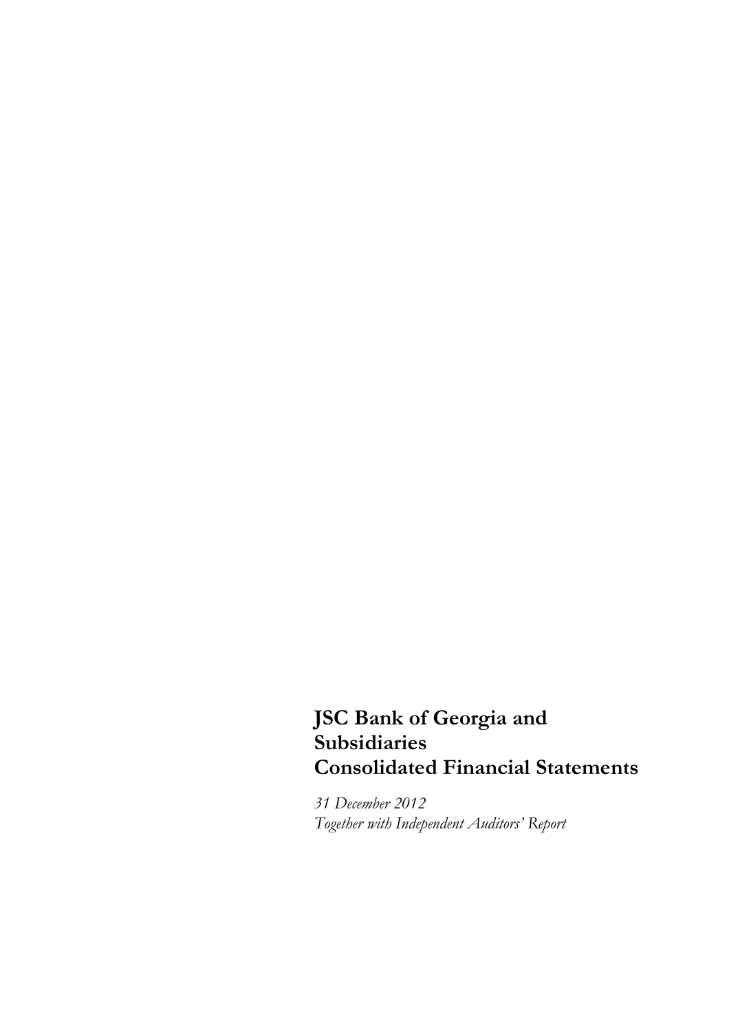# JSC Bank of Georgia and Subsidiaries
# Consolidated Financial Statements

*31 December 2012*
*Together with Independent Auditors' Report*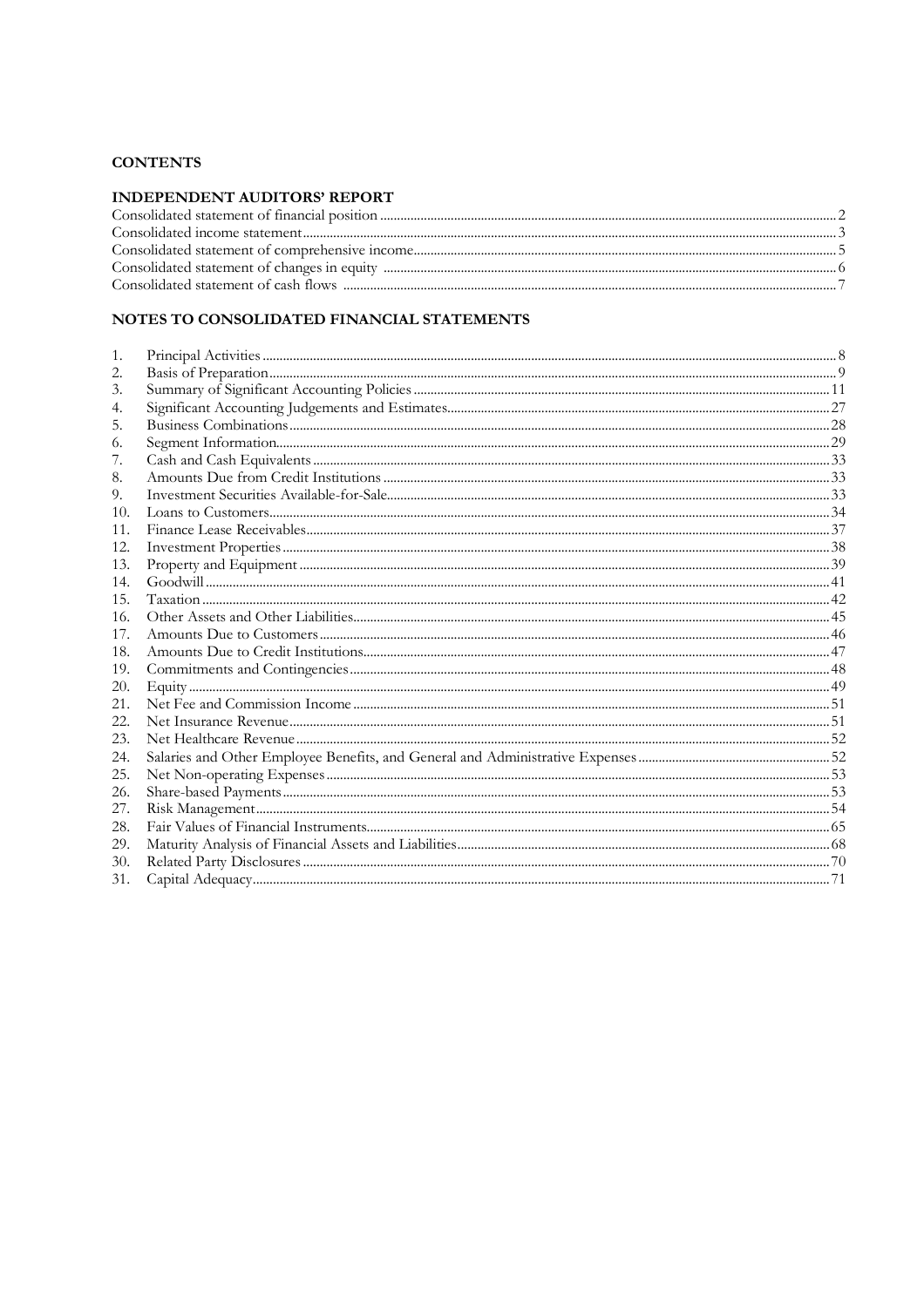**CONTENTS**

**INDEPENDENT AUDITORS' REPORT**

| | |
|---|---|
| Consolidated statement of financial position | 2 |
| Consolidated income statement | 3 |
| Consolidated statement of comprehensive income | 5 |
| Consolidated statement of changes in equity | 6 |
| Consolidated statement of cash flows | 7 |

**NOTES TO CONSOLIDATED FINANCIAL STATEMENTS**

| | | |
|---|---|---|
| 1. | Principal Activities | 8 |
| 2. | Basis of Preparation | 9 |
| 3. | Summary of Significant Accounting Policies | 11 |
| 4. | Significant Accounting Judgements and Estimates | 27 |
| 5. | Business Combinations | 28 |
| 6. | Segment Information | 29 |
| 7. | Cash and Cash Equivalents | 33 |
| 8. | Amounts Due from Credit Institutions | 33 |
| 9. | Investment Securities Available-for-Sale | 33 |
| 10. | Loans to Customers | 34 |
| 11. | Finance Lease Receivables | 37 |
| 12. | Investment Properties | 38 |
| 13. | Property and Equipment | 39 |
| 14. | Goodwill | 41 |
| 15. | Taxation | 42 |
| 16. | Other Assets and Other Liabilities | 45 |
| 17. | Amounts Due to Customers | 46 |
| 18. | Amounts Due to Credit Institutions | 47 |
| 19. | Commitments and Contingencies | 48 |
| 20. | Equity | 49 |
| 21. | Net Fee and Commission Income | 51 |
| 22. | Net Insurance Revenue | 51 |
| 23. | Net Healthcare Revenue | 52 |
| 24. | Salaries and Other Employee Benefits, and General and Administrative Expenses | 52 |
| 25. | Net Non-operating Expenses | 53 |
| 26. | Share-based Payments | 53 |
| 27. | Risk Management | 54 |
| 28. | Fair Values of Financial Instruments | 65 |
| 29. | Maturity Analysis of Financial Assets and Liabilities | 68 |
| 30. | Related Party Disclosures | 70 |
| 31. | Capital Adequacy | 71 |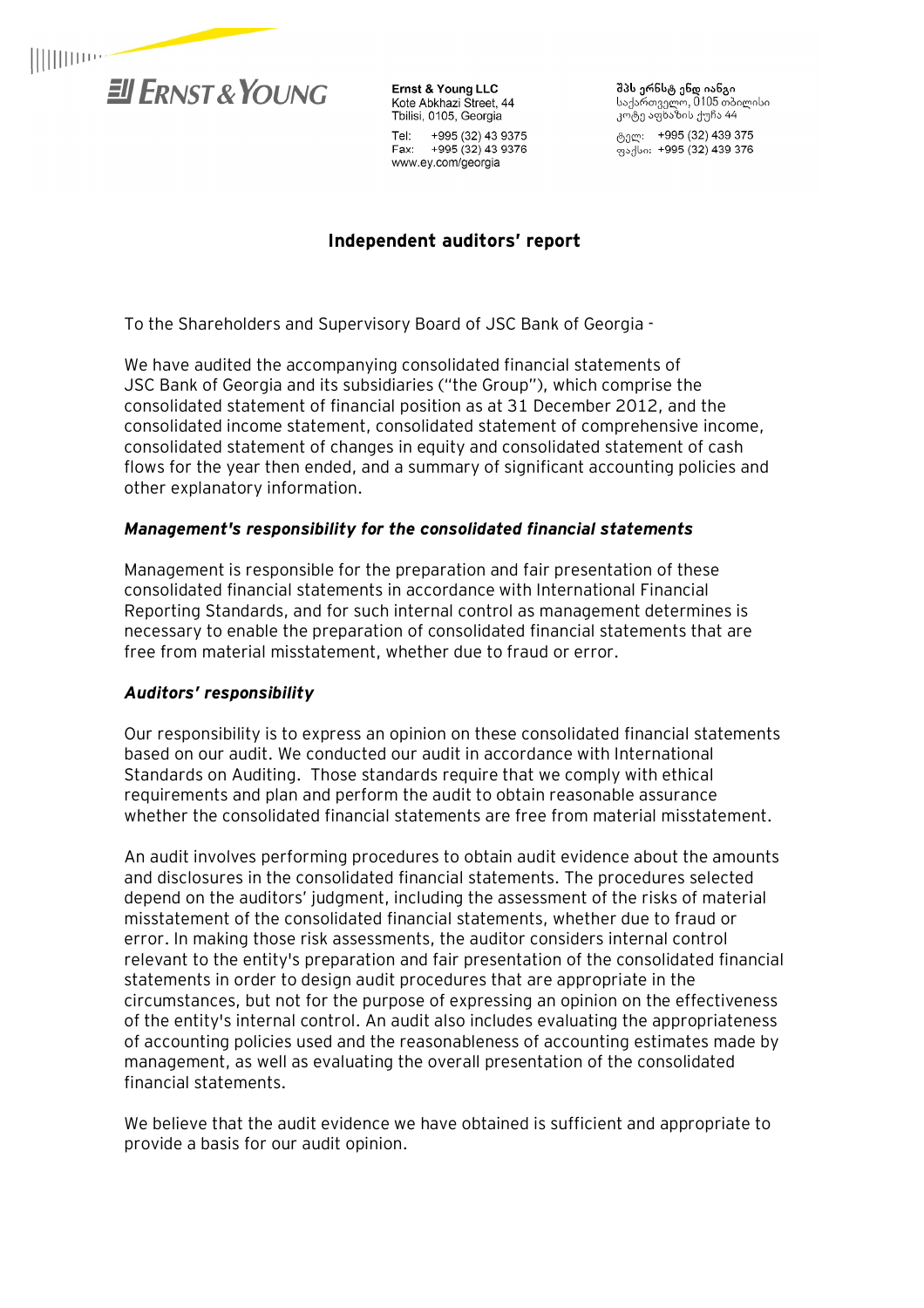Ernst & Young LLC
Kote Abkhazi Street, 44
Tbilisi, 0105, Georgia
Tel: +995 (32) 43 9375
Fax: +995 (32) 43 9376
www.ey.com/georgia

შპს ერნსტ ენდ იანგი
საქართველო, 0105 თბილისი
კოტე აფხაზის ქუჩა 44
ტელ: +995 (32) 439 375
ფაქსი: +995 (32) 439 376

# Independent auditors' report

To the Shareholders and Supervisory Board of JSC Bank of Georgia -

We have audited the accompanying consolidated financial statements of JSC Bank of Georgia and its subsidiaries ("the Group"), which comprise the consolidated statement of financial position as at 31 December 2012, and the consolidated income statement, consolidated statement of comprehensive income, consolidated statement of changes in equity and consolidated statement of cash flows for the year then ended, and a summary of significant accounting policies and other explanatory information.

### *Management's responsibility for the consolidated financial statements*

Management is responsible for the preparation and fair presentation of these consolidated financial statements in accordance with International Financial Reporting Standards, and for such internal control as management determines is necessary to enable the preparation of consolidated financial statements that are free from material misstatement, whether due to fraud or error.

### *Auditors' responsibility*

Our responsibility is to express an opinion on these consolidated financial statements based on our audit. We conducted our audit in accordance with International Standards on Auditing. Those standards require that we comply with ethical requirements and plan and perform the audit to obtain reasonable assurance whether the consolidated financial statements are free from material misstatement.

An audit involves performing procedures to obtain audit evidence about the amounts and disclosures in the consolidated financial statements. The procedures selected depend on the auditors' judgment, including the assessment of the risks of material misstatement of the consolidated financial statements, whether due to fraud or error. In making those risk assessments, the auditor considers internal control relevant to the entity's preparation and fair presentation of the consolidated financial statements in order to design audit procedures that are appropriate in the circumstances, but not for the purpose of expressing an opinion on the effectiveness of the entity's internal control. An audit also includes evaluating the appropriateness of accounting policies used and the reasonableness of accounting estimates made by management, as well as evaluating the overall presentation of the consolidated financial statements.

We believe that the audit evidence we have obtained is sufficient and appropriate to provide a basis for our audit opinion.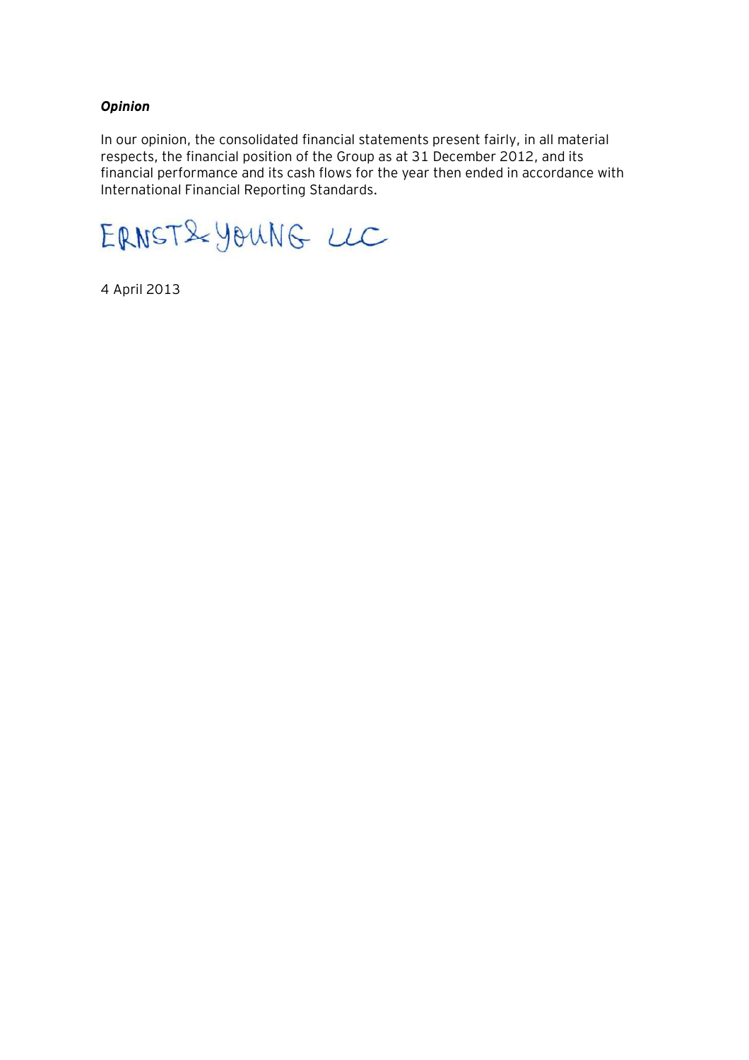***Opinion***

In our opinion, the consolidated financial statements present fairly, in all material respects, the financial position of the Group as at 31 December 2012, and its financial performance and its cash flows for the year then ended in accordance with International Financial Reporting Standards.

ERNST & YOUNG LLC

4 April 2013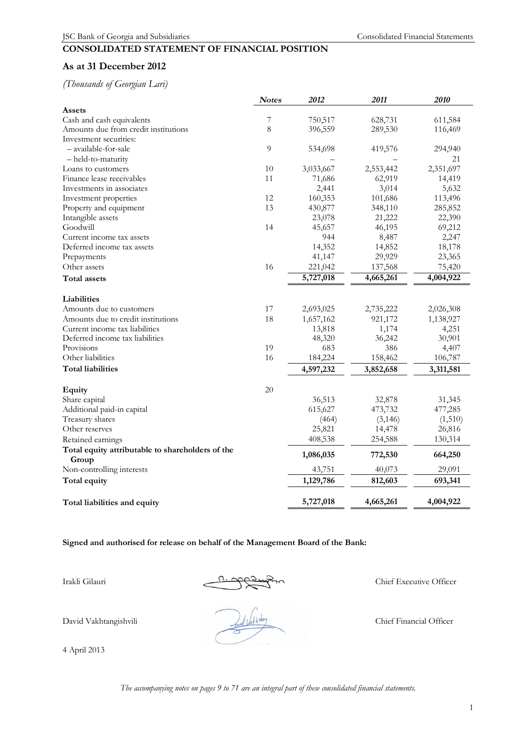# CONSOLIDATED STATEMENT OF FINANCIAL POSITION

## As at 31 December 2012

*(Thousands of Georgian Lari)*

| | *Notes* | *2012* | *2011* | *2010* |
|---|---|---|---|---|
| **Assets** | | | | |
| Cash and cash equivalents | 7 | 750,517 | 628,731 | 611,584 |
| Amounts due from credit institutions | 8 | 396,559 | 289,530 | 116,469 |
| Investment securities: | | | | |
| – available-for-sale | 9 | 534,698 | 419,576 | 294,940 |
| – held-to-maturity | | – | – | 21 |
| Loans to customers | 10 | 3,033,667 | 2,553,442 | 2,351,697 |
| Finance lease receivables | 11 | 71,686 | 62,919 | 14,419 |
| Investments in associates | | 2,441 | 3,014 | 5,632 |
| Investment properties | 12 | 160,353 | 101,686 | 113,496 |
| Property and equipment | 13 | 430,877 | 348,110 | 285,852 |
| Intangible assets | | 23,078 | 21,222 | 22,390 |
| Goodwill | 14 | 45,657 | 46,195 | 69,212 |
| Current income tax assets | | 944 | 8,487 | 2,247 |
| Deferred income tax assets | | 14,352 | 14,852 | 18,178 |
| Prepayments | | 41,147 | 29,929 | 23,365 |
| Other assets | 16 | 221,042 | 137,568 | 75,420 |
| **Total assets** | | **5,727,018** | **4,665,261** | **4,004,922** |
| | | | | |
| **Liabilities** | | | | |
| Amounts due to customers | 17 | 2,693,025 | 2,735,222 | 2,026,308 |
| Amounts due to credit institutions | 18 | 1,657,162 | 921,172 | 1,138,927 |
| Current income tax liabilities | | 13,818 | 1,174 | 4,251 |
| Deferred income tax liabilities | | 48,320 | 36,242 | 30,901 |
| Provisions | 19 | 683 | 386 | 4,407 |
| Other liabilities | 16 | 184,224 | 158,462 | 106,787 |
| **Total liabilities** | | **4,597,232** | **3,852,658** | **3,311,581** |
| | | | | |
| **Equity** | 20 | | | |
| Share capital | | 36,513 | 32,878 | 31,345 |
| Additional paid-in capital | | 615,627 | 473,732 | 477,285 |
| Treasury shares | | (464) | (3,146) | (1,510) |
| Other reserves | | 25,821 | 14,478 | 26,816 |
| Retained earnings | | 408,538 | 254,588 | 130,314 |
| **Total equity attributable to shareholders of the Group** | | **1,086,035** | **772,530** | **664,250** |
| Non-controlling interests | | 43,751 | 40,073 | 29,091 |
| **Total equity** | | **1,129,786** | **812,603** | **693,341** |
| | | | | |
| **Total liabilities and equity** | | **5,727,018** | **4,665,261** | **4,004,922** |

**Signed and authorised for release on behalf of the Management Board of the Bank:**

Irakli Gilauri — Chief Executive Officer

David Vakhtangishvili — Chief Financial Officer

4 April 2013

*The accompanying notes on pages 9 to 71 are an integral part of these consolidated financial statements.*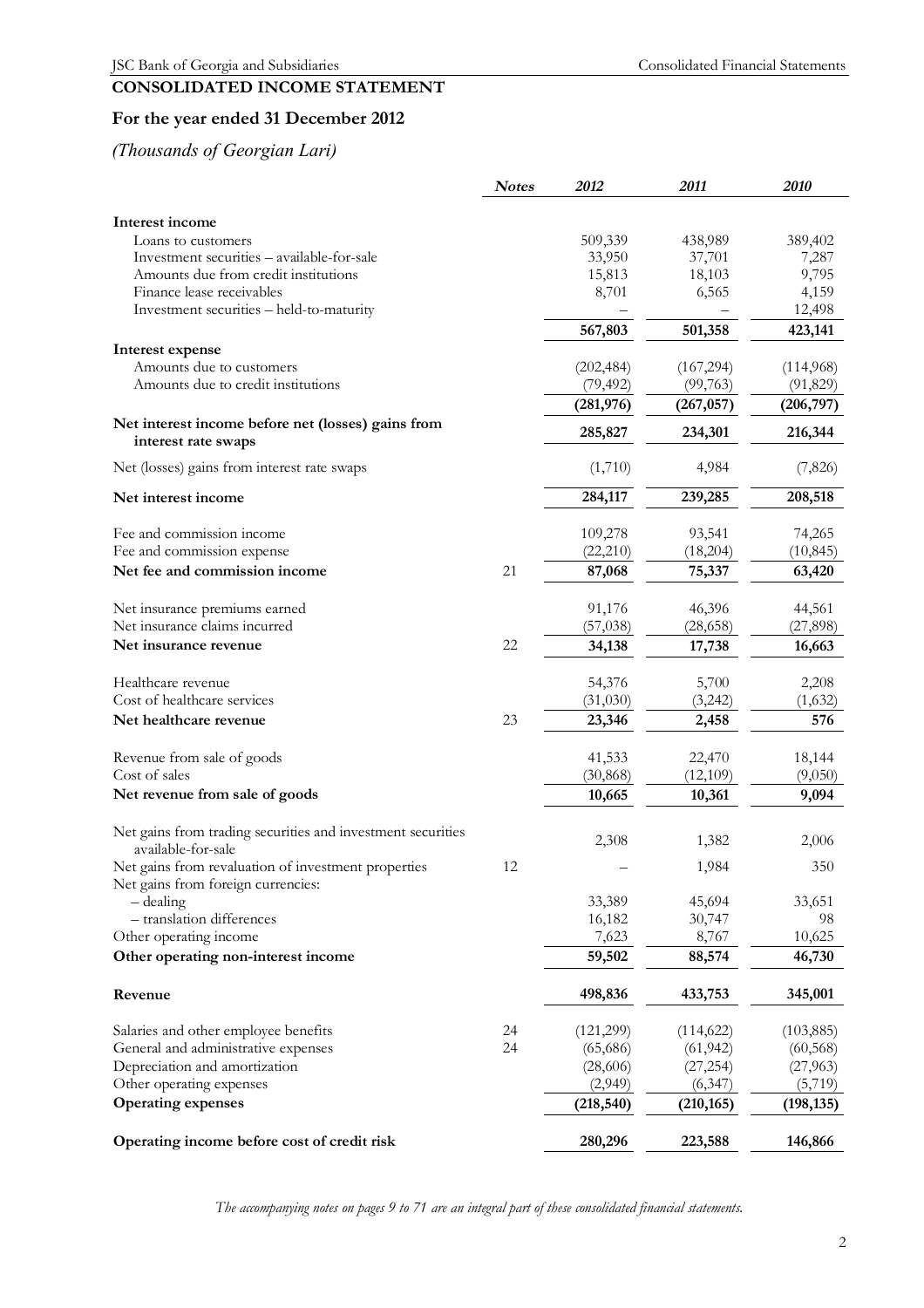# CONSOLIDATED INCOME STATEMENT

## For the year ended 31 December 2012

### *(Thousands of Georgian Lari)*

| | *Notes* | *2012* | *2011* | *2010* |
|---|---|---|---|---|
| **Interest income** | | | | |
| Loans to customers | | 509,339 | 438,989 | 389,402 |
| Investment securities – available-for-sale | | 33,950 | 37,701 | 7,287 |
| Amounts due from credit institutions | | 15,813 | 18,103 | 9,795 |
| Finance lease receivables | | 8,701 | 6,565 | 4,159 |
| Investment securities – held-to-maturity | | – | – | 12,498 |
| | | **567,803** | **501,358** | **423,141** |
| **Interest expense** | | | | |
| Amounts due to customers | | (202,484) | (167,294) | (114,968) |
| Amounts due to credit institutions | | (79,492) | (99,763) | (91,829) |
| | | **(281,976)** | **(267,057)** | **(206,797)** |
| **Net interest income before net (losses) gains from interest rate swaps** | | **285,827** | **234,301** | **216,344** |
| Net (losses) gains from interest rate swaps | | (1,710) | 4,984 | (7,826) |
| **Net interest income** | | **284,117** | **239,285** | **208,518** |
| Fee and commission income | | 109,278 | 93,541 | 74,265 |
| Fee and commission expense | | (22,210) | (18,204) | (10,845) |
| **Net fee and commission income** | 21 | **87,068** | **75,337** | **63,420** |
| Net insurance premiums earned | | 91,176 | 46,396 | 44,561 |
| Net insurance claims incurred | | (57,038) | (28,658) | (27,898) |
| **Net insurance revenue** | 22 | **34,138** | **17,738** | **16,663** |
| Healthcare revenue | | 54,376 | 5,700 | 2,208 |
| Cost of healthcare services | | (31,030) | (3,242) | (1,632) |
| **Net healthcare revenue** | 23 | **23,346** | **2,458** | **576** |
| Revenue from sale of goods | | 41,533 | 22,470 | 18,144 |
| Cost of sales | | (30,868) | (12,109) | (9,050) |
| **Net revenue from sale of goods** | | **10,665** | **10,361** | **9,094** |
| Net gains from trading securities and investment securities available-for-sale | | 2,308 | 1,382 | 2,006 |
| Net gains from revaluation of investment properties | 12 | – | 1,984 | 350 |
| Net gains from foreign currencies: | | | | |
| – dealing | | 33,389 | 45,694 | 33,651 |
| – translation differences | | 16,182 | 30,747 | 98 |
| Other operating income | | 7,623 | 8,767 | 10,625 |
| **Other operating non-interest income** | | **59,502** | **88,574** | **46,730** |
| **Revenue** | | **498,836** | **433,753** | **345,001** |
| Salaries and other employee benefits | 24 | (121,299) | (114,622) | (103,885) |
| General and administrative expenses | 24 | (65,686) | (61,942) | (60,568) |
| Depreciation and amortization | | (28,606) | (27,254) | (27,963) |
| Other operating expenses | | (2,949) | (6,347) | (5,719) |
| **Operating expenses** | | **(218,540)** | **(210,165)** | **(198,135)** |
| **Operating income before cost of credit risk** | | **280,296** | **223,588** | **146,866** |

*The accompanying notes on pages 9 to 71 are an integral part of these consolidated financial statements.*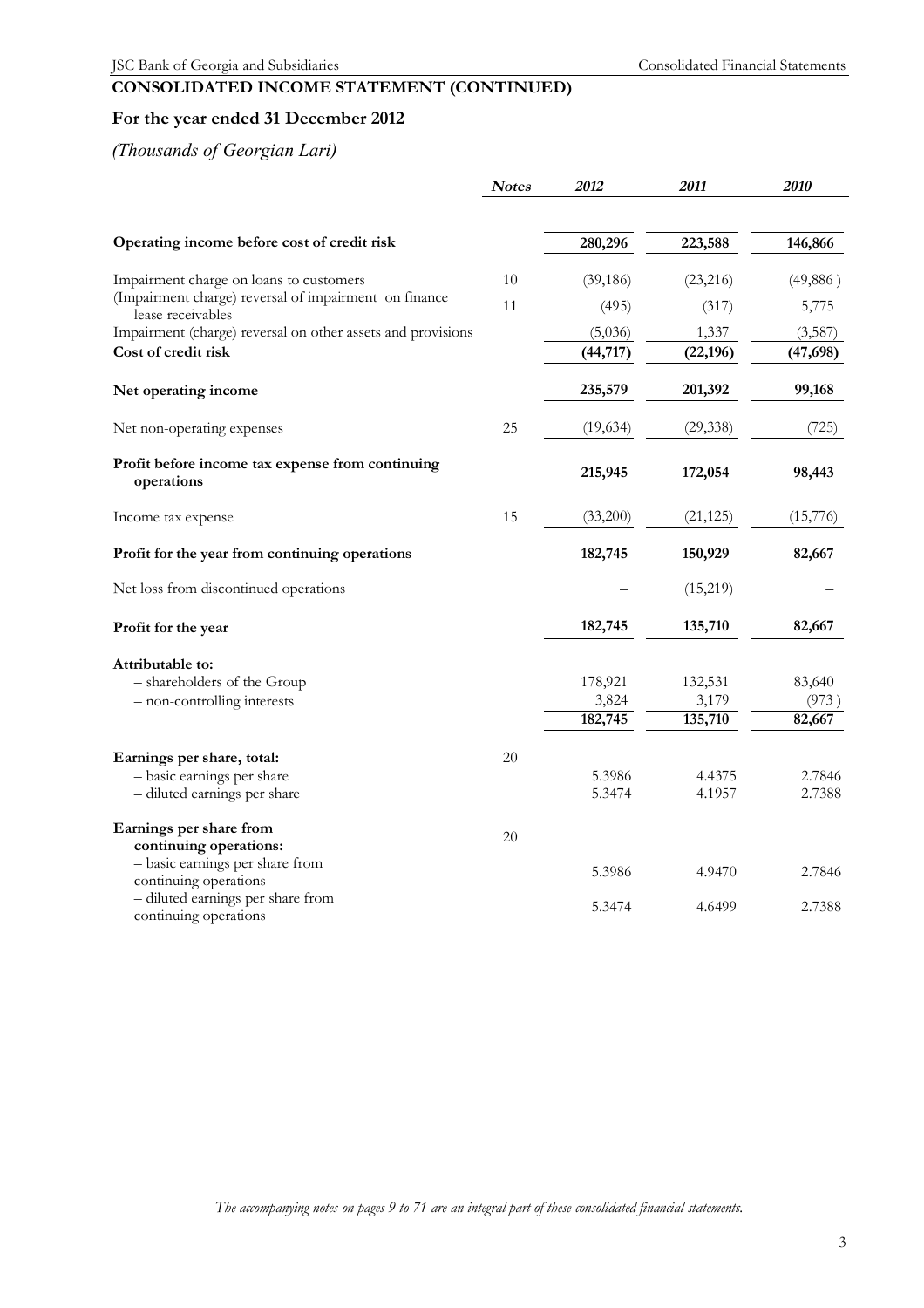## CONSOLIDATED INCOME STATEMENT (CONTINUED)

## For the year ended 31 December 2012

### *(Thousands of Georgian Lari)*

| | *Notes* | *2012* | *2011* | *2010* |
|---|---|---|---|---|
| **Operating income before cost of credit risk** | | **280,296** | **223,588** | **146,866** |
| Impairment charge on loans to customers | 10 | (39,186) | (23,216) | (49,886 ) |
| (Impairment charge) reversal of impairment on finance lease receivables | 11 | (495) | (317) | 5,775 |
| Impairment (charge) reversal on other assets and provisions | | (5,036) | 1,337 | (3,587) |
| **Cost of credit risk** | | **(44,717)** | **(22,196)** | **(47,698)** |
| **Net operating income** | | **235,579** | **201,392** | **99,168** |
| Net non-operating expenses | 25 | (19,634) | (29,338) | (725) |
| **Profit before income tax expense from continuing operations** | | **215,945** | **172,054** | **98,443** |
| Income tax expense | 15 | (33,200) | (21,125) | (15,776) |
| **Profit for the year from continuing operations** | | **182,745** | **150,929** | **82,667** |
| Net loss from discontinued operations | | – | (15,219) | – |
| **Profit for the year** | | **182,745** | **135,710** | **82,667** |
| **Attributable to:** | | | | |
| – shareholders of the Group | | 178,921 | 132,531 | 83,640 |
| – non-controlling interests | | 3,824 | 3,179 | (973 ) |
| | | **182,745** | **135,710** | **82,667** |
| **Earnings per share, total:** | 20 | | | |
| – basic earnings per share | | 5.3986 | 4.4375 | 2.7846 |
| – diluted earnings per share | | 5.3474 | 4.1957 | 2.7388 |
| **Earnings per share from continuing operations:** | 20 | | | |
| – basic earnings per share from continuing operations | | 5.3986 | 4.9470 | 2.7846 |
| – diluted earnings per share from continuing operations | | 5.3474 | 4.6499 | 2.7388 |

*The accompanying notes on pages 9 to 71 are an integral part of these consolidated financial statements.*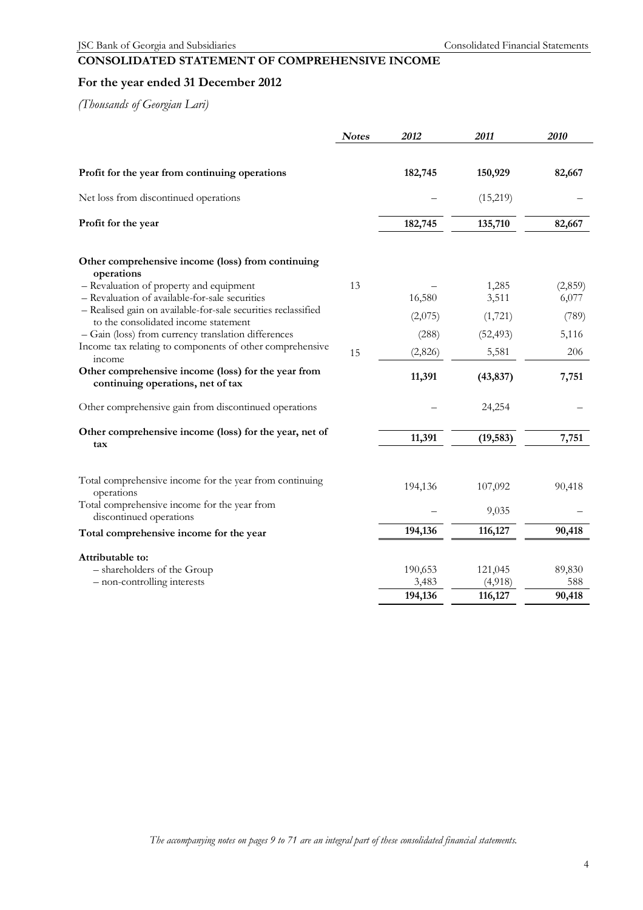# CONSOLIDATED STATEMENT OF COMPREHENSIVE INCOME

## For the year ended 31 December 2012

*(Thousands of Georgian Lari)*

| | *Notes* | *2012* | *2011* | *2010* |
|---|---|---|---|---|
| **Profit for the year from continuing operations** | | **182,745** | **150,929** | **82,667** |
| Net loss from discontinued operations | | – | (15,219) | – |
| **Profit for the year** | | **182,745** | **135,710** | **82,667** |
| **Other comprehensive income (loss) from continuing operations** | | | | |
| – Revaluation of property and equipment | 13 | – | 1,285 | (2,859) |
| – Revaluation of available-for-sale securities | | 16,580 | 3,511 | 6,077 |
| – Realised gain on available-for-sale securities reclassified to the consolidated income statement | | (2,075) | (1,721) | (789) |
| – Gain (loss) from currency translation differences | | (288) | (52,493) | 5,116 |
| Income tax relating to components of other comprehensive income | 15 | (2,826) | 5,581 | 206 |
| **Other comprehensive income (loss) for the year from continuing operations, net of tax** | | **11,391** | **(43,837)** | **7,751** |
| Other comprehensive gain from discontinued operations | | – | 24,254 | – |
| **Other comprehensive income (loss) for the year, net of tax** | | **11,391** | **(19,583)** | **7,751** |
| Total comprehensive income for the year from continuing operations | | 194,136 | 107,092 | 90,418 |
| Total comprehensive income for the year from discontinued operations | | – | 9,035 | – |
| **Total comprehensive income for the year** | | **194,136** | **116,127** | **90,418** |
| **Attributable to:** | | | | |
| – shareholders of the Group | | 190,653 | 121,045 | 89,830 |
| – non-controlling interests | | 3,483 | (4,918) | 588 |
| | | **194,136** | **116,127** | **90,418** |

*The accompanying notes on pages 9 to 71 are an integral part of these consolidated financial statements.*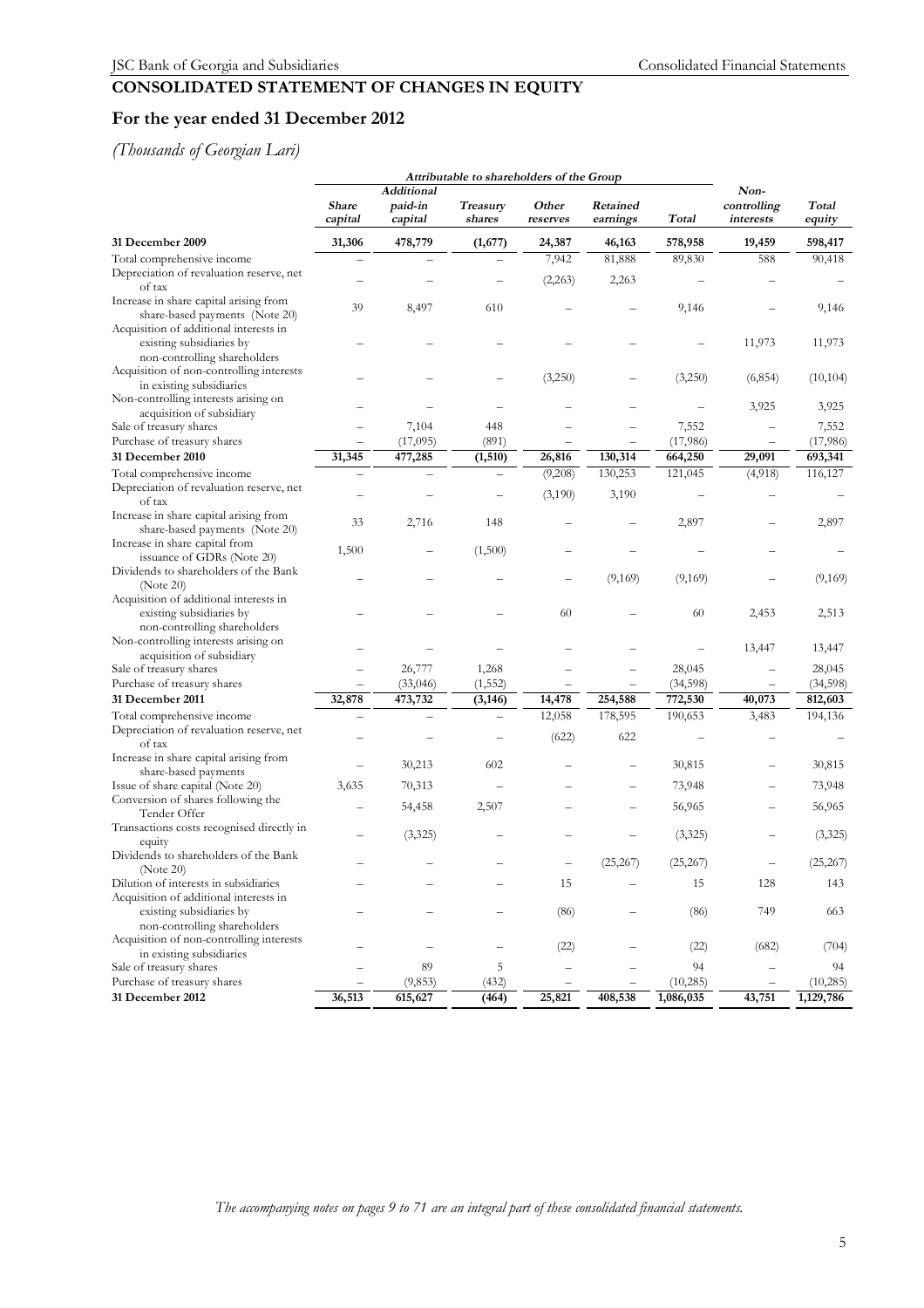# CONSOLIDATED STATEMENT OF CHANGES IN EQUITY

## For the year ended 31 December 2012

*(Thousands of Georgian Lari)*

| | *Attributable to shareholders of the Group* | | | | | | | |
|---|---|---|---|---|---|---|---|---|
| | ***Share capital*** | ***Additional paid-in capital*** | ***Treasury shares*** | ***Other reserves*** | ***Retained earnings*** | ***Total*** | ***Non-controlling interests*** | ***Total equity*** |
| **31 December 2009** | **31,306** | **478,779** | **(1,677)** | **24,387** | **46,163** | **578,958** | **19,459** | **598,417** |
| Total comprehensive income | – | – | – | 7,942 | 81,888 | 89,830 | 588 | 90,418 |
| Depreciation of revaluation reserve, net of tax | – | – | – | (2,263) | 2,263 | – | – | – |
| Increase in share capital arising from share-based payments (Note 20) | 39 | 8,497 | 610 | – | – | 9,146 | – | 9,146 |
| Acquisition of additional interests in existing subsidiaries by non-controlling shareholders | – | – | – | – | – | – | 11,973 | 11,973 |
| Acquisition of non-controlling interests in existing subsidiaries | – | – | – | (3,250) | – | (3,250) | (6,854) | (10,104) |
| Non-controlling interests arising on acquisition of subsidiary | – | – | – | – | – | – | 3,925 | 3,925 |
| Sale of treasury shares | – | 7,104 | 448 | – | – | 7,552 | – | 7,552 |
| Purchase of treasury shares | – | (17,095) | (891) | – | – | (17,986) | – | (17,986) |
| **31 December 2010** | **31,345** | **477,285** | **(1,510)** | **26,816** | **130,314** | **664,250** | **29,091** | **693,341** |
| Total comprehensive income | – | – | – | (9,208) | 130,253 | 121,045 | (4,918) | 116,127 |
| Depreciation of revaluation reserve, net of tax | – | – | – | (3,190) | 3,190 | – | – | – |
| Increase in share capital arising from share-based payments (Note 20) | 33 | 2,716 | 148 | – | – | 2,897 | – | 2,897 |
| Increase in share capital from issuance of GDRs (Note 20) | 1,500 | – | (1,500) | – | – | – | – | – |
| Dividends to shareholders of the Bank (Note 20) | – | – | – | – | (9,169) | (9,169) | – | (9,169) |
| Acquisition of additional interests in existing subsidiaries by non-controlling shareholders | – | – | – | 60 | – | 60 | 2,453 | 2,513 |
| Non-controlling interests arising on acquisition of subsidiary | – | – | – | – | – | – | 13,447 | 13,447 |
| Sale of treasury shares | – | 26,777 | 1,268 | – | – | 28,045 | – | 28,045 |
| Purchase of treasury shares | – | (33,046) | (1,552) | – | – | (34,598) | – | (34,598) |
| **31 December 2011** | **32,878** | **473,732** | **(3,146)** | **14,478** | **254,588** | **772,530** | **40,073** | **812,603** |
| Total comprehensive income | – | – | – | 12,058 | 178,595 | 190,653 | 3,483 | 194,136 |
| Depreciation of revaluation reserve, net of tax | – | – | – | (622) | 622 | – | – | – |
| Increase in share capital arising from share-based payments | – | 30,213 | 602 | – | – | 30,815 | – | 30,815 |
| Issue of share capital (Note 20) | 3,635 | 70,313 | – | – | – | 73,948 | – | 73,948 |
| Conversion of shares following the Tender Offer | – | 54,458 | 2,507 | – | – | 56,965 | – | 56,965 |
| Transactions costs recognised directly in equity | – | (3,325) | – | – | – | (3,325) | – | (3,325) |
| Dividends to shareholders of the Bank (Note 20) | – | – | – | – | (25,267) | (25,267) | – | (25,267) |
| Dilution of interests in subsidiaries | – | – | – | 15 | – | 15 | 128 | 143 |
| Acquisition of additional interests in existing subsidiaries by non-controlling shareholders | – | – | – | (86) | – | (86) | 749 | 663 |
| Acquisition of non-controlling interests in existing subsidiaries | – | – | – | (22) | – | (22) | (682) | (704) |
| Sale of treasury shares | – | 89 | 5 | – | – | 94 | – | 94 |
| Purchase of treasury shares | – | (9,853) | (432) | – | – | (10,285) | – | (10,285) |
| **31 December 2012** | **36,513** | **615,627** | **(464)** | **25,821** | **408,538** | **1,086,035** | **43,751** | **1,129,786** |

*The accompanying notes on pages 9 to 71 are an integral part of these consolidated financial statements.*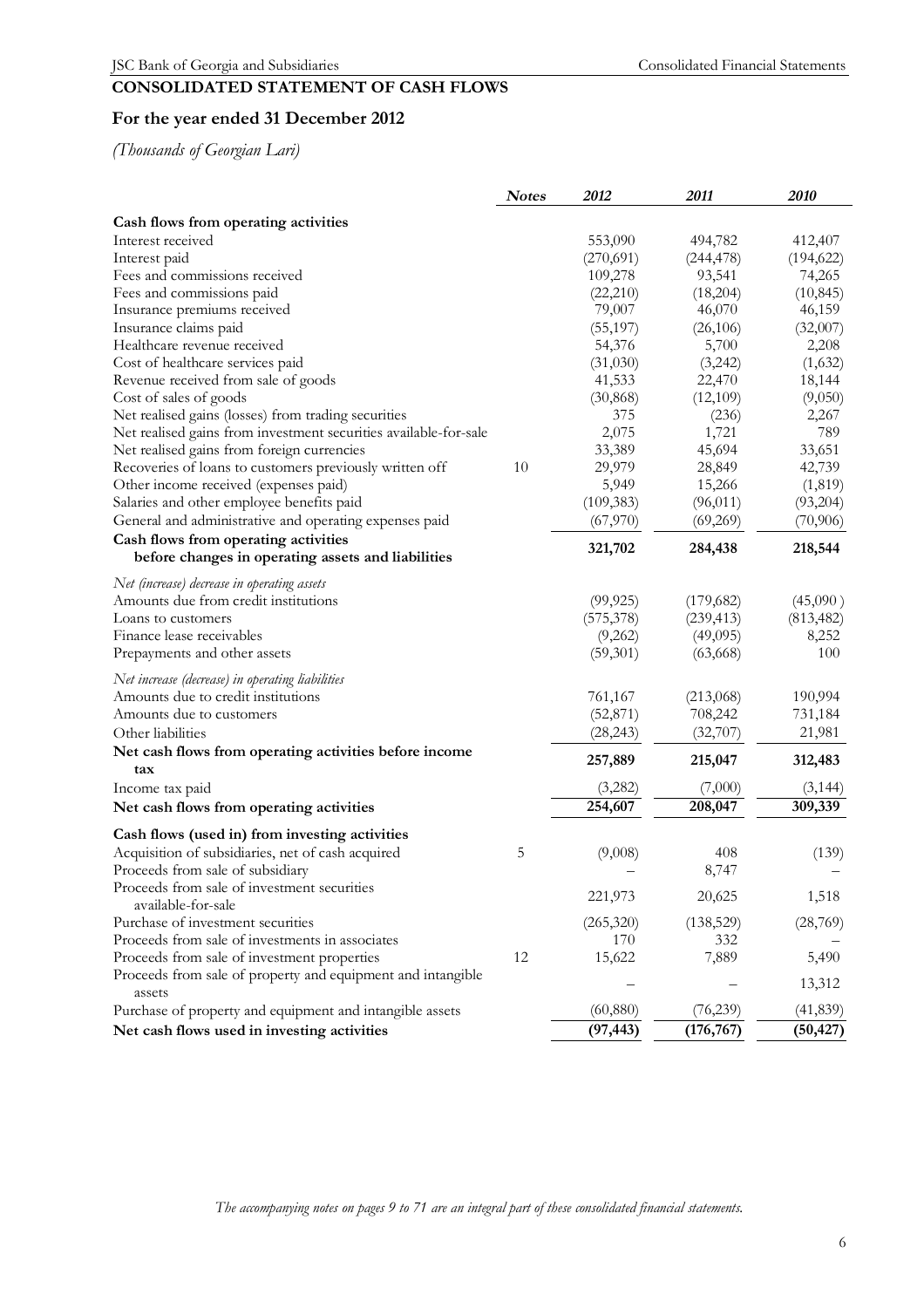# CONSOLIDATED STATEMENT OF CASH FLOWS

## For the year ended 31 December 2012

*(Thousands of Georgian Lari)*

| | *Notes* | *2012* | *2011* | *2010* |
|---|---|---|---|---|
| **Cash flows from operating activities** | | | | |
| Interest received | | 553,090 | 494,782 | 412,407 |
| Interest paid | | (270,691) | (244,478) | (194,622) |
| Fees and commissions received | | 109,278 | 93,541 | 74,265 |
| Fees and commissions paid | | (22,210) | (18,204) | (10,845) |
| Insurance premiums received | | 79,007 | 46,070 | 46,159 |
| Insurance claims paid | | (55,197) | (26,106) | (32,007) |
| Healthcare revenue received | | 54,376 | 5,700 | 2,208 |
| Cost of healthcare services paid | | (31,030) | (3,242) | (1,632) |
| Revenue received from sale of goods | | 41,533 | 22,470 | 18,144 |
| Cost of sales of goods | | (30,868) | (12,109) | (9,050) |
| Net realised gains (losses) from trading securities | | 375 | (236) | 2,267 |
| Net realised gains from investment securities available-for-sale | | 2,075 | 1,721 | 789 |
| Net realised gains from foreign currencies | | 33,389 | 45,694 | 33,651 |
| Recoveries of loans to customers previously written off | 10 | 29,979 | 28,849 | 42,739 |
| Other income received (expenses paid) | | 5,949 | 15,266 | (1,819) |
| Salaries and other employee benefits paid | | (109,383) | (96,011) | (93,204) |
| General and administrative and operating expenses paid | | (67,970) | (69,269) | (70,906) |
| **Cash flows from operating activities before changes in operating assets and liabilities** | | **321,702** | **284,438** | **218,544** |
| *Net (increase) decrease in operating assets* | | | | |
| Amounts due from credit institutions | | (99,925) | (179,682) | (45,090) |
| Loans to customers | | (575,378) | (239,413) | (813,482) |
| Finance lease receivables | | (9,262) | (49,095) | 8,252 |
| Prepayments and other assets | | (59,301) | (63,668) | 100 |
| *Net increase (decrease) in operating liabilities* | | | | |
| Amounts due to credit institutions | | 761,167 | (213,068) | 190,994 |
| Amounts due to customers | | (52,871) | 708,242 | 731,184 |
| Other liabilities | | (28,243) | (32,707) | 21,981 |
| **Net cash flows from operating activities before income tax** | | **257,889** | **215,047** | **312,483** |
| Income tax paid | | (3,282) | (7,000) | (3,144) |
| **Net cash flows from operating activities** | | **254,607** | **208,047** | **309,339** |
| **Cash flows (used in) from investing activities** | | | | |
| Acquisition of subsidiaries, net of cash acquired | 5 | (9,008) | 408 | (139) |
| Proceeds from sale of subsidiary | | – | 8,747 | – |
| Proceeds from sale of investment securities available-for-sale | | 221,973 | 20,625 | 1,518 |
| Purchase of investment securities | | (265,320) | (138,529) | (28,769) |
| Proceeds from sale of investments in associates | | 170 | 332 | – |
| Proceeds from sale of investment properties | 12 | 15,622 | 7,889 | 5,490 |
| Proceeds from sale of property and equipment and intangible assets | | – | – | 13,312 |
| Purchase of property and equipment and intangible assets | | (60,880) | (76,239) | (41,839) |
| **Net cash flows used in investing activities** | | **(97,443)** | **(176,767)** | **(50,427)** |

*The accompanying notes on pages 9 to 71 are an integral part of these consolidated financial statements.*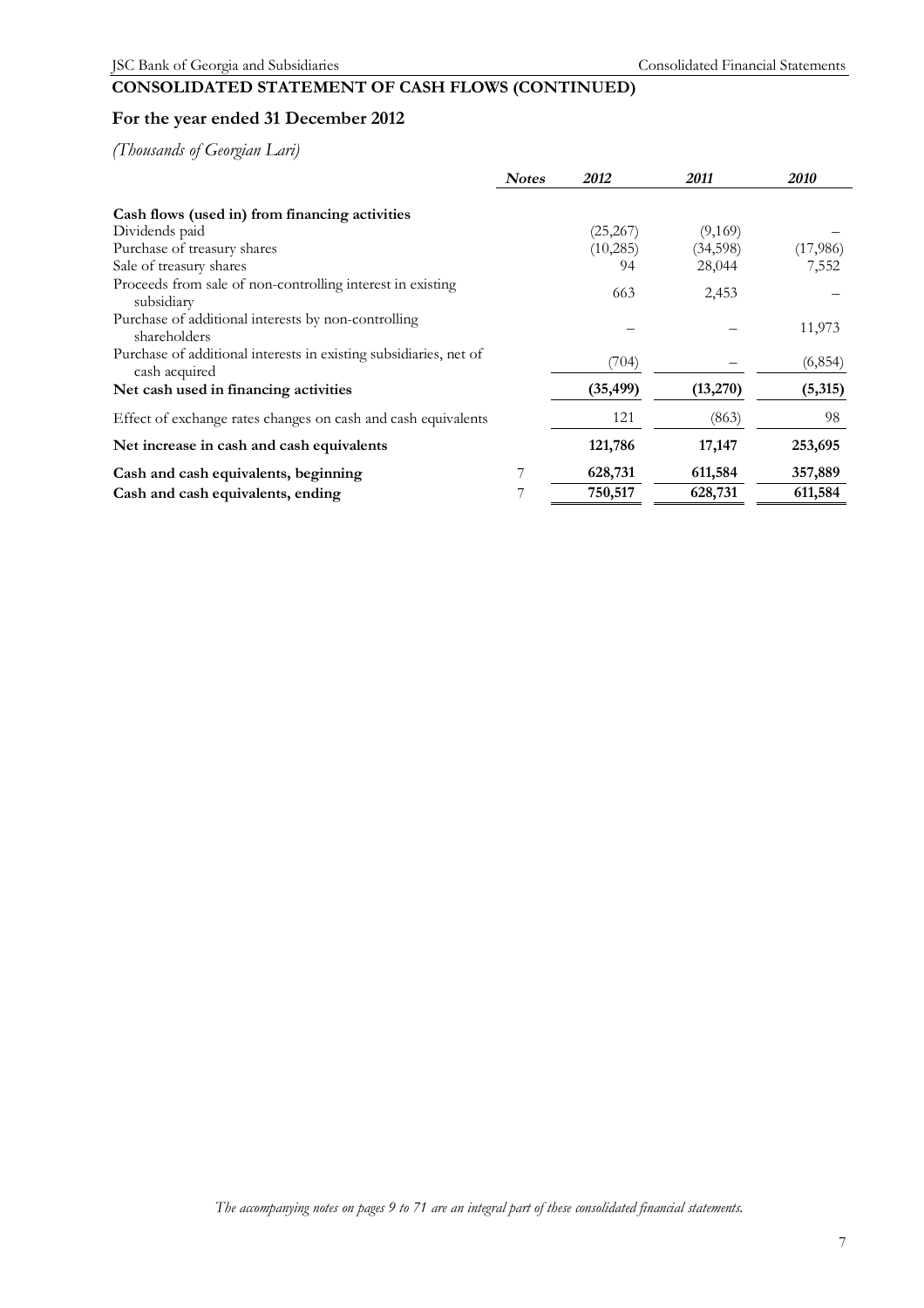## CONSOLIDATED STATEMENT OF CASH FLOWS (CONTINUED)

## For the year ended 31 December 2012

*(Thousands of Georgian Lari)*

| | *Notes* | *2012* | *2011* | *2010* |
|---|---|---|---|---|
| **Cash flows (used in) from financing activities** | | | | |
| Dividends paid | | (25,267) | (9,169) | – |
| Purchase of treasury shares | | (10,285) | (34,598) | (17,986) |
| Sale of treasury shares | | 94 | 28,044 | 7,552 |
| Proceeds from sale of non-controlling interest in existing subsidiary | | 663 | 2,453 | – |
| Purchase of additional interests by non-controlling shareholders | | – | – | 11,973 |
| Purchase of additional interests in existing subsidiaries, net of cash acquired | | (704) | – | (6,854) |
| **Net cash used in financing activities** | | **(35,499)** | **(13,270)** | **(5,315)** |
| Effect of exchange rates changes on cash and cash equivalents | | 121 | (863) | 98 |
| **Net increase in cash and cash equivalents** | | **121,786** | **17,147** | **253,695** |
| **Cash and cash equivalents, beginning** | 7 | **628,731** | **611,584** | **357,889** |
| **Cash and cash equivalents, ending** | 7 | **750,517** | **628,731** | **611,584** |

*The accompanying notes on pages 9 to 71 are an integral part of these consolidated financial statements.*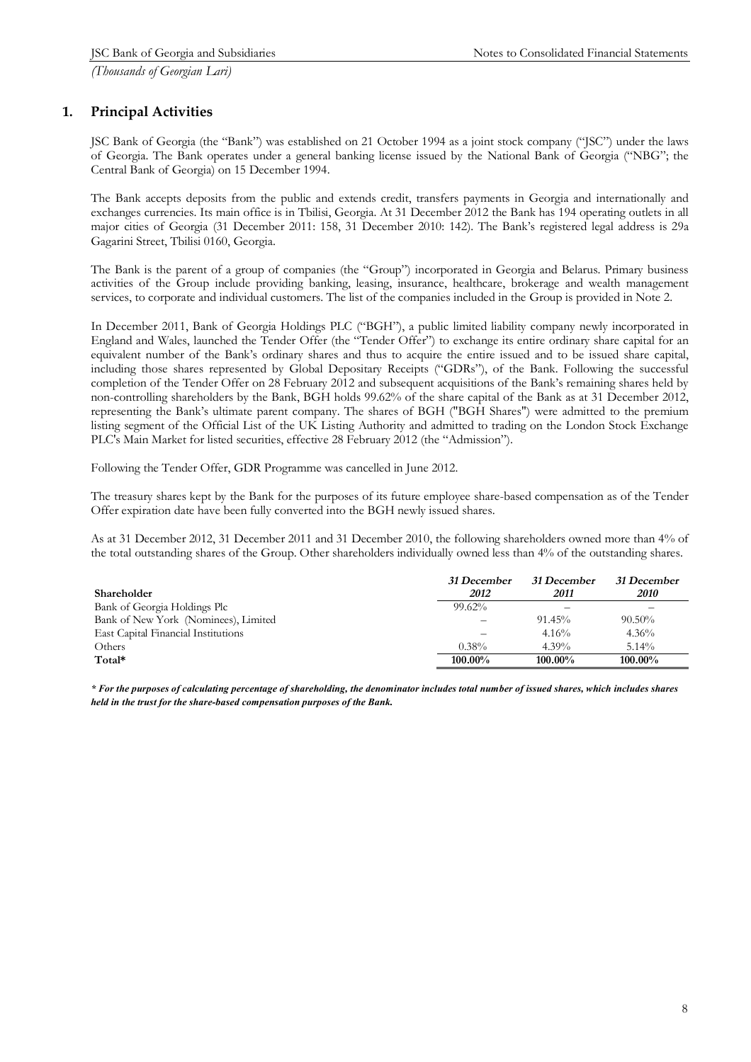# 1. Principal Activities

JSC Bank of Georgia (the "Bank") was established on 21 October 1994 as a joint stock company ("JSC") under the laws of Georgia. The Bank operates under a general banking license issued by the National Bank of Georgia ("NBG"; the Central Bank of Georgia) on 15 December 1994.

The Bank accepts deposits from the public and extends credit, transfers payments in Georgia and internationally and exchanges currencies. Its main office is in Tbilisi, Georgia. At 31 December 2012 the Bank has 194 operating outlets in all major cities of Georgia (31 December 2011: 158, 31 December 2010: 142). The Bank's registered legal address is 29a Gagarini Street, Tbilisi 0160, Georgia.

The Bank is the parent of a group of companies (the "Group") incorporated in Georgia and Belarus. Primary business activities of the Group include providing banking, leasing, insurance, healthcare, brokerage and wealth management services, to corporate and individual customers. The list of the companies included in the Group is provided in Note 2.

In December 2011, Bank of Georgia Holdings PLC ("BGH"), a public limited liability company newly incorporated in England and Wales, launched the Tender Offer (the "Tender Offer") to exchange its entire ordinary share capital for an equivalent number of the Bank's ordinary shares and thus to acquire the entire issued and to be issued share capital, including those shares represented by Global Depositary Receipts ("GDRs"), of the Bank. Following the successful completion of the Tender Offer on 28 February 2012 and subsequent acquisitions of the Bank's remaining shares held by non-controlling shareholders by the Bank, BGH holds 99.62% of the share capital of the Bank as at 31 December 2012, representing the Bank's ultimate parent company. The shares of BGH ("BGH Shares") were admitted to the premium listing segment of the Official List of the UK Listing Authority and admitted to trading on the London Stock Exchange PLC's Main Market for listed securities, effective 28 February 2012 (the "Admission").

Following the Tender Offer, GDR Programme was cancelled in June 2012.

The treasury shares kept by the Bank for the purposes of its future employee share-based compensation as of the Tender Offer expiration date have been fully converted into the BGH newly issued shares.

As at 31 December 2012, 31 December 2011 and 31 December 2010, the following shareholders owned more than 4% of the total outstanding shares of the Group. Other shareholders individually owned less than 4% of the outstanding shares.

| Shareholder | *31 December 2012* | *31 December 2011* | *31 December 2010* |
|---|---|---|---|
| Bank of Georgia Holdings Plc | 99.62% | – | – |
| Bank of New York (Nominees), Limited | – | 91.45% | 90.50% |
| East Capital Financial Institutions | – | 4.16% | 4.36% |
| Others | 0.38% | 4.39% | 5.14% |
| **Total*** | **100.00%** | **100.00%** | **100.00%** |

***\* For the purposes of calculating percentage of shareholding, the denominator includes total number of issued shares, which includes shares held in the trust for the share-based compensation purposes of the Bank.***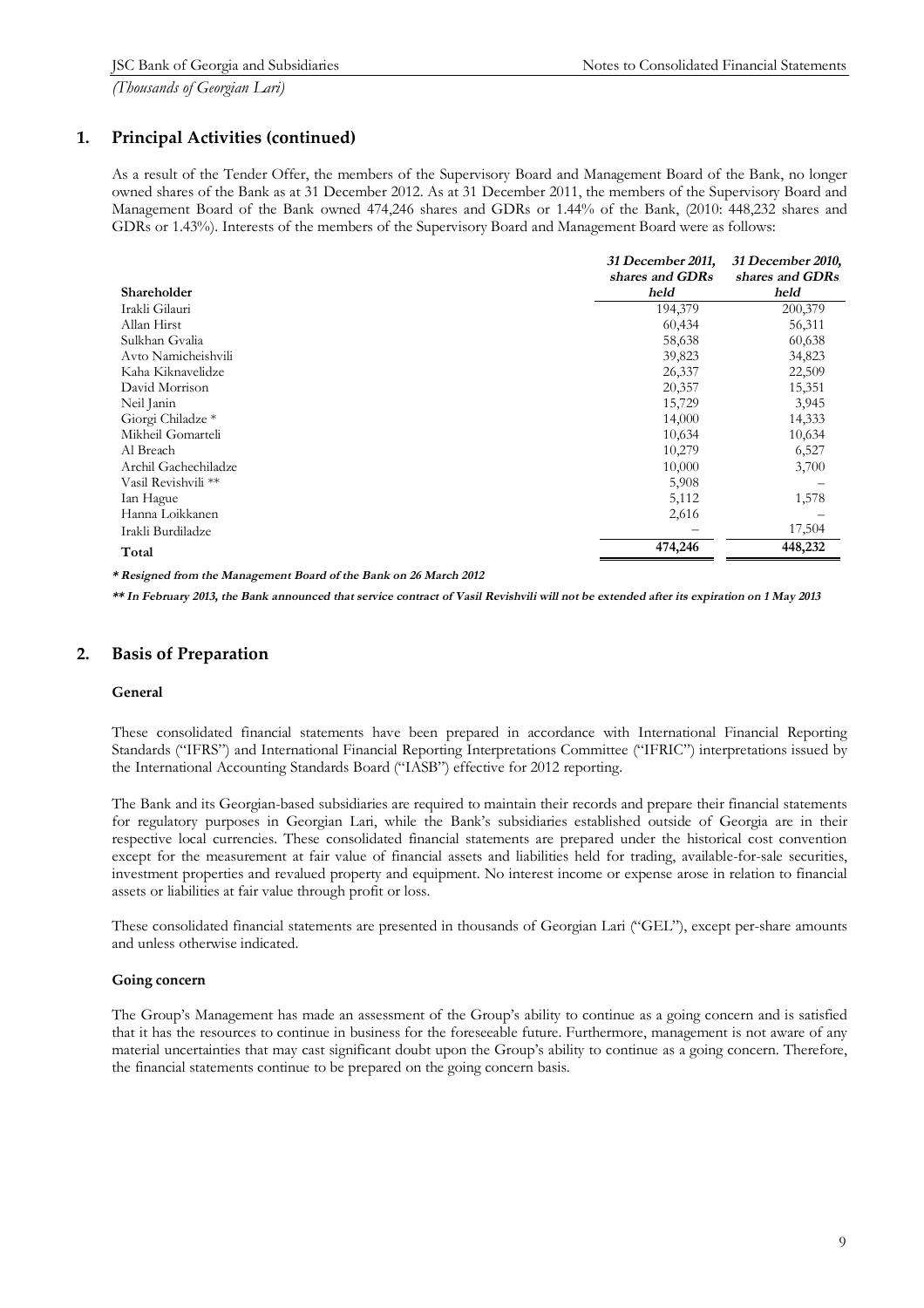## 1. Principal Activities (continued)

As a result of the Tender Offer, the members of the Supervisory Board and Management Board of the Bank, no longer owned shares of the Bank as at 31 December 2012. As at 31 December 2011, the members of the Supervisory Board and Management Board of the Bank owned 474,246 shares and GDRs or 1.44% of the Bank, (2010: 448,232 shares and GDRs or 1.43%). Interests of the members of the Supervisory Board and Management Board were as follows:

| Shareholder | *31 December 2011, shares and GDRs held* | *31 December 2010, shares and GDRs held* |
|---|---|---|
| Irakli Gilauri | 194,379 | 200,379 |
| Allan Hirst | 60,434 | 56,311 |
| Sulkhan Gvalia | 58,638 | 60,638 |
| Avto Namicheishvili | 39,823 | 34,823 |
| Kaha Kiknavelidze | 26,337 | 22,509 |
| David Morrison | 20,357 | 15,351 |
| Neil Janin | 15,729 | 3,945 |
| Giorgi Chiladze * | 14,000 | 14,333 |
| Mikheil Gomarteli | 10,634 | 10,634 |
| Al Breach | 10,279 | 6,527 |
| Archil Gachechiladze | 10,000 | 3,700 |
| Vasil Revishvili ** | 5,908 | – |
| Ian Hague | 5,112 | 1,578 |
| Hanna Loikkanen | 2,616 | – |
| Irakli Burdiladze | – | 17,504 |
| **Total** | **474,246** | **448,232** |

***\* Resigned from the Management Board of the Bank on 26 March 2012***

***\*\* In February 2013, the Bank announced that service contract of Vasil Revishvili will not be extended after its expiration on 1 May 2013***

## 2. Basis of Preparation

### General

These consolidated financial statements have been prepared in accordance with International Financial Reporting Standards ("IFRS") and International Financial Reporting Interpretations Committee ("IFRIC") interpretations issued by the International Accounting Standards Board ("IASB") effective for 2012 reporting.

The Bank and its Georgian-based subsidiaries are required to maintain their records and prepare their financial statements for regulatory purposes in Georgian Lari, while the Bank's subsidiaries established outside of Georgia are in their respective local currencies. These consolidated financial statements are prepared under the historical cost convention except for the measurement at fair value of financial assets and liabilities held for trading, available-for-sale securities, investment properties and revalued property and equipment. No interest income or expense arose in relation to financial assets or liabilities at fair value through profit or loss.

These consolidated financial statements are presented in thousands of Georgian Lari ("GEL"), except per-share amounts and unless otherwise indicated.

### Going concern

The Group's Management has made an assessment of the Group's ability to continue as a going concern and is satisfied that it has the resources to continue in business for the foreseeable future. Furthermore, management is not aware of any material uncertainties that may cast significant doubt upon the Group's ability to continue as a going concern. Therefore, the financial statements continue to be prepared on the going concern basis.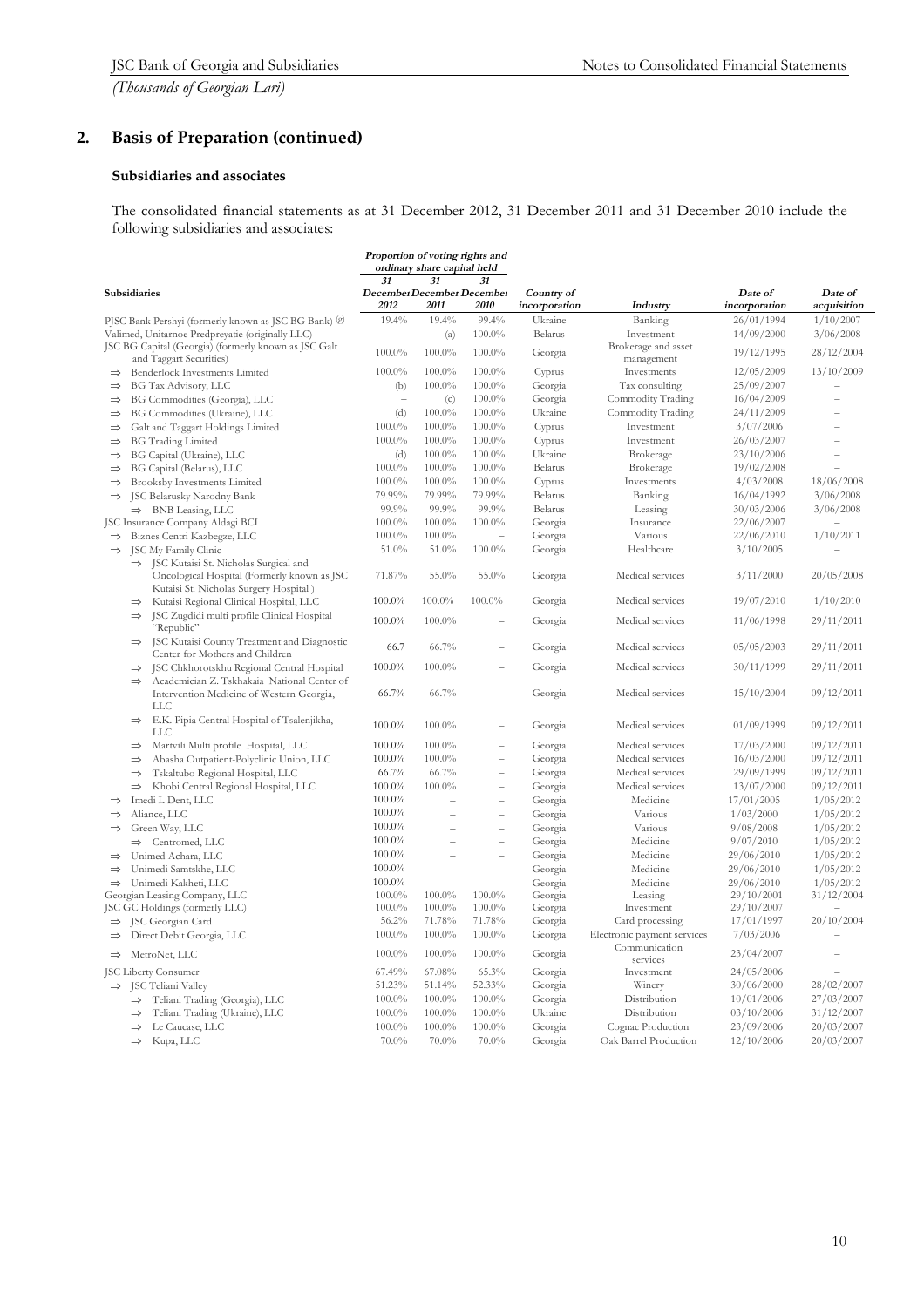## 2. Basis of Preparation (continued)

### Subsidiaries and associates

The consolidated financial statements as at 31 December 2012, 31 December 2011 and 31 December 2010 include the following subsidiaries and associates:

| Subsidiaries | *Proportion of voting rights and ordinary share capital held* | | | | | | |
|---|---|---|---|---|---|---|---|
| | *31 December 2012* | *31 December 2011* | *31 December 2010* | *Country of incorporation* | *Industry* | *Date of incorporation* | *Date of acquisition* |
| PJSC Bank Pershyi (formerly known as JSC BG Bank) (g) | 19.4% | 19.4% | 99.4% | Ukraine | Banking | 26/01/1994 | 1/10/2007 |
| Valimed, Unitarnoe Predpreyatie (originally LLC) | – | (a) | 100.0% | Belarus | Investment | 14/09/2000 | 3/06/2008 |
| JSC BG Capital (Georgia) (formerly known as JSC Galt and Taggart Securities) | 100.0% | 100.0% | 100.0% | Georgia | Brokerage and asset management | 19/12/1995 | 28/12/2004 |
| ⇒ Benderlock Investments Limited | 100.0% | 100.0% | 100.0% | Cyprus | Investments | 12/05/2009 | 13/10/2009 |
| ⇒ BG Tax Advisory, LLC | (b) | 100.0% | 100.0% | Georgia | Tax consulting | 25/09/2007 | – |
| ⇒ BG Commodities (Georgia), LLC | – | (c) | 100.0% | Georgia | Commodity Trading | 16/04/2009 | – |
| ⇒ BG Commodities (Ukraine), LLC | (d) | 100.0% | 100.0% | Ukraine | Commodity Trading | 24/11/2009 | – |
| ⇒ Galt and Taggart Holdings Limited | 100.0% | 100.0% | 100.0% | Cyprus | Investment | 3/07/2006 | – |
| ⇒ BG Trading Limited | 100.0% | 100.0% | 100.0% | Cyprus | Investment | 26/03/2007 | – |
| ⇒ BG Capital (Ukraine), LLC | (d) | 100.0% | 100.0% | Ukraine | Brokerage | 23/10/2006 | – |
| ⇒ BG Capital (Belarus), LLC | 100.0% | 100.0% | 100.0% | Belarus | Brokerage | 19/02/2008 | – |
| ⇒ Brooksby Investments Limited | 100.0% | 100.0% | 100.0% | Cyprus | Investments | 4/03/2008 | 18/06/2008 |
| ⇒ JSC Belarusky Narodny Bank | 79.99% | 79.99% | 79.99% | Belarus | Banking | 16/04/1992 | 3/06/2008 |
| ⇒ BNB Leasing, LLC | 99.9% | 99.9% | 99.9% | Belarus | Leasing | 30/03/2006 | 3/06/2008 |
| JSC Insurance Company Aldagi BCI | 100.0% | 100.0% | 100.0% | Georgia | Insurance | 22/06/2007 | – |
| ⇒ Biznes Centri Kazbegze, LLC | 100.0% | 100.0% | – | Georgia | Various | 22/06/2010 | 1/10/2011 |
| ⇒ JSC My Family Clinic | 51.0% | 51.0% | 100.0% | Georgia | Healthcare | 3/10/2005 | – |
| ⇒ JSC Kutaisi St. Nicholas Surgical and Oncological Hospital (Formerly known as JSC Kutaisi St. Nicholas Surgery Hospital ) | 71.87% | 55.0% | 55.0% | Georgia | Medical services | 3/11/2000 | 20/05/2008 |
| ⇒ Kutaisi Regional Clinical Hospital, LLC | 100.0% | 100.0% | 100.0% | Georgia | Medical services | 19/07/2010 | 1/10/2010 |
| ⇒ JSC Zugdidi multi profile Clinical Hospital "Republic" | 100.0% | 100.0% | – | Georgia | Medical services | 11/06/1998 | 29/11/2011 |
| ⇒ JSC Kutaisi County Treatment and Diagnostic Center for Mothers and Children | 66.7 | 66.7% | – | Georgia | Medical services | 05/05/2003 | 29/11/2011 |
| ⇒ JSC Chkhorotskhu Regional Central Hospital | 100.0% | 100.0% | – | Georgia | Medical services | 30/11/1999 | 29/11/2011 |
| ⇒ Academician Z. Tskhakaia National Center of Intervention Medicine of Western Georgia, LLC | 66.7% | 66.7% | – | Georgia | Medical services | 15/10/2004 | 09/12/2011 |
| ⇒ E.K. Pipia Central Hospital of Tsalenjikha, LLC | 100.0% | 100.0% | – | Georgia | Medical services | 01/09/1999 | 09/12/2011 |
| ⇒ Martvili Multi profile Hospital, LLC | 100.0% | 100.0% | – | Georgia | Medical services | 17/03/2000 | 09/12/2011 |
| ⇒ Abasha Outpatient-Polyclinic Union, LLC | 100.0% | 100.0% | – | Georgia | Medical services | 16/03/2000 | 09/12/2011 |
| ⇒ Tskaltubo Regional Hospital, LLC | 66.7% | 66.7% | – | Georgia | Medical services | 29/09/1999 | 09/12/2011 |
| ⇒ Khobi Central Regional Hospital, LLC | 100.0% | 100.0% | – | Georgia | Medical services | 13/07/2000 | 09/12/2011 |
| ⇒ Imedi L Dent, LLC | 100.0% | – | – | Georgia | Medicine | 17/01/2005 | 1/05/2012 |
| ⇒ Aliance, LLC | 100.0% | – | – | Georgia | Various | 1/03/2000 | 1/05/2012 |
| ⇒ Green Way, LLC | 100.0% | – | – | Georgia | Various | 9/08/2008 | 1/05/2012 |
| ⇒ Centromed, LLC | 100.0% | – | – | Georgia | Medicine | 9/07/2010 | 1/05/2012 |
| ⇒ Unimed Achara, LLC | 100.0% | – | – | Georgia | Medicine | 29/06/2010 | 1/05/2012 |
| ⇒ Unimedi Samtskhe, LLC | 100.0% | – | – | Georgia | Medicine | 29/06/2010 | 1/05/2012 |
| ⇒ Unimedi Kakheti, LLC | 100.0% | – | – | Georgia | Medicine | 29/06/2010 | 1/05/2012 |
| Georgian Leasing Company, LLC | 100.0% | 100.0% | 100.0% | Georgia | Leasing | 29/10/2001 | 31/12/2004 |
| JSC GC Holdings (formerly LLC) | 100.0% | 100.0% | 100.0% | Georgia | Investment | 29/10/2007 | – |
| ⇒ JSC Georgian Card | 56.2% | 71.78% | 71.78% | Georgia | Card processing | 17/01/1997 | 20/10/2004 |
| ⇒ Direct Debit Georgia, LLC | 100.0% | 100.0% | 100.0% | Georgia | Electronic payment services | 7/03/2006 | – |
| ⇒ MetroNet, LLC | 100.0% | 100.0% | 100.0% | Georgia | Communication services | 23/04/2007 | – |
| JSC Liberty Consumer | 67.49% | 67.08% | 65.3% | Georgia | Investment | 24/05/2006 | – |
| ⇒ JSC Teliani Valley | 51.23% | 51.14% | 52.33% | Georgia | Winery | 30/06/2000 | 28/02/2007 |
| ⇒ Teliani Trading (Georgia), LLC | 100.0% | 100.0% | 100.0% | Georgia | Distribution | 10/01/2006 | 27/03/2007 |
| ⇒ Teliani Trading (Ukraine), LLC | 100.0% | 100.0% | 100.0% | Ukraine | Distribution | 03/10/2006 | 31/12/2007 |
| ⇒ Le Caucase, LLC | 100.0% | 100.0% | 100.0% | Georgia | Cognac Production | 23/09/2006 | 20/03/2007 |
| ⇒ Kupa, LLC | 70.0% | 70.0% | 70.0% | Georgia | Oak Barrel Production | 12/10/2006 | 20/03/2007 |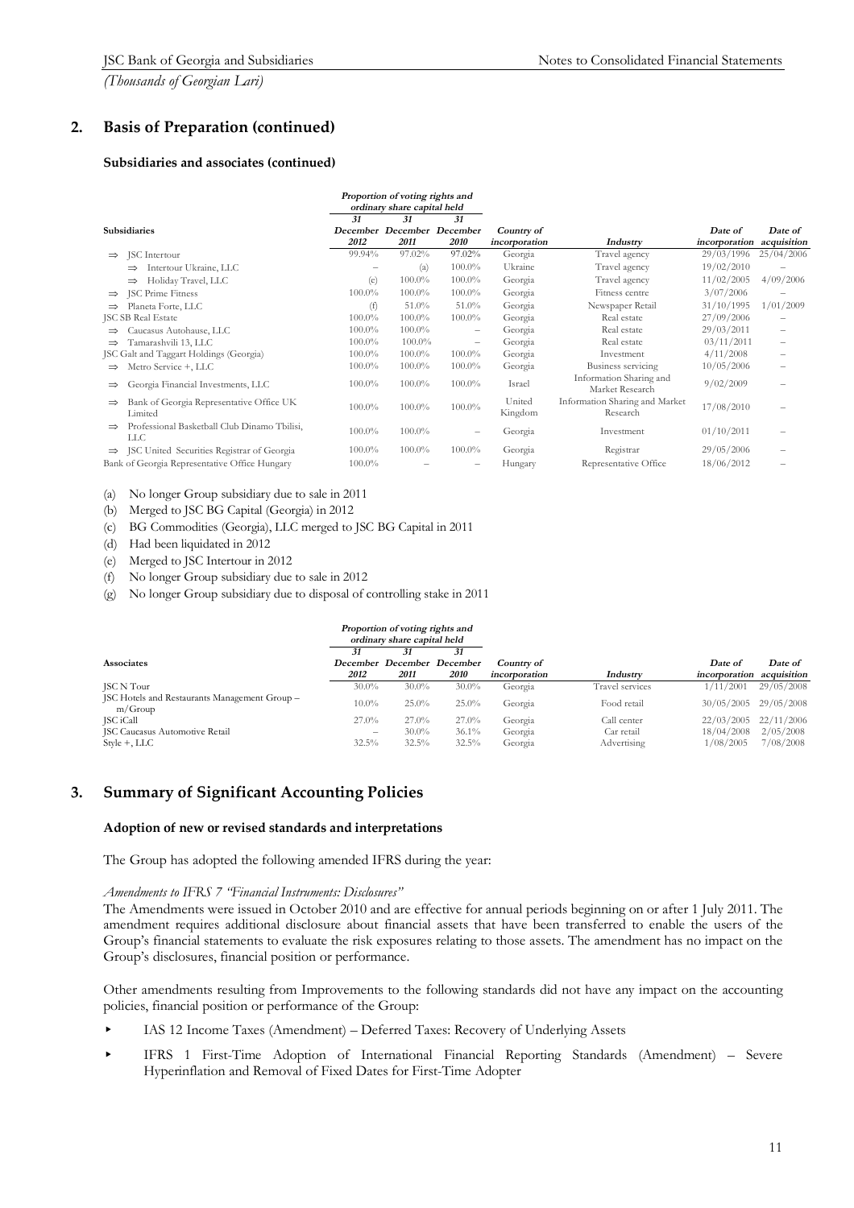## 2. Basis of Preparation (continued)

### Subsidiaries and associates (continued)

| Subsidiaries | Proportion of voting rights and ordinary share capital held | | | Country of incorporation | Industry | Date of incorporation | Date of acquisition |
|---|---|---|---|---|---|---|---|
| | 31 December 2012 | 31 December 2011 | 31 December 2010 | | | | |
| ⇒ JSC Intertour | 99.94% | 97.02% | 97.02% | Georgia | Travel agency | 29/03/1996 | 25/04/2006 |
| ⇒ Intertour Ukraine, LLC | – | (a) | 100.0% | Ukraine | Travel agency | 19/02/2010 | – |
| ⇒ Holiday Travel, LLC | (e) | 100.0% | 100.0% | Georgia | Travel agency | 11/02/2005 | 4/09/2006 |
| ⇒ JSC Prime Fitness | 100.0% | 100.0% | 100.0% | Georgia | Fitness centre | 3/07/2006 | – |
| ⇒ Planeta Forte, LLC | (f) | 51.0% | 51.0% | Georgia | Newspaper Retail | 31/10/1995 | 1/01/2009 |
| JSC SB Real Estate | 100.0% | 100.0% | 100.0% | Georgia | Real estate | 27/09/2006 | – |
| ⇒ Caucasus Autohause, LLC | 100.0% | 100.0% | – | Georgia | Real estate | 29/03/2011 | – |
| ⇒ Tamarashvili 13, LLC | 100.0% | 100.0% | – | Georgia | Real estate | 03/11/2011 | – |
| JSC Galt and Taggart Holdings (Georgia) | 100.0% | 100.0% | 100.0% | Georgia | Investment | 4/11/2008 | – |
| ⇒ Metro Service +, LLC | 100.0% | 100.0% | 100.0% | Georgia | Business servicing | 10/05/2006 | – |
| ⇒ Georgia Financial Investments, LLC | 100.0% | 100.0% | 100.0% | Israel | Information Sharing and Market Research | 9/02/2009 | – |
| ⇒ Bank of Georgia Representative Office UK Limited | 100.0% | 100.0% | 100.0% | United Kingdom | Information Sharing and Market Research | 17/08/2010 | – |
| ⇒ Professional Basketball Club Dinamo Tbilisi, LLC | 100.0% | 100.0% | – | Georgia | Investment | 01/10/2011 | – |
| ⇒ JSC United Securities Registrar of Georgia | 100.0% | 100.0% | 100.0% | Georgia | Registrar | 29/05/2006 | – |
| Bank of Georgia Representative Office Hungary | 100.0% | – | – | Hungary | Representative Office | 18/06/2012 | – |

(a) No longer Group subsidiary due to sale in 2011

(b) Merged to JSC BG Capital (Georgia) in 2012

(c) BG Commodities (Georgia), LLC merged to JSC BG Capital in 2011

(d) Had been liquidated in 2012

(e) Merged to JSC Intertour in 2012

(f) No longer Group subsidiary due to sale in 2012

(g) No longer Group subsidiary due to disposal of controlling stake in 2011

| Associates | Proportion of voting rights and ordinary share capital held | | | Country of incorporation | Industry | Date of incorporation | Date of acquisition |
|---|---|---|---|---|---|---|---|
| | 31 December 2012 | 31 December 2011 | 31 December 2010 | | | | |
| JSC N Tour | 30.0% | 30.0% | 30.0% | Georgia | Travel services | 1/11/2001 | 29/05/2008 |
| JSC Hotels and Restaurants Management Group – m/Group | 10.0% | 25.0% | 25.0% | Georgia | Food retail | 30/05/2005 | 29/05/2008 |
| JSC iCall | 27.0% | 27.0% | 27.0% | Georgia | Call center | 22/03/2005 | 22/11/2006 |
| JSC Caucasus Automotive Retail | – | 30.0% | 36.1% | Georgia | Car retail | 18/04/2008 | 2/05/2008 |
| Style +, LLC | 32.5% | 32.5% | 32.5% | Georgia | Advertising | 1/08/2005 | 7/08/2008 |

## 3. Summary of Significant Accounting Policies

### Adoption of new or revised standards and interpretations

The Group has adopted the following amended IFRS during the year:

*Amendments to IFRS 7 "Financial Instruments: Disclosures"*

The Amendments were issued in October 2010 and are effective for annual periods beginning on or after 1 July 2011. The amendment requires additional disclosure about financial assets that have been transferred to enable the users of the Group's financial statements to evaluate the risk exposures relating to those assets. The amendment has no impact on the Group's disclosures, financial position or performance.

Other amendments resulting from Improvements to the following standards did not have any impact on the accounting policies, financial position or performance of the Group:

- IAS 12 Income Taxes (Amendment) – Deferred Taxes: Recovery of Underlying Assets
- IFRS 1 First-Time Adoption of International Financial Reporting Standards (Amendment) – Severe Hyperinflation and Removal of Fixed Dates for First-Time Adopter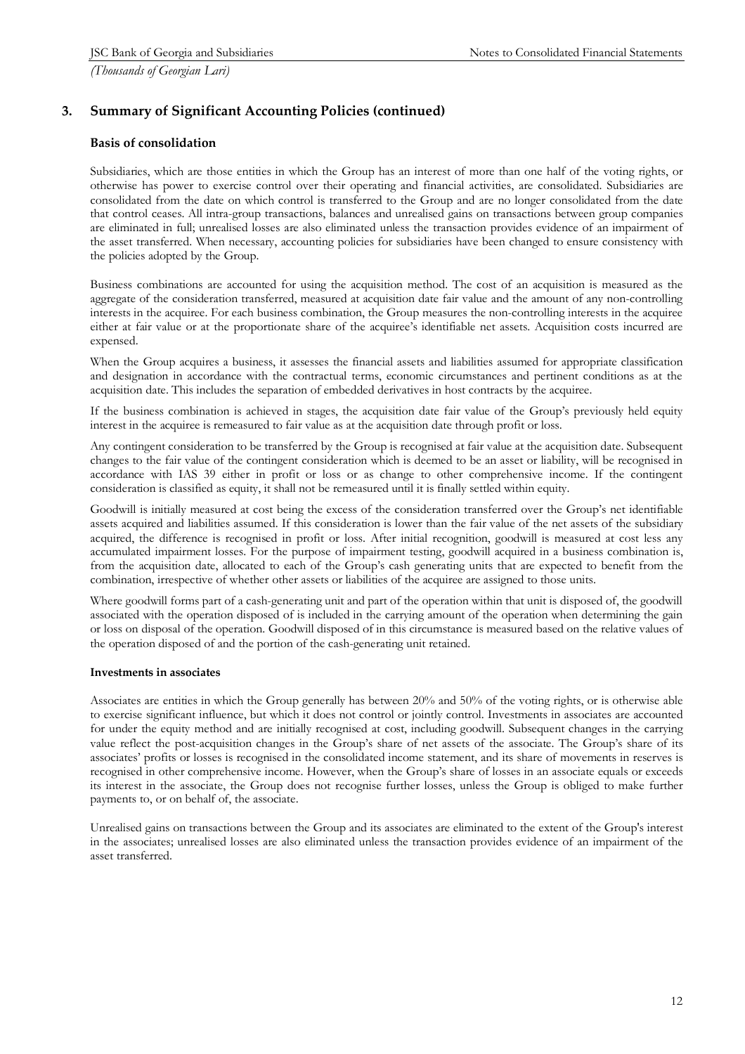## 3. Summary of Significant Accounting Policies (continued)

### Basis of consolidation

Subsidiaries, which are those entities in which the Group has an interest of more than one half of the voting rights, or otherwise has power to exercise control over their operating and financial activities, are consolidated. Subsidiaries are consolidated from the date on which control is transferred to the Group and are no longer consolidated from the date that control ceases. All intra-group transactions, balances and unrealised gains on transactions between group companies are eliminated in full; unrealised losses are also eliminated unless the transaction provides evidence of an impairment of the asset transferred. When necessary, accounting policies for subsidiaries have been changed to ensure consistency with the policies adopted by the Group.

Business combinations are accounted for using the acquisition method. The cost of an acquisition is measured as the aggregate of the consideration transferred, measured at acquisition date fair value and the amount of any non-controlling interests in the acquiree. For each business combination, the Group measures the non-controlling interests in the acquiree either at fair value or at the proportionate share of the acquiree's identifiable net assets. Acquisition costs incurred are expensed.

When the Group acquires a business, it assesses the financial assets and liabilities assumed for appropriate classification and designation in accordance with the contractual terms, economic circumstances and pertinent conditions as at the acquisition date. This includes the separation of embedded derivatives in host contracts by the acquiree.

If the business combination is achieved in stages, the acquisition date fair value of the Group's previously held equity interest in the acquiree is remeasured to fair value as at the acquisition date through profit or loss.

Any contingent consideration to be transferred by the Group is recognised at fair value at the acquisition date. Subsequent changes to the fair value of the contingent consideration which is deemed to be an asset or liability, will be recognised in accordance with IAS 39 either in profit or loss or as change to other comprehensive income. If the contingent consideration is classified as equity, it shall not be remeasured until it is finally settled within equity.

Goodwill is initially measured at cost being the excess of the consideration transferred over the Group's net identifiable assets acquired and liabilities assumed. If this consideration is lower than the fair value of the net assets of the subsidiary acquired, the difference is recognised in profit or loss. After initial recognition, goodwill is measured at cost less any accumulated impairment losses. For the purpose of impairment testing, goodwill acquired in a business combination is, from the acquisition date, allocated to each of the Group's cash generating units that are expected to benefit from the combination, irrespective of whether other assets or liabilities of the acquiree are assigned to those units.

Where goodwill forms part of a cash-generating unit and part of the operation within that unit is disposed of, the goodwill associated with the operation disposed of is included in the carrying amount of the operation when determining the gain or loss on disposal of the operation. Goodwill disposed of in this circumstance is measured based on the relative values of the operation disposed of and the portion of the cash-generating unit retained.

#### Investments in associates

Associates are entities in which the Group generally has between 20% and 50% of the voting rights, or is otherwise able to exercise significant influence, but which it does not control or jointly control. Investments in associates are accounted for under the equity method and are initially recognised at cost, including goodwill. Subsequent changes in the carrying value reflect the post-acquisition changes in the Group's share of net assets of the associate. The Group's share of its associates' profits or losses is recognised in the consolidated income statement, and its share of movements in reserves is recognised in other comprehensive income. However, when the Group's share of losses in an associate equals or exceeds its interest in the associate, the Group does not recognise further losses, unless the Group is obliged to make further payments to, or on behalf of, the associate.

Unrealised gains on transactions between the Group and its associates are eliminated to the extent of the Group's interest in the associates; unrealised losses are also eliminated unless the transaction provides evidence of an impairment of the asset transferred.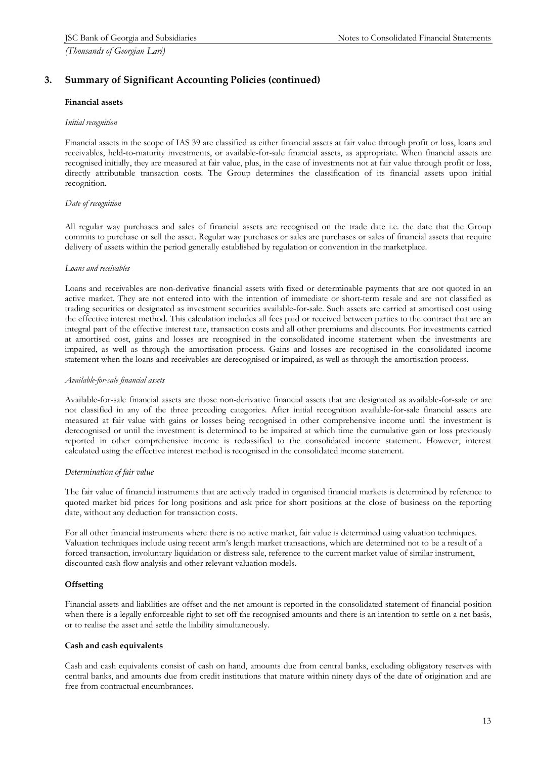## 3. Summary of Significant Accounting Policies (continued)

### Financial assets

*Initial recognition*

Financial assets in the scope of IAS 39 are classified as either financial assets at fair value through profit or loss, loans and receivables, held-to-maturity investments, or available-for-sale financial assets, as appropriate. When financial assets are recognised initially, they are measured at fair value, plus, in the case of investments not at fair value through profit or loss, directly attributable transaction costs. The Group determines the classification of its financial assets upon initial recognition.

*Date of recognition*

All regular way purchases and sales of financial assets are recognised on the trade date i.e. the date that the Group commits to purchase or sell the asset. Regular way purchases or sales are purchases or sales of financial assets that require delivery of assets within the period generally established by regulation or convention in the marketplace.

*Loans and receivables*

Loans and receivables are non-derivative financial assets with fixed or determinable payments that are not quoted in an active market. They are not entered into with the intention of immediate or short-term resale and are not classified as trading securities or designated as investment securities available-for-sale. Such assets are carried at amortised cost using the effective interest method. This calculation includes all fees paid or received between parties to the contract that are an integral part of the effective interest rate, transaction costs and all other premiums and discounts. For investments carried at amortised cost, gains and losses are recognised in the consolidated income statement when the investments are impaired, as well as through the amortisation process. Gains and losses are recognised in the consolidated income statement when the loans and receivables are derecognised or impaired, as well as through the amortisation process.

*Available-for-sale financial assets*

Available-for-sale financial assets are those non-derivative financial assets that are designated as available-for-sale or are not classified in any of the three preceding categories. After initial recognition available-for-sale financial assets are measured at fair value with gains or losses being recognised in other comprehensive income until the investment is derecognised or until the investment is determined to be impaired at which time the cumulative gain or loss previously reported in other comprehensive income is reclassified to the consolidated income statement. However, interest calculated using the effective interest method is recognised in the consolidated income statement.

*Determination of fair value*

The fair value of financial instruments that are actively traded in organised financial markets is determined by reference to quoted market bid prices for long positions and ask price for short positions at the close of business on the reporting date, without any deduction for transaction costs.

For all other financial instruments where there is no active market, fair value is determined using valuation techniques. Valuation techniques include using recent arm's length market transactions, which are determined not to be a result of a forced transaction, involuntary liquidation or distress sale, reference to the current market value of similar instrument, discounted cash flow analysis and other relevant valuation models.

### Offsetting

Financial assets and liabilities are offset and the net amount is reported in the consolidated statement of financial position when there is a legally enforceable right to set off the recognised amounts and there is an intention to settle on a net basis, or to realise the asset and settle the liability simultaneously.

### Cash and cash equivalents

Cash and cash equivalents consist of cash on hand, amounts due from central banks, excluding obligatory reserves with central banks, and amounts due from credit institutions that mature within ninety days of the date of origination and are free from contractual encumbrances.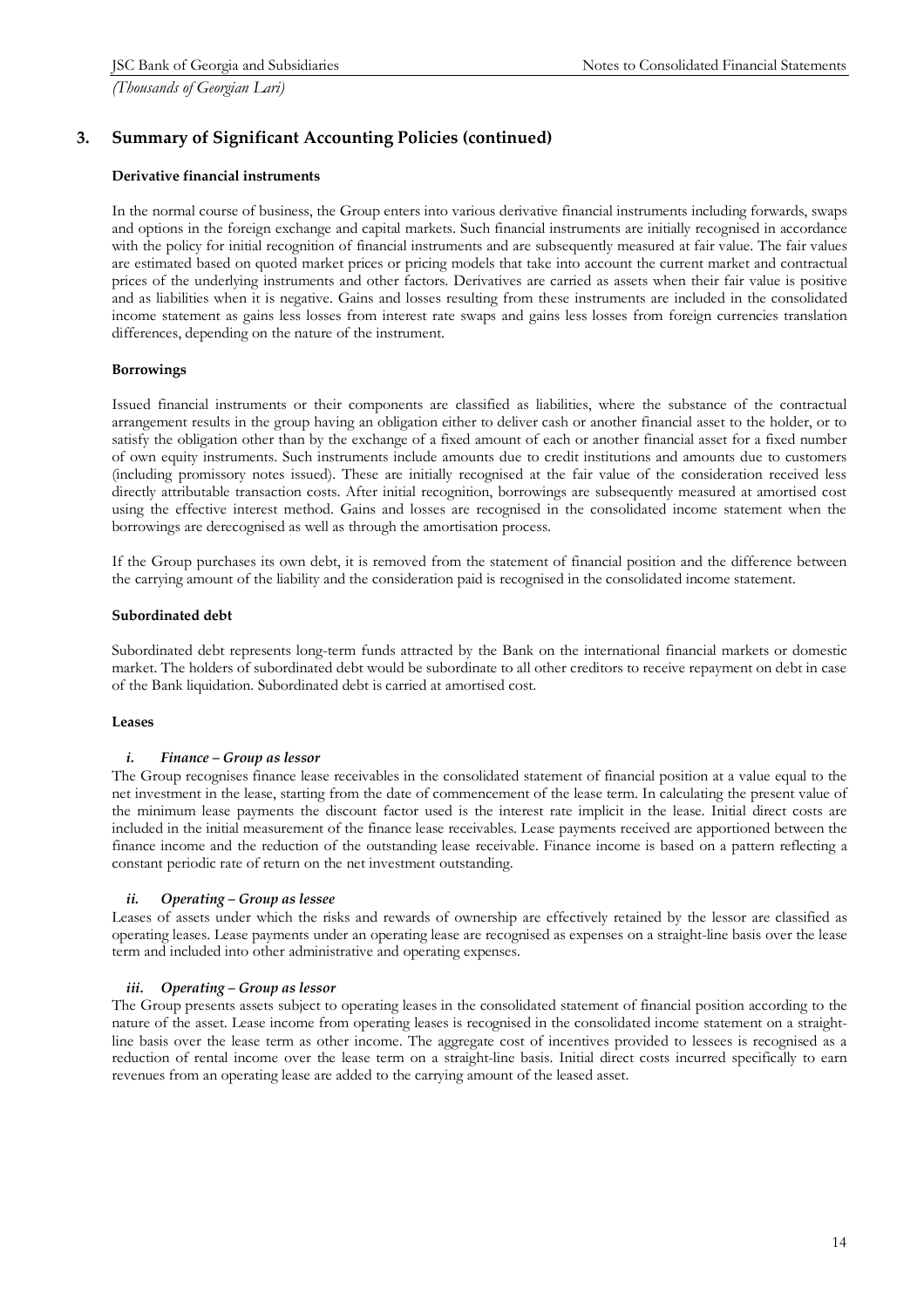## 3. Summary of Significant Accounting Policies (continued)

**Derivative financial instruments**

In the normal course of business, the Group enters into various derivative financial instruments including forwards, swaps and options in the foreign exchange and capital markets. Such financial instruments are initially recognised in accordance with the policy for initial recognition of financial instruments and are subsequently measured at fair value. The fair values are estimated based on quoted market prices or pricing models that take into account the current market and contractual prices of the underlying instruments and other factors. Derivatives are carried as assets when their fair value is positive and as liabilities when it is negative. Gains and losses resulting from these instruments are included in the consolidated income statement as gains less losses from interest rate swaps and gains less losses from foreign currencies translation differences, depending on the nature of the instrument.

**Borrowings**

Issued financial instruments or their components are classified as liabilities, where the substance of the contractual arrangement results in the group having an obligation either to deliver cash or another financial asset to the holder, or to satisfy the obligation other than by the exchange of a fixed amount of each or another financial asset for a fixed number of own equity instruments. Such instruments include amounts due to credit institutions and amounts due to customers (including promissory notes issued). These are initially recognised at the fair value of the consideration received less directly attributable transaction costs. After initial recognition, borrowings are subsequently measured at amortised cost using the effective interest method. Gains and losses are recognised in the consolidated income statement when the borrowings are derecognised as well as through the amortisation process.

If the Group purchases its own debt, it is removed from the statement of financial position and the difference between the carrying amount of the liability and the consideration paid is recognised in the consolidated income statement.

**Subordinated debt**

Subordinated debt represents long-term funds attracted by the Bank on the international financial markets or domestic market. The holders of subordinated debt would be subordinate to all other creditors to receive repayment on debt in case of the Bank liquidation. Subordinated debt is carried at amortised cost.

**Leases**

***i. Finance – Group as lessor***

The Group recognises finance lease receivables in the consolidated statement of financial position at a value equal to the net investment in the lease, starting from the date of commencement of the lease term. In calculating the present value of the minimum lease payments the discount factor used is the interest rate implicit in the lease. Initial direct costs are included in the initial measurement of the finance lease receivables. Lease payments received are apportioned between the finance income and the reduction of the outstanding lease receivable. Finance income is based on a pattern reflecting a constant periodic rate of return on the net investment outstanding.

***ii. Operating – Group as lessee***

Leases of assets under which the risks and rewards of ownership are effectively retained by the lessor are classified as operating leases. Lease payments under an operating lease are recognised as expenses on a straight-line basis over the lease term and included into other administrative and operating expenses.

***iii. Operating – Group as lessor***

The Group presents assets subject to operating leases in the consolidated statement of financial position according to the nature of the asset. Lease income from operating leases is recognised in the consolidated income statement on a straight-line basis over the lease term as other income. The aggregate cost of incentives provided to lessees is recognised as a reduction of rental income over the lease term on a straight-line basis. Initial direct costs incurred specifically to earn revenues from an operating lease are added to the carrying amount of the leased asset.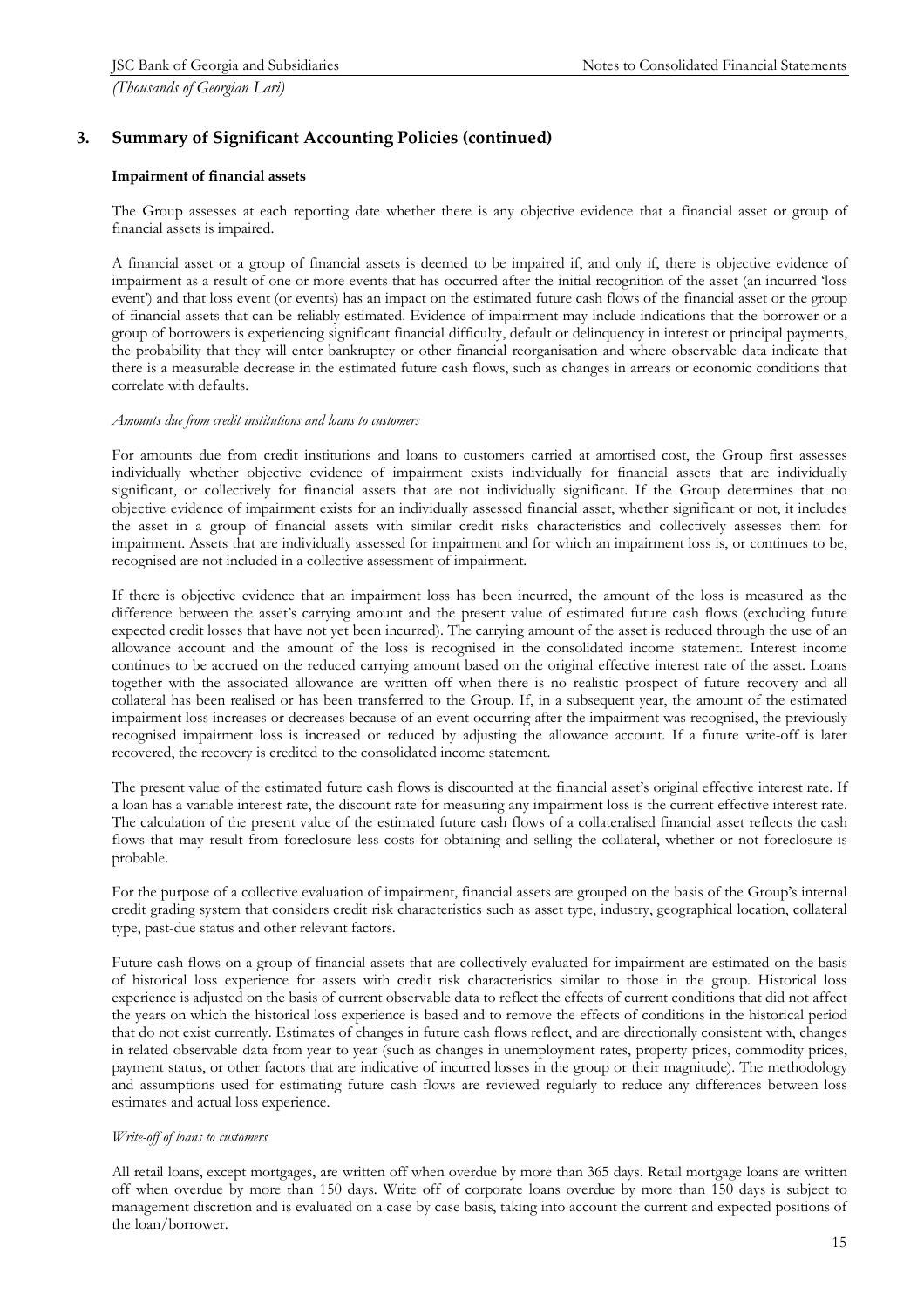## 3. Summary of Significant Accounting Policies (continued)

**Impairment of financial assets**

The Group assesses at each reporting date whether there is any objective evidence that a financial asset or group of financial assets is impaired.

A financial asset or a group of financial assets is deemed to be impaired if, and only if, there is objective evidence of impairment as a result of one or more events that has occurred after the initial recognition of the asset (an incurred 'loss event') and that loss event (or events) has an impact on the estimated future cash flows of the financial asset or the group of financial assets that can be reliably estimated. Evidence of impairment may include indications that the borrower or a group of borrowers is experiencing significant financial difficulty, default or delinquency in interest or principal payments, the probability that they will enter bankruptcy or other financial reorganisation and where observable data indicate that there is a measurable decrease in the estimated future cash flows, such as changes in arrears or economic conditions that correlate with defaults.

*Amounts due from credit institutions and loans to customers*

For amounts due from credit institutions and loans to customers carried at amortised cost, the Group first assesses individually whether objective evidence of impairment exists individually for financial assets that are individually significant, or collectively for financial assets that are not individually significant. If the Group determines that no objective evidence of impairment exists for an individually assessed financial asset, whether significant or not, it includes the asset in a group of financial assets with similar credit risks characteristics and collectively assesses them for impairment. Assets that are individually assessed for impairment and for which an impairment loss is, or continues to be, recognised are not included in a collective assessment of impairment.

If there is objective evidence that an impairment loss has been incurred, the amount of the loss is measured as the difference between the asset's carrying amount and the present value of estimated future cash flows (excluding future expected credit losses that have not yet been incurred). The carrying amount of the asset is reduced through the use of an allowance account and the amount of the loss is recognised in the consolidated income statement. Interest income continues to be accrued on the reduced carrying amount based on the original effective interest rate of the asset. Loans together with the associated allowance are written off when there is no realistic prospect of future recovery and all collateral has been realised or has been transferred to the Group. If, in a subsequent year, the amount of the estimated impairment loss increases or decreases because of an event occurring after the impairment was recognised, the previously recognised impairment loss is increased or reduced by adjusting the allowance account. If a future write-off is later recovered, the recovery is credited to the consolidated income statement.

The present value of the estimated future cash flows is discounted at the financial asset's original effective interest rate. If a loan has a variable interest rate, the discount rate for measuring any impairment loss is the current effective interest rate. The calculation of the present value of the estimated future cash flows of a collateralised financial asset reflects the cash flows that may result from foreclosure less costs for obtaining and selling the collateral, whether or not foreclosure is probable.

For the purpose of a collective evaluation of impairment, financial assets are grouped on the basis of the Group's internal credit grading system that considers credit risk characteristics such as asset type, industry, geographical location, collateral type, past-due status and other relevant factors.

Future cash flows on a group of financial assets that are collectively evaluated for impairment are estimated on the basis of historical loss experience for assets with credit risk characteristics similar to those in the group. Historical loss experience is adjusted on the basis of current observable data to reflect the effects of current conditions that did not affect the years on which the historical loss experience is based and to remove the effects of conditions in the historical period that do not exist currently. Estimates of changes in future cash flows reflect, and are directionally consistent with, changes in related observable data from year to year (such as changes in unemployment rates, property prices, commodity prices, payment status, or other factors that are indicative of incurred losses in the group or their magnitude). The methodology and assumptions used for estimating future cash flows are reviewed regularly to reduce any differences between loss estimates and actual loss experience.

*Write-off of loans to customers*

All retail loans, except mortgages, are written off when overdue by more than 365 days. Retail mortgage loans are written off when overdue by more than 150 days. Write off of corporate loans overdue by more than 150 days is subject to management discretion and is evaluated on a case by case basis, taking into account the current and expected positions of the loan/borrower.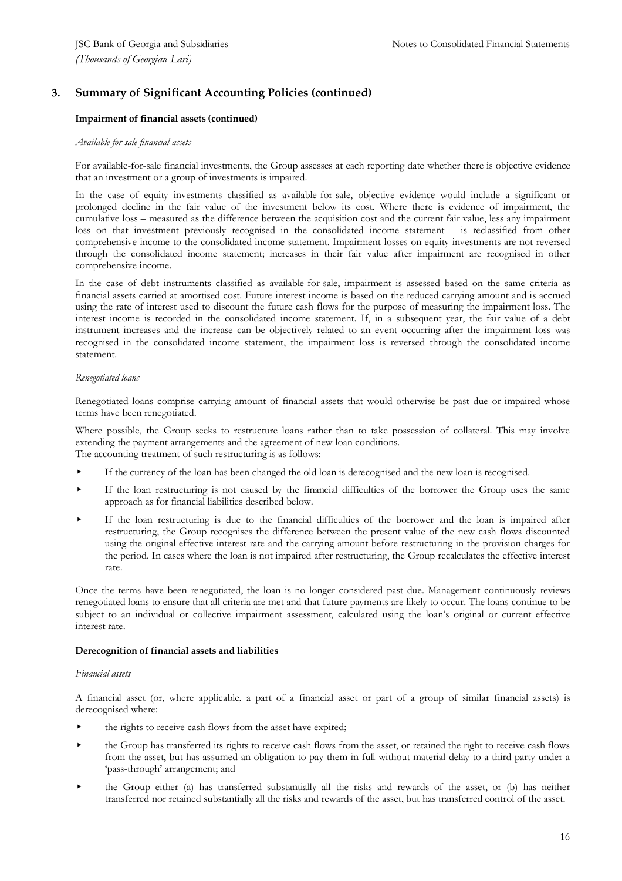## 3. Summary of Significant Accounting Policies (continued)

### Impairment of financial assets (continued)

*Available-for-sale financial assets*

For available-for-sale financial investments, the Group assesses at each reporting date whether there is objective evidence that an investment or a group of investments is impaired.

In the case of equity investments classified as available-for-sale, objective evidence would include a significant or prolonged decline in the fair value of the investment below its cost. Where there is evidence of impairment, the cumulative loss – measured as the difference between the acquisition cost and the current fair value, less any impairment loss on that investment previously recognised in the consolidated income statement – is reclassified from other comprehensive income to the consolidated income statement. Impairment losses on equity investments are not reversed through the consolidated income statement; increases in their fair value after impairment are recognised in other comprehensive income.

In the case of debt instruments classified as available-for-sale, impairment is assessed based on the same criteria as financial assets carried at amortised cost. Future interest income is based on the reduced carrying amount and is accrued using the rate of interest used to discount the future cash flows for the purpose of measuring the impairment loss. The interest income is recorded in the consolidated income statement. If, in a subsequent year, the fair value of a debt instrument increases and the increase can be objectively related to an event occurring after the impairment loss was recognised in the consolidated income statement, the impairment loss is reversed through the consolidated income statement.

*Renegotiated loans*

Renegotiated loans comprise carrying amount of financial assets that would otherwise be past due or impaired whose terms have been renegotiated.

Where possible, the Group seeks to restructure loans rather than to take possession of collateral. This may involve extending the payment arrangements and the agreement of new loan conditions.
The accounting treatment of such restructuring is as follows:

- If the currency of the loan has been changed the old loan is derecognised and the new loan is recognised.
- If the loan restructuring is not caused by the financial difficulties of the borrower the Group uses the same approach as for financial liabilities described below.
- If the loan restructuring is due to the financial difficulties of the borrower and the loan is impaired after restructuring, the Group recognises the difference between the present value of the new cash flows discounted using the original effective interest rate and the carrying amount before restructuring in the provision charges for the period. In cases where the loan is not impaired after restructuring, the Group recalculates the effective interest rate.

Once the terms have been renegotiated, the loan is no longer considered past due. Management continuously reviews renegotiated loans to ensure that all criteria are met and that future payments are likely to occur. The loans continue to be subject to an individual or collective impairment assessment, calculated using the loan's original or current effective interest rate.

### Derecognition of financial assets and liabilities

*Financial assets*

A financial asset (or, where applicable, a part of a financial asset or part of a group of similar financial assets) is derecognised where:

- the rights to receive cash flows from the asset have expired;
- the Group has transferred its rights to receive cash flows from the asset, or retained the right to receive cash flows from the asset, but has assumed an obligation to pay them in full without material delay to a third party under a 'pass-through' arrangement; and
- the Group either (a) has transferred substantially all the risks and rewards of the asset, or (b) has neither transferred nor retained substantially all the risks and rewards of the asset, but has transferred control of the asset.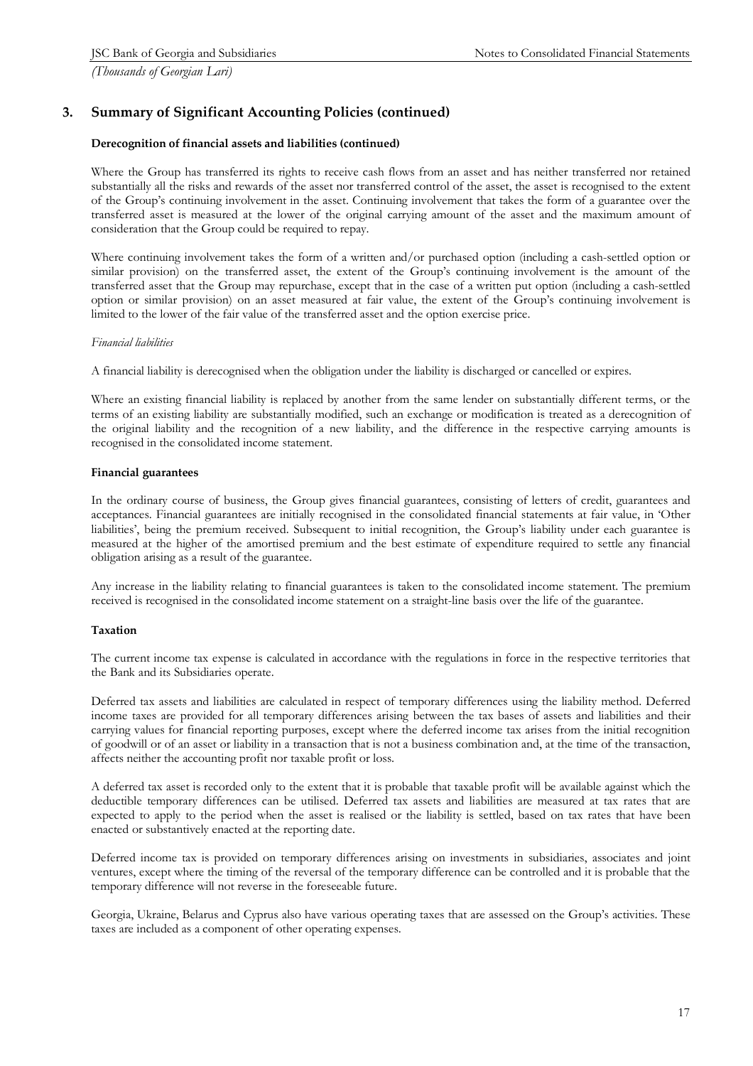## 3. Summary of Significant Accounting Policies (continued)

**Derecognition of financial assets and liabilities (continued)**

Where the Group has transferred its rights to receive cash flows from an asset and has neither transferred nor retained substantially all the risks and rewards of the asset nor transferred control of the asset, the asset is recognised to the extent of the Group's continuing involvement in the asset. Continuing involvement that takes the form of a guarantee over the transferred asset is measured at the lower of the original carrying amount of the asset and the maximum amount of consideration that the Group could be required to repay.

Where continuing involvement takes the form of a written and/or purchased option (including a cash-settled option or similar provision) on the transferred asset, the extent of the Group's continuing involvement is the amount of the transferred asset that the Group may repurchase, except that in the case of a written put option (including a cash-settled option or similar provision) on an asset measured at fair value, the extent of the Group's continuing involvement is limited to the lower of the fair value of the transferred asset and the option exercise price.

*Financial liabilities*

A financial liability is derecognised when the obligation under the liability is discharged or cancelled or expires.

Where an existing financial liability is replaced by another from the same lender on substantially different terms, or the terms of an existing liability are substantially modified, such an exchange or modification is treated as a derecognition of the original liability and the recognition of a new liability, and the difference in the respective carrying amounts is recognised in the consolidated income statement.

**Financial guarantees**

In the ordinary course of business, the Group gives financial guarantees, consisting of letters of credit, guarantees and acceptances. Financial guarantees are initially recognised in the consolidated financial statements at fair value, in 'Other liabilities', being the premium received. Subsequent to initial recognition, the Group's liability under each guarantee is measured at the higher of the amortised premium and the best estimate of expenditure required to settle any financial obligation arising as a result of the guarantee.

Any increase in the liability relating to financial guarantees is taken to the consolidated income statement. The premium received is recognised in the consolidated income statement on a straight-line basis over the life of the guarantee.

**Taxation**

The current income tax expense is calculated in accordance with the regulations in force in the respective territories that the Bank and its Subsidiaries operate.

Deferred tax assets and liabilities are calculated in respect of temporary differences using the liability method. Deferred income taxes are provided for all temporary differences arising between the tax bases of assets and liabilities and their carrying values for financial reporting purposes, except where the deferred income tax arises from the initial recognition of goodwill or of an asset or liability in a transaction that is not a business combination and, at the time of the transaction, affects neither the accounting profit nor taxable profit or loss.

A deferred tax asset is recorded only to the extent that it is probable that taxable profit will be available against which the deductible temporary differences can be utilised. Deferred tax assets and liabilities are measured at tax rates that are expected to apply to the period when the asset is realised or the liability is settled, based on tax rates that have been enacted or substantively enacted at the reporting date.

Deferred income tax is provided on temporary differences arising on investments in subsidiaries, associates and joint ventures, except where the timing of the reversal of the temporary difference can be controlled and it is probable that the temporary difference will not reverse in the foreseeable future.

Georgia, Ukraine, Belarus and Cyprus also have various operating taxes that are assessed on the Group's activities. These taxes are included as a component of other operating expenses.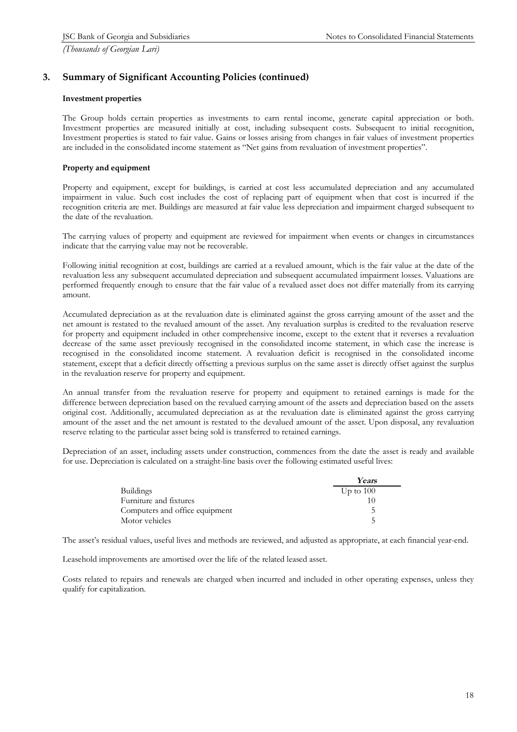## 3. Summary of Significant Accounting Policies (continued)

### Investment properties

The Group holds certain properties as investments to earn rental income, generate capital appreciation or both. Investment properties are measured initially at cost, including subsequent costs. Subsequent to initial recognition, Investment properties is stated to fair value. Gains or losses arising from changes in fair values of investment properties are included in the consolidated income statement as "Net gains from revaluation of investment properties".

### Property and equipment

Property and equipment, except for buildings, is carried at cost less accumulated depreciation and any accumulated impairment in value. Such cost includes the cost of replacing part of equipment when that cost is incurred if the recognition criteria are met. Buildings are measured at fair value less depreciation and impairment charged subsequent to the date of the revaluation.

The carrying values of property and equipment are reviewed for impairment when events or changes in circumstances indicate that the carrying value may not be recoverable.

Following initial recognition at cost, buildings are carried at a revalued amount, which is the fair value at the date of the revaluation less any subsequent accumulated depreciation and subsequent accumulated impairment losses. Valuations are performed frequently enough to ensure that the fair value of a revalued asset does not differ materially from its carrying amount.

Accumulated depreciation as at the revaluation date is eliminated against the gross carrying amount of the asset and the net amount is restated to the revalued amount of the asset. Any revaluation surplus is credited to the revaluation reserve for property and equipment included in other comprehensive income, except to the extent that it reverses a revaluation decrease of the same asset previously recognised in the consolidated income statement, in which case the increase is recognised in the consolidated income statement. A revaluation deficit is recognised in the consolidated income statement, except that a deficit directly offsetting a previous surplus on the same asset is directly offset against the surplus in the revaluation reserve for property and equipment.

An annual transfer from the revaluation reserve for property and equipment to retained earnings is made for the difference between depreciation based on the revalued carrying amount of the assets and depreciation based on the assets original cost. Additionally, accumulated depreciation as at the revaluation date is eliminated against the gross carrying amount of the asset and the net amount is restated to the devalued amount of the asset. Upon disposal, any revaluation reserve relating to the particular asset being sold is transferred to retained earnings.

Depreciation of an asset, including assets under construction, commences from the date the asset is ready and available for use. Depreciation is calculated on a straight-line basis over the following estimated useful lives:

| | *Years* |
|---|---|
| Buildings | Up to 100 |
| Furniture and fixtures | 10 |
| Computers and office equipment | 5 |
| Motor vehicles | 5 |

The asset's residual values, useful lives and methods are reviewed, and adjusted as appropriate, at each financial year-end.

Leasehold improvements are amortised over the life of the related leased asset.

Costs related to repairs and renewals are charged when incurred and included in other operating expenses, unless they qualify for capitalization.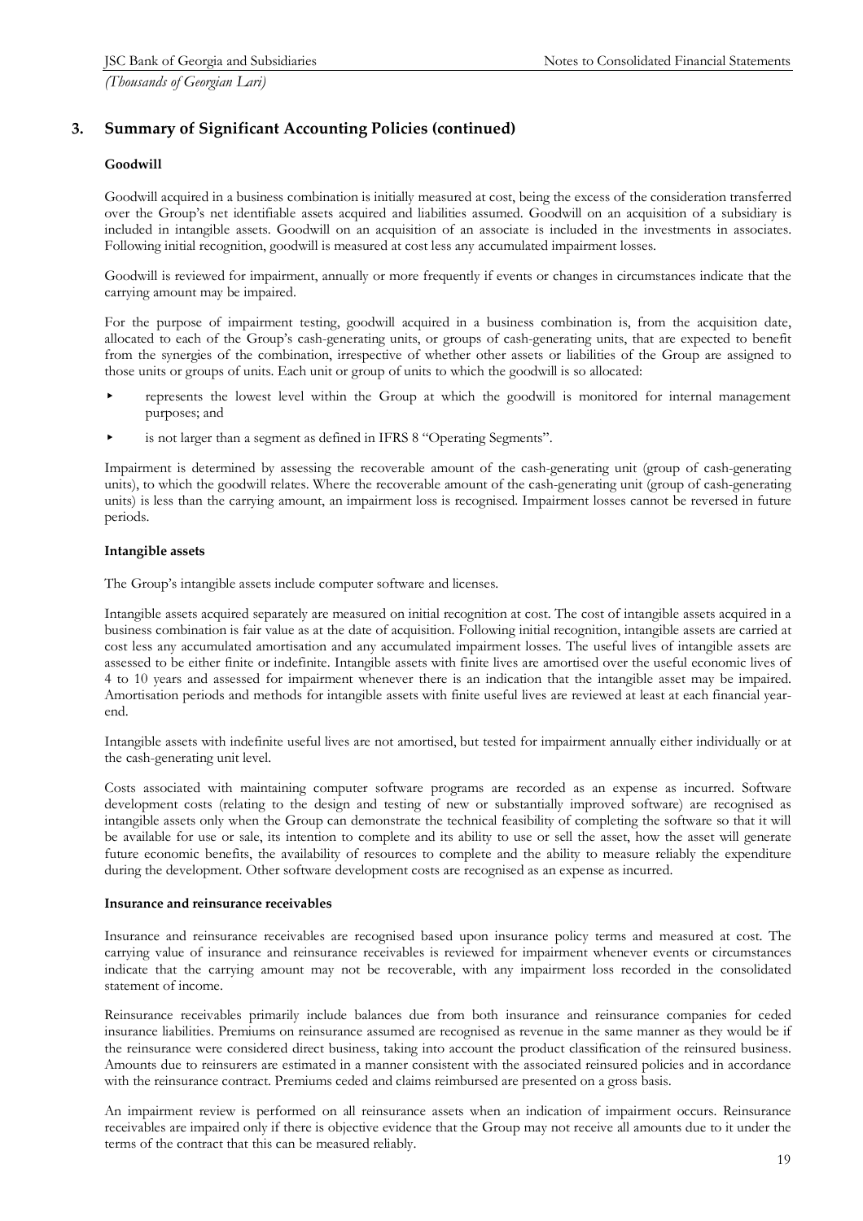## 3. Summary of Significant Accounting Policies (continued)

### Goodwill

Goodwill acquired in a business combination is initially measured at cost, being the excess of the consideration transferred over the Group's net identifiable assets acquired and liabilities assumed. Goodwill on an acquisition of a subsidiary is included in intangible assets. Goodwill on an acquisition of an associate is included in the investments in associates. Following initial recognition, goodwill is measured at cost less any accumulated impairment losses.

Goodwill is reviewed for impairment, annually or more frequently if events or changes in circumstances indicate that the carrying amount may be impaired.

For the purpose of impairment testing, goodwill acquired in a business combination is, from the acquisition date, allocated to each of the Group's cash-generating units, or groups of cash-generating units, that are expected to benefit from the synergies of the combination, irrespective of whether other assets or liabilities of the Group are assigned to those units or groups of units. Each unit or group of units to which the goodwill is so allocated:

- represents the lowest level within the Group at which the goodwill is monitored for internal management purposes; and
- is not larger than a segment as defined in IFRS 8 "Operating Segments".

Impairment is determined by assessing the recoverable amount of the cash-generating unit (group of cash-generating units), to which the goodwill relates. Where the recoverable amount of the cash-generating unit (group of cash-generating units) is less than the carrying amount, an impairment loss is recognised. Impairment losses cannot be reversed in future periods.

### Intangible assets

The Group's intangible assets include computer software and licenses.

Intangible assets acquired separately are measured on initial recognition at cost. The cost of intangible assets acquired in a business combination is fair value as at the date of acquisition. Following initial recognition, intangible assets are carried at cost less any accumulated amortisation and any accumulated impairment losses. The useful lives of intangible assets are assessed to be either finite or indefinite. Intangible assets with finite lives are amortised over the useful economic lives of 4 to 10 years and assessed for impairment whenever there is an indication that the intangible asset may be impaired. Amortisation periods and methods for intangible assets with finite useful lives are reviewed at least at each financial year-end.

Intangible assets with indefinite useful lives are not amortised, but tested for impairment annually either individually or at the cash-generating unit level.

Costs associated with maintaining computer software programs are recorded as an expense as incurred. Software development costs (relating to the design and testing of new or substantially improved software) are recognised as intangible assets only when the Group can demonstrate the technical feasibility of completing the software so that it will be available for use or sale, its intention to complete and its ability to use or sell the asset, how the asset will generate future economic benefits, the availability of resources to complete and the ability to measure reliably the expenditure during the development. Other software development costs are recognised as an expense as incurred.

### Insurance and reinsurance receivables

Insurance and reinsurance receivables are recognised based upon insurance policy terms and measured at cost. The carrying value of insurance and reinsurance receivables is reviewed for impairment whenever events or circumstances indicate that the carrying amount may not be recoverable, with any impairment loss recorded in the consolidated statement of income.

Reinsurance receivables primarily include balances due from both insurance and reinsurance companies for ceded insurance liabilities. Premiums on reinsurance assumed are recognised as revenue in the same manner as they would be if the reinsurance were considered direct business, taking into account the product classification of the reinsured business. Amounts due to reinsurers are estimated in a manner consistent with the associated reinsured policies and in accordance with the reinsurance contract. Premiums ceded and claims reimbursed are presented on a gross basis.

An impairment review is performed on all reinsurance assets when an indication of impairment occurs. Reinsurance receivables are impaired only if there is objective evidence that the Group may not receive all amounts due to it under the terms of the contract that this can be measured reliably.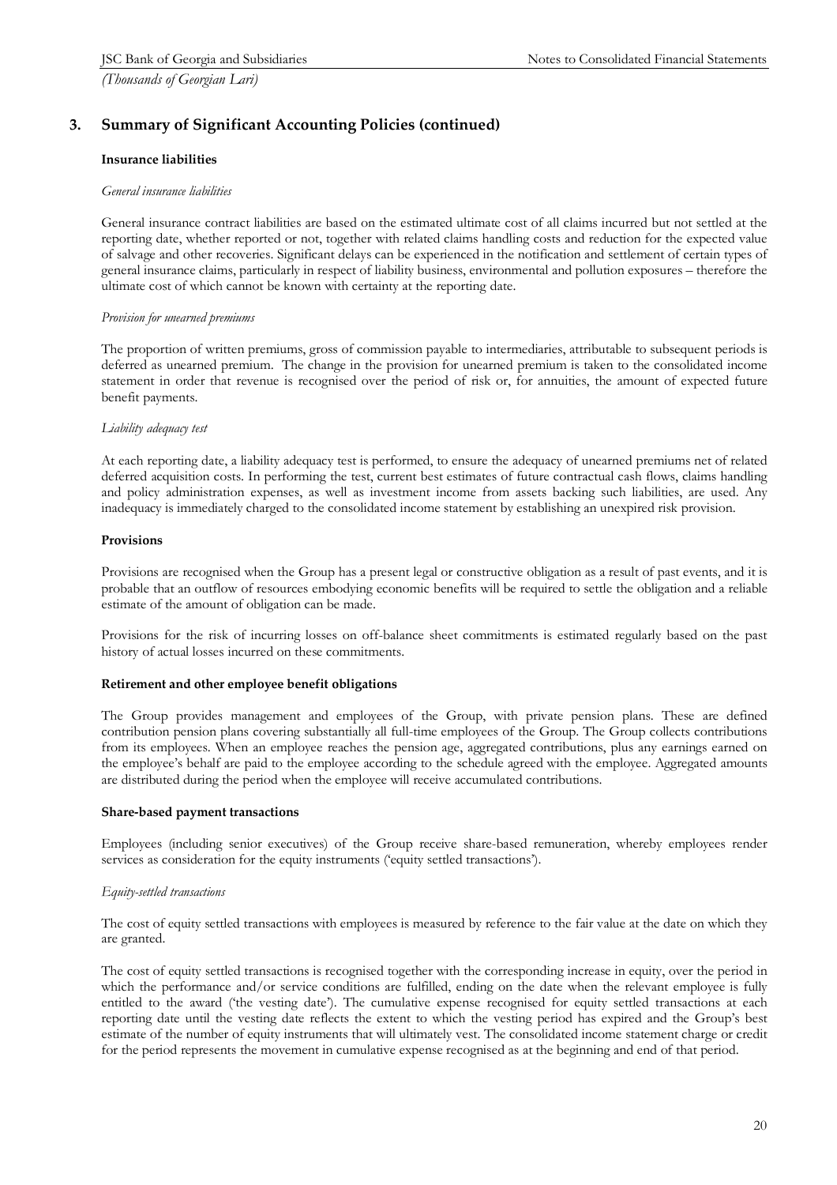## 3. Summary of Significant Accounting Policies (continued)

### Insurance liabilities

*General insurance liabilities*

General insurance contract liabilities are based on the estimated ultimate cost of all claims incurred but not settled at the reporting date, whether reported or not, together with related claims handling costs and reduction for the expected value of salvage and other recoveries. Significant delays can be experienced in the notification and settlement of certain types of general insurance claims, particularly in respect of liability business, environmental and pollution exposures – therefore the ultimate cost of which cannot be known with certainty at the reporting date.

*Provision for unearned premiums*

The proportion of written premiums, gross of commission payable to intermediaries, attributable to subsequent periods is deferred as unearned premium. The change in the provision for unearned premium is taken to the consolidated income statement in order that revenue is recognised over the period of risk or, for annuities, the amount of expected future benefit payments.

*Liability adequacy test*

At each reporting date, a liability adequacy test is performed, to ensure the adequacy of unearned premiums net of related deferred acquisition costs. In performing the test, current best estimates of future contractual cash flows, claims handling and policy administration expenses, as well as investment income from assets backing such liabilities, are used. Any inadequacy is immediately charged to the consolidated income statement by establishing an unexpired risk provision.

### Provisions

Provisions are recognised when the Group has a present legal or constructive obligation as a result of past events, and it is probable that an outflow of resources embodying economic benefits will be required to settle the obligation and a reliable estimate of the amount of obligation can be made.

Provisions for the risk of incurring losses on off-balance sheet commitments is estimated regularly based on the past history of actual losses incurred on these commitments.

### Retirement and other employee benefit obligations

The Group provides management and employees of the Group, with private pension plans. These are defined contribution pension plans covering substantially all full-time employees of the Group. The Group collects contributions from its employees. When an employee reaches the pension age, aggregated contributions, plus any earnings earned on the employee's behalf are paid to the employee according to the schedule agreed with the employee. Aggregated amounts are distributed during the period when the employee will receive accumulated contributions.

### Share-based payment transactions

Employees (including senior executives) of the Group receive share-based remuneration, whereby employees render services as consideration for the equity instruments ('equity settled transactions').

*Equity-settled transactions*

The cost of equity settled transactions with employees is measured by reference to the fair value at the date on which they are granted.

The cost of equity settled transactions is recognised together with the corresponding increase in equity, over the period in which the performance and/or service conditions are fulfilled, ending on the date when the relevant employee is fully entitled to the award ('the vesting date'). The cumulative expense recognised for equity settled transactions at each reporting date until the vesting date reflects the extent to which the vesting period has expired and the Group's best estimate of the number of equity instruments that will ultimately vest. The consolidated income statement charge or credit for the period represents the movement in cumulative expense recognised as at the beginning and end of that period.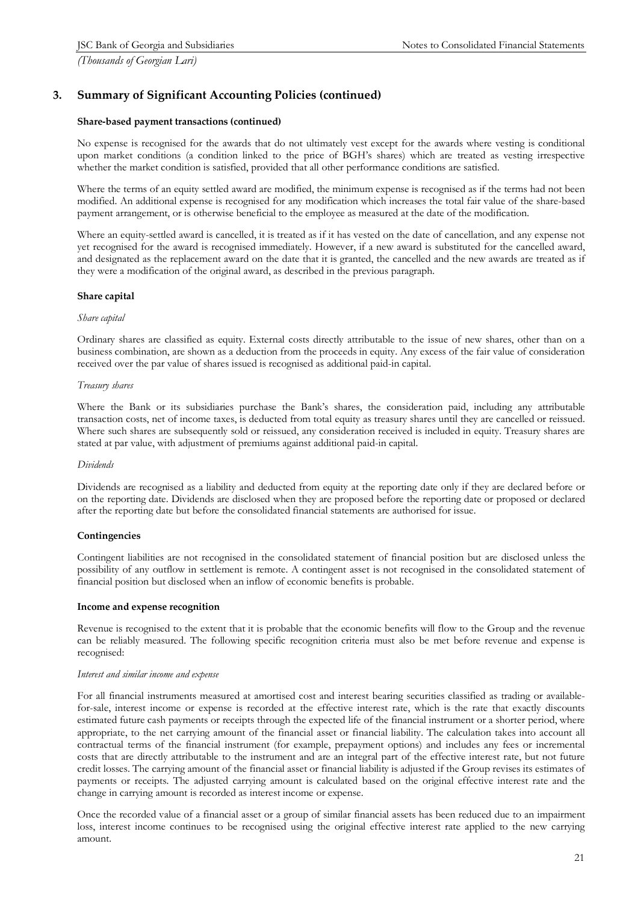## 3. Summary of Significant Accounting Policies (continued)

**Share-based payment transactions (continued)**

No expense is recognised for the awards that do not ultimately vest except for the awards where vesting is conditional upon market conditions (a condition linked to the price of BGH's shares) which are treated as vesting irrespective whether the market condition is satisfied, provided that all other performance conditions are satisfied.

Where the terms of an equity settled award are modified, the minimum expense is recognised as if the terms had not been modified. An additional expense is recognised for any modification which increases the total fair value of the share-based payment arrangement, or is otherwise beneficial to the employee as measured at the date of the modification.

Where an equity-settled award is cancelled, it is treated as if it has vested on the date of cancellation, and any expense not yet recognised for the award is recognised immediately. However, if a new award is substituted for the cancelled award, and designated as the replacement award on the date that it is granted, the cancelled and the new awards are treated as if they were a modification of the original award, as described in the previous paragraph.

**Share capital**

*Share capital*

Ordinary shares are classified as equity. External costs directly attributable to the issue of new shares, other than on a business combination, are shown as a deduction from the proceeds in equity. Any excess of the fair value of consideration received over the par value of shares issued is recognised as additional paid-in capital.

*Treasury shares*

Where the Bank or its subsidiaries purchase the Bank's shares, the consideration paid, including any attributable transaction costs, net of income taxes, is deducted from total equity as treasury shares until they are cancelled or reissued. Where such shares are subsequently sold or reissued, any consideration received is included in equity. Treasury shares are stated at par value, with adjustment of premiums against additional paid-in capital.

*Dividends*

Dividends are recognised as a liability and deducted from equity at the reporting date only if they are declared before or on the reporting date. Dividends are disclosed when they are proposed before the reporting date or proposed or declared after the reporting date but before the consolidated financial statements are authorised for issue.

**Contingencies**

Contingent liabilities are not recognised in the consolidated statement of financial position but are disclosed unless the possibility of any outflow in settlement is remote. A contingent asset is not recognised in the consolidated statement of financial position but disclosed when an inflow of economic benefits is probable.

**Income and expense recognition**

Revenue is recognised to the extent that it is probable that the economic benefits will flow to the Group and the revenue can be reliably measured. The following specific recognition criteria must also be met before revenue and expense is recognised:

*Interest and similar income and expense*

For all financial instruments measured at amortised cost and interest bearing securities classified as trading or available-for-sale, interest income or expense is recorded at the effective interest rate, which is the rate that exactly discounts estimated future cash payments or receipts through the expected life of the financial instrument or a shorter period, where appropriate, to the net carrying amount of the financial asset or financial liability. The calculation takes into account all contractual terms of the financial instrument (for example, prepayment options) and includes any fees or incremental costs that are directly attributable to the instrument and are an integral part of the effective interest rate, but not future credit losses. The carrying amount of the financial asset or financial liability is adjusted if the Group revises its estimates of payments or receipts. The adjusted carrying amount is calculated based on the original effective interest rate and the change in carrying amount is recorded as interest income or expense.

Once the recorded value of a financial asset or a group of similar financial assets has been reduced due to an impairment loss, interest income continues to be recognised using the original effective interest rate applied to the new carrying amount.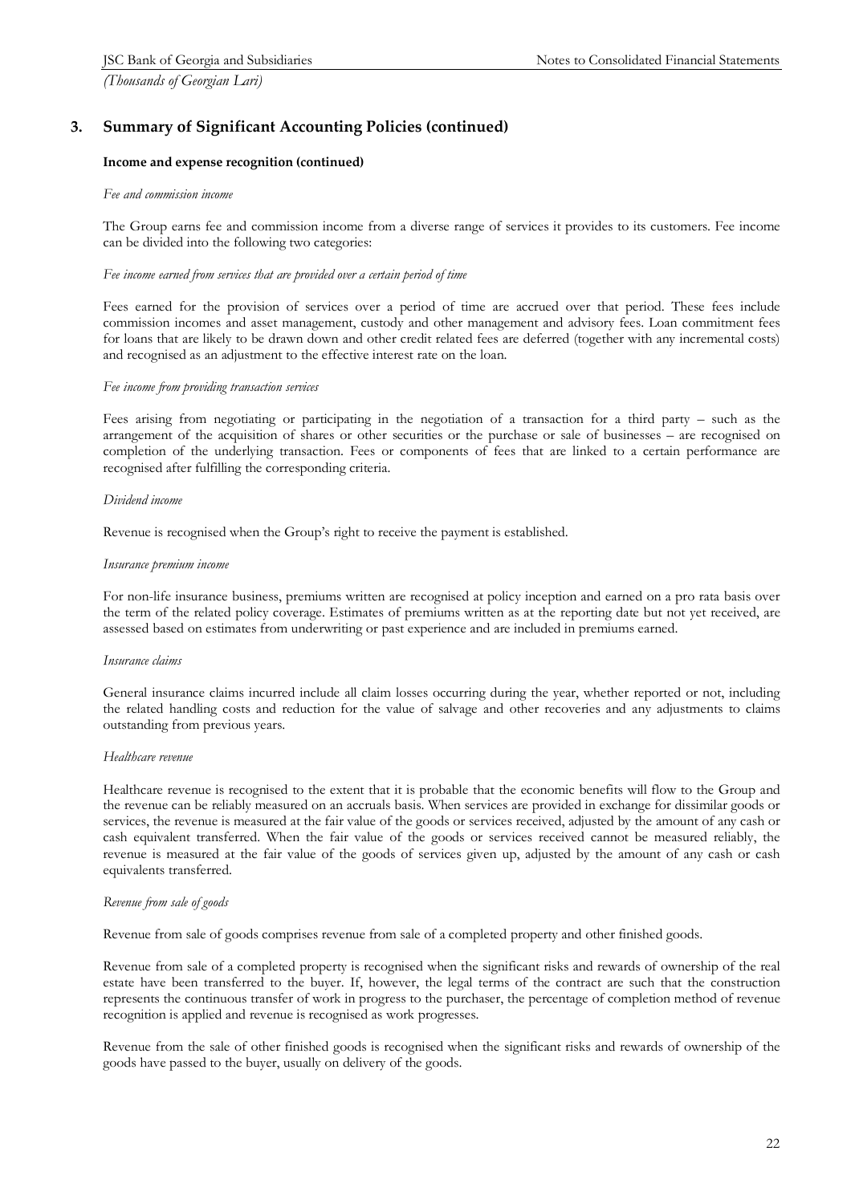## 3. Summary of Significant Accounting Policies (continued)

**Income and expense recognition (continued)**

*Fee and commission income*

The Group earns fee and commission income from a diverse range of services it provides to its customers. Fee income can be divided into the following two categories:

*Fee income earned from services that are provided over a certain period of time*

Fees earned for the provision of services over a period of time are accrued over that period. These fees include commission incomes and asset management, custody and other management and advisory fees. Loan commitment fees for loans that are likely to be drawn down and other credit related fees are deferred (together with any incremental costs) and recognised as an adjustment to the effective interest rate on the loan.

*Fee income from providing transaction services*

Fees arising from negotiating or participating in the negotiation of a transaction for a third party – such as the arrangement of the acquisition of shares or other securities or the purchase or sale of businesses – are recognised on completion of the underlying transaction. Fees or components of fees that are linked to a certain performance are recognised after fulfilling the corresponding criteria.

*Dividend income*

Revenue is recognised when the Group's right to receive the payment is established.

*Insurance premium income*

For non-life insurance business, premiums written are recognised at policy inception and earned on a pro rata basis over the term of the related policy coverage. Estimates of premiums written as at the reporting date but not yet received, are assessed based on estimates from underwriting or past experience and are included in premiums earned.

*Insurance claims*

General insurance claims incurred include all claim losses occurring during the year, whether reported or not, including the related handling costs and reduction for the value of salvage and other recoveries and any adjustments to claims outstanding from previous years.

*Healthcare revenue*

Healthcare revenue is recognised to the extent that it is probable that the economic benefits will flow to the Group and the revenue can be reliably measured on an accruals basis. When services are provided in exchange for dissimilar goods or services, the revenue is measured at the fair value of the goods or services received, adjusted by the amount of any cash or cash equivalent transferred. When the fair value of the goods or services received cannot be measured reliably, the revenue is measured at the fair value of the goods of services given up, adjusted by the amount of any cash or cash equivalents transferred.

*Revenue from sale of goods*

Revenue from sale of goods comprises revenue from sale of a completed property and other finished goods.

Revenue from sale of a completed property is recognised when the significant risks and rewards of ownership of the real estate have been transferred to the buyer. If, however, the legal terms of the contract are such that the construction represents the continuous transfer of work in progress to the purchaser, the percentage of completion method of revenue recognition is applied and revenue is recognised as work progresses.

Revenue from the sale of other finished goods is recognised when the significant risks and rewards of ownership of the goods have passed to the buyer, usually on delivery of the goods.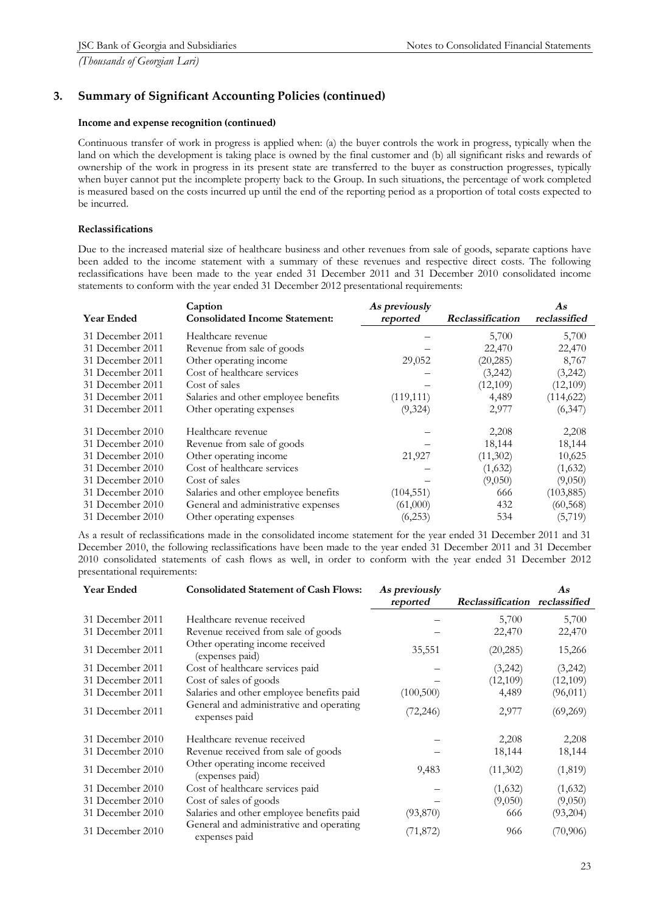## 3. Summary of Significant Accounting Policies (continued)

**Income and expense recognition (continued)**

Continuous transfer of work in progress is applied when: (a) the buyer controls the work in progress, typically when the land on which the development is taking place is owned by the final customer and (b) all significant risks and rewards of ownership of the work in progress in its present state are transferred to the buyer as construction progresses, typically when buyer cannot put the incomplete property back to the Group. In such situations, the percentage of work completed is measured based on the costs incurred up until the end of the reporting period as a proportion of total costs expected to be incurred.

**Reclassifications**

Due to the increased material size of healthcare business and other revenues from sale of goods, separate captions have been added to the income statement with a summary of these revenues and respective direct costs. The following reclassifications have been made to the year ended 31 December 2011 and 31 December 2010 consolidated income statements to conform with the year ended 31 December 2012 presentational requirements:

| Year Ended | Caption<br>Consolidated Income Statement: | *As previously reported* | *Reclassification* | *As reclassified* |
|---|---|---|---|---|
| 31 December 2011 | Healthcare revenue | – | 5,700 | 5,700 |
| 31 December 2011 | Revenue from sale of goods | – | 22,470 | 22,470 |
| 31 December 2011 | Other operating income | 29,052 | (20,285) | 8,767 |
| 31 December 2011 | Cost of healthcare services | – | (3,242) | (3,242) |
| 31 December 2011 | Cost of sales | – | (12,109) | (12,109) |
| 31 December 2011 | Salaries and other employee benefits | (119,111) | 4,489 | (114,622) |
| 31 December 2011 | Other operating expenses | (9,324) | 2,977 | (6,347) |
| 31 December 2010 | Healthcare revenue | – | 2,208 | 2,208 |
| 31 December 2010 | Revenue from sale of goods | – | 18,144 | 18,144 |
| 31 December 2010 | Other operating income | 21,927 | (11,302) | 10,625 |
| 31 December 2010 | Cost of healthcare services | – | (1,632) | (1,632) |
| 31 December 2010 | Cost of sales | – | (9,050) | (9,050) |
| 31 December 2010 | Salaries and other employee benefits | (104,551) | 666 | (103,885) |
| 31 December 2010 | General and administrative expenses | (61,000) | 432 | (60,568) |
| 31 December 2010 | Other operating expenses | (6,253) | 534 | (5,719) |

As a result of reclassifications made in the consolidated income statement for the year ended 31 December 2011 and 31 December 2010, the following reclassifications have been made to the year ended 31 December 2011 and 31 December 2010 consolidated statements of cash flows as well, in order to conform with the year ended 31 December 2012 presentational requirements:

| Year Ended | Consolidated Statement of Cash Flows: | *As previously reported* | *Reclassification* | *As reclassified* |
|---|---|---|---|---|
| 31 December 2011 | Healthcare revenue received | – | 5,700 | 5,700 |
| 31 December 2011 | Revenue received from sale of goods | – | 22,470 | 22,470 |
| 31 December 2011 | Other operating income received (expenses paid) | 35,551 | (20,285) | 15,266 |
| 31 December 2011 | Cost of healthcare services paid | – | (3,242) | (3,242) |
| 31 December 2011 | Cost of sales of goods | – | (12,109) | (12,109) |
| 31 December 2011 | Salaries and other employee benefits paid | (100,500) | 4,489 | (96,011) |
| 31 December 2011 | General and administrative and operating expenses paid | (72,246) | 2,977 | (69,269) |
| 31 December 2010 | Healthcare revenue received | – | 2,208 | 2,208 |
| 31 December 2010 | Revenue received from sale of goods | – | 18,144 | 18,144 |
| 31 December 2010 | Other operating income received (expenses paid) | 9,483 | (11,302) | (1,819) |
| 31 December 2010 | Cost of healthcare services paid | – | (1,632) | (1,632) |
| 31 December 2010 | Cost of sales of goods | – | (9,050) | (9,050) |
| 31 December 2010 | Salaries and other employee benefits paid | (93,870) | 666 | (93,204) |
| 31 December 2010 | General and administrative and operating expenses paid | (71,872) | 966 | (70,906) |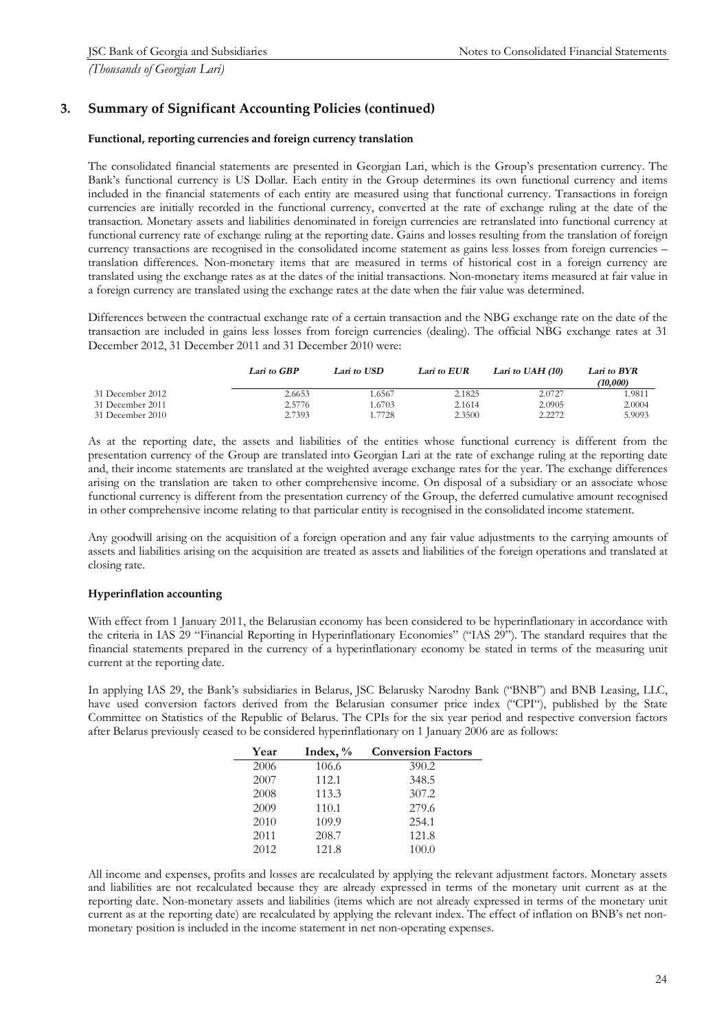## 3. Summary of Significant Accounting Policies (continued)

**Functional, reporting currencies and foreign currency translation**

The consolidated financial statements are presented in Georgian Lari, which is the Group's presentation currency. The Bank's functional currency is US Dollar. Each entity in the Group determines its own functional currency and items included in the financial statements of each entity are measured using that functional currency. Transactions in foreign currencies are initially recorded in the functional currency, converted at the rate of exchange ruling at the date of the transaction. Monetary assets and liabilities denominated in foreign currencies are retranslated into functional currency at functional currency rate of exchange ruling at the reporting date. Gains and losses resulting from the translation of foreign currency transactions are recognised in the consolidated income statement as gains less losses from foreign currencies – translation differences. Non-monetary items that are measured in terms of historical cost in a foreign currency are translated using the exchange rates as at the dates of the initial transactions. Non-monetary items measured at fair value in a foreign currency are translated using the exchange rates at the date when the fair value was determined.

Differences between the contractual exchange rate of a certain transaction and the NBG exchange rate on the date of the transaction are included in gains less losses from foreign currencies (dealing). The official NBG exchange rates at 31 December 2012, 31 December 2011 and 31 December 2010 were:

| | *Lari to GBP* | *Lari to USD* | *Lari to EUR* | *Lari to UAH (10)* | *Lari to BYR (10,000)* |
|---|---|---|---|---|---|
| 31 December 2012 | 2.6653 | 1.6567 | 2.1825 | 2.0727 | 1.9811 |
| 31 December 2011 | 2.5776 | 1.6703 | 2.1614 | 2.0905 | 2.0004 |
| 31 December 2010 | 2.7393 | 1.7728 | 2.3500 | 2.2272 | 5.9093 |

As at the reporting date, the assets and liabilities of the entities whose functional currency is different from the presentation currency of the Group are translated into Georgian Lari at the rate of exchange ruling at the reporting date and, their income statements are translated at the weighted average exchange rates for the year. The exchange differences arising on the translation are taken to other comprehensive income. On disposal of a subsidiary or an associate whose functional currency is different from the presentation currency of the Group, the deferred cumulative amount recognised in other comprehensive income relating to that particular entity is recognised in the consolidated income statement.

Any goodwill arising on the acquisition of a foreign operation and any fair value adjustments to the carrying amounts of assets and liabilities arising on the acquisition are treated as assets and liabilities of the foreign operations and translated at closing rate.

**Hyperinflation accounting**

With effect from 1 January 2011, the Belarusian economy has been considered to be hyperinflationary in accordance with the criteria in IAS 29 "Financial Reporting in Hyperinflationary Economies" ("IAS 29"). The standard requires that the financial statements prepared in the currency of a hyperinflationary economy be stated in terms of the measuring unit current at the reporting date.

In applying IAS 29, the Bank's subsidiaries in Belarus, JSC Belarusky Narodny Bank ("BNB") and BNB Leasing, LLC, have used conversion factors derived from the Belarusian consumer price index ("CPI"), published by the State Committee on Statistics of the Republic of Belarus. The CPIs for the six year period and respective conversion factors after Belarus previously ceased to be considered hyperinflationary on 1 January 2006 are as follows:

| Year | Index, % | Conversion Factors |
|---|---|---|
| 2006 | 106.6 | 390.2 |
| 2007 | 112.1 | 348.5 |
| 2008 | 113.3 | 307.2 |
| 2009 | 110.1 | 279.6 |
| 2010 | 109.9 | 254.1 |
| 2011 | 208.7 | 121.8 |
| 2012 | 121.8 | 100.0 |

All income and expenses, profits and losses are recalculated by applying the relevant adjustment factors. Monetary assets and liabilities are not recalculated because they are already expressed in terms of the monetary unit current as at the reporting date. Non-monetary assets and liabilities (items which are not already expressed in terms of the monetary unit current as at the reporting date) are recalculated by applying the relevant index. The effect of inflation on BNB's net non-monetary position is included in the income statement in net non-operating expenses.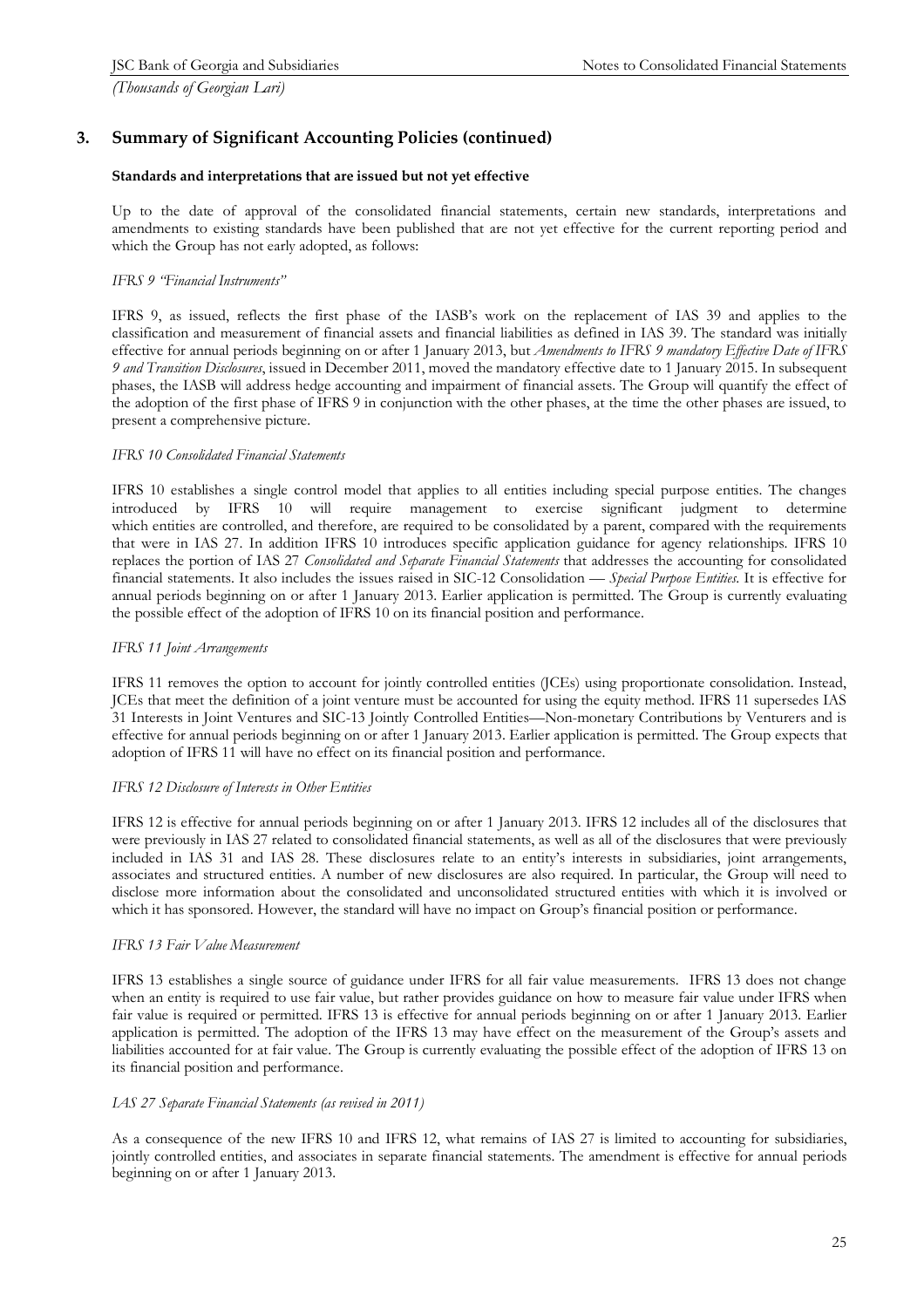## 3. Summary of Significant Accounting Policies (continued)

**Standards and interpretations that are issued but not yet effective**

Up to the date of approval of the consolidated financial statements, certain new standards, interpretations and amendments to existing standards have been published that are not yet effective for the current reporting period and which the Group has not early adopted, as follows:

*IFRS 9 "Financial Instruments"*

IFRS 9, as issued, reflects the first phase of the IASB's work on the replacement of IAS 39 and applies to the classification and measurement of financial assets and financial liabilities as defined in IAS 39. The standard was initially effective for annual periods beginning on or after 1 January 2013, but *Amendments to IFRS 9 mandatory Effective Date of IFRS 9 and Transition Disclosures*, issued in December 2011, moved the mandatory effective date to 1 January 2015. In subsequent phases, the IASB will address hedge accounting and impairment of financial assets. The Group will quantify the effect of the adoption of the first phase of IFRS 9 in conjunction with the other phases, at the time the other phases are issued, to present a comprehensive picture.

*IFRS 10 Consolidated Financial Statements*

IFRS 10 establishes a single control model that applies to all entities including special purpose entities. The changes introduced by IFRS 10 will require management to exercise significant judgment to determine which entities are controlled, and therefore, are required to be consolidated by a parent, compared with the requirements that were in IAS 27. In addition IFRS 10 introduces specific application guidance for agency relationships. IFRS 10 replaces the portion of IAS 27 *Consolidated and Separate Financial Statements* that addresses the accounting for consolidated financial statements. It also includes the issues raised in SIC-12 Consolidation — *Special Purpose Entities*. It is effective for annual periods beginning on or after 1 January 2013. Earlier application is permitted. The Group is currently evaluating the possible effect of the adoption of IFRS 10 on its financial position and performance.

*IFRS 11 Joint Arrangements*

IFRS 11 removes the option to account for jointly controlled entities (JCEs) using proportionate consolidation. Instead, JCEs that meet the definition of a joint venture must be accounted for using the equity method. IFRS 11 supersedes IAS 31 Interests in Joint Ventures and SIC-13 Jointly Controlled Entities—Non-monetary Contributions by Venturers and is effective for annual periods beginning on or after 1 January 2013. Earlier application is permitted. The Group expects that adoption of IFRS 11 will have no effect on its financial position and performance.

*IFRS 12 Disclosure of Interests in Other Entities*

IFRS 12 is effective for annual periods beginning on or after 1 January 2013. IFRS 12 includes all of the disclosures that were previously in IAS 27 related to consolidated financial statements, as well as all of the disclosures that were previously included in IAS 31 and IAS 28. These disclosures relate to an entity's interests in subsidiaries, joint arrangements, associates and structured entities. A number of new disclosures are also required. In particular, the Group will need to disclose more information about the consolidated and unconsolidated structured entities with which it is involved or which it has sponsored. However, the standard will have no impact on Group's financial position or performance.

*IFRS 13 Fair Value Measurement*

IFRS 13 establishes a single source of guidance under IFRS for all fair value measurements. IFRS 13 does not change when an entity is required to use fair value, but rather provides guidance on how to measure fair value under IFRS when fair value is required or permitted. IFRS 13 is effective for annual periods beginning on or after 1 January 2013. Earlier application is permitted. The adoption of the IFRS 13 may have effect on the measurement of the Group's assets and liabilities accounted for at fair value. The Group is currently evaluating the possible effect of the adoption of IFRS 13 on its financial position and performance.

*IAS 27 Separate Financial Statements (as revised in 2011)*

As a consequence of the new IFRS 10 and IFRS 12, what remains of IAS 27 is limited to accounting for subsidiaries, jointly controlled entities, and associates in separate financial statements. The amendment is effective for annual periods beginning on or after 1 January 2013.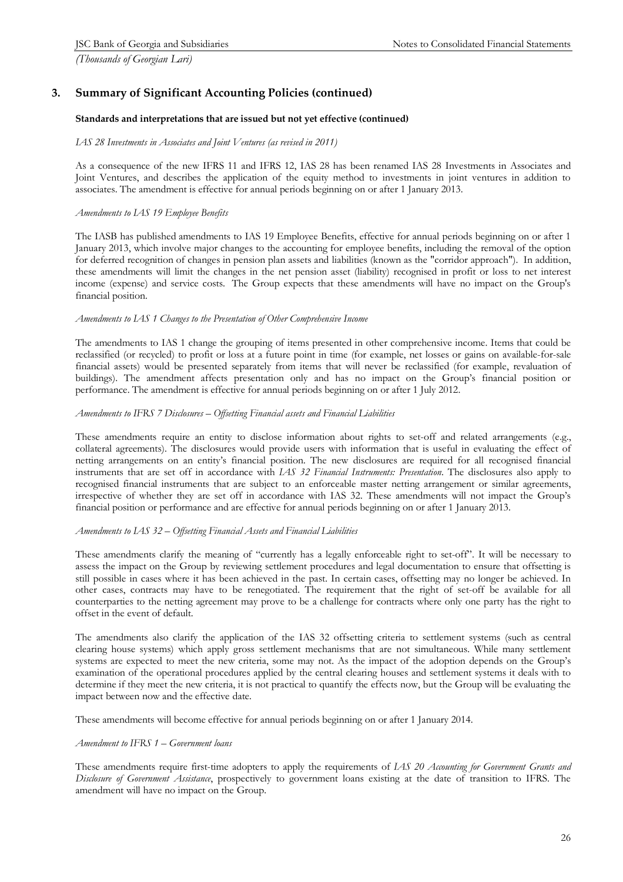## 3. Summary of Significant Accounting Policies (continued)

**Standards and interpretations that are issued but not yet effective (continued)**

*IAS 28 Investments in Associates and Joint Ventures (as revised in 2011)*

As a consequence of the new IFRS 11 and IFRS 12, IAS 28 has been renamed IAS 28 Investments in Associates and Joint Ventures, and describes the application of the equity method to investments in joint ventures in addition to associates. The amendment is effective for annual periods beginning on or after 1 January 2013.

*Amendments to IAS 19 Employee Benefits*

The IASB has published amendments to IAS 19 Employee Benefits, effective for annual periods beginning on or after 1 January 2013, which involve major changes to the accounting for employee benefits, including the removal of the option for deferred recognition of changes in pension plan assets and liabilities (known as the "corridor approach"). In addition, these amendments will limit the changes in the net pension asset (liability) recognised in profit or loss to net interest income (expense) and service costs. The Group expects that these amendments will have no impact on the Group's financial position.

*Amendments to IAS 1 Changes to the Presentation of Other Comprehensive Income*

The amendments to IAS 1 change the grouping of items presented in other comprehensive income. Items that could be reclassified (or recycled) to profit or loss at a future point in time (for example, net losses or gains on available-for-sale financial assets) would be presented separately from items that will never be reclassified (for example, revaluation of buildings). The amendment affects presentation only and has no impact on the Group's financial position or performance. The amendment is effective for annual periods beginning on or after 1 July 2012.

*Amendments to IFRS 7 Disclosures – Offsetting Financial assets and Financial Liabilities*

These amendments require an entity to disclose information about rights to set-off and related arrangements (e.g., collateral agreements). The disclosures would provide users with information that is useful in evaluating the effect of netting arrangements on an entity's financial position. The new disclosures are required for all recognised financial instruments that are set off in accordance with *IAS 32 Financial Instruments: Presentation*. The disclosures also apply to recognised financial instruments that are subject to an enforceable master netting arrangement or similar agreements, irrespective of whether they are set off in accordance with IAS 32. These amendments will not impact the Group's financial position or performance and are effective for annual periods beginning on or after 1 January 2013.

*Amendments to IAS 32 – Offsetting Financial Assets and Financial Liabilities*

These amendments clarify the meaning of "currently has a legally enforceable right to set-off". It will be necessary to assess the impact on the Group by reviewing settlement procedures and legal documentation to ensure that offsetting is still possible in cases where it has been achieved in the past. In certain cases, offsetting may no longer be achieved. In other cases, contracts may have to be renegotiated. The requirement that the right of set-off be available for all counterparties to the netting agreement may prove to be a challenge for contracts where only one party has the right to offset in the event of default.

The amendments also clarify the application of the IAS 32 offsetting criteria to settlement systems (such as central clearing house systems) which apply gross settlement mechanisms that are not simultaneous. While many settlement systems are expected to meet the new criteria, some may not. As the impact of the adoption depends on the Group's examination of the operational procedures applied by the central clearing houses and settlement systems it deals with to determine if they meet the new criteria, it is not practical to quantify the effects now, but the Group will be evaluating the impact between now and the effective date.

These amendments will become effective for annual periods beginning on or after 1 January 2014.

*Amendment to IFRS 1 – Government loans*

These amendments require first-time adopters to apply the requirements of *IAS 20 Accounting for Government Grants and Disclosure of Government Assistance*, prospectively to government loans existing at the date of transition to IFRS. The amendment will have no impact on the Group.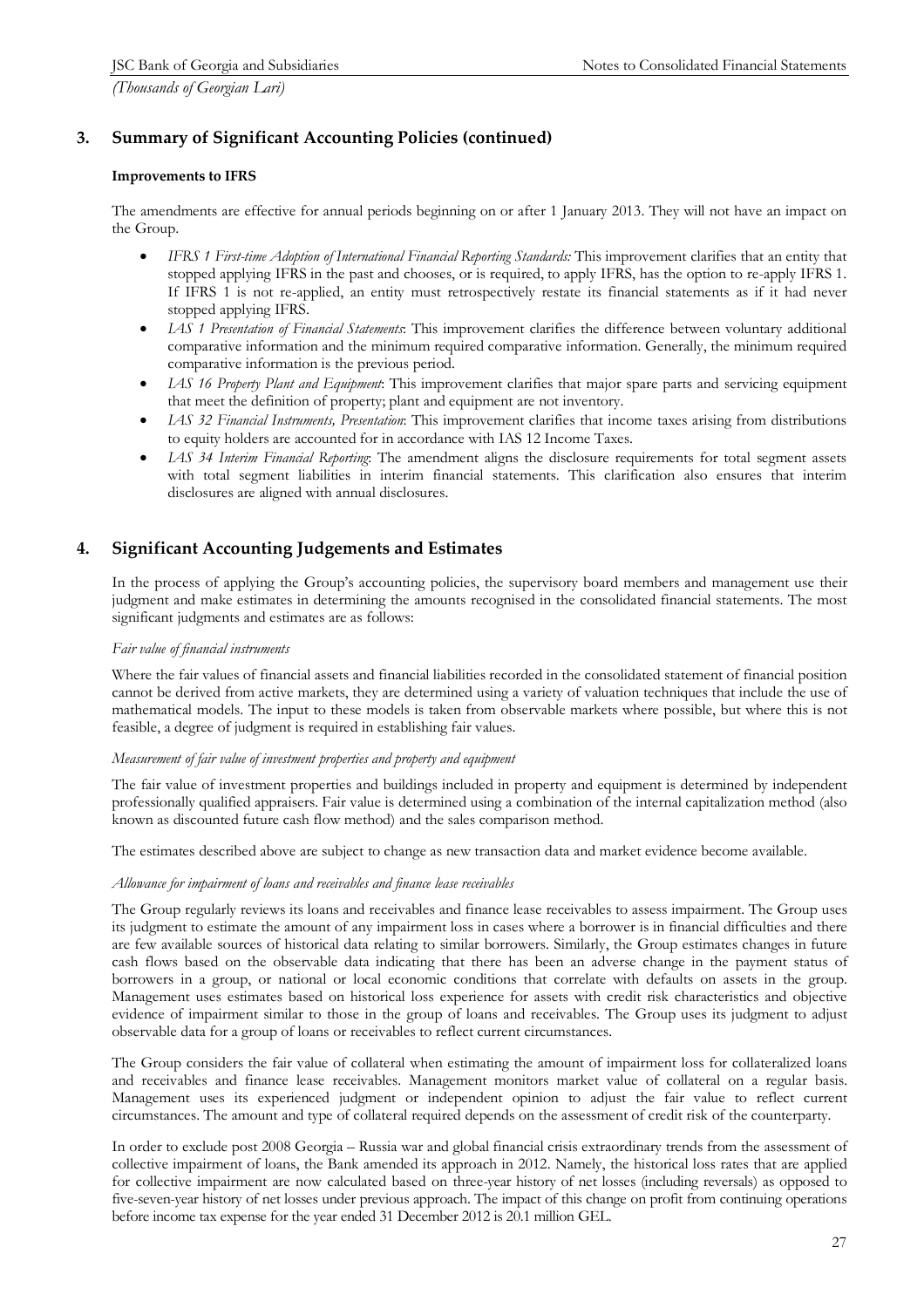## 3. Summary of Significant Accounting Policies (continued)

**Improvements to IFRS**

The amendments are effective for annual periods beginning on or after 1 January 2013. They will not have an impact on the Group.

- *IFRS 1 First-time Adoption of International Financial Reporting Standards:* This improvement clarifies that an entity that stopped applying IFRS in the past and chooses, or is required, to apply IFRS, has the option to re-apply IFRS 1. If IFRS 1 is not re-applied, an entity must retrospectively restate its financial statements as if it had never stopped applying IFRS.
- *IAS 1 Presentation of Financial Statements*: This improvement clarifies the difference between voluntary additional comparative information and the minimum required comparative information. Generally, the minimum required comparative information is the previous period.
- *IAS 16 Property Plant and Equipment*: This improvement clarifies that major spare parts and servicing equipment that meet the definition of property; plant and equipment are not inventory.
- *IAS 32 Financial Instruments, Presentation*: This improvement clarifies that income taxes arising from distributions to equity holders are accounted for in accordance with IAS 12 Income Taxes.
- *IAS 34 Interim Financial Reporting*: The amendment aligns the disclosure requirements for total segment assets with total segment liabilities in interim financial statements. This clarification also ensures that interim disclosures are aligned with annual disclosures.

## 4. Significant Accounting Judgements and Estimates

In the process of applying the Group's accounting policies, the supervisory board members and management use their judgment and make estimates in determining the amounts recognised in the consolidated financial statements. The most significant judgments and estimates are as follows:

*Fair value of financial instruments*

Where the fair values of financial assets and financial liabilities recorded in the consolidated statement of financial position cannot be derived from active markets, they are determined using a variety of valuation techniques that include the use of mathematical models. The input to these models is taken from observable markets where possible, but where this is not feasible, a degree of judgment is required in establishing fair values.

*Measurement of fair value of investment properties and property and equipment*

The fair value of investment properties and buildings included in property and equipment is determined by independent professionally qualified appraisers. Fair value is determined using a combination of the internal capitalization method (also known as discounted future cash flow method) and the sales comparison method.

The estimates described above are subject to change as new transaction data and market evidence become available.

*Allowance for impairment of loans and receivables and finance lease receivables*

The Group regularly reviews its loans and receivables and finance lease receivables to assess impairment. The Group uses its judgment to estimate the amount of any impairment loss in cases where a borrower is in financial difficulties and there are few available sources of historical data relating to similar borrowers. Similarly, the Group estimates changes in future cash flows based on the observable data indicating that there has been an adverse change in the payment status of borrowers in a group, or national or local economic conditions that correlate with defaults on assets in the group. Management uses estimates based on historical loss experience for assets with credit risk characteristics and objective evidence of impairment similar to those in the group of loans and receivables. The Group uses its judgment to adjust observable data for a group of loans or receivables to reflect current circumstances.

The Group considers the fair value of collateral when estimating the amount of impairment loss for collateralized loans and receivables and finance lease receivables. Management monitors market value of collateral on a regular basis. Management uses its experienced judgment or independent opinion to adjust the fair value to reflect current circumstances. The amount and type of collateral required depends on the assessment of credit risk of the counterparty.

In order to exclude post 2008 Georgia – Russia war and global financial crisis extraordinary trends from the assessment of collective impairment of loans, the Bank amended its approach in 2012. Namely, the historical loss rates that are applied for collective impairment are now calculated based on three-year history of net losses (including reversals) as opposed to five-seven-year history of net losses under previous approach. The impact of this change on profit from continuing operations before income tax expense for the year ended 31 December 2012 is 20.1 million GEL.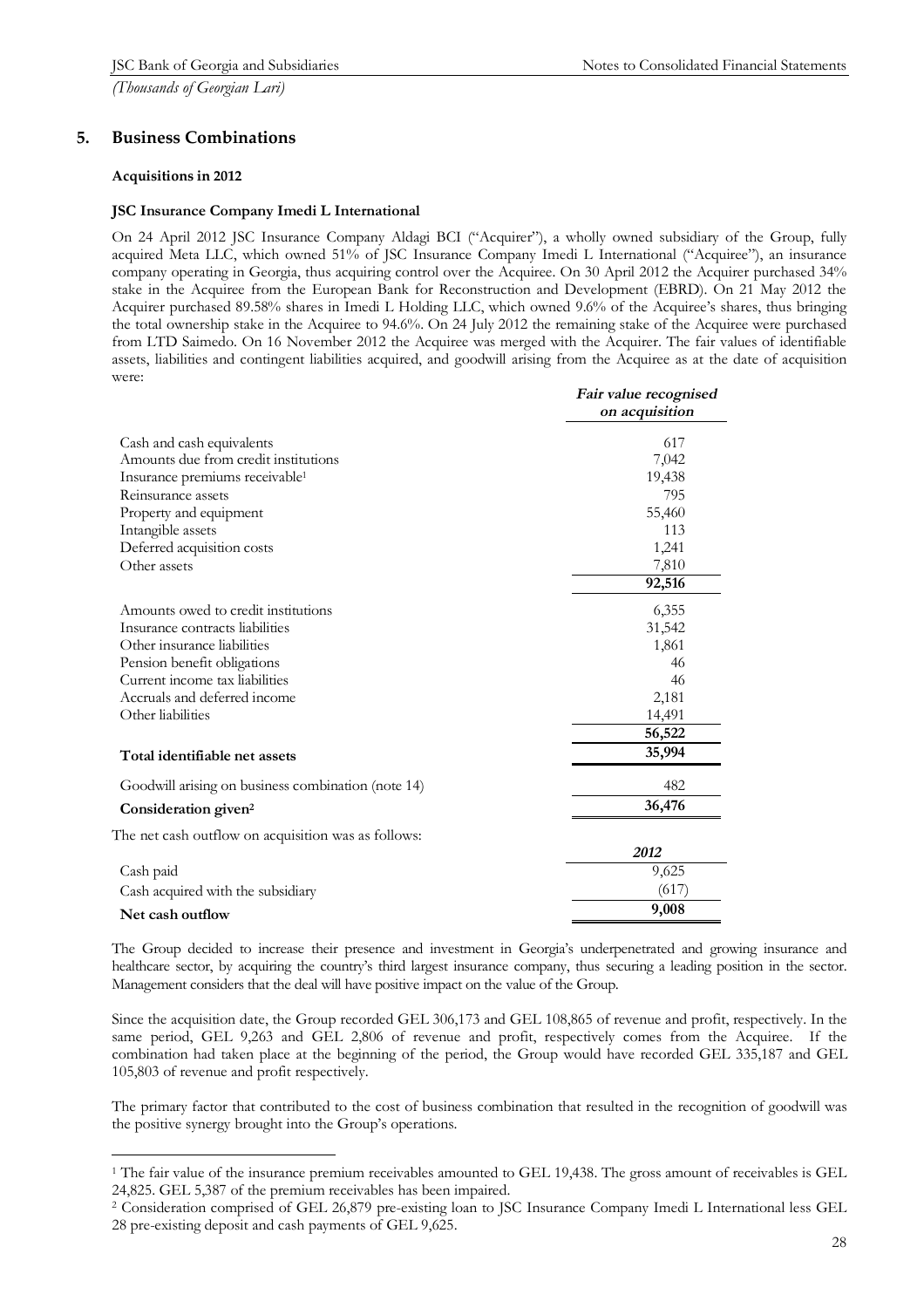## 5. Business Combinations

**Acquisitions in 2012**

**JSC Insurance Company Imedi L International**

On 24 April 2012 JSC Insurance Company Aldagi BCI ("Acquirer"), a wholly owned subsidiary of the Group, fully acquired Meta LLC, which owned 51% of JSC Insurance Company Imedi L International ("Acquiree"), an insurance company operating in Georgia, thus acquiring control over the Acquiree. On 30 April 2012 the Acquirer purchased 34% stake in the Acquiree from the European Bank for Reconstruction and Development (EBRD). On 21 May 2012 the Acquirer purchased 89.58% shares in Imedi L Holding LLC, which owned 9.6% of the Acquiree's shares, thus bringing the total ownership stake in the Acquiree to 94.6%. On 24 July 2012 the remaining stake of the Acquiree were purchased from LTD Saimedo. On 16 November 2012 the Acquiree was merged with the Acquirer. The fair values of identifiable assets, liabilities and contingent liabilities acquired, and goodwill arising from the Acquiree as at the date of acquisition were:

| | *Fair value recognised on acquisition* |
|---|---|
| Cash and cash equivalents | 617 |
| Amounts due from credit institutions | 7,042 |
| Insurance premiums receivable[1] | 19,438 |
| Reinsurance assets | 795 |
| Property and equipment | 55,460 |
| Intangible assets | 113 |
| Deferred acquisition costs | 1,241 |
| Other assets | 7,810 |
| | **92,516** |
| Amounts owed to credit institutions | 6,355 |
| Insurance contracts liabilities | 31,542 |
| Other insurance liabilities | 1,861 |
| Pension benefit obligations | 46 |
| Current income tax liabilities | 46 |
| Accruals and deferred income | 2,181 |
| Other liabilities | 14,491 |
| | **56,522** |
| **Total identifiable net assets** | **35,994** |
| Goodwill arising on business combination (note 14) | 482 |
| **Consideration given[2]** | **36,476** |

The net cash outflow on acquisition was as follows:

| | *2012* |
|---|---|
| Cash paid | 9,625 |
| Cash acquired with the subsidiary | (617) |
| **Net cash outflow** | **9,008** |

The Group decided to increase their presence and investment in Georgia's underpenetrated and growing insurance and healthcare sector, by acquiring the country's third largest insurance company, thus securing a leading position in the sector. Management considers that the deal will have positive impact on the value of the Group.

Since the acquisition date, the Group recorded GEL 306,173 and GEL 108,865 of revenue and profit, respectively. In the same period, GEL 9,263 and GEL 2,806 of revenue and profit, respectively comes from the Acquiree. If the combination had taken place at the beginning of the period, the Group would have recorded GEL 335,187 and GEL 105,803 of revenue and profit respectively.

The primary factor that contributed to the cost of business combination that resulted in the recognition of goodwill was the positive synergy brought into the Group's operations.

[1] The fair value of the insurance premium receivables amounted to GEL 19,438. The gross amount of receivables is GEL 24,825. GEL 5,387 of the premium receivables has been impaired.

[2] Consideration comprised of GEL 26,879 pre-existing loan to JSC Insurance Company Imedi L International less GEL 28 pre-existing deposit and cash payments of GEL 9,625.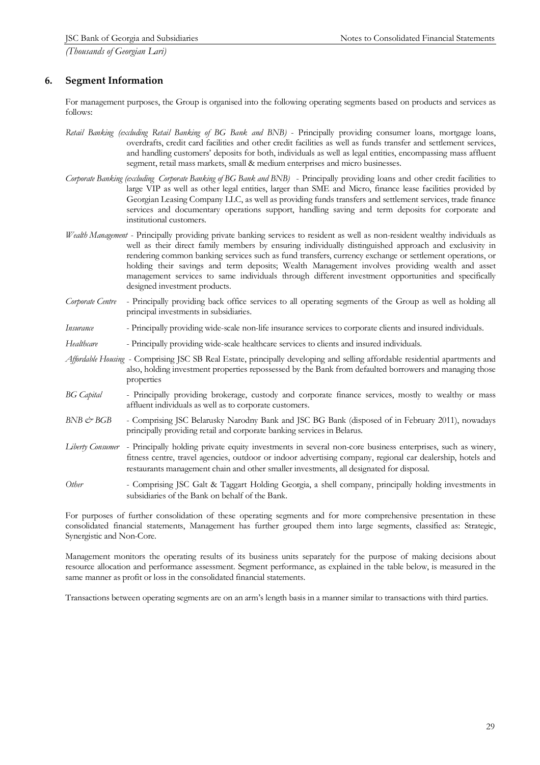## 6. Segment Information

For management purposes, the Group is organised into the following operating segments based on products and services as follows:

*Retail Banking (excluding Retail Banking of BG Bank and BNB)* - Principally providing consumer loans, mortgage loans, overdrafts, credit card facilities and other credit facilities as well as funds transfer and settlement services, and handling customers' deposits for both, individuals as well as legal entities, encompassing mass affluent segment, retail mass markets, small & medium enterprises and micro businesses.

*Corporate Banking (excluding Corporate Banking of BG Bank and BNB)* - Principally providing loans and other credit facilities to large VIP as well as other legal entities, larger than SME and Micro, finance lease facilities provided by Georgian Leasing Company LLC, as well as providing funds transfers and settlement services, trade finance services and documentary operations support, handling saving and term deposits for corporate and institutional customers.

*Wealth Management* - Principally providing private banking services to resident as well as non-resident wealthy individuals as well as their direct family members by ensuring individually distinguished approach and exclusivity in rendering common banking services such as fund transfers, currency exchange or settlement operations, or holding their savings and term deposits; Wealth Management involves providing wealth and asset management services to same individuals through different investment opportunities and specifically designed investment products.

*Corporate Centre* - Principally providing back office services to all operating segments of the Group as well as holding all principal investments in subsidiaries.

*Insurance* - Principally providing wide-scale non-life insurance services to corporate clients and insured individuals.

*Healthcare* - Principally providing wide-scale healthcare services to clients and insured individuals.

*Affordable Housing* - Comprising JSC SB Real Estate, principally developing and selling affordable residential apartments and also, holding investment properties repossessed by the Bank from defaulted borrowers and managing those properties

*BG Capital* - Principally providing brokerage, custody and corporate finance services, mostly to wealthy or mass affluent individuals as well as to corporate customers.

*BNB & BGB* - Comprising JSC Belarusky Narodny Bank and JSC BG Bank (disposed of in February 2011), nowadays principally providing retail and corporate banking services in Belarus.

*Liberty Consumer* - Principally holding private equity investments in several non-core business enterprises, such as winery, fitness centre, travel agencies, outdoor or indoor advertising company, regional car dealership, hotels and restaurants management chain and other smaller investments, all designated for disposal.

*Other* - Comprising JSC Galt & Taggart Holding Georgia, a shell company, principally holding investments in subsidiaries of the Bank on behalf of the Bank.

For purposes of further consolidation of these operating segments and for more comprehensive presentation in these consolidated financial statements, Management has further grouped them into large segments, classified as: Strategic, Synergistic and Non-Core.

Management monitors the operating results of its business units separately for the purpose of making decisions about resource allocation and performance assessment. Segment performance, as explained in the table below, is measured in the same manner as profit or loss in the consolidated financial statements.

Transactions between operating segments are on an arm's length basis in a manner similar to transactions with third parties.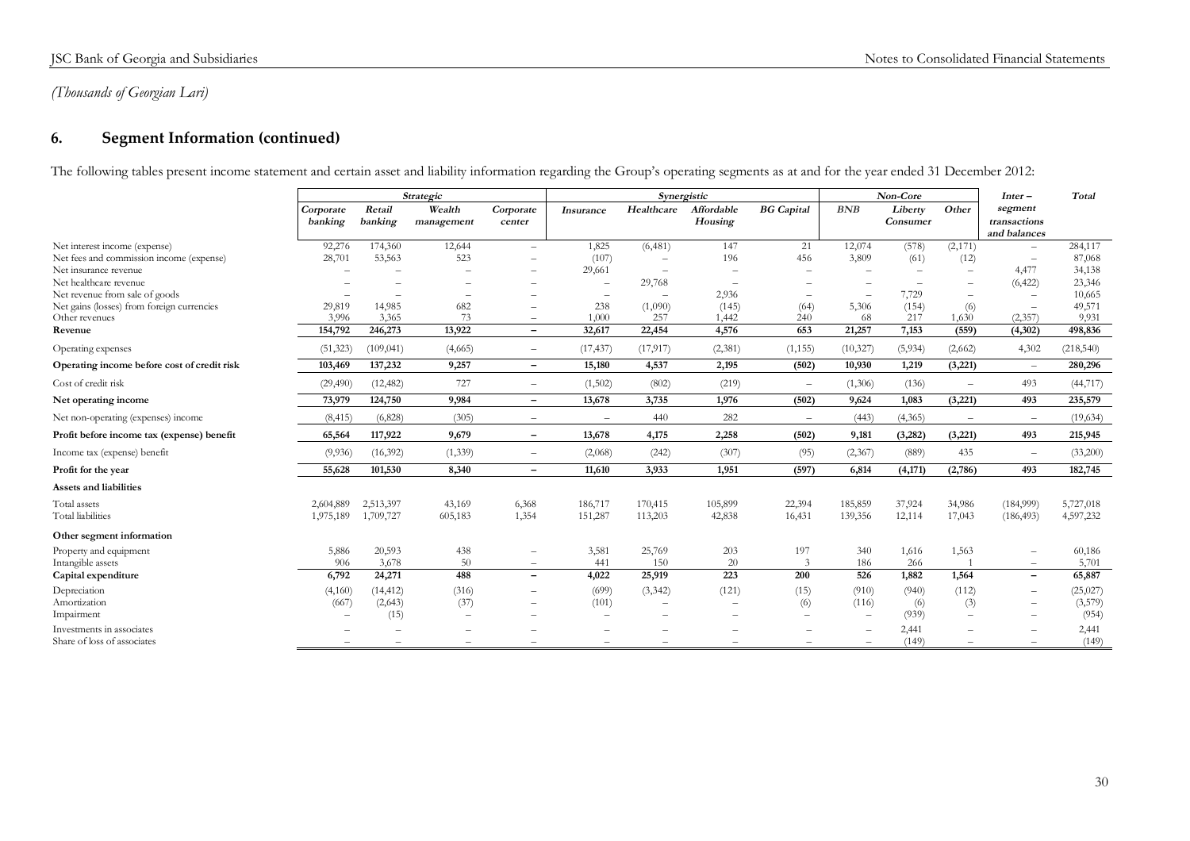*(Thousands of Georgian Lari)*

## 6. Segment Information (continued)

The following tables present income statement and certain asset and liability information regarding the Group's operating segments as at and for the year ended 31 December 2012:

| | *Strategic* | | | | *Synergistic* | | | | *Non-Core* | | | *Inter – segment transactions and balances* | *Total* |
|---|---|---|---|---|---|---|---|---|---|---|---|---|---|
| | *Corporate banking* | *Retail banking* | *Wealth management* | *Corporate center* | *Insurance* | *Healthcare* | *Affordable Housing* | *BG Capital* | *BNB* | *Liberty Consumer* | *Other* | | |
| Net interest income (expense) | 92,276 | 174,360 | 12,644 | – | 1,825 | (6,481) | 147 | 21 | 12,074 | (578) | (2,171) | – | 284,117 |
| Net fees and commission income (expense) | 28,701 | 53,563 | 523 | – | (107) | – | 196 | 456 | 3,809 | (61) | (12) | – | 87,068 |
| Net insurance revenue | – | – | – | – | 29,661 | – | – | – | – | – | – | 4,477 | 34,138 |
| Net healthcare revenue | – | – | – | – | – | 29,768 | – | – | – | – | – | (6,422) | 23,346 |
| Net revenue from sale of goods | – | – | – | – | – | – | 2,936 | – | – | 7,729 | – | – | 10,665 |
| Net gains (losses) from foreign currencies | 29,819 | 14,985 | 682 | – | 238 | (1,090) | (145) | (64) | 5,306 | (154) | (6) | – | 49,571 |
| Other revenues | 3,996 | 3,365 | 73 | – | 1,000 | 257 | 1,442 | 240 | 68 | 217 | 1,630 | (2,357) | 9,931 |
| **Revenue** | **154,792** | **246,273** | **13,922** | **–** | **32,617** | **22,454** | **4,576** | **653** | **21,257** | **7,153** | **(559)** | **(4,302)** | **498,836** |
| Operating expenses | (51,323) | (109,041) | (4,665) | – | (17,437) | (17,917) | (2,381) | (1,155) | (10,327) | (5,934) | (2,662) | 4,302 | (218,540) |
| **Operating income before cost of credit risk** | **103,469** | **137,232** | **9,257** | **–** | **15,180** | **4,537** | **2,195** | **(502)** | **10,930** | **1,219** | **(3,221)** | **–** | **280,296** |
| Cost of credit risk | (29,490) | (12,482) | 727 | – | (1,502) | (802) | (219) | – | (1,306) | (136) | – | 493 | (44,717) |
| **Net operating income** | **73,979** | **124,750** | **9,984** | **–** | **13,678** | **3,735** | **1,976** | **(502)** | **9,624** | **1,083** | **(3,221)** | **493** | **235,579** |
| Net non-operating (expenses) income | (8,415) | (6,828) | (305) | – | – | 440 | 282 | – | (443) | (4,365) | – | – | (19,634) |
| **Profit before income tax (expense) benefit** | **65,564** | **117,922** | **9,679** | **–** | **13,678** | **4,175** | **2,258** | **(502)** | **9,181** | **(3,282)** | **(3,221)** | **493** | **215,945** |
| Income tax (expense) benefit | (9,936) | (16,392) | (1,339) | – | (2,068) | (242) | (307) | (95) | (2,367) | (889) | 435 | – | (33,200) |
| **Profit for the year** | **55,628** | **101,530** | **8,340** | **–** | **11,610** | **3,933** | **1,951** | **(597)** | **6,814** | **(4,171)** | **(2,786)** | **493** | **182,745** |
| **Assets and liabilities** | | | | | | | | | | | | | |
| Total assets | 2,604,889 | 2,513,397 | 43,169 | 6,368 | 186,717 | 170,415 | 105,899 | 22,394 | 185,859 | 37,924 | 34,986 | (184,999) | 5,727,018 |
| Total liabilities | 1,975,189 | 1,709,727 | 605,183 | 1,354 | 151,287 | 113,203 | 42,838 | 16,431 | 139,356 | 12,114 | 17,043 | (186,493) | 4,597,232 |
| **Other segment information** | | | | | | | | | | | | | |
| Property and equipment | 5,886 | 20,593 | 438 | – | 3,581 | 25,769 | 203 | 197 | 340 | 1,616 | 1,563 | – | 60,186 |
| Intangible assets | 906 | 3,678 | 50 | – | 441 | 150 | 20 | 3 | 186 | 266 | 1 | – | 5,701 |
| **Capital expenditure** | **6,792** | **24,271** | **488** | **–** | **4,022** | **25,919** | **223** | **200** | **526** | **1,882** | **1,564** | **–** | **65,887** |
| Depreciation | (4,160) | (14,412) | (316) | – | (699) | (3,342) | (121) | (15) | (910) | (940) | (112) | – | (25,027) |
| Amortization | (667) | (2,643) | (37) | – | (101) | – | – | (6) | (116) | (6) | (3) | – | (3,579) |
| Impairment | – | (15) | – | – | – | – | – | – | – | (939) | – | – | (954) |
| Investments in associates | – | – | – | – | – | – | – | – | – | 2,441 | – | – | 2,441 |
| Share of loss of associates | – | – | – | – | – | – | – | – | – | (149) | – | – | (149) |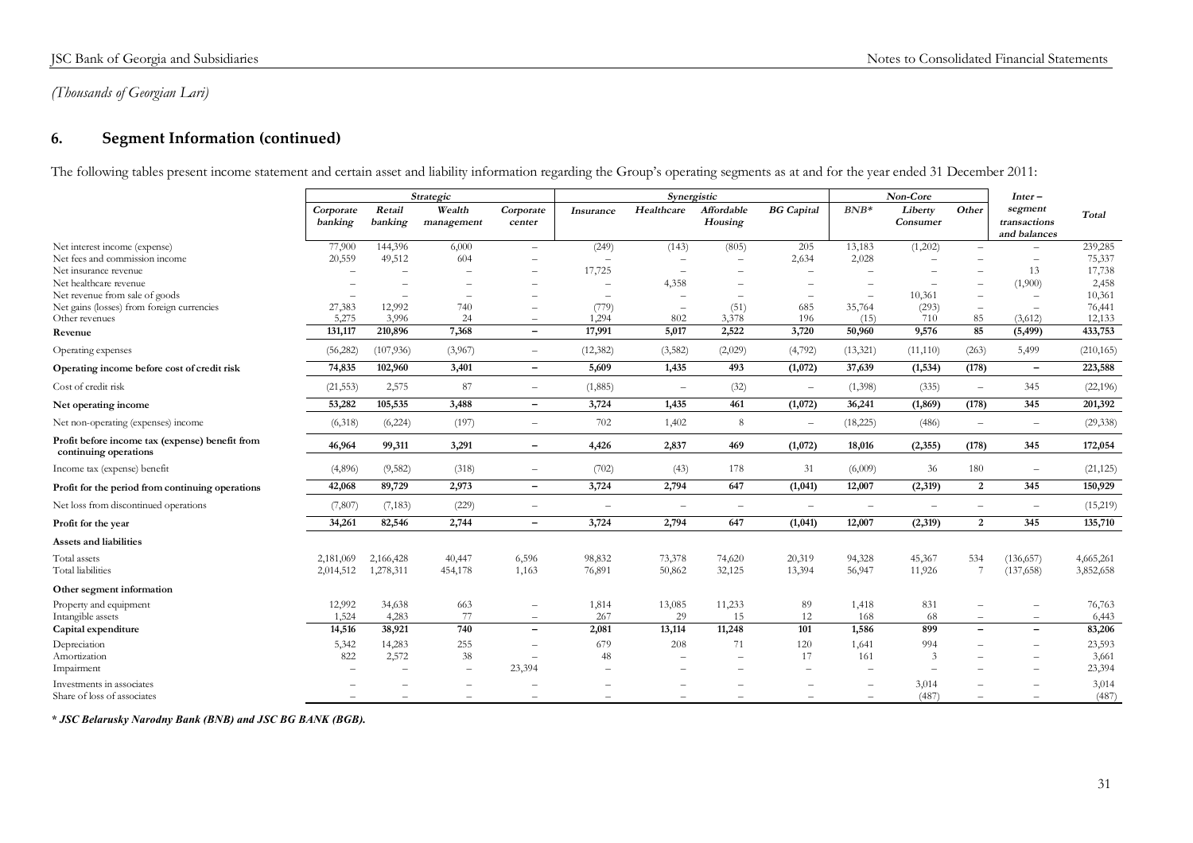*(Thousands of Georgian Lari)*

## 6. Segment Information (continued)

The following tables present income statement and certain asset and liability information regarding the Group's operating segments as at and for the year ended 31 December 2011:

| | *Strategic* | | | | *Synergistic* | | | | *Non-Core* | | | *Inter – segment transactions and balances* | *Total* |
|---|---|---|---|---|---|---|---|---|---|---|---|---|---|
| | *Corporate banking* | *Retail banking* | *Wealth management* | *Corporate center* | *Insurance* | *Healthcare* | *Affordable Housing* | *BG Capital* | *BNB** | *Liberty Consumer* | *Other* | | |
| Net interest income (expense) | 77,900 | 144,396 | 6,000 | – | (249) | (143) | (805) | 205 | 13,183 | (1,202) | – | – | 239,285 |
| Net fees and commission income | 20,559 | 49,512 | 604 | – | – | – | – | 2,634 | 2,028 | – | – | – | 75,337 |
| Net insurance revenue | – | – | – | – | 17,725 | – | – | – | – | – | – | 13 | 17,738 |
| Net healthcare revenue | – | – | – | – | – | 4,358 | – | – | – | – | – | (1,900) | 2,458 |
| Net revenue from sale of goods | – | – | – | – | – | – | – | – | – | 10,361 | – | – | 10,361 |
| Net gains (losses) from foreign currencies | 27,383 | 12,992 | 740 | – | (779) | – | (51) | 685 | 35,764 | (293) | – | – | 76,441 |
| Other revenues | 5,275 | 3,996 | 24 | – | 1,294 | 802 | 3,378 | 196 | (15) | 710 | 85 | (3,612) | 12,133 |
| **Revenue** | **131,117** | **210,896** | **7,368** | **–** | **17,991** | **5,017** | **2,522** | **3,720** | **50,960** | **9,576** | **85** | **(5,499)** | **433,753** |
| Operating expenses | (56,282) | (107,936) | (3,967) | – | (12,382) | (3,582) | (2,029) | (4,792) | (13,321) | (11,110) | (263) | 5,499 | (210,165) |
| **Operating income before cost of credit risk** | **74,835** | **102,960** | **3,401** | **–** | **5,609** | **1,435** | **493** | **(1,072)** | **37,639** | **(1,534)** | **(178)** | **–** | **223,588** |
| Cost of credit risk | (21,553) | 2,575 | 87 | – | (1,885) | – | (32) | – | (1,398) | (335) | – | 345 | (22,196) |
| **Net operating income** | **53,282** | **105,535** | **3,488** | **–** | **3,724** | **1,435** | **461** | **(1,072)** | **36,241** | **(1,869)** | **(178)** | **345** | **201,392** |
| Net non-operating (expenses) income | (6,318) | (6,224) | (197) | – | 702 | 1,402 | 8 | – | (18,225) | (486) | – | – | (29,338) |
| **Profit before income tax (expense) benefit from continuing operations** | **46,964** | **99,311** | **3,291** | **–** | **4,426** | **2,837** | **469** | **(1,072)** | **18,016** | **(2,355)** | **(178)** | **345** | **172,054** |
| Income tax (expense) benefit | (4,896) | (9,582) | (318) | – | (702) | (43) | 178 | 31 | (6,009) | 36 | 180 | – | (21,125) |
| **Profit for the period from continuing operations** | **42,068** | **89,729** | **2,973** | **–** | **3,724** | **2,794** | **647** | **(1,041)** | **12,007** | **(2,319)** | **2** | **345** | **150,929** |
| Net loss from discontinued operations | (7,807) | (7,183) | (229) | – | – | – | – | – | – | – | – | – | (15,219) |
| **Profit for the year** | **34,261** | **82,546** | **2,744** | **–** | **3,724** | **2,794** | **647** | **(1,041)** | **12,007** | **(2,319)** | **2** | **345** | **135,710** |
| **Assets and liabilities** | | | | | | | | | | | | | |
| Total assets | 2,181,069 | 2,166,428 | 40,447 | 6,596 | 98,832 | 73,378 | 74,620 | 20,319 | 94,328 | 45,367 | 534 | (136,657) | 4,665,261 |
| Total liabilities | 2,014,512 | 1,278,311 | 454,178 | 1,163 | 76,891 | 50,862 | 32,125 | 13,394 | 56,947 | 11,926 | 7 | (137,658) | 3,852,658 |
| **Other segment information** | | | | | | | | | | | | | |
| Property and equipment | 12,992 | 34,638 | 663 | – | 1,814 | 13,085 | 11,233 | 89 | 1,418 | 831 | – | – | 76,763 |
| Intangible assets | 1,524 | 4,283 | 77 | – | 267 | 29 | 15 | 12 | 168 | 68 | – | – | 6,443 |
| **Capital expenditure** | **14,516** | **38,921** | **740** | **–** | **2,081** | **13,114** | **11,248** | **101** | **1,586** | **899** | **–** | **–** | **83,206** |
| Depreciation | 5,342 | 14,283 | 255 | – | 679 | 208 | 71 | 120 | 1,641 | 994 | – | – | 23,593 |
| Amortization | 822 | 2,572 | 38 | – | 48 | – | – | 17 | 161 | 3 | – | – | 3,661 |
| Impairment | – | – | – | 23,394 | – | – | – | – | – | – | – | – | 23,394 |
| Investments in associates | – | – | – | – | – | – | – | – | – | 3,014 | – | – | 3,014 |
| Share of loss of associates | – | – | – | – | – | – | – | – | – | (487) | – | – | (487) |

***\* JSC Belarusky Narodny Bank (BNB) and JSC BG BANK (BGB).***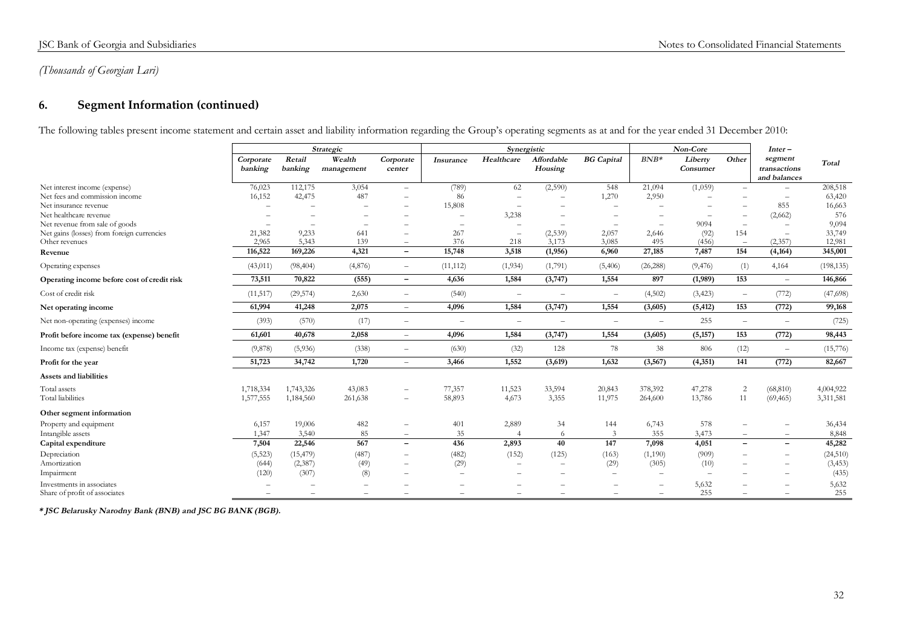*(Thousands of Georgian Lari)*

## 6. Segment Information (continued)

The following tables present income statement and certain asset and liability information regarding the Group's operating segments as at and for the year ended 31 December 2010:

| | *Strategic* | | | | *Synergistic* | | | | *Non-Core* | | | *Inter – segment transactions and balances* | *Total* |
|---|---|---|---|---|---|---|---|---|---|---|---|---|---|
| | *Corporate banking* | *Retail banking* | *Wealth management* | *Corporate center* | *Insurance* | *Healthcare* | *Affordable Housing* | *BG Capital* | *BNB\** | *Liberty Consumer* | *Other* | | |
| Net interest income (expense) | 76,023 | 112,175 | 3,054 | – | (789) | 62 | (2,590) | 548 | 21,094 | (1,059) | – | – | 208,518 |
| Net fees and commission income | 16,152 | 42,475 | 487 | – | 86 | – | – | 1,270 | 2,950 | – | – | – | 63,420 |
| Net insurance revenue | – | – | – | – | 15,808 | – | – | – | – | – | – | 855 | 16,663 |
| Net healthcare revenue | – | – | – | – | – | 3,238 | – | – | – | – | – | (2,662) | 576 |
| Net revenue from sale of goods | – | – | – | – | – | – | – | – | – | 9094 | – | – | 9,094 |
| Net gains (losses) from foreign currencies | 21,382 | 9,233 | 641 | – | 267 | – | (2,539) | 2,057 | 2,646 | (92) | 154 | – | 33,749 |
| Other revenues | 2,965 | 5,343 | 139 | – | 376 | 218 | 3,173 | 3,085 | 495 | (456) | – | (2,357) | 12,981 |
| **Revenue** | **116,522** | **169,226** | **4,321** | **–** | **15,748** | **3,518** | **(1,956)** | **6,960** | **27,185** | **7,487** | **154** | **(4,164)** | **345,001** |
| Operating expenses | (43,011) | (98,404) | (4,876) | – | (11,112) | (1,934) | (1,791) | (5,406) | (26,288) | (9,476) | (1) | 4,164 | (198,135) |
| **Operating income before cost of credit risk** | **73,511** | **70,822** | **(555)** | **–** | **4,636** | **1,584** | **(3,747)** | **1,554** | **897** | **(1,989)** | **153** | **–** | **146,866** |
| Cost of credit risk | (11,517) | (29,574) | 2,630 | – | (540) | – | – | – | (4,502) | (3,423) | – | (772) | (47,698) |
| **Net operating income** | **61,994** | **41,248** | **2,075** | **–** | **4,096** | **1,584** | **(3,747)** | **1,554** | **(3,605)** | **(5,412)** | **153** | **(772)** | **99,168** |
| Net non-operating (expenses) income | (393) | (570) | (17) | – | – | – | – | – | – | 255 | – | – | (725) |
| **Profit before income tax (expense) benefit** | **61,601** | **40,678** | **2,058** | **–** | **4,096** | **1,584** | **(3,747)** | **1,554** | **(3,605)** | **(5,157)** | **153** | **(772)** | **98,443** |
| Income tax (expense) benefit | (9,878) | (5,936) | (338) | – | (630) | (32) | 128 | 78 | 38 | 806 | (12) | – | (15,776) |
| **Profit for the year** | **51,723** | **34,742** | **1,720** | **–** | **3,466** | **1,552** | **(3,619)** | **1,632** | **(3,567)** | **(4,351)** | **141** | **(772)** | **82,667** |
| **Assets and liabilities** | | | | | | | | | | | | | |
| Total assets | 1,718,334 | 1,743,326 | 43,083 | – | 77,357 | 11,523 | 33,594 | 20,843 | 378,392 | 47,278 | 2 | (68,810) | 4,004,922 |
| Total liabilities | 1,577,555 | 1,184,560 | 261,638 | – | 58,893 | 4,673 | 3,355 | 11,975 | 264,600 | 13,786 | 11 | (69,465) | 3,311,581 |
| **Other segment information** | | | | | | | | | | | | | |
| Property and equipment | 6,157 | 19,006 | 482 | – | 401 | 2,889 | 34 | 144 | 6,743 | 578 | – | – | 36,434 |
| Intangible assets | 1,347 | 3,540 | 85 | – | 35 | 4 | 6 | 3 | 355 | 3,473 | – | – | 8,848 |
| **Capital expenditure** | **7,504** | **22,546** | **567** | **–** | **436** | **2,893** | **40** | **147** | **7,098** | **4,051** | **–** | **–** | **45,282** |
| Depreciation | (5,523) | (15,479) | (487) | – | (482) | (152) | (125) | (163) | (1,190) | (909) | – | – | (24,510) |
| Amortization | (644) | (2,387) | (49) | – | (29) | – | – | (29) | (305) | (10) | – | – | (3,453) |
| Impairment | (120) | (307) | (8) | – | – | – | – | – | – | – | – | – | (435) |
| Investments in associates | – | – | – | – | – | – | – | – | – | 5,632 | – | – | 5,632 |
| Share of profit of associates | – | – | – | – | – | – | – | – | – | 255 | – | – | 255 |

***\* JSC Belarusky Narodny Bank (BNB) and JSC BG BANK (BGB).***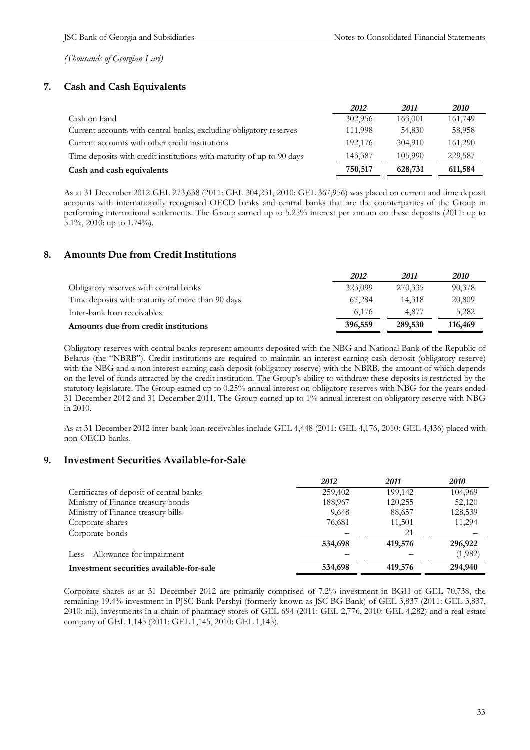*(Thousands of Georgian Lari)*

## 7. Cash and Cash Equivalents

| | *2012* | *2011* | *2010* |
|---|---|---|---|
| Cash on hand | 302,956 | 163,001 | 161,749 |
| Current accounts with central banks, excluding obligatory reserves | 111,998 | 54,830 | 58,958 |
| Current accounts with other credit institutions | 192,176 | 304,910 | 161,290 |
| Time deposits with credit institutions with maturity of up to 90 days | 143,387 | 105,990 | 229,587 |
| **Cash and cash equivalents** | **750,517** | **628,731** | **611,584** |

As at 31 December 2012 GEL 273,638 (2011: GEL 304,231, 2010: GEL 367,956) was placed on current and time deposit accounts with internationally recognised OECD banks and central banks that are the counterparties of the Group in performing international settlements. The Group earned up to 5.25% interest per annum on these deposits (2011: up to 5.1%, 2010: up to 1.74%).

## 8. Amounts Due from Credit Institutions

| | *2012* | *2011* | *2010* |
|---|---|---|---|
| Obligatory reserves with central banks | 323,099 | 270,335 | 90,378 |
| Time deposits with maturity of more than 90 days | 67,284 | 14,318 | 20,809 |
| Inter-bank loan receivables | 6,176 | 4,877 | 5,282 |
| **Amounts due from credit institutions** | **396,559** | **289,530** | **116,469** |

Obligatory reserves with central banks represent amounts deposited with the NBG and National Bank of the Republic of Belarus (the "NBRB"). Credit institutions are required to maintain an interest-earning cash deposit (obligatory reserve) with the NBG and a non interest-earning cash deposit (obligatory reserve) with the NBRB, the amount of which depends on the level of funds attracted by the credit institution. The Group's ability to withdraw these deposits is restricted by the statutory legislature. The Group earned up to 0.25% annual interest on obligatory reserves with NBG for the years ended 31 December 2012 and 31 December 2011. The Group earned up to 1% annual interest on obligatory reserve with NBG in 2010.

As at 31 December 2012 inter-bank loan receivables include GEL 4,448 (2011: GEL 4,176, 2010: GEL 4,436) placed with non-OECD banks.

## 9. Investment Securities Available-for-Sale

| | *2012* | *2011* | *2010* |
|---|---|---|---|
| Certificates of deposit of central banks | 259,402 | 199,142 | 104,969 |
| Ministry of Finance treasury bonds | 188,967 | 120,255 | 52,120 |
| Ministry of Finance treasury bills | 9,648 | 88,657 | 128,539 |
| Corporate shares | 76,681 | 11,501 | 11,294 |
| Corporate bonds | – | 21 | – |
| | **534,698** | **419,576** | **296,922** |
| Less – Allowance for impairment | – | – | (1,982) |
| **Investment securities available-for-sale** | **534,698** | **419,576** | **294,940** |

Corporate shares as at 31 December 2012 are primarily comprised of 7.2% investment in BGH of GEL 70,738, the remaining 19.4% investment in PJSC Bank Pershyi (formerly known as JSC BG Bank) of GEL 3,837 (2011: GEL 3,837, 2010: nil), investments in a chain of pharmacy stores of GEL 694 (2011: GEL 2,776, 2010: GEL 4,282) and a real estate company of GEL 1,145 (2011: GEL 1,145, 2010: GEL 1,145).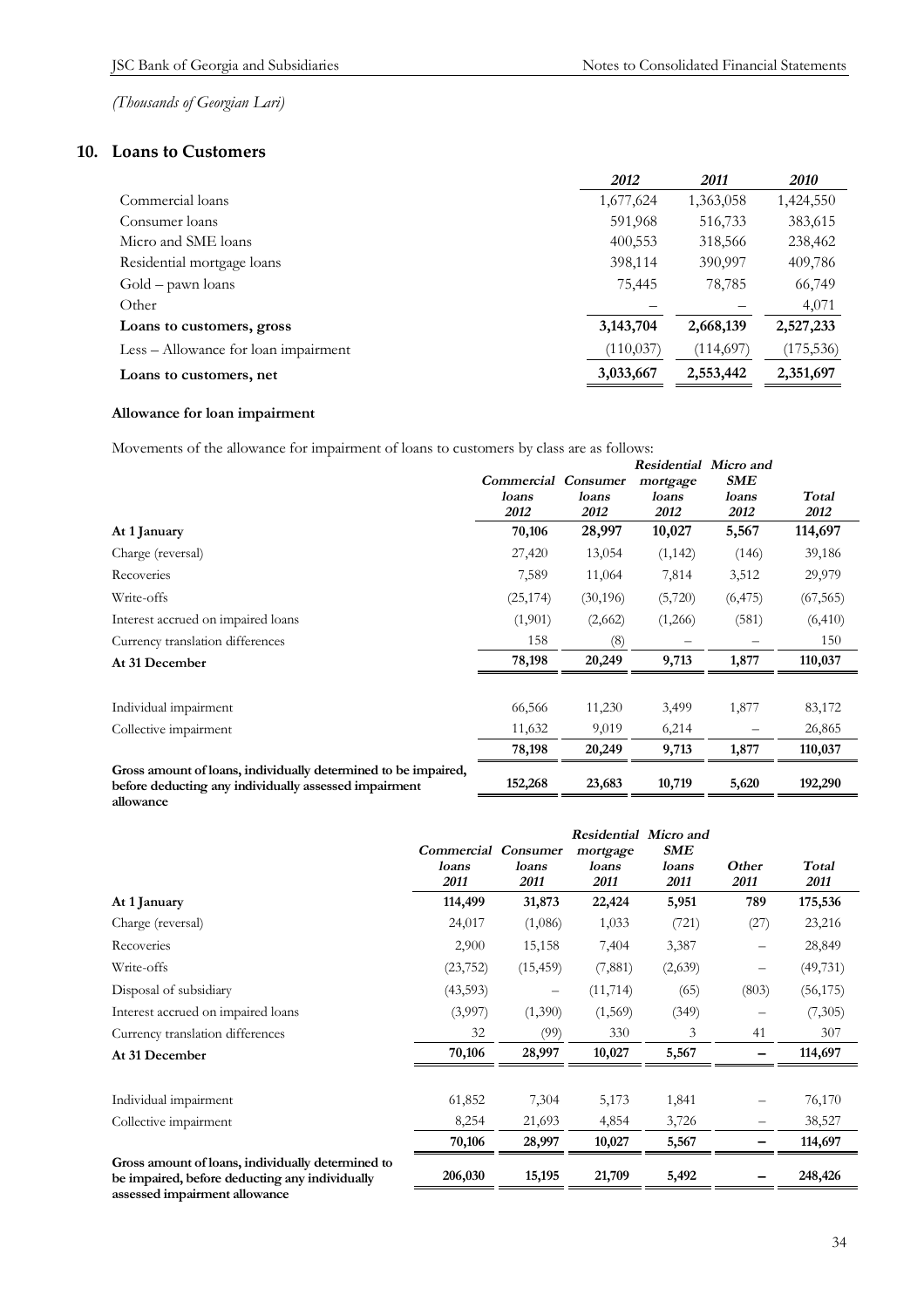*(Thousands of Georgian Lari)*

## 10. Loans to Customers

| | 2012 | 2011 | 2010 |
|---|---|---|---|
| Commercial loans | 1,677,624 | 1,363,058 | 1,424,550 |
| Consumer loans | 591,968 | 516,733 | 383,615 |
| Micro and SME loans | 400,553 | 318,566 | 238,462 |
| Residential mortgage loans | 398,114 | 390,997 | 409,786 |
| Gold – pawn loans | 75,445 | 78,785 | 66,749 |
| Other | – | – | 4,071 |
| **Loans to customers, gross** | **3,143,704** | **2,668,139** | **2,527,233** |
| Less – Allowance for loan impairment | (110,037) | (114,697) | (175,536) |
| **Loans to customers, net** | **3,033,667** | **2,553,442** | **2,351,697** |

**Allowance for loan impairment**

Movements of the allowance for impairment of loans to customers by class are as follows:

| | *Commercial loans 2012* | *Consumer loans 2012* | *Residential mortgage loans 2012* | *Micro and SME loans 2012* | *Total 2012* |
|---|---|---|---|---|---|
| **At 1 January** | **70,106** | **28,997** | **10,027** | **5,567** | **114,697** |
| Charge (reversal) | 27,420 | 13,054 | (1,142) | (146) | 39,186 |
| Recoveries | 7,589 | 11,064 | 7,814 | 3,512 | 29,979 |
| Write-offs | (25,174) | (30,196) | (5,720) | (6,475) | (67,565) |
| Interest accrued on impaired loans | (1,901) | (2,662) | (1,266) | (581) | (6,410) |
| Currency translation differences | 158 | (8) | – | – | 150 |
| **At 31 December** | **78,198** | **20,249** | **9,713** | **1,877** | **110,037** |
| Individual impairment | 66,566 | 11,230 | 3,499 | 1,877 | 83,172 |
| Collective impairment | 11,632 | 9,019 | 6,214 | – | 26,865 |
| | **78,198** | **20,249** | **9,713** | **1,877** | **110,037** |
| **Gross amount of loans, individually determined to be impaired, before deducting any individually assessed impairment allowance** | **152,268** | **23,683** | **10,719** | **5,620** | **192,290** |

| | *Commercial loans 2011* | *Consumer loans 2011* | *Residential mortgage loans 2011* | *Micro and SME loans 2011* | *Other 2011* | *Total 2011* |
|---|---|---|---|---|---|---|
| **At 1 January** | **114,499** | **31,873** | **22,424** | **5,951** | **789** | **175,536** |
| Charge (reversal) | 24,017 | (1,086) | 1,033 | (721) | (27) | 23,216 |
| Recoveries | 2,900 | 15,158 | 7,404 | 3,387 | – | 28,849 |
| Write-offs | (23,752) | (15,459) | (7,881) | (2,639) | – | (49,731) |
| Disposal of subsidiary | (43,593) | – | (11,714) | (65) | (803) | (56,175) |
| Interest accrued on impaired loans | (3,997) | (1,390) | (1,569) | (349) | – | (7,305) |
| Currency translation differences | 32 | (99) | 330 | 3 | 41 | 307 |
| **At 31 December** | **70,106** | **28,997** | **10,027** | **5,567** | **–** | **114,697** |
| Individual impairment | 61,852 | 7,304 | 5,173 | 1,841 | – | 76,170 |
| Collective impairment | 8,254 | 21,693 | 4,854 | 3,726 | – | 38,527 |
| | **70,106** | **28,997** | **10,027** | **5,567** | **–** | **114,697** |
| **Gross amount of loans, individually determined to be impaired, before deducting any individually assessed impairment allowance** | **206,030** | **15,195** | **21,709** | **5,492** | **–** | **248,426** |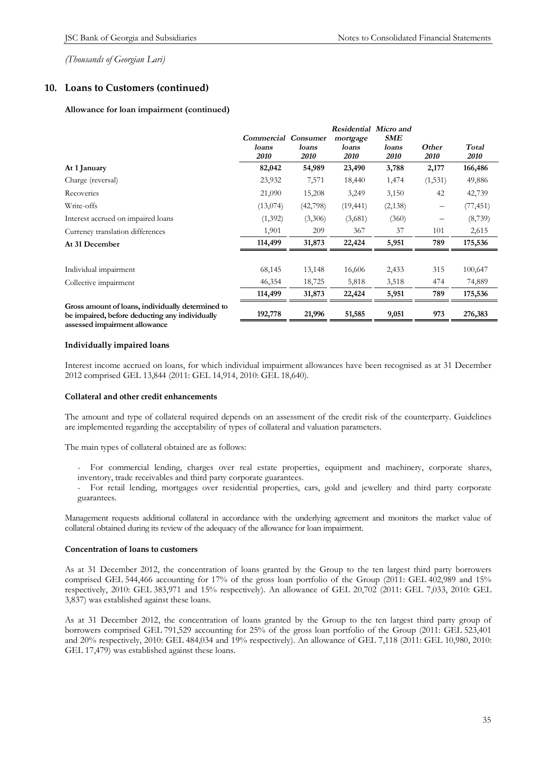*(Thousands of Georgian Lari)*

## 10. Loans to Customers (continued)

### Allowance for loan impairment (continued)

| | *Commercial loans 2010* | *Consumer loans 2010* | *Residential mortgage loans 2010* | *Micro and SME loans 2010* | *Other 2010* | *Total 2010* |
|---|---|---|---|---|---|---|
| **At 1 January** | **82,042** | **54,989** | **23,490** | **3,788** | **2,177** | **166,486** |
| Charge (reversal) | 23,932 | 7,571 | 18,440 | 1,474 | (1,531) | 49,886 |
| Recoveries | 21,090 | 15,208 | 3,249 | 3,150 | 42 | 42,739 |
| Write-offs | (13,074) | (42,798) | (19,441) | (2,138) | – | (77,451) |
| Interest accrued on impaired loans | (1,392) | (3,306) | (3,681) | (360) | – | (8,739) |
| Currency translation differences | 1,901 | 209 | 367 | 37 | 101 | 2,615 |
| **At 31 December** | **114,499** | **31,873** | **22,424** | **5,951** | **789** | **175,536** |
| | | | | | | |
| Individual impairment | 68,145 | 13,148 | 16,606 | 2,433 | 315 | 100,647 |
| Collective impairment | 46,354 | 18,725 | 5,818 | 3,518 | 474 | 74,889 |
| | **114,499** | **31,873** | **22,424** | **5,951** | **789** | **175,536** |
| **Gross amount of loans, individually determined to be impaired, before deducting any individually assessed impairment allowance** | **192,778** | **21,996** | **51,585** | **9,051** | **973** | **276,383** |

### Individually impaired loans

Interest income accrued on loans, for which individual impairment allowances have been recognised as at 31 December 2012 comprised GEL 13,844 (2011: GEL 14,914, 2010: GEL 18,640).

### Collateral and other credit enhancements

The amount and type of collateral required depends on an assessment of the credit risk of the counterparty. Guidelines are implemented regarding the acceptability of types of collateral and valuation parameters.

The main types of collateral obtained are as follows:

- For commercial lending, charges over real estate properties, equipment and machinery, corporate shares, inventory, trade receivables and third party corporate guarantees.
- For retail lending, mortgages over residential properties, cars, gold and jewellery and third party corporate guarantees.

Management requests additional collateral in accordance with the underlying agreement and monitors the market value of collateral obtained during its review of the adequacy of the allowance for loan impairment.

### Concentration of loans to customers

As at 31 December 2012, the concentration of loans granted by the Group to the ten largest third party borrowers comprised GEL 544,466 accounting for 17% of the gross loan portfolio of the Group (2011: GEL 402,989 and 15% respectively, 2010: GEL 383,971 and 15% respectively). An allowance of GEL 20,702 (2011: GEL 7,033, 2010: GEL 3,837) was established against these loans.

As at 31 December 2012, the concentration of loans granted by the Group to the ten largest third party group of borrowers comprised GEL 791,529 accounting for 25% of the gross loan portfolio of the Group (2011: GEL 523,401 and 20% respectively, 2010: GEL 484,034 and 19% respectively). An allowance of GEL 7,118 (2011: GEL 10,980, 2010: GEL 17,479) was established against these loans.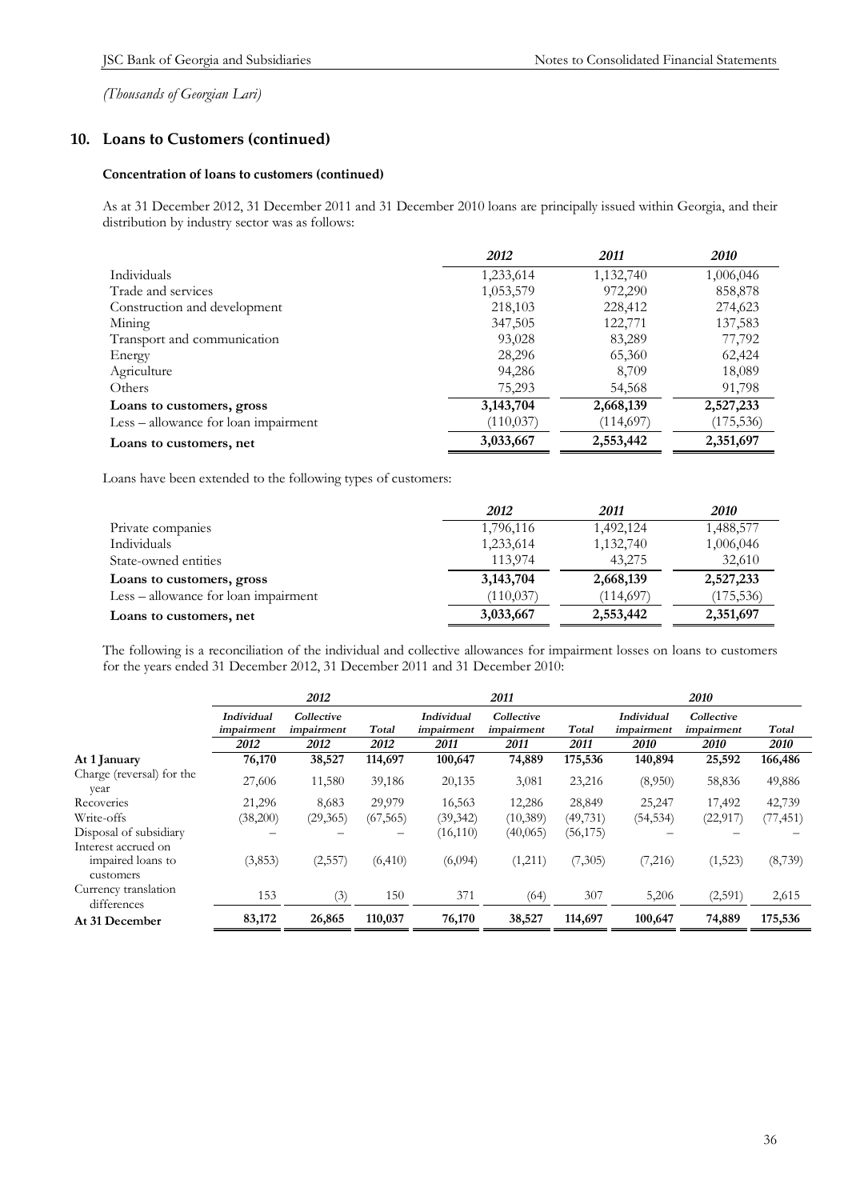*(Thousands of Georgian Lari)*

## 10. Loans to Customers (continued)

### Concentration of loans to customers (continued)

As at 31 December 2012, 31 December 2011 and 31 December 2010 loans are principally issued within Georgia, and their distribution by industry sector was as follows:

| | *2012* | *2011* | *2010* |
|---|---|---|---|
| Individuals | 1,233,614 | 1,132,740 | 1,006,046 |
| Trade and services | 1,053,579 | 972,290 | 858,878 |
| Construction and development | 218,103 | 228,412 | 274,623 |
| Mining | 347,505 | 122,771 | 137,583 |
| Transport and communication | 93,028 | 83,289 | 77,792 |
| Energy | 28,296 | 65,360 | 62,424 |
| Agriculture | 94,286 | 8,709 | 18,089 |
| Others | 75,293 | 54,568 | 91,798 |
| **Loans to customers, gross** | **3,143,704** | **2,668,139** | **2,527,233** |
| Less – allowance for loan impairment | (110,037) | (114,697) | (175,536) |
| **Loans to customers, net** | **3,033,667** | **2,553,442** | **2,351,697** |

Loans have been extended to the following types of customers:

| | *2012* | *2011* | *2010* |
|---|---|---|---|
| Private companies | 1,796,116 | 1,492,124 | 1,488,577 |
| Individuals | 1,233,614 | 1,132,740 | 1,006,046 |
| State-owned entities | 113,974 | 43,275 | 32,610 |
| **Loans to customers, gross** | **3,143,704** | **2,668,139** | **2,527,233** |
| Less – allowance for loan impairment | (110,037) | (114,697) | (175,536) |
| **Loans to customers, net** | **3,033,667** | **2,553,442** | **2,351,697** |

The following is a reconciliation of the individual and collective allowances for impairment losses on loans to customers for the years ended 31 December 2012, 31 December 2011 and 31 December 2010:

| | *2012* | | | *2011* | | | *2010* | | |
|---|---|---|---|---|---|---|---|---|---|
| | *Individual impairment* | *Collective impairment* | *Total* | *Individual impairment* | *Collective impairment* | *Total* | *Individual impairment* | *Collective impairment* | *Total* |
| | *2012* | *2012* | *2012* | *2011* | *2011* | *2011* | *2010* | *2010* | *2010* |
| **At 1 January** | **76,170** | **38,527** | **114,697** | **100,647** | **74,889** | **175,536** | **140,894** | **25,592** | **166,486** |
| Charge (reversal) for the year | 27,606 | 11,580 | 39,186 | 20,135 | 3,081 | 23,216 | (8,950) | 58,836 | 49,886 |
| Recoveries | 21,296 | 8,683 | 29,979 | 16,563 | 12,286 | 28,849 | 25,247 | 17,492 | 42,739 |
| Write-offs | (38,200) | (29,365) | (67,565) | (39,342) | (10,389) | (49,731) | (54,534) | (22,917) | (77,451) |
| Disposal of subsidiary | – | – | – | (16,110) | (40,065) | (56,175) | – | – | – |
| Interest accrued on impaired loans to customers | (3,853) | (2,557) | (6,410) | (6,094) | (1,211) | (7,305) | (7,216) | (1,523) | (8,739) |
| Currency translation differences | 153 | (3) | 150 | 371 | (64) | 307 | 5,206 | (2,591) | 2,615 |
| **At 31 December** | **83,172** | **26,865** | **110,037** | **76,170** | **38,527** | **114,697** | **100,647** | **74,889** | **175,536** |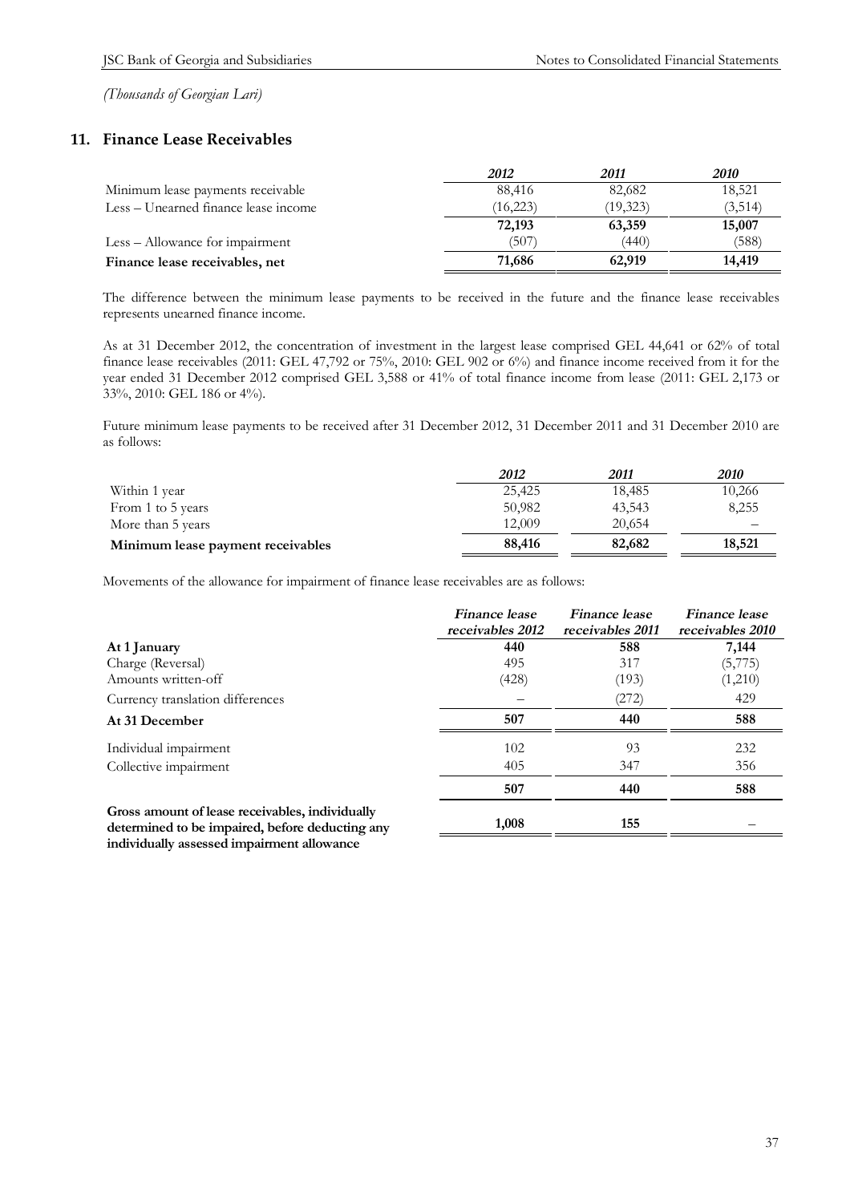*(Thousands of Georgian Lari)*

## 11. Finance Lease Receivables

| | 2012 | 2011 | 2010 |
|---|---|---|---|
| Minimum lease payments receivable | 88,416 | 82,682 | 18,521 |
| Less – Unearned finance lease income | (16,223) | (19,323) | (3,514) |
| | **72,193** | **63,359** | **15,007** |
| Less – Allowance for impairment | (507) | (440) | (588) |
| **Finance lease receivables, net** | **71,686** | **62,919** | **14,419** |

The difference between the minimum lease payments to be received in the future and the finance lease receivables represents unearned finance income.

As at 31 December 2012, the concentration of investment in the largest lease comprised GEL 44,641 or 62% of total finance lease receivables (2011: GEL 47,792 or 75%, 2010: GEL 902 or 6%) and finance income received from it for the year ended 31 December 2012 comprised GEL 3,588 or 41% of total finance income from lease (2011: GEL 2,173 or 33%, 2010: GEL 186 or 4%).

Future minimum lease payments to be received after 31 December 2012, 31 December 2011 and 31 December 2010 are as follows:

| | 2012 | 2011 | 2010 |
|---|---|---|---|
| Within 1 year | 25,425 | 18,485 | 10,266 |
| From 1 to 5 years | 50,982 | 43,543 | 8,255 |
| More than 5 years | 12,009 | 20,654 | – |
| **Minimum lease payment receivables** | **88,416** | **82,682** | **18,521** |

Movements of the allowance for impairment of finance lease receivables are as follows:

| | *Finance lease receivables 2012* | *Finance lease receivables 2011* | *Finance lease receivables 2010* |
|---|---|---|---|
| **At 1 January** | **440** | **588** | **7,144** |
| Charge (Reversal) | 495 | 317 | (5,775) |
| Amounts written-off | (428) | (193) | (1,210) |
| Currency translation differences | – | (272) | 429 |
| **At 31 December** | **507** | **440** | **588** |
| Individual impairment | 102 | 93 | 232 |
| Collective impairment | 405 | 347 | 356 |
| | **507** | **440** | **588** |
| **Gross amount of lease receivables, individually determined to be impaired, before deducting any individually assessed impairment allowance** | **1,008** | **155** | – |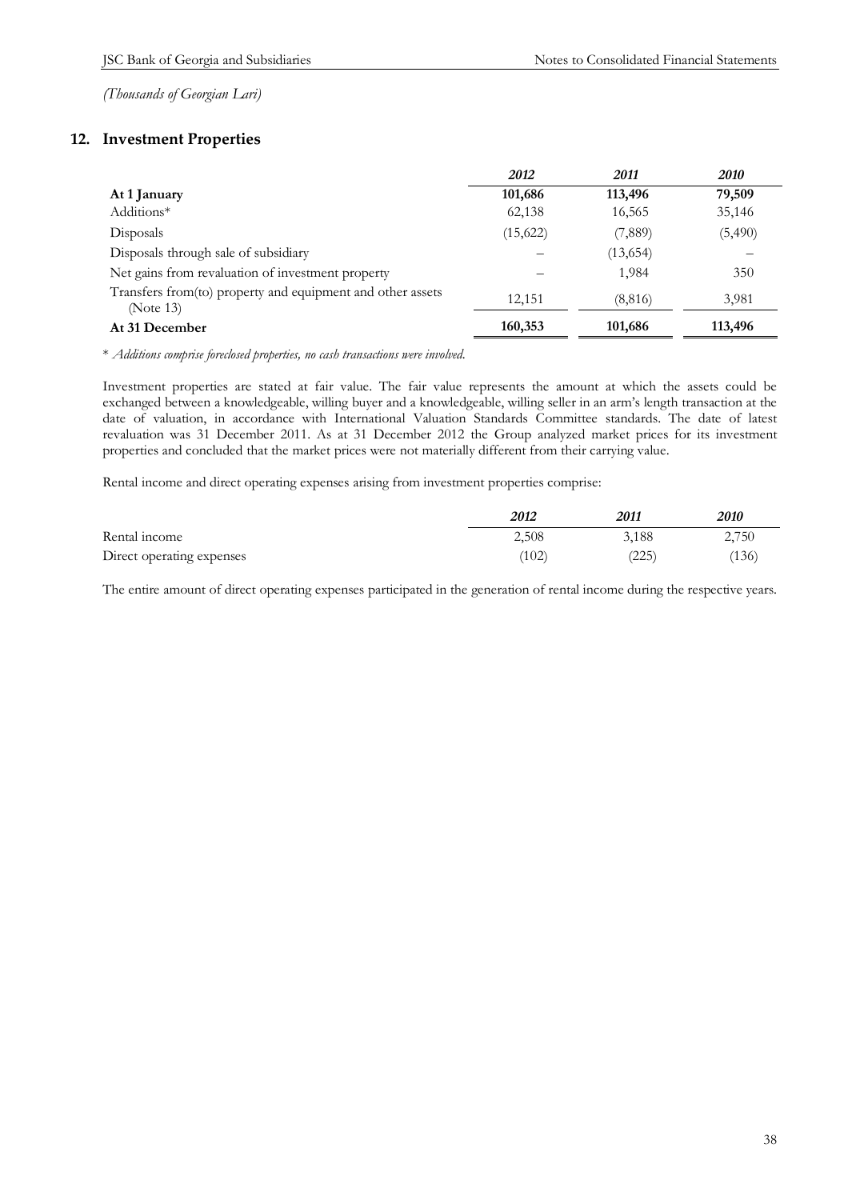*(Thousands of Georgian Lari)*

## 12. Investment Properties

| | *2012* | *2011* | *2010* |
|---|---|---|---|
| **At 1 January** | **101,686** | **113,496** | **79,509** |
| Additions* | 62,138 | 16,565 | 35,146 |
| Disposals | (15,622) | (7,889) | (5,490) |
| Disposals through sale of subsidiary | – | (13,654) | – |
| Net gains from revaluation of investment property | – | 1,984 | 350 |
| Transfers from(to) property and equipment and other assets (Note 13) | 12,151 | (8,816) | 3,981 |
| **At 31 December** | **160,353** | **101,686** | **113,496** |

\* *Additions comprise foreclosed properties, no cash transactions were involved.*

Investment properties are stated at fair value. The fair value represents the amount at which the assets could be exchanged between a knowledgeable, willing buyer and a knowledgeable, willing seller in an arm's length transaction at the date of valuation, in accordance with International Valuation Standards Committee standards. The date of latest revaluation was 31 December 2011. As at 31 December 2012 the Group analyzed market prices for its investment properties and concluded that the market prices were not materially different from their carrying value.

Rental income and direct operating expenses arising from investment properties comprise:

| | *2012* | *2011* | *2010* |
|---|---|---|---|
| Rental income | 2,508 | 3,188 | 2,750 |
| Direct operating expenses | (102) | (225) | (136) |

The entire amount of direct operating expenses participated in the generation of rental income during the respective years.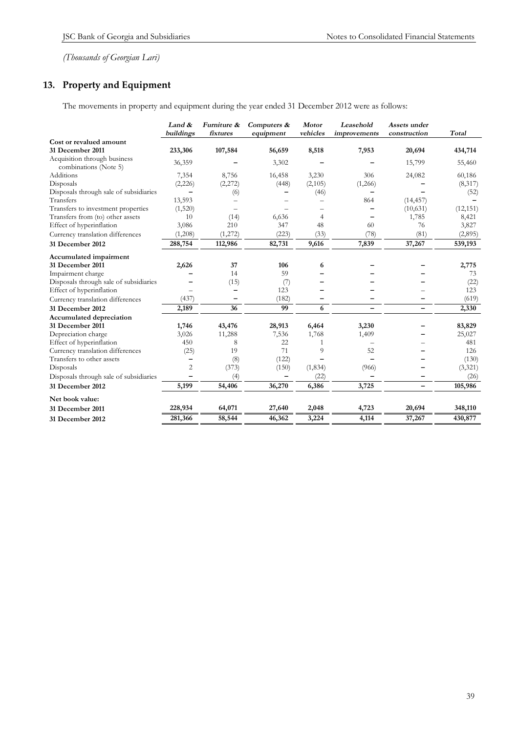*(Thousands of Georgian Lari)*

## 13. Property and Equipment

The movements in property and equipment during the year ended 31 December 2012 were as follows:

| | *Land & buildings* | *Furniture & fixtures* | *Computers & equipment* | *Motor vehicles* | *Leasehold improvements* | *Assets under construction* | *Total* |
|---|---|---|---|---|---|---|---|
| **Cost or revalued amount** | | | | | | | |
| **31 December 2011** | **233,306** | **107,584** | **56,659** | **8,518** | **7,953** | **20,694** | **434,714** |
| Acquisition through business combinations (Note 5) | 36,359 | – | 3,302 | – | – | 15,799 | 55,460 |
| Additions | 7,354 | 8,756 | 16,458 | 3,230 | 306 | 24,082 | 60,186 |
| Disposals | (2,226) | (2,272) | (448) | (2,105) | (1,266) | – | (8,317) |
| Disposals through sale of subsidiaries | – | (6) | – | (46) | – | – | (52) |
| Transfers | 13,593 | – | – | – | 864 | (14,457) | – |
| Transfers to investment properties | (1,520) | – | – | – | – | (10,631) | (12,151) |
| Transfers from (to) other assets | 10 | (14) | 6,636 | 4 | – | 1,785 | 8,421 |
| Effect of hyperinflation | 3,086 | 210 | 347 | 48 | 60 | 76 | 3,827 |
| Currency translation differences | (1,208) | (1,272) | (223) | (33) | (78) | (81) | (2,895) |
| **31 December 2012** | **288,754** | **112,986** | **82,731** | **9,616** | **7,839** | **37,267** | **539,193** |
| **Accumulated impairment** | | | | | | | |
| **31 December 2011** | **2,626** | **37** | **106** | **6** | **–** | **–** | **2,775** |
| Impairment charge | – | 14 | 59 | – | – | – | 73 |
| Disposals through sale of subsidiaries | – | (15) | (7) | – | – | – | (22) |
| Effect of hyperinflation | – | – | 123 | – | – | – | 123 |
| Currency translation differences | (437) | – | (182) | – | – | – | (619) |
| **31 December 2012** | **2,189** | **36** | **99** | **6** | **–** | **–** | **2,330** |
| **Accumulated depreciation** | | | | | | | |
| **31 December 2011** | **1,746** | **43,476** | **28,913** | **6,464** | **3,230** | **–** | **83,829** |
| Depreciation charge | 3,026 | 11,288 | 7,536 | 1,768 | 1,409 | – | 25,027 |
| Effect of hyperinflation | 450 | 8 | 22 | 1 | – | – | 481 |
| Currency translation differences | (25) | 19 | 71 | 9 | 52 | – | 126 |
| Transfers to other assets | – | (8) | (122) | – | – | – | (130) |
| Disposals | 2 | (373) | (150) | (1,834) | (966) | – | (3,321) |
| Disposals through sale of subsidiaries | – | (4) | – | (22) | – | – | (26) |
| **31 December 2012** | **5,199** | **54,406** | **36,270** | **6,386** | **3,725** | **–** | **105,986** |
| **Net book value:** | | | | | | | |
| **31 December 2011** | **228,934** | **64,071** | **27,640** | **2,048** | **4,723** | **20,694** | **348,110** |
| **31 December 2012** | **281,366** | **58,544** | **46,362** | **3,224** | **4,114** | **37,267** | **430,877** |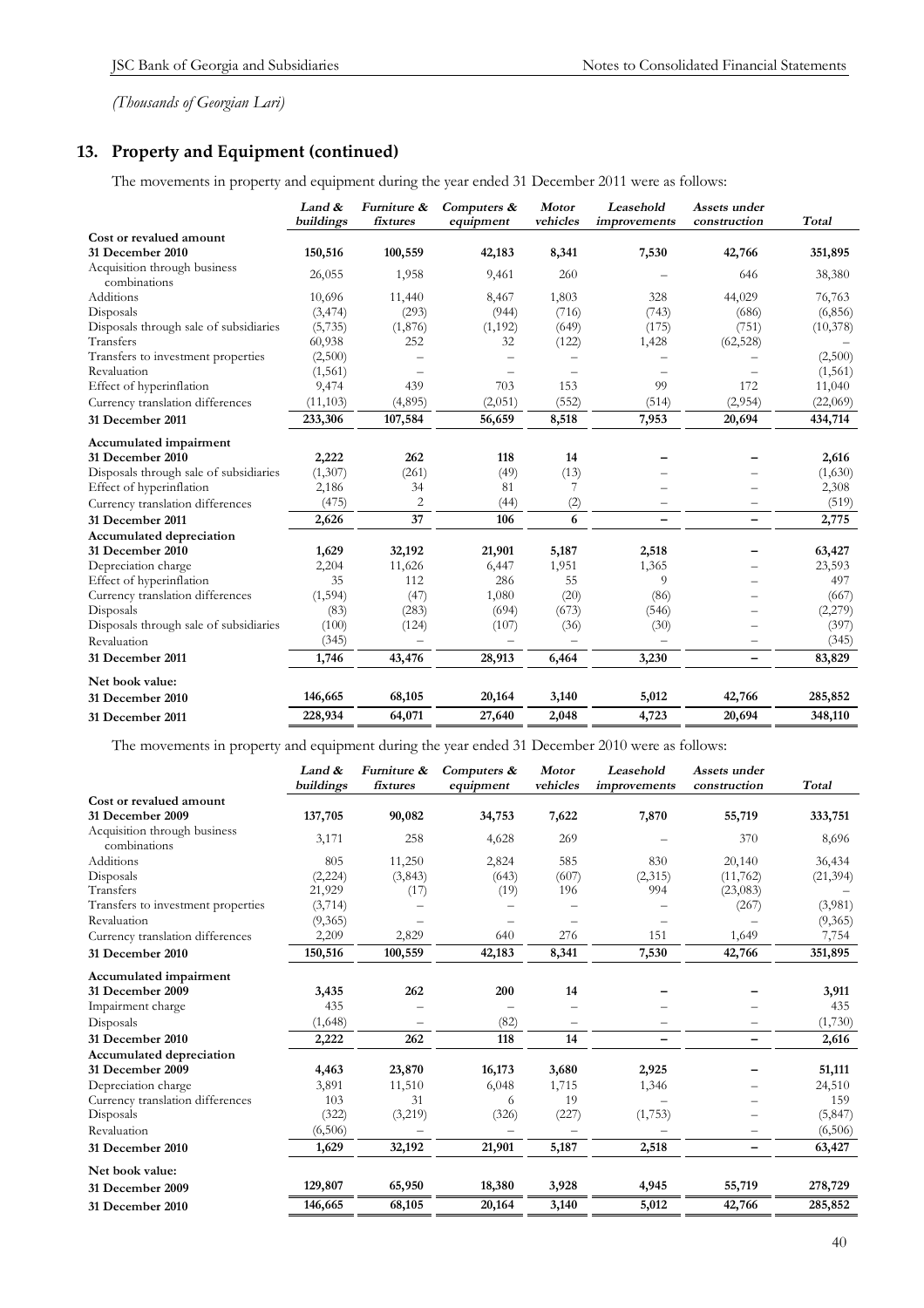*(Thousands of Georgian Lari)*

## 13. Property and Equipment (continued)

The movements in property and equipment during the year ended 31 December 2011 were as follows:

| | *Land & buildings* | *Furniture & fixtures* | *Computers & equipment* | *Motor vehicles* | *Leasehold improvements* | *Assets under construction* | *Total* |
|---|---|---|---|---|---|---|---|
| **Cost or revalued amount** | | | | | | | |
| **31 December 2010** | **150,516** | **100,559** | **42,183** | **8,341** | **7,530** | **42,766** | **351,895** |
| Acquisition through business combinations | 26,055 | 1,958 | 9,461 | 260 | – | 646 | 38,380 |
| Additions | 10,696 | 11,440 | 8,467 | 1,803 | 328 | 44,029 | 76,763 |
| Disposals | (3,474) | (293) | (944) | (716) | (743) | (686) | (6,856) |
| Disposals through sale of subsidiaries | (5,735) | (1,876) | (1,192) | (649) | (175) | (751) | (10,378) |
| Transfers | 60,938 | 252 | 32 | (122) | 1,428 | (62,528) | – |
| Transfers to investment properties | (2,500) | – | – | – | – | – | (2,500) |
| Revaluation | (1,561) | – | – | – | – | – | (1,561) |
| Effect of hyperinflation | 9,474 | 439 | 703 | 153 | 99 | 172 | 11,040 |
| Currency translation differences | (11,103) | (4,895) | (2,051) | (552) | (514) | (2,954) | (22,069) |
| **31 December 2011** | **233,306** | **107,584** | **56,659** | **8,518** | **7,953** | **20,694** | **434,714** |
| **Accumulated impairment** | | | | | | | |
| **31 December 2010** | **2,222** | **262** | **118** | **14** | **–** | **–** | **2,616** |
| Disposals through sale of subsidiaries | (1,307) | (261) | (49) | (13) | – | – | (1,630) |
| Effect of hyperinflation | 2,186 | 34 | 81 | 7 | – | – | 2,308 |
| Currency translation differences | (475) | 2 | (44) | (2) | – | – | (519) |
| **31 December 2011** | **2,626** | **37** | **106** | **6** | **–** | **–** | **2,775** |
| **Accumulated depreciation** | | | | | | | |
| **31 December 2010** | **1,629** | **32,192** | **21,901** | **5,187** | **2,518** | **–** | **63,427** |
| Depreciation charge | 2,204 | 11,626 | 6,447 | 1,951 | 1,365 | – | 23,593 |
| Effect of hyperinflation | 35 | 112 | 286 | 55 | 9 | – | 497 |
| Currency translation differences | (1,594) | (47) | 1,080 | (20) | (86) | – | (667) |
| Disposals | (83) | (283) | (694) | (673) | (546) | – | (2,279) |
| Disposals through sale of subsidiaries | (100) | (124) | (107) | (36) | (30) | – | (397) |
| Revaluation | (345) | – | – | – | – | – | (345) |
| **31 December 2011** | **1,746** | **43,476** | **28,913** | **6,464** | **3,230** | **–** | **83,829** |
| **Net book value:** | | | | | | | |
| **31 December 2010** | **146,665** | **68,105** | **20,164** | **3,140** | **5,012** | **42,766** | **285,852** |
| **31 December 2011** | **228,934** | **64,071** | **27,640** | **2,048** | **4,723** | **20,694** | **348,110** |

The movements in property and equipment during the year ended 31 December 2010 were as follows:

| | *Land & buildings* | *Furniture & fixtures* | *Computers & equipment* | *Motor vehicles* | *Leasehold improvements* | *Assets under construction* | *Total* |
|---|---|---|---|---|---|---|---|
| **Cost or revalued amount** | | | | | | | |
| **31 December 2009** | **137,705** | **90,082** | **34,753** | **7,622** | **7,870** | **55,719** | **333,751** |
| Acquisition through business combinations | 3,171 | 258 | 4,628 | 269 | – | 370 | 8,696 |
| Additions | 805 | 11,250 | 2,824 | 585 | 830 | 20,140 | 36,434 |
| Disposals | (2,224) | (3,843) | (643) | (607) | (2,315) | (11,762) | (21,394) |
| Transfers | 21,929 | (17) | (19) | 196 | 994 | (23,083) | – |
| Transfers to investment properties | (3,714) | – | – | – | – | (267) | (3,981) |
| Revaluation | (9,365) | – | – | – | – | – | (9,365) |
| Currency translation differences | 2,209 | 2,829 | 640 | 276 | 151 | 1,649 | 7,754 |
| **31 December 2010** | **150,516** | **100,559** | **42,183** | **8,341** | **7,530** | **42,766** | **351,895** |
| **Accumulated impairment** | | | | | | | |
| **31 December 2009** | **3,435** | **262** | **200** | **14** | **–** | **–** | **3,911** |
| Impairment charge | 435 | – | – | – | – | – | 435 |
| Disposals | (1,648) | – | (82) | – | – | – | (1,730) |
| **31 December 2010** | **2,222** | **262** | **118** | **14** | **–** | **–** | **2,616** |
| **Accumulated depreciation** | | | | | | | |
| **31 December 2009** | **4,463** | **23,870** | **16,173** | **3,680** | **2,925** | **–** | **51,111** |
| Depreciation charge | 3,891 | 11,510 | 6,048 | 1,715 | 1,346 | – | 24,510 |
| Currency translation differences | 103 | 31 | 6 | 19 | – | – | 159 |
| Disposals | (322) | (3,219) | (326) | (227) | (1,753) | – | (5,847) |
| Revaluation | (6,506) | – | – | – | – | – | (6,506) |
| **31 December 2010** | **1,629** | **32,192** | **21,901** | **5,187** | **2,518** | **–** | **63,427** |
| **Net book value:** | | | | | | | |
| **31 December 2009** | **129,807** | **65,950** | **18,380** | **3,928** | **4,945** | **55,719** | **278,729** |
| **31 December 2010** | **146,665** | **68,105** | **20,164** | **3,140** | **5,012** | **42,766** | **285,852** |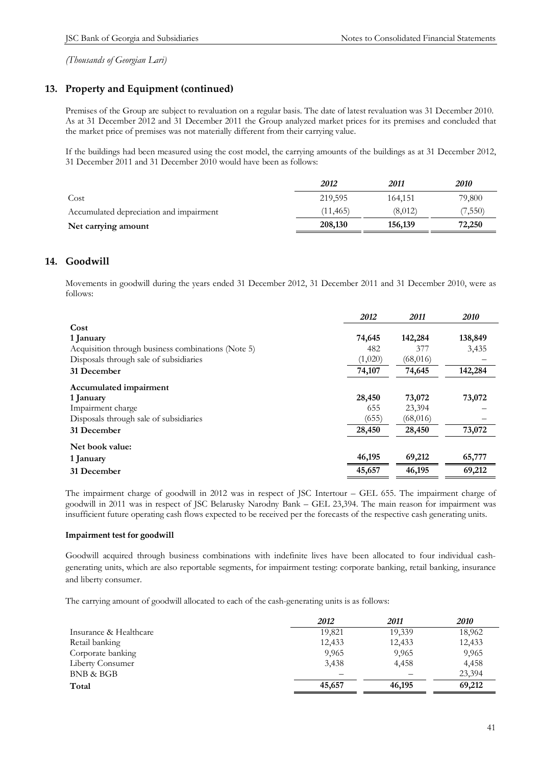*(Thousands of Georgian Lari)*

## 13. Property and Equipment (continued)

Premises of the Group are subject to revaluation on a regular basis. The date of latest revaluation was 31 December 2010. As at 31 December 2012 and 31 December 2011 the Group analyzed market prices for its premises and concluded that the market price of premises was not materially different from their carrying value.

If the buildings had been measured using the cost model, the carrying amounts of the buildings as at 31 December 2012, 31 December 2011 and 31 December 2010 would have been as follows:

| | *2012* | *2011* | *2010* |
|---|---|---|---|
| Cost | 219,595 | 164,151 | 79,800 |
| Accumulated depreciation and impairment | (11,465) | (8,012) | (7,550) |
| **Net carrying amount** | **208,130** | **156,139** | **72,250** |

## 14. Goodwill

Movements in goodwill during the years ended 31 December 2012, 31 December 2011 and 31 December 2010, were as follows:

| | *2012* | *2011* | *2010* |
|---|---|---|---|
| **Cost** | | | |
| **1 January** | **74,645** | **142,284** | **138,849** |
| Acquisition through business combinations (Note 5) | 482 | 377 | 3,435 |
| Disposals through sale of subsidiaries | (1,020) | (68,016) | – |
| **31 December** | **74,107** | **74,645** | **142,284** |
| **Accumulated impairment** | | | |
| **1 January** | **28,450** | **73,072** | **73,072** |
| Impairment charge | 655 | 23,394 | – |
| Disposals through sale of subsidiaries | (655) | (68,016) | – |
| **31 December** | **28,450** | **28,450** | **73,072** |
| **Net book value:** | | | |
| **1 January** | **46,195** | **69,212** | **65,777** |
| **31 December** | **45,657** | **46,195** | **69,212** |

The impairment charge of goodwill in 2012 was in respect of JSC Intertour – GEL 655. The impairment charge of goodwill in 2011 was in respect of JSC Belarusky Narodny Bank – GEL 23,394. The main reason for impairment was insufficient future operating cash flows expected to be received per the forecasts of the respective cash generating units.

### Impairment test for goodwill

Goodwill acquired through business combinations with indefinite lives have been allocated to four individual cash-generating units, which are also reportable segments, for impairment testing: corporate banking, retail banking, insurance and liberty consumer.

The carrying amount of goodwill allocated to each of the cash-generating units is as follows:

| | *2012* | *2011* | *2010* |
|---|---|---|---|
| Insurance & Healthcare | 19,821 | 19,339 | 18,962 |
| Retail banking | 12,433 | 12,433 | 12,433 |
| Corporate banking | 9,965 | 9,965 | 9,965 |
| Liberty Consumer | 3,438 | 4,458 | 4,458 |
| BNB & BGB | – | – | 23,394 |
| **Total** | **45,657** | **46,195** | **69,212** |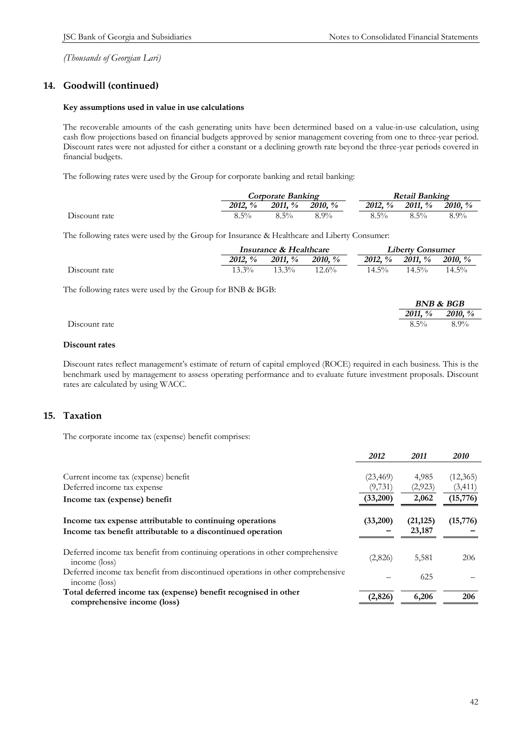*(Thousands of Georgian Lari)*

## 14. Goodwill (continued)

**Key assumptions used in value in use calculations**

The recoverable amounts of the cash generating units have been determined based on a value-in-use calculation, using cash flow projections based on financial budgets approved by senior management covering from one to three-year period. Discount rates were not adjusted for either a constant or a declining growth rate beyond the three-year periods covered in financial budgets.

The following rates were used by the Group for corporate banking and retail banking:

| | *Corporate Banking* | | | *Retail Banking* | | |
|---|---|---|---|---|---|---|
| | *2012, %* | *2011, %* | *2010, %* | *2012, %* | *2011, %* | *2010, %* |
| Discount rate | 8.5% | 8.5% | 8.9% | 8.5% | 8.5% | 8.9% |

The following rates were used by the Group for Insurance & Healthcare and Liberty Consumer:

| | *Insurance & Healthcare* | | | *Liberty Consumer* | | |
|---|---|---|---|---|---|---|
| | *2012, %* | *2011, %* | *2010, %* | *2012, %* | *2011, %* | *2010, %* |
| Discount rate | 13.3% | 13.3% | 12.6% | 14.5% | 14.5% | 14.5% |

The following rates were used by the Group for BNB & BGB:

| | *BNB & BGB* | |
|---|---|---|
| | *2011, %* | *2010, %* |
| Discount rate | 8.5% | 8.9% |

**Discount rates**

Discount rates reflect management's estimate of return of capital employed (ROCE) required in each business. This is the benchmark used by management to assess operating performance and to evaluate future investment proposals. Discount rates are calculated by using WACC.

## 15. Taxation

The corporate income tax (expense) benefit comprises:

| | *2012* | *2011* | *2010* |
|---|---|---|---|
| Current income tax (expense) benefit | (23,469) | 4,985 | (12,365) |
| Deferred income tax expense | (9,731) | (2,923) | (3,411) |
| **Income tax (expense) benefit** | **(33,200)** | **2,062** | **(15,776)** |
| **Income tax expense attributable to continuing operations** | **(33,200)** | **(21,125)** | **(15,776)** |
| **Income tax benefit attributable to a discontinued operation** | **–** | **23,187** | **–** |
| Deferred income tax benefit from continuing operations in other comprehensive income (loss) | (2,826) | 5,581 | 206 |
| Deferred income tax benefit from discontinued operations in other comprehensive income (loss) | – | 625 | – |
| **Total deferred income tax (expense) benefit recognised in other comprehensive income (loss)** | **(2,826)** | **6,206** | **206** |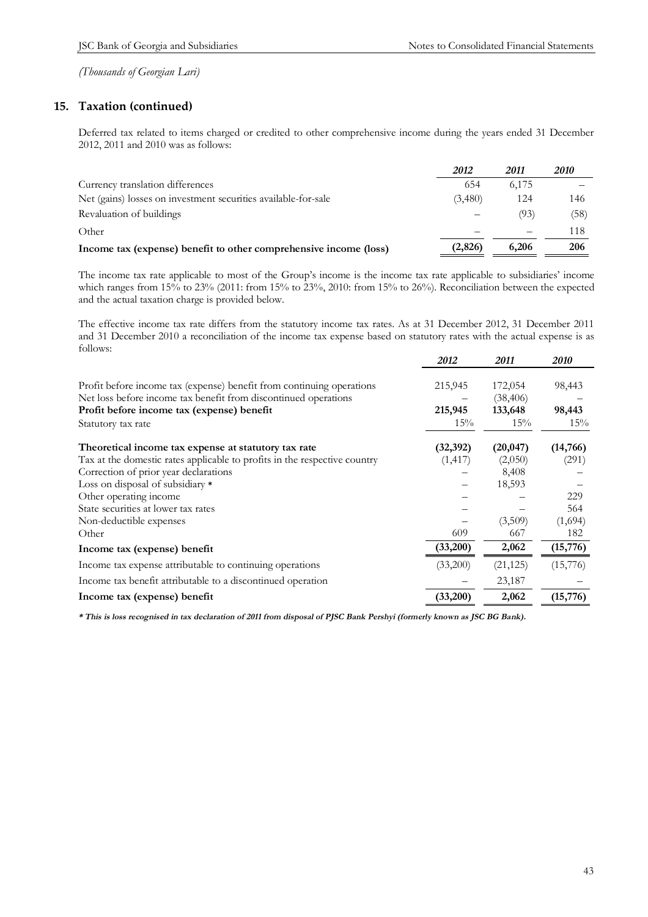*(Thousands of Georgian Lari)*

## 15. Taxation (continued)

Deferred tax related to items charged or credited to other comprehensive income during the years ended 31 December 2012, 2011 and 2010 was as follows:

| | *2012* | *2011* | *2010* |
|---|---|---|---|
| Currency translation differences | 654 | 6,175 | – |
| Net (gains) losses on investment securities available-for-sale | (3,480) | 124 | 146 |
| Revaluation of buildings | – | (93) | (58) |
| Other | – | – | 118 |
| **Income tax (expense) benefit to other comprehensive income (loss)** | **(2,826)** | **6,206** | **206** |

The income tax rate applicable to most of the Group's income is the income tax rate applicable to subsidiaries' income which ranges from 15% to 23% (2011: from 15% to 23%, 2010: from 15% to 26%). Reconciliation between the expected and the actual taxation charge is provided below.

The effective income tax rate differs from the statutory income tax rates. As at 31 December 2012, 31 December 2011 and 31 December 2010 a reconciliation of the income tax expense based on statutory rates with the actual expense is as follows:

| | *2012* | *2011* | *2010* |
|---|---|---|---|
| Profit before income tax (expense) benefit from continuing operations | 215,945 | 172,054 | 98,443 |
| Net loss before income tax benefit from discontinued operations | – | (38,406) | – |
| **Profit before income tax (expense) benefit** | **215,945** | **133,648** | **98,443** |
| Statutory tax rate | 15% | 15% | 15% |
| **Theoretical income tax expense at statutory tax rate** | **(32,392)** | **(20,047)** | **(14,766)** |
| Tax at the domestic rates applicable to profits in the respective country | (1,417) | (2,050) | (291) |
| Correction of prior year declarations | – | 8,408 | – |
| Loss on disposal of subsidiary * | – | 18,593 | – |
| Other operating income | – | – | 229 |
| State securities at lower tax rates | – | – | 564 |
| Non-deductible expenses | – | (3,509) | (1,694) |
| Other | 609 | 667 | 182 |
| **Income tax (expense) benefit** | **(33,200)** | **2,062** | **(15,776)** |
| Income tax expense attributable to continuing operations | (33,200) | (21,125) | (15,776) |
| Income tax benefit attributable to a discontinued operation | – | 23,187 | – |
| **Income tax (expense) benefit** | **(33,200)** | **2,062** | **(15,776)** |

***This is loss recognised in tax declaration of 2011 from disposal of PJSC Bank Pershyi (formerly known as JSC BG Bank).***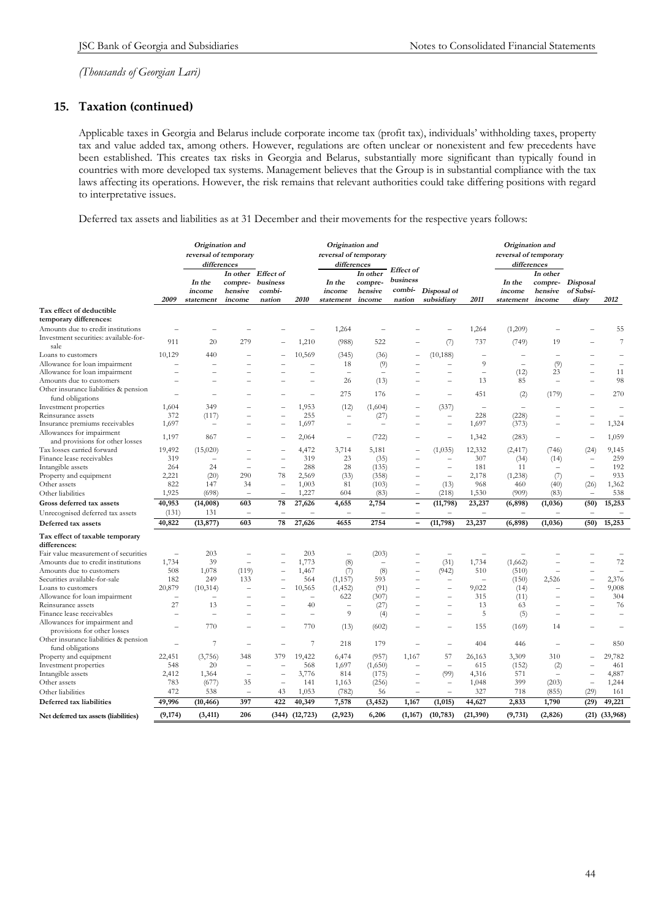*(Thousands of Georgian Lari)*

## 15. Taxation (continued)

Applicable taxes in Georgia and Belarus include corporate income tax (profit tax), individuals' withholding taxes, property tax and value added tax, among others. However, regulations are often unclear or nonexistent and few precedents have been established. This creates tax risks in Georgia and Belarus, substantially more significant than typically found in countries with more developed tax systems. Management believes that the Group is in substantial compliance with the tax laws affecting its operations. However, the risk remains that relevant authorities could take differing positions with regard to interpretative issues.

Deferred tax assets and liabilities as at 31 December and their movements for the respective years follows:

| | | Origination and reversal of temporary differences | | | | Origination and reversal of temporary differences | | | | | Origination and reversal of temporary differences | | | |
|---|---|---|---|---|---|---|---|---|---|---|---|---|---|---|
| | 2009 | In the income statement | In other compre-hensive income | Effect of business combi-nation | 2010 | In the income statement | In other compre-hensive income | Effect of business combi-nation | Disposal of subsidiary | 2011 | In the income statement | In other compre-hensive income | Disposal of Subsi-diary | 2012 |
| **Tax effect of deductible temporary differences:** | | | | | | | | | | | | | | |
| Amounts due to credit institutions | – | – | – | – | – | 1,264 | – | – | – | 1,264 | (1,209) | – | – | 55 |
| Investment securities: available-for-sale | 911 | 20 | 279 | – | 1,210 | (988) | 522 | – | (7) | 737 | (749) | 19 | – | 7 |
| Loans to customers | 10,129 | 440 | – | – | 10,569 | (345) | (36) | – | (10,188) | – | – | – | – | – |
| Allowance for loan impairment | – | – | – | – | – | 18 | (9) | – | – | 9 | – | (9) | – | – |
| Allowance for loan impairment | – | – | – | – | – | – | – | – | – | – | (12) | 23 | – | 11 |
| Amounts due to customers | – | – | – | – | – | 26 | (13) | – | – | 13 | 85 | – | – | 98 |
| Other insurance liabilities & pension fund obligations | – | – | – | – | – | 275 | 176 | – | – | 451 | (2) | (179) | – | 270 |
| Investment properties | 1,604 | 349 | – | – | 1,953 | (12) | (1,604) | – | (337) | – | – | – | – | – |
| Reinsurance assets | 372 | (117) | – | – | 255 | – | (27) | – | – | 228 | (228) | – | – | – |
| Insurance premiums receivables | 1,697 | – | – | – | 1,697 | – | – | – | – | 1,697 | (373) | – | – | 1,324 |
| Allowances for impairment and provisions for other losses | 1,197 | 867 | – | – | 2,064 | – | (722) | – | – | 1,342 | (283) | – | – | 1,059 |
| Tax losses carried forward | 19,492 | (15,020) | – | – | 4,472 | 3,714 | 5,181 | – | (1,035) | 12,332 | (2,417) | (746) | (24) | 9,145 |
| Finance lease receivables | 319 | – | – | – | 319 | 23 | (35) | – | – | 307 | (34) | (14) | – | 259 |
| Intangible assets | 264 | 24 | – | – | 288 | 28 | (135) | – | – | 181 | 11 | – | – | 192 |
| Property and equipment | 2,221 | (20) | 290 | 78 | 2,569 | (33) | (358) | – | – | 2,178 | (1,238) | (7) | – | 933 |
| Other assets | 822 | 147 | 34 | – | 1,003 | 81 | (103) | – | (13) | 968 | 460 | (40) | (26) | 1,362 |
| Other liabilities | 1,925 | (698) | – | – | 1,227 | 604 | (83) | – | (218) | 1,530 | (909) | (83) | – | 538 |
| **Gross deferred tax assets** | **40,953** | **(14,008)** | **603** | **78** | **27,626** | **4,655** | **2,754** | **–** | **(11,798)** | **23,237** | **(6,898)** | **(1,036)** | **(50)** | **15,253** |
| Unrecognised deferred tax assets | (131) | 131 | – | – | – | – | – | – | – | – | – | – | – | – |
| **Deferred tax assets** | **40,822** | **(13,877)** | **603** | **78** | **27,626** | **4655** | **2754** | **–** | **(11,798)** | **23,237** | **(6,898)** | **(1,036)** | **(50)** | **15,253** |
| **Tax effect of taxable temporary differences:** | | | | | | | | | | | | | | |
| Fair value measurement of securities | – | 203 | – | – | 203 | – | (203) | – | – | – | – | – | – | – |
| Amounts due to credit institutions | 1,734 | 39 | – | – | 1,773 | (8) | – | – | (31) | 1,734 | (1,662) | – | – | 72 |
| Amounts due to customers | 508 | 1,078 | (119) | – | 1,467 | (7) | (8) | – | (942) | 510 | (510) | – | – | – |
| Securities available-for-sale | 182 | 249 | 133 | – | 564 | (1,157) | 593 | – | – | – | (150) | 2,526 | – | 2,376 |
| Loans to customers | 20,879 | (10,314) | – | – | 10,565 | (1,452) | (91) | – | – | 9,022 | (14) | – | – | 9,008 |
| Allowance for loan impairment | – | – | – | – | – | 622 | (307) | – | – | 315 | (11) | – | – | 304 |
| Reinsurance assets | 27 | 13 | – | – | 40 | – | (27) | – | – | 13 | 63 | – | – | 76 |
| Finance lease receivables | – | – | – | – | – | 9 | (4) | – | – | 5 | (5) | – | – | – |
| Allowances for impairment and provisions for other losses | – | 770 | – | – | 770 | (13) | (602) | – | – | 155 | (169) | 14 | – | – |
| Other insurance liabilities & pension fund obligations | – | 7 | – | – | 7 | 218 | 179 | – | – | 404 | 446 | – | – | 850 |
| Property and equipment | 22,451 | (3,756) | 348 | 379 | 19,422 | 6,474 | (957) | 1,167 | 57 | 26,163 | 3,309 | 310 | – | 29,782 |
| Investment properties | 548 | 20 | – | – | 568 | 1,697 | (1,650) | – | – | 615 | (152) | (2) | – | 461 |
| Intangible assets | 2,412 | 1,364 | – | – | 3,776 | 814 | (175) | – | (99) | 4,316 | 571 | – | – | 4,887 |
| Other assets | 783 | (677) | 35 | – | 141 | 1,163 | (256) | – | – | 1,048 | 399 | (203) | – | 1,244 |
| Other liabilities | 472 | 538 | – | 43 | 1,053 | (782) | 56 | – | – | 327 | 718 | (855) | (29) | 161 |
| **Deferred tax liabilities** | **49,996** | **(10,466)** | **397** | **422** | **40,349** | **7,578** | **(3,452)** | **1,167** | **(1,015)** | **44,627** | **2,833** | **1,790** | **(29)** | **49,221** |
| **Net deferred tax assets (liabilities)** | **(9,174)** | **(3,411)** | **206** | **(344)** | **(12,723)** | **(2,923)** | **6,206** | **(1,167)** | **(10,783)** | **(21,390)** | **(9,731)** | **(2,826)** | **(21)** | **(33,968)** |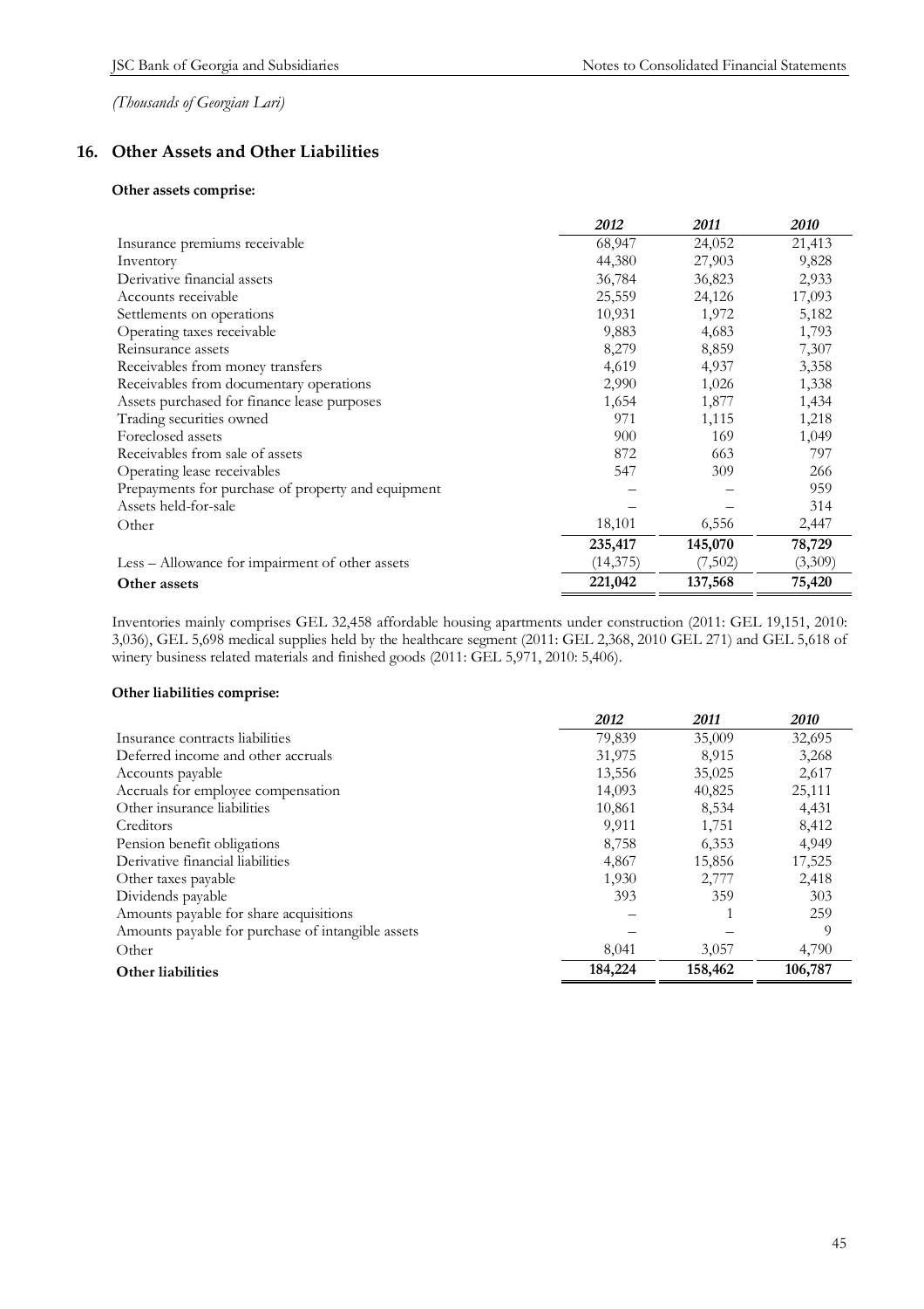*(Thousands of Georgian Lari)*

## 16. Other Assets and Other Liabilities

**Other assets comprise:**

| | *2012* | *2011* | *2010* |
|---|---|---|---|
| Insurance premiums receivable | 68,947 | 24,052 | 21,413 |
| Inventory | 44,380 | 27,903 | 9,828 |
| Derivative financial assets | 36,784 | 36,823 | 2,933 |
| Accounts receivable | 25,559 | 24,126 | 17,093 |
| Settlements on operations | 10,931 | 1,972 | 5,182 |
| Operating taxes receivable | 9,883 | 4,683 | 1,793 |
| Reinsurance assets | 8,279 | 8,859 | 7,307 |
| Receivables from money transfers | 4,619 | 4,937 | 3,358 |
| Receivables from documentary operations | 2,990 | 1,026 | 1,338 |
| Assets purchased for finance lease purposes | 1,654 | 1,877 | 1,434 |
| Trading securities owned | 971 | 1,115 | 1,218 |
| Foreclosed assets | 900 | 169 | 1,049 |
| Receivables from sale of assets | 872 | 663 | 797 |
| Operating lease receivables | 547 | 309 | 266 |
| Prepayments for purchase of property and equipment | – | – | 959 |
| Assets held-for-sale | – | – | 314 |
| Other | 18,101 | 6,556 | 2,447 |
| | **235,417** | **145,070** | **78,729** |
| Less – Allowance for impairment of other assets | (14,375) | (7,502) | (3,309) |
| **Other assets** | **221,042** | **137,568** | **75,420** |

Inventories mainly comprises GEL 32,458 affordable housing apartments under construction (2011: GEL 19,151, 2010: 3,036), GEL 5,698 medical supplies held by the healthcare segment (2011: GEL 2,368, 2010 GEL 271) and GEL 5,618 of winery business related materials and finished goods (2011: GEL 5,971, 2010: 5,406).

**Other liabilities comprise:**

| | *2012* | *2011* | *2010* |
|---|---|---|---|
| Insurance contracts liabilities | 79,839 | 35,009 | 32,695 |
| Deferred income and other accruals | 31,975 | 8,915 | 3,268 |
| Accounts payable | 13,556 | 35,025 | 2,617 |
| Accruals for employee compensation | 14,093 | 40,825 | 25,111 |
| Other insurance liabilities | 10,861 | 8,534 | 4,431 |
| Creditors | 9,911 | 1,751 | 8,412 |
| Pension benefit obligations | 8,758 | 6,353 | 4,949 |
| Derivative financial liabilities | 4,867 | 15,856 | 17,525 |
| Other taxes payable | 1,930 | 2,777 | 2,418 |
| Dividends payable | 393 | 359 | 303 |
| Amounts payable for share acquisitions | – | 1 | 259 |
| Amounts payable for purchase of intangible assets | – | – | 9 |
| Other | 8,041 | 3,057 | 4,790 |
| **Other liabilities** | **184,224** | **158,462** | **106,787** |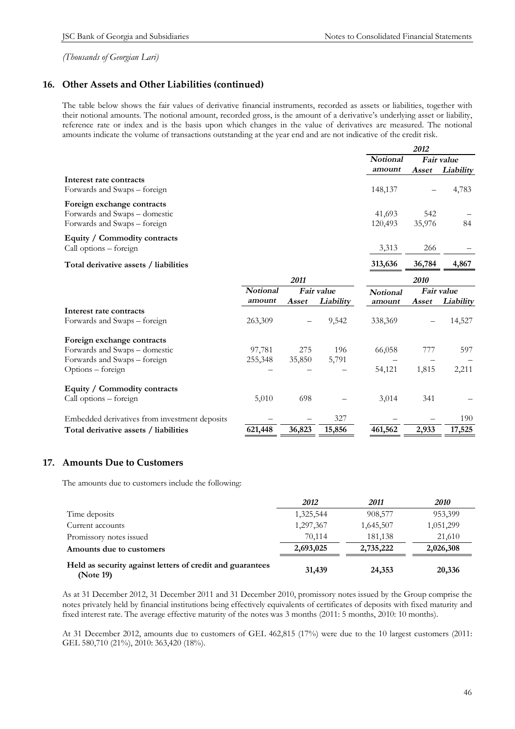*(Thousands of Georgian Lari)*

## 16. Other Assets and Other Liabilities (continued)

The table below shows the fair values of derivative financial instruments, recorded as assets or liabilities, together with their notional amounts. The notional amount, recorded gross, is the amount of a derivative's underlying asset or liability, reference rate or index and is the basis upon which changes in the value of derivatives are measured. The notional amounts indicate the volume of transactions outstanding at the year end and are not indicative of the credit risk.

| | *2012* | | |
|---|---|---|---|
| | ***Notional amount*** | ***Fair value*** | |
| | | ***Asset*** | ***Liability*** |
| **Interest rate contracts** | | | |
| Forwards and Swaps – foreign | 148,137 | – | 4,783 |
| **Foreign exchange contracts** | | | |
| Forwards and Swaps – domestic | 41,693 | 542 | – |
| Forwards and Swaps – foreign | 120,493 | 35,976 | 84 |
| **Equity / Commodity contracts** | | | |
| Call options – foreign | 3,313 | 266 | – |
| **Total derivative assets / liabilities** | **313,636** | **36,784** | **4,867** |

| | *2011* | | | *2010* | | |
|---|---|---|---|---|---|---|
| | ***Notional amount*** | ***Fair value*** | | ***Notional amount*** | ***Fair value*** | |
| | | ***Asset*** | ***Liability*** | | ***Asset*** | ***Liability*** |
| **Interest rate contracts** | | | | | | |
| Forwards and Swaps – foreign | 263,309 | – | 9,542 | 338,369 | – | 14,527 |
| **Foreign exchange contracts** | | | | | | |
| Forwards and Swaps – domestic | 97,781 | 275 | 196 | 66,058 | 777 | 597 |
| Forwards and Swaps – foreign | 255,348 | 35,850 | 5,791 | – | – | – |
| Options – foreign | – | – | – | 54,121 | 1,815 | 2,211 |
| **Equity / Commodity contracts** | | | | | | |
| Call options – foreign | 5,010 | 698 | – | 3,014 | 341 | – |
| Embedded derivatives from investment deposits | – | – | 327 | – | – | 190 |
| **Total derivative assets / liabilities** | **621,448** | **36,823** | **15,856** | **461,562** | **2,933** | **17,525** |

## 17. Amounts Due to Customers

The amounts due to customers include the following:

| | *2012* | *2011* | *2010* |
|---|---|---|---|
| Time deposits | 1,325,544 | 908,577 | 953,399 |
| Current accounts | 1,297,367 | 1,645,507 | 1,051,299 |
| Promissory notes issued | 70,114 | 181,138 | 21,610 |
| **Amounts due to customers** | **2,693,025** | **2,735,222** | **2,026,308** |
| **Held as security against letters of credit and guarantees (Note 19)** | **31,439** | **24,353** | **20,336** |

As at 31 December 2012, 31 December 2011 and 31 December 2010, promissory notes issued by the Group comprise the notes privately held by financial institutions being effectively equivalents of certificates of deposits with fixed maturity and fixed interest rate. The average effective maturity of the notes was 3 months (2011: 5 months, 2010: 10 months).

At 31 December 2012, amounts due to customers of GEL 462,815 (17%) were due to the 10 largest customers (2011: GEL 580,710 (21%), 2010: 363,420 (18%).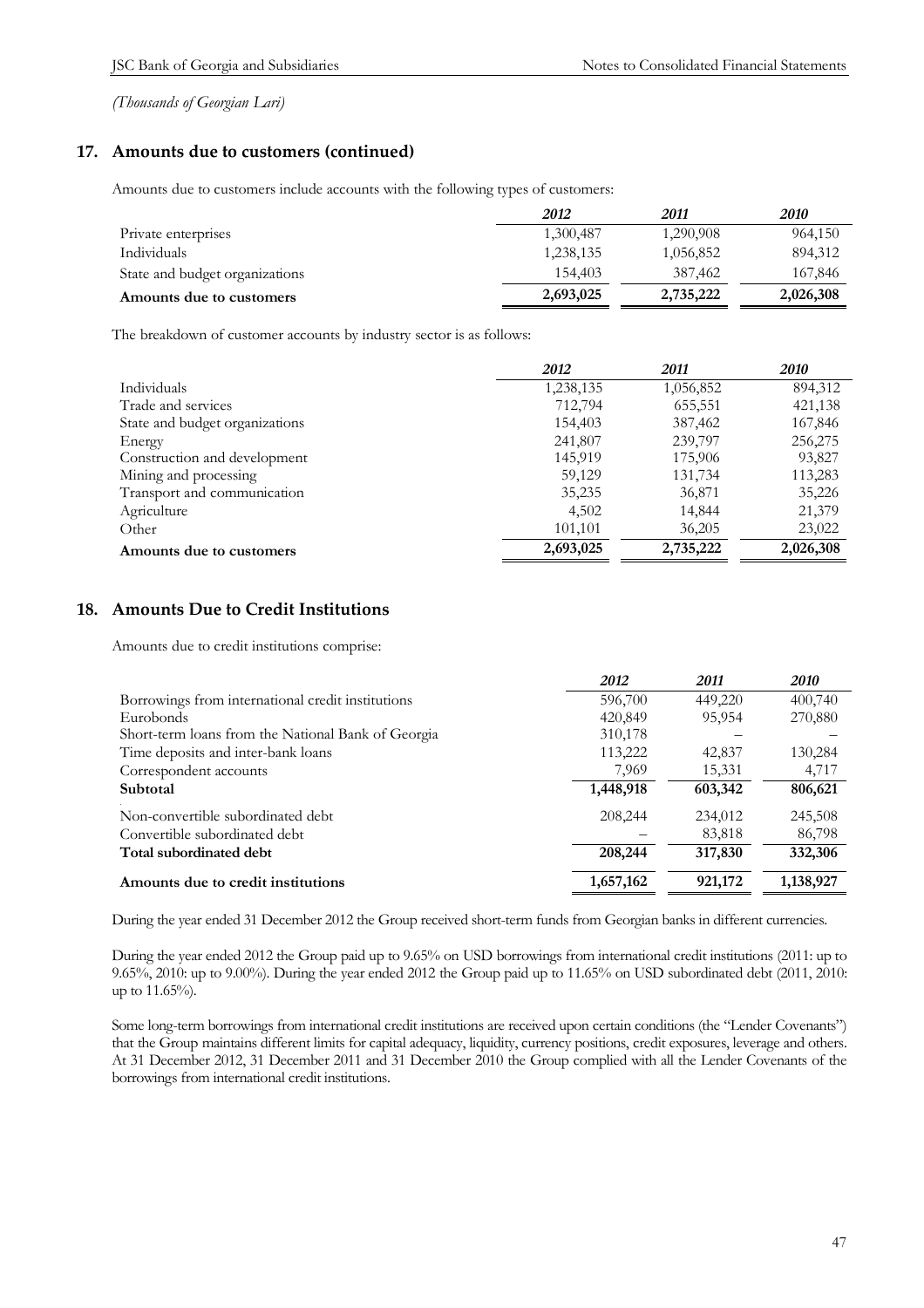*(Thousands of Georgian Lari)*

## 17. Amounts due to customers (continued)

Amounts due to customers include accounts with the following types of customers:

| | *2012* | *2011* | *2010* |
|---|---|---|---|
| Private enterprises | 1,300,487 | 1,290,908 | 964,150 |
| Individuals | 1,238,135 | 1,056,852 | 894,312 |
| State and budget organizations | 154,403 | 387,462 | 167,846 |
| **Amounts due to customers** | **2,693,025** | **2,735,222** | **2,026,308** |

The breakdown of customer accounts by industry sector is as follows:

| | *2012* | *2011* | *2010* |
|---|---|---|---|
| Individuals | 1,238,135 | 1,056,852 | 894,312 |
| Trade and services | 712,794 | 655,551 | 421,138 |
| State and budget organizations | 154,403 | 387,462 | 167,846 |
| Energy | 241,807 | 239,797 | 256,275 |
| Construction and development | 145,919 | 175,906 | 93,827 |
| Mining and processing | 59,129 | 131,734 | 113,283 |
| Transport and communication | 35,235 | 36,871 | 35,226 |
| Agriculture | 4,502 | 14,844 | 21,379 |
| Other | 101,101 | 36,205 | 23,022 |
| **Amounts due to customers** | **2,693,025** | **2,735,222** | **2,026,308** |

## 18. Amounts Due to Credit Institutions

Amounts due to credit institutions comprise:

| | *2012* | *2011* | *2010* |
|---|---|---|---|
| Borrowings from international credit institutions | 596,700 | 449,220 | 400,740 |
| Eurobonds | 420,849 | 95,954 | 270,880 |
| Short-term loans from the National Bank of Georgia | 310,178 | – | – |
| Time deposits and inter-bank loans | 113,222 | 42,837 | 130,284 |
| Correspondent accounts | 7,969 | 15,331 | 4,717 |
| **Subtotal** | **1,448,918** | **603,342** | **806,621** |
| Non-convertible subordinated debt | 208,244 | 234,012 | 245,508 |
| Convertible subordinated debt | – | 83,818 | 86,798 |
| **Total subordinated debt** | **208,244** | **317,830** | **332,306** |
| **Amounts due to credit institutions** | **1,657,162** | **921,172** | **1,138,927** |

During the year ended 31 December 2012 the Group received short-term funds from Georgian banks in different currencies.

During the year ended 2012 the Group paid up to 9.65% on USD borrowings from international credit institutions (2011: up to 9.65%, 2010: up to 9.00%). During the year ended 2012 the Group paid up to 11.65% on USD subordinated debt (2011, 2010: up to 11.65%).

Some long-term borrowings from international credit institutions are received upon certain conditions (the "Lender Covenants") that the Group maintains different limits for capital adequacy, liquidity, currency positions, credit exposures, leverage and others. At 31 December 2012, 31 December 2011 and 31 December 2010 the Group complied with all the Lender Covenants of the borrowings from international credit institutions.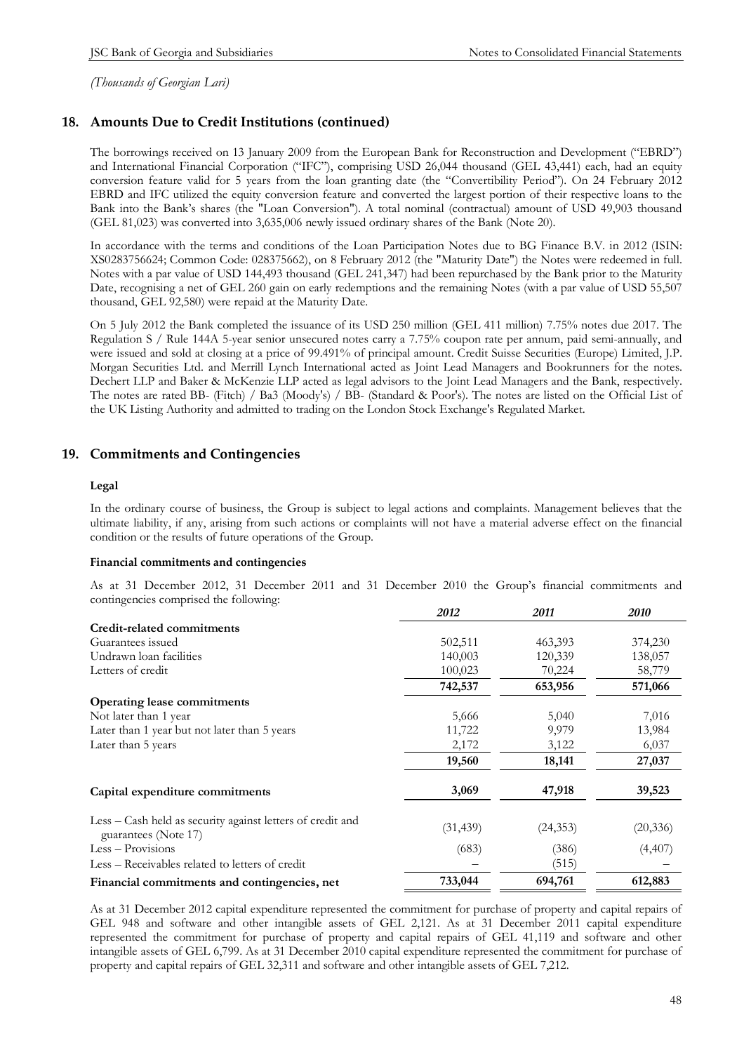*(Thousands of Georgian Lari)*

## 18. Amounts Due to Credit Institutions (continued)

The borrowings received on 13 January 2009 from the European Bank for Reconstruction and Development ("EBRD") and International Financial Corporation ("IFC"), comprising USD 26,044 thousand (GEL 43,441) each, had an equity conversion feature valid for 5 years from the loan granting date (the "Convertibility Period"). On 24 February 2012 EBRD and IFC utilized the equity conversion feature and converted the largest portion of their respective loans to the Bank into the Bank's shares (the "Loan Conversion"). A total nominal (contractual) amount of USD 49,903 thousand (GEL 81,023) was converted into 3,635,006 newly issued ordinary shares of the Bank (Note 20).

In accordance with the terms and conditions of the Loan Participation Notes due to BG Finance B.V. in 2012 (ISIN: XS0283756624; Common Code: 028375662), on 8 February 2012 (the "Maturity Date") the Notes were redeemed in full. Notes with a par value of USD 144,493 thousand (GEL 241,347) had been repurchased by the Bank prior to the Maturity Date, recognising a net of GEL 260 gain on early redemptions and the remaining Notes (with a par value of USD 55,507 thousand, GEL 92,580) were repaid at the Maturity Date.

On 5 July 2012 the Bank completed the issuance of its USD 250 million (GEL 411 million) 7.75% notes due 2017. The Regulation S / Rule 144A 5-year senior unsecured notes carry a 7.75% coupon rate per annum, paid semi-annually, and were issued and sold at closing at a price of 99.491% of principal amount. Credit Suisse Securities (Europe) Limited, J.P. Morgan Securities Ltd. and Merrill Lynch International acted as Joint Lead Managers and Bookrunners for the notes. Dechert LLP and Baker & McKenzie LLP acted as legal advisors to the Joint Lead Managers and the Bank, respectively. The notes are rated BB- (Fitch) / Ba3 (Moody's) / BB- (Standard & Poor's). The notes are listed on the Official List of the UK Listing Authority and admitted to trading on the London Stock Exchange's Regulated Market.

## 19. Commitments and Contingencies

### Legal

In the ordinary course of business, the Group is subject to legal actions and complaints. Management believes that the ultimate liability, if any, arising from such actions or complaints will not have a material adverse effect on the financial condition or the results of future operations of the Group.

### Financial commitments and contingencies

As at 31 December 2012, 31 December 2011 and 31 December 2010 the Group's financial commitments and contingencies comprised the following:

| | *2012* | *2011* | *2010* |
|---|---|---|---|
| **Credit-related commitments** | | | |
| Guarantees issued | 502,511 | 463,393 | 374,230 |
| Undrawn loan facilities | 140,003 | 120,339 | 138,057 |
| Letters of credit | 100,023 | 70,224 | 58,779 |
| | **742,537** | **653,956** | **571,066** |
| **Operating lease commitments** | | | |
| Not later than 1 year | 5,666 | 5,040 | 7,016 |
| Later than 1 year but not later than 5 years | 11,722 | 9,979 | 13,984 |
| Later than 5 years | 2,172 | 3,122 | 6,037 |
| | **19,560** | **18,141** | **27,037** |
| **Capital expenditure commitments** | **3,069** | **47,918** | **39,523** |
| Less – Cash held as security against letters of credit and guarantees (Note 17) | (31,439) | (24,353) | (20,336) |
| Less – Provisions | (683) | (386) | (4,407) |
| Less – Receivables related to letters of credit | – | (515) | – |
| **Financial commitments and contingencies, net** | **733,044** | **694,761** | **612,883** |

As at 31 December 2012 capital expenditure represented the commitment for purchase of property and capital repairs of GEL 948 and software and other intangible assets of GEL 2,121. As at 31 December 2011 capital expenditure represented the commitment for purchase of property and capital repairs of GEL 41,119 and software and other intangible assets of GEL 6,799. As at 31 December 2010 capital expenditure represented the commitment for purchase of property and capital repairs of GEL 32,311 and software and other intangible assets of GEL 7,212.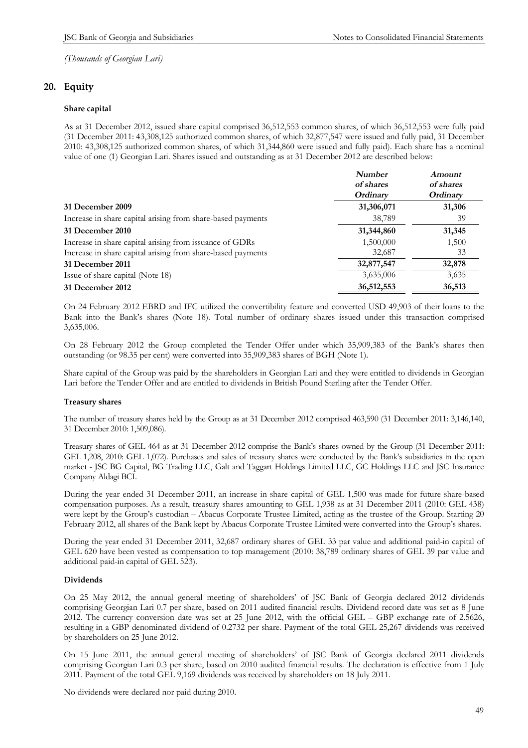*(Thousands of Georgian Lari)*

## 20. Equity

### Share capital

As at 31 December 2012, issued share capital comprised 36,512,553 common shares, of which 36,512,553 were fully paid (31 December 2011: 43,308,125 authorized common shares, of which 32,877,547 were issued and fully paid, 31 December 2010: 43,308,125 authorized common shares, of which 31,344,860 were issued and fully paid). Each share has a nominal value of one (1) Georgian Lari. Shares issued and outstanding as at 31 December 2012 are described below:

| | *Number of shares Ordinary* | *Amount of shares Ordinary* |
|---|---|---|
| **31 December 2009** | **31,306,071** | **31,306** |
| Increase in share capital arising from share-based payments | 38,789 | 39 |
| **31 December 2010** | **31,344,860** | **31,345** |
| Increase in share capital arising from issuance of GDRs | 1,500,000 | 1,500 |
| Increase in share capital arising from share-based payments | 32,687 | 33 |
| **31 December 2011** | **32,877,547** | **32,878** |
| Issue of share capital (Note 18) | 3,635,006 | 3,635 |
| **31 December 2012** | **36,512,553** | **36,513** |

On 24 February 2012 EBRD and IFC utilized the convertibility feature and converted USD 49,903 of their loans to the Bank into the Bank's shares (Note 18). Total number of ordinary shares issued under this transaction comprised 3,635,006.

On 28 February 2012 the Group completed the Tender Offer under which 35,909,383 of the Bank's shares then outstanding (or 98.35 per cent) were converted into 35,909,383 shares of BGH (Note 1).

Share capital of the Group was paid by the shareholders in Georgian Lari and they were entitled to dividends in Georgian Lari before the Tender Offer and are entitled to dividends in British Pound Sterling after the Tender Offer.

### Treasury shares

The number of treasury shares held by the Group as at 31 December 2012 comprised 463,590 (31 December 2011: 3,146,140, 31 December 2010: 1,509,086).

Treasury shares of GEL 464 as at 31 December 2012 comprise the Bank's shares owned by the Group (31 December 2011: GEL 1,208, 2010: GEL 1,072). Purchases and sales of treasury shares were conducted by the Bank's subsidiaries in the open market - JSC BG Capital, BG Trading LLC, Galt and Taggart Holdings Limited LLC, GC Holdings LLC and JSC Insurance Company Aldagi BCI.

During the year ended 31 December 2011, an increase in share capital of GEL 1,500 was made for future share-based compensation purposes. As a result, treasury shares amounting to GEL 1,938 as at 31 December 2011 (2010: GEL 438) were kept by the Group's custodian – Abacus Corporate Trustee Limited, acting as the trustee of the Group. Starting 20 February 2012, all shares of the Bank kept by Abacus Corporate Trustee Limited were converted into the Group's shares.

During the year ended 31 December 2011, 32,687 ordinary shares of GEL 33 par value and additional paid-in capital of GEL 620 have been vested as compensation to top management (2010: 38,789 ordinary shares of GEL 39 par value and additional paid-in capital of GEL 523).

### Dividends

On 25 May 2012, the annual general meeting of shareholders' of JSC Bank of Georgia declared 2012 dividends comprising Georgian Lari 0.7 per share, based on 2011 audited financial results. Dividend record date was set as 8 June 2012. The currency conversion date was set at 25 June 2012, with the official GEL – GBP exchange rate of 2.5626, resulting in a GBP denominated dividend of 0.2732 per share. Payment of the total GEL 25,267 dividends was received by shareholders on 25 June 2012.

On 15 June 2011, the annual general meeting of shareholders' of JSC Bank of Georgia declared 2011 dividends comprising Georgian Lari 0.3 per share, based on 2010 audited financial results. The declaration is effective from 1 July 2011. Payment of the total GEL 9,169 dividends was received by shareholders on 18 July 2011.

No dividends were declared nor paid during 2010.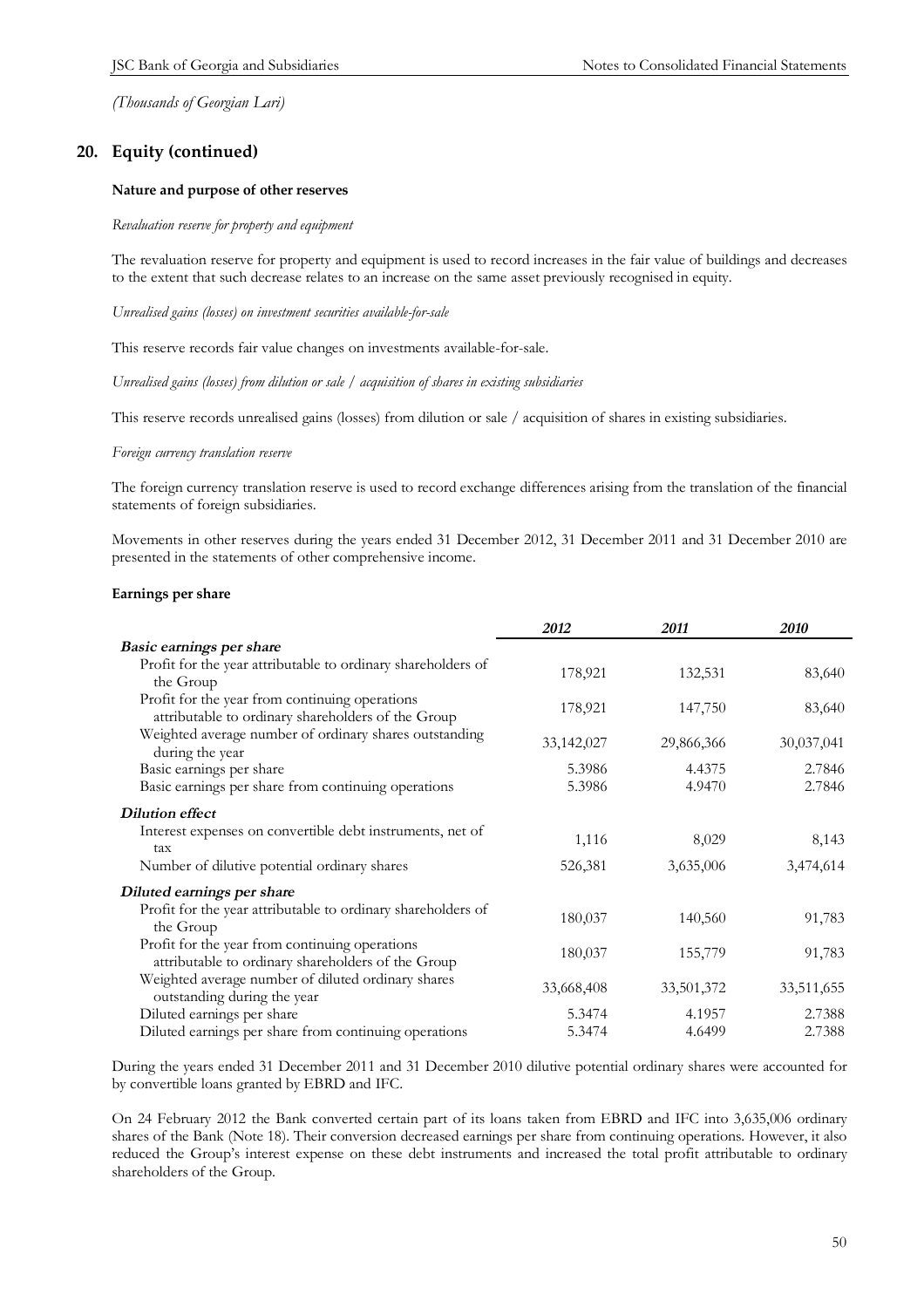*(Thousands of Georgian Lari)*

## 20. Equity (continued)

### Nature and purpose of other reserves

*Revaluation reserve for property and equipment*

The revaluation reserve for property and equipment is used to record increases in the fair value of buildings and decreases to the extent that such decrease relates to an increase on the same asset previously recognised in equity.

*Unrealised gains (losses) on investment securities available-for-sale*

This reserve records fair value changes on investments available-for-sale.

*Unrealised gains (losses) from dilution or sale / acquisition of shares in existing subsidiaries*

This reserve records unrealised gains (losses) from dilution or sale / acquisition of shares in existing subsidiaries.

*Foreign currency translation reserve*

The foreign currency translation reserve is used to record exchange differences arising from the translation of the financial statements of foreign subsidiaries.

Movements in other reserves during the years ended 31 December 2012, 31 December 2011 and 31 December 2010 are presented in the statements of other comprehensive income.

### Earnings per share

| | *2012* | *2011* | *2010* |
|---|---|---|---|
| ***Basic earnings per share*** | | | |
| Profit for the year attributable to ordinary shareholders of the Group | 178,921 | 132,531 | 83,640 |
| Profit for the year from continuing operations attributable to ordinary shareholders of the Group | 178,921 | 147,750 | 83,640 |
| Weighted average number of ordinary shares outstanding during the year | 33,142,027 | 29,866,366 | 30,037,041 |
| Basic earnings per share | 5.3986 | 4.4375 | 2.7846 |
| Basic earnings per share from continuing operations | 5.3986 | 4.9470 | 2.7846 |
| ***Dilution effect*** | | | |
| Interest expenses on convertible debt instruments, net of tax | 1,116 | 8,029 | 8,143 |
| Number of dilutive potential ordinary shares | 526,381 | 3,635,006 | 3,474,614 |
| ***Diluted earnings per share*** | | | |
| Profit for the year attributable to ordinary shareholders of the Group | 180,037 | 140,560 | 91,783 |
| Profit for the year from continuing operations attributable to ordinary shareholders of the Group | 180,037 | 155,779 | 91,783 |
| Weighted average number of diluted ordinary shares outstanding during the year | 33,668,408 | 33,501,372 | 33,511,655 |
| Diluted earnings per share | 5.3474 | 4.1957 | 2.7388 |
| Diluted earnings per share from continuing operations | 5.3474 | 4.6499 | 2.7388 |

During the years ended 31 December 2011 and 31 December 2010 dilutive potential ordinary shares were accounted for by convertible loans granted by EBRD and IFC.

On 24 February 2012 the Bank converted certain part of its loans taken from EBRD and IFC into 3,635,006 ordinary shares of the Bank (Note 18). Their conversion decreased earnings per share from continuing operations. However, it also reduced the Group's interest expense on these debt instruments and increased the total profit attributable to ordinary shareholders of the Group.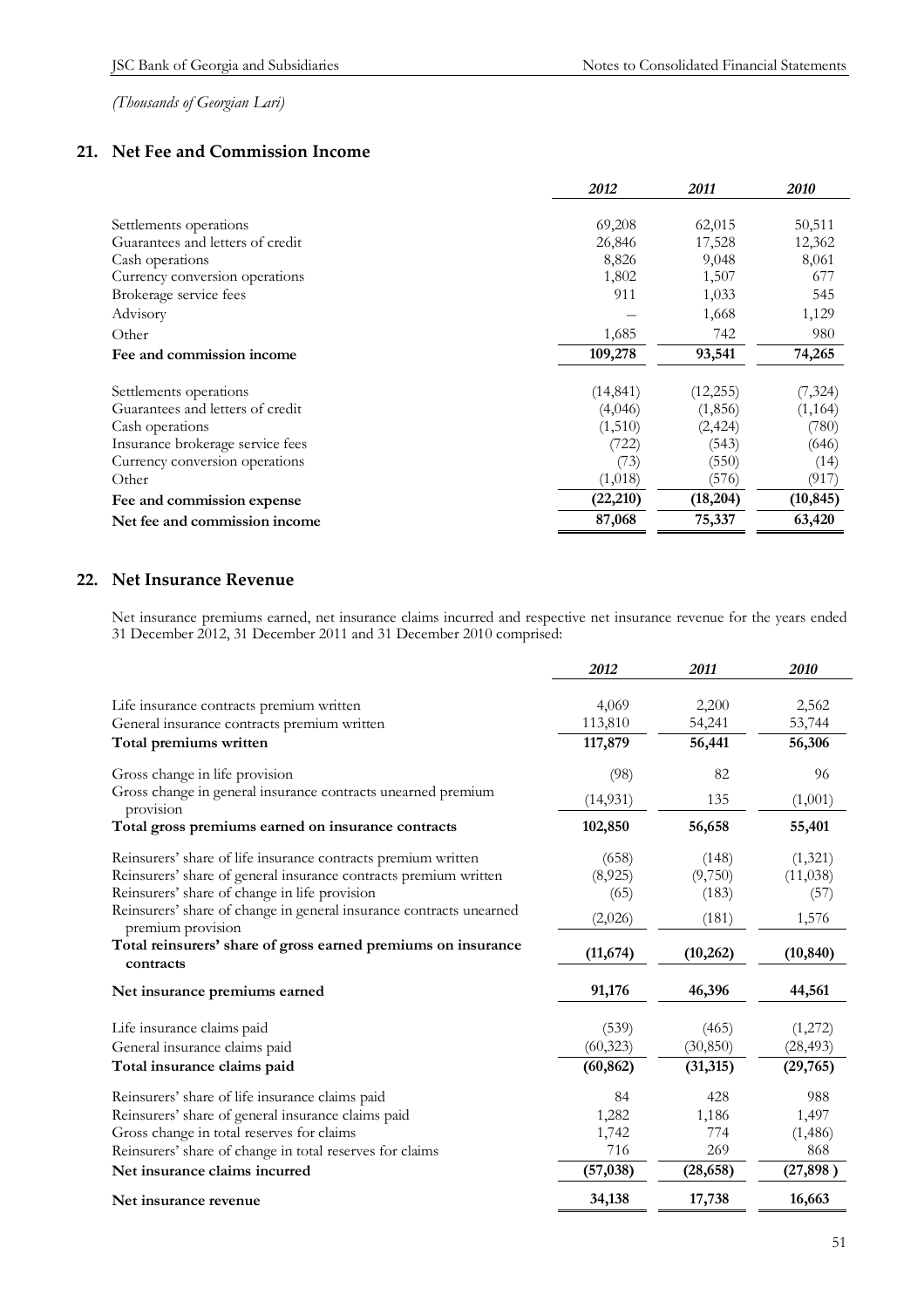*(Thousands of Georgian Lari)*

## 21. Net Fee and Commission Income

| | *2012* | *2011* | *2010* |
|---|---|---|---|
| Settlements operations | 69,208 | 62,015 | 50,511 |
| Guarantees and letters of credit | 26,846 | 17,528 | 12,362 |
| Cash operations | 8,826 | 9,048 | 8,061 |
| Currency conversion operations | 1,802 | 1,507 | 677 |
| Brokerage service fees | 911 | 1,033 | 545 |
| Advisory | – | 1,668 | 1,129 |
| Other | 1,685 | 742 | 980 |
| **Fee and commission income** | **109,278** | **93,541** | **74,265** |
| Settlements operations | (14,841) | (12,255) | (7,324) |
| Guarantees and letters of credit | (4,046) | (1,856) | (1,164) |
| Cash operations | (1,510) | (2,424) | (780) |
| Insurance brokerage service fees | (722) | (543) | (646) |
| Currency conversion operations | (73) | (550) | (14) |
| Other | (1,018) | (576) | (917) |
| **Fee and commission expense** | **(22,210)** | **(18,204)** | **(10,845)** |
| **Net fee and commission income** | **87,068** | **75,337** | **63,420** |

## 22. Net Insurance Revenue

Net insurance premiums earned, net insurance claims incurred and respective net insurance revenue for the years ended 31 December 2012, 31 December 2011 and 31 December 2010 comprised:

| | *2012* | *2011* | *2010* |
|---|---|---|---|
| Life insurance contracts premium written | 4,069 | 2,200 | 2,562 |
| General insurance contracts premium written | 113,810 | 54,241 | 53,744 |
| **Total premiums written** | **117,879** | **56,441** | **56,306** |
| Gross change in life provision | (98) | 82 | 96 |
| Gross change in general insurance contracts unearned premium provision | (14,931) | 135 | (1,001) |
| **Total gross premiums earned on insurance contracts** | **102,850** | **56,658** | **55,401** |
| Reinsurers' share of life insurance contracts premium written | (658) | (148) | (1,321) |
| Reinsurers' share of general insurance contracts premium written | (8,925) | (9,750) | (11,038) |
| Reinsurers' share of change in life provision | (65) | (183) | (57) |
| Reinsurers' share of change in general insurance contracts unearned premium provision | (2,026) | (181) | 1,576 |
| **Total reinsurers' share of gross earned premiums on insurance contracts** | **(11,674)** | **(10,262)** | **(10,840)** |
| **Net insurance premiums earned** | **91,176** | **46,396** | **44,561** |
| Life insurance claims paid | (539) | (465) | (1,272) |
| General insurance claims paid | (60,323) | (30,850) | (28,493) |
| **Total insurance claims paid** | **(60,862)** | **(31,315)** | **(29,765)** |
| Reinsurers' share of life insurance claims paid | 84 | 428 | 988 |
| Reinsurers' share of general insurance claims paid | 1,282 | 1,186 | 1,497 |
| Gross change in total reserves for claims | 1,742 | 774 | (1,486) |
| Reinsurers' share of change in total reserves for claims | 716 | 269 | 868 |
| **Net insurance claims incurred** | **(57,038)** | **(28,658)** | **(27,898 )** |
| **Net insurance revenue** | **34,138** | **17,738** | **16,663** |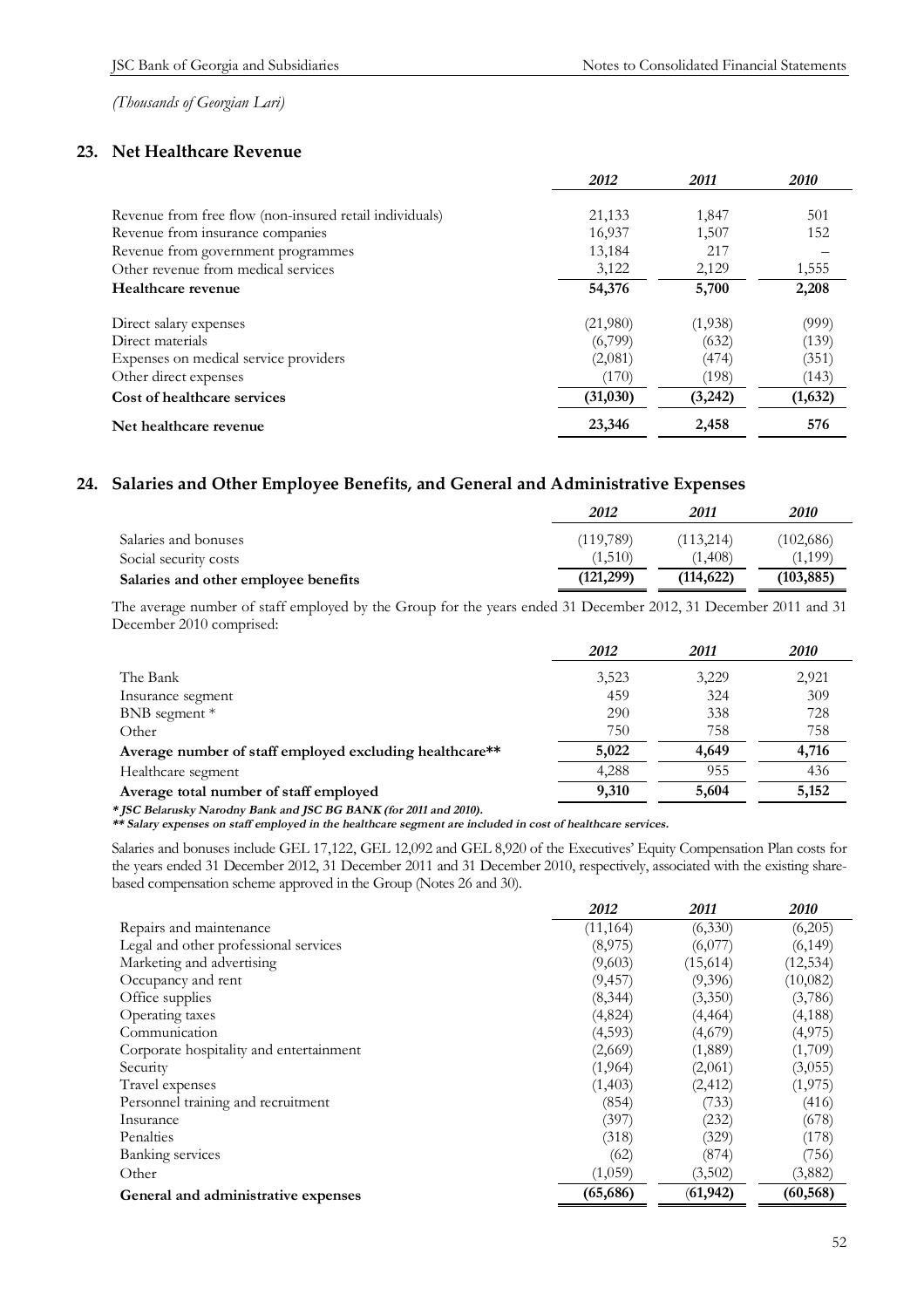*(Thousands of Georgian Lari)*

## 23. Net Healthcare Revenue

| | *2012* | *2011* | *2010* |
|---|---|---|---|
| Revenue from free flow (non-insured retail individuals) | 21,133 | 1,847 | 501 |
| Revenue from insurance companies | 16,937 | 1,507 | 152 |
| Revenue from government programmes | 13,184 | 217 | – |
| Other revenue from medical services | 3,122 | 2,129 | 1,555 |
| **Healthcare revenue** | **54,376** | **5,700** | **2,208** |
| Direct salary expenses | (21,980) | (1,938) | (999) |
| Direct materials | (6,799) | (632) | (139) |
| Expenses on medical service providers | (2,081) | (474) | (351) |
| Other direct expenses | (170) | (198) | (143) |
| **Cost of healthcare services** | **(31,030)** | **(3,242)** | **(1,632)** |
| **Net healthcare revenue** | **23,346** | **2,458** | **576** |

## 24. Salaries and Other Employee Benefits, and General and Administrative Expenses

| | *2012* | *2011* | *2010* |
|---|---|---|---|
| Salaries and bonuses | (119,789) | (113,214) | (102,686) |
| Social security costs | (1,510) | (1,408) | (1,199) |
| **Salaries and other employee benefits** | **(121,299)** | **(114,622)** | **(103,885)** |

The average number of staff employed by the Group for the years ended 31 December 2012, 31 December 2011 and 31 December 2010 comprised:

| | *2012* | *2011* | *2010* |
|---|---|---|---|
| The Bank | 3,523 | 3,229 | 2,921 |
| Insurance segment | 459 | 324 | 309 |
| BNB segment * | 290 | 338 | 728 |
| Other | 750 | 758 | 758 |
| **Average number of staff employed excluding healthcare**** | **5,022** | **4,649** | **4,716** |
| Healthcare segment | 4,288 | 955 | 436 |
| **Average total number of staff employed** | **9,310** | **5,604** | **5,152** |

***\* JSC Belarusky Narodny Bank and JSC BG BANK (for 2011 and 2010).***
***\*\* Salary expenses on staff employed in the healthcare segment are included in cost of healthcare services.***

Salaries and bonuses include GEL 17,122, GEL 12,092 and GEL 8,920 of the Executives' Equity Compensation Plan costs for the years ended 31 December 2012, 31 December 2011 and 31 December 2010, respectively, associated with the existing share-based compensation scheme approved in the Group (Notes 26 and 30).

| | *2012* | *2011* | *2010* |
|---|---|---|---|
| Repairs and maintenance | (11,164) | (6,330) | (6,205) |
| Legal and other professional services | (8,975) | (6,077) | (6,149) |
| Marketing and advertising | (9,603) | (15,614) | (12,534) |
| Occupancy and rent | (9,457) | (9,396) | (10,082) |
| Office supplies | (8,344) | (3,350) | (3,786) |
| Operating taxes | (4,824) | (4,464) | (4,188) |
| Communication | (4,593) | (4,679) | (4,975) |
| Corporate hospitality and entertainment | (2,669) | (1,889) | (1,709) |
| Security | (1,964) | (2,061) | (3,055) |
| Travel expenses | (1,403) | (2,412) | (1,975) |
| Personnel training and recruitment | (854) | (733) | (416) |
| Insurance | (397) | (232) | (678) |
| Penalties | (318) | (329) | (178) |
| Banking services | (62) | (874) | (756) |
| Other | (1,059) | (3,502) | (3,882) |
| **General and administrative expenses** | **(65,686)** | **(61,942)** | **(60,568)** |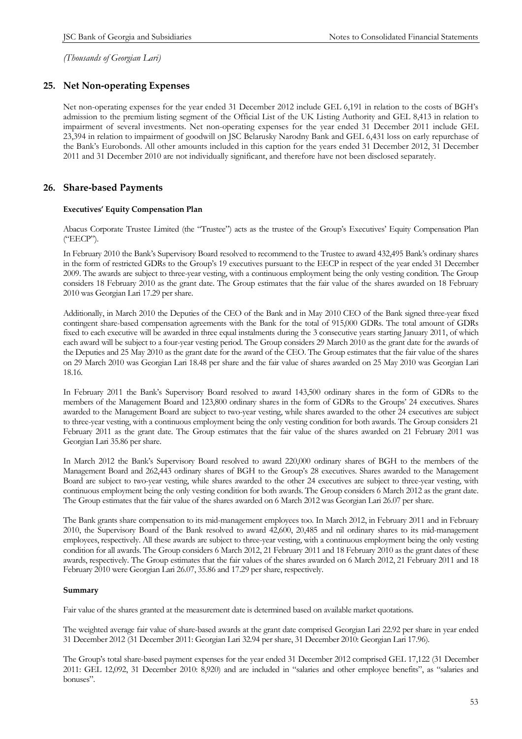*(Thousands of Georgian Lari)*

## 25. Net Non-operating Expenses

Net non-operating expenses for the year ended 31 December 2012 include GEL 6,191 in relation to the costs of BGH's admission to the premium listing segment of the Official List of the UK Listing Authority and GEL 8,413 in relation to impairment of several investments. Net non-operating expenses for the year ended 31 December 2011 include GEL 23,394 in relation to impairment of goodwill on JSC Belarusky Narodny Bank and GEL 6,431 loss on early repurchase of the Bank's Eurobonds. All other amounts included in this caption for the years ended 31 December 2012, 31 December 2011 and 31 December 2010 are not individually significant, and therefore have not been disclosed separately.

## 26. Share-based Payments

**Executives' Equity Compensation Plan**

Abacus Corporate Trustee Limited (the "Trustee") acts as the trustee of the Group's Executives' Equity Compensation Plan ("EECP").

In February 2010 the Bank's Supervisory Board resolved to recommend to the Trustee to award 432,495 Bank's ordinary shares in the form of restricted GDRs to the Group's 19 executives pursuant to the EECP in respect of the year ended 31 December 2009. The awards are subject to three-year vesting, with a continuous employment being the only vesting condition. The Group considers 18 February 2010 as the grant date. The Group estimates that the fair value of the shares awarded on 18 February 2010 was Georgian Lari 17.29 per share.

Additionally, in March 2010 the Deputies of the CEO of the Bank and in May 2010 CEO of the Bank signed three-year fixed contingent share-based compensation agreements with the Bank for the total of 915,000 GDRs. The total amount of GDRs fixed to each executive will be awarded in three equal instalments during the 3 consecutive years starting January 2011, of which each award will be subject to a four-year vesting period. The Group considers 29 March 2010 as the grant date for the awards of the Deputies and 25 May 2010 as the grant date for the award of the CEO. The Group estimates that the fair value of the shares on 29 March 2010 was Georgian Lari 18.48 per share and the fair value of shares awarded on 25 May 2010 was Georgian Lari 18.16.

In February 2011 the Bank's Supervisory Board resolved to award 143,500 ordinary shares in the form of GDRs to the members of the Management Board and 123,800 ordinary shares in the form of GDRs to the Groups' 24 executives. Shares awarded to the Management Board are subject to two-year vesting, while shares awarded to the other 24 executives are subject to three-year vesting, with a continuous employment being the only vesting condition for both awards. The Group considers 21 February 2011 as the grant date. The Group estimates that the fair value of the shares awarded on 21 February 2011 was Georgian Lari 35.86 per share.

In March 2012 the Bank's Supervisory Board resolved to award 220,000 ordinary shares of BGH to the members of the Management Board and 262,443 ordinary shares of BGH to the Group's 28 executives. Shares awarded to the Management Board are subject to two-year vesting, while shares awarded to the other 24 executives are subject to three-year vesting, with continuous employment being the only vesting condition for both awards. The Group considers 6 March 2012 as the grant date. The Group estimates that the fair value of the shares awarded on 6 March 2012 was Georgian Lari 26.07 per share.

The Bank grants share compensation to its mid-management employees too. In March 2012, in February 2011 and in February 2010, the Supervisory Board of the Bank resolved to award 42,600, 20,485 and nil ordinary shares to its mid-management employees, respectively. All these awards are subject to three-year vesting, with a continuous employment being the only vesting condition for all awards. The Group considers 6 March 2012, 21 February 2011 and 18 February 2010 as the grant dates of these awards, respectively. The Group estimates that the fair values of the shares awarded on 6 March 2012, 21 February 2011 and 18 February 2010 were Georgian Lari 26.07, 35.86 and 17.29 per share, respectively.

**Summary**

Fair value of the shares granted at the measurement date is determined based on available market quotations.

The weighted average fair value of share-based awards at the grant date comprised Georgian Lari 22.92 per share in year ended 31 December 2012 (31 December 2011: Georgian Lari 32.94 per share, 31 December 2010: Georgian Lari 17.96).

The Group's total share-based payment expenses for the year ended 31 December 2012 comprised GEL 17,122 (31 December 2011: GEL 12,092, 31 December 2010: 8,920) and are included in "salaries and other employee benefits", as "salaries and bonuses".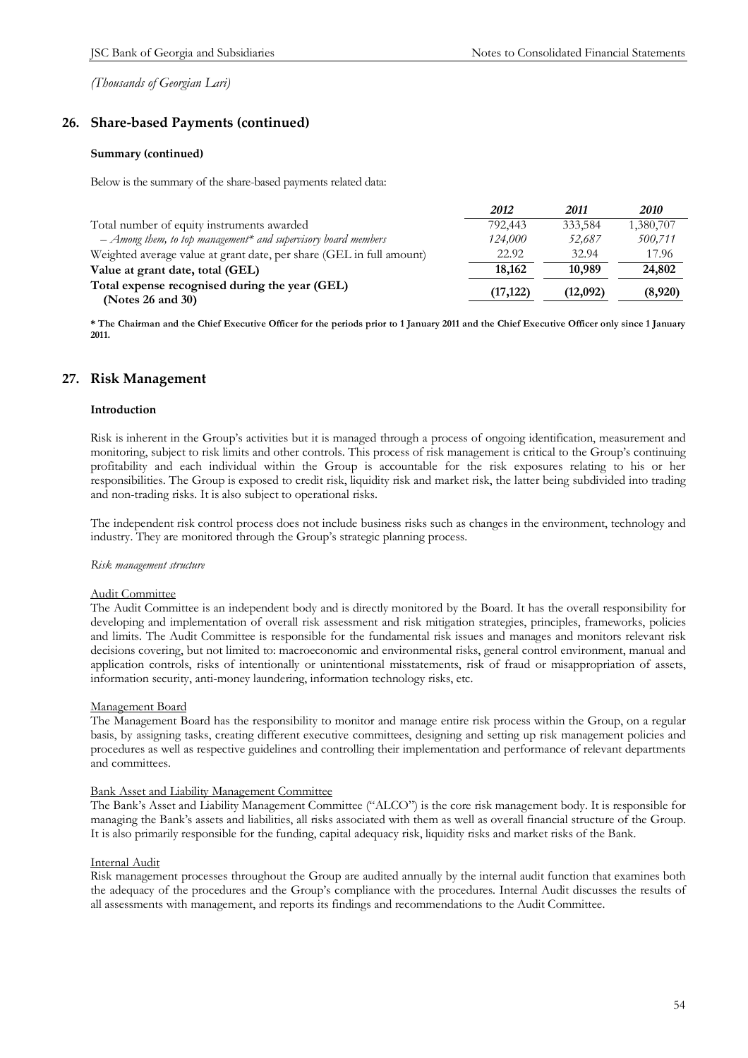*(Thousands of Georgian Lari)*

## 26. Share-based Payments (continued)

**Summary (continued)**

Below is the summary of the share-based payments related data:

| | *2012* | *2011* | *2010* |
|---|---|---|---|
| Total number of equity instruments awarded | 792,443 | 333,584 | 1,380,707 |
| *– Among them, to top management\* and supervisory board members* | *124,000* | *52,687* | *500,711* |
| Weighted average value at grant date, per share (GEL in full amount) | 22.92 | 32.94 | 17.96 |
| **Value at grant date, total (GEL)** | **18,162** | **10,989** | **24,802** |
| **Total expense recognised during the year (GEL) (Notes 26 and 30)** | **(17,122)** | **(12,092)** | **(8,920)** |

**\* The Chairman and the Chief Executive Officer for the periods prior to 1 January 2011 and the Chief Executive Officer only since 1 January 2011.**

## 27. Risk Management

**Introduction**

Risk is inherent in the Group's activities but it is managed through a process of ongoing identification, measurement and monitoring, subject to risk limits and other controls. This process of risk management is critical to the Group's continuing profitability and each individual within the Group is accountable for the risk exposures relating to his or her responsibilities. The Group is exposed to credit risk, liquidity risk and market risk, the latter being subdivided into trading and non-trading risks. It is also subject to operational risks.

The independent risk control process does not include business risks such as changes in the environment, technology and industry. They are monitored through the Group's strategic planning process.

*Risk management structure*

Audit Committee

The Audit Committee is an independent body and is directly monitored by the Board. It has the overall responsibility for developing and implementation of overall risk assessment and risk mitigation strategies, principles, frameworks, policies and limits. The Audit Committee is responsible for the fundamental risk issues and manages and monitors relevant risk decisions covering, but not limited to: macroeconomic and environmental risks, general control environment, manual and application controls, risks of intentionally or unintentional misstatements, risk of fraud or misappropriation of assets, information security, anti-money laundering, information technology risks, etc.

Management Board

The Management Board has the responsibility to monitor and manage entire risk process within the Group, on a regular basis, by assigning tasks, creating different executive committees, designing and setting up risk management policies and procedures as well as respective guidelines and controlling their implementation and performance of relevant departments and committees.

Bank Asset and Liability Management Committee

The Bank's Asset and Liability Management Committee ("ALCO") is the core risk management body. It is responsible for managing the Bank's assets and liabilities, all risks associated with them as well as overall financial structure of the Group. It is also primarily responsible for the funding, capital adequacy risk, liquidity risks and market risks of the Bank.

Internal Audit

Risk management processes throughout the Group are audited annually by the internal audit function that examines both the adequacy of the procedures and the Group's compliance with the procedures. Internal Audit discusses the results of all assessments with management, and reports its findings and recommendations to the Audit Committee.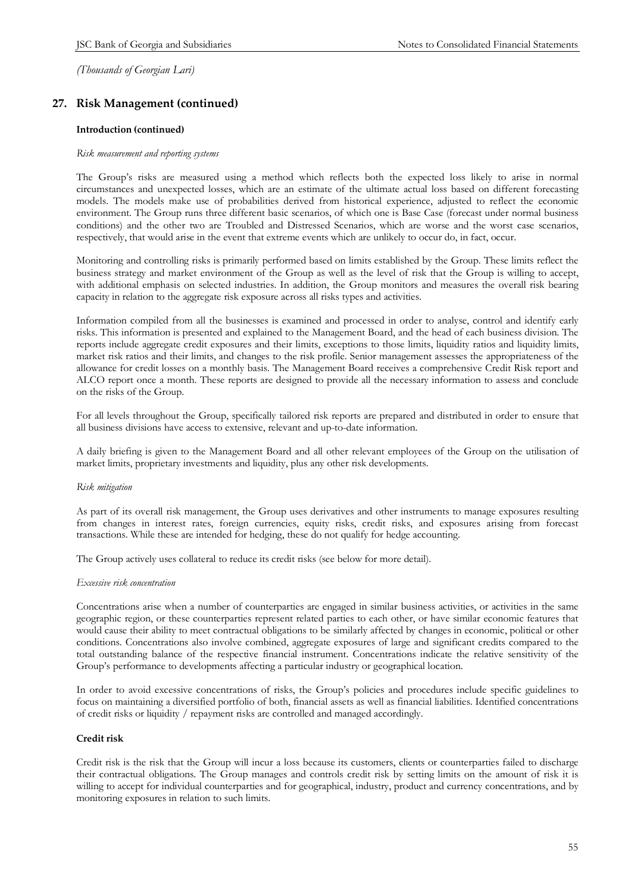*(Thousands of Georgian Lari)*

## 27. Risk Management (continued)

### Introduction (continued)

*Risk measurement and reporting systems*

The Group's risks are measured using a method which reflects both the expected loss likely to arise in normal circumstances and unexpected losses, which are an estimate of the ultimate actual loss based on different forecasting models. The models make use of probabilities derived from historical experience, adjusted to reflect the economic environment. The Group runs three different basic scenarios, of which one is Base Case (forecast under normal business conditions) and the other two are Troubled and Distressed Scenarios, which are worse and the worst case scenarios, respectively, that would arise in the event that extreme events which are unlikely to occur do, in fact, occur.

Monitoring and controlling risks is primarily performed based on limits established by the Group. These limits reflect the business strategy and market environment of the Group as well as the level of risk that the Group is willing to accept, with additional emphasis on selected industries. In addition, the Group monitors and measures the overall risk bearing capacity in relation to the aggregate risk exposure across all risks types and activities.

Information compiled from all the businesses is examined and processed in order to analyse, control and identify early risks. This information is presented and explained to the Management Board, and the head of each business division. The reports include aggregate credit exposures and their limits, exceptions to those limits, liquidity ratios and liquidity limits, market risk ratios and their limits, and changes to the risk profile. Senior management assesses the appropriateness of the allowance for credit losses on a monthly basis. The Management Board receives a comprehensive Credit Risk report and ALCO report once a month. These reports are designed to provide all the necessary information to assess and conclude on the risks of the Group.

For all levels throughout the Group, specifically tailored risk reports are prepared and distributed in order to ensure that all business divisions have access to extensive, relevant and up-to-date information.

A daily briefing is given to the Management Board and all other relevant employees of the Group on the utilisation of market limits, proprietary investments and liquidity, plus any other risk developments.

*Risk mitigation*

As part of its overall risk management, the Group uses derivatives and other instruments to manage exposures resulting from changes in interest rates, foreign currencies, equity risks, credit risks, and exposures arising from forecast transactions. While these are intended for hedging, these do not qualify for hedge accounting.

The Group actively uses collateral to reduce its credit risks (see below for more detail).

*Excessive risk concentration*

Concentrations arise when a number of counterparties are engaged in similar business activities, or activities in the same geographic region, or these counterparties represent related parties to each other, or have similar economic features that would cause their ability to meet contractual obligations to be similarly affected by changes in economic, political or other conditions. Concentrations also involve combined, aggregate exposures of large and significant credits compared to the total outstanding balance of the respective financial instrument. Concentrations indicate the relative sensitivity of the Group's performance to developments affecting a particular industry or geographical location.

In order to avoid excessive concentrations of risks, the Group's policies and procedures include specific guidelines to focus on maintaining a diversified portfolio of both, financial assets as well as financial liabilities. Identified concentrations of credit risks or liquidity / repayment risks are controlled and managed accordingly.

### Credit risk

Credit risk is the risk that the Group will incur a loss because its customers, clients or counterparties failed to discharge their contractual obligations. The Group manages and controls credit risk by setting limits on the amount of risk it is willing to accept for individual counterparties and for geographical, industry, product and currency concentrations, and by monitoring exposures in relation to such limits.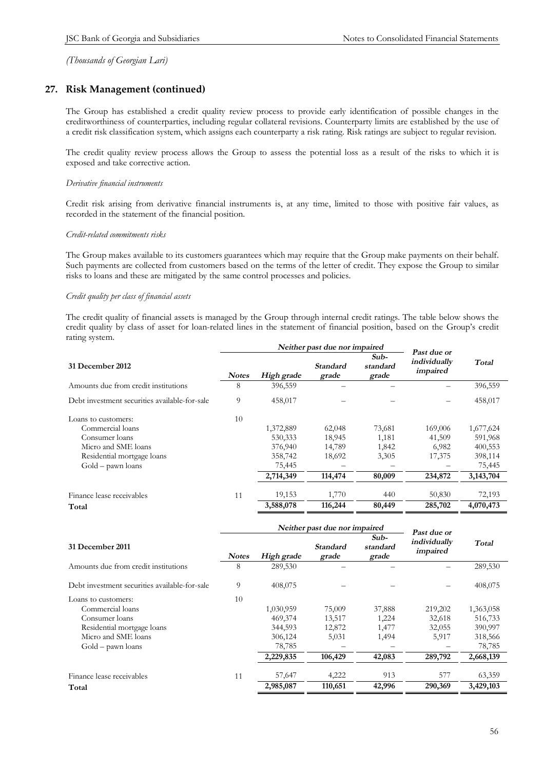*(Thousands of Georgian Lari)*

## 27. Risk Management (continued)

The Group has established a credit quality review process to provide early identification of possible changes in the creditworthiness of counterparties, including regular collateral revisions. Counterparty limits are established by the use of a credit risk classification system, which assigns each counterparty a risk rating. Risk ratings are subject to regular revision.

The credit quality review process allows the Group to assess the potential loss as a result of the risks to which it is exposed and take corrective action.

*Derivative financial instruments*

Credit risk arising from derivative financial instruments is, at any time, limited to those with positive fair values, as recorded in the statement of the financial position.

*Credit-related commitments risks*

The Group makes available to its customers guarantees which may require that the Group make payments on their behalf. Such payments are collected from customers based on the terms of the letter of credit. They expose the Group to similar risks to loans and these are mitigated by the same control processes and policies.

*Credit quality per class of financial assets*

The credit quality of financial assets is managed by the Group through internal credit ratings. The table below shows the credit quality by class of asset for loan-related lines in the statement of financial position, based on the Group's credit rating system.

| 31 December 2012 | Notes | Neither past due nor impaired | | | Past due or individually impaired | Total |
|---|---|---|---|---|---|---|
| | | High grade | Standard grade | Sub-standard grade | | |
| Amounts due from credit institutions | 8 | 396,559 | – | – | – | 396,559 |
| Debt investment securities available-for-sale | 9 | 458,017 | – | – | – | 458,017 |
| Loans to customers: | 10 | | | | | |
| Commercial loans | | 1,372,889 | 62,048 | 73,681 | 169,006 | 1,677,624 |
| Consumer loans | | 530,333 | 18,945 | 1,181 | 41,509 | 591,968 |
| Micro and SME loans | | 376,940 | 14,789 | 1,842 | 6,982 | 400,553 |
| Residential mortgage loans | | 358,742 | 18,692 | 3,305 | 17,375 | 398,114 |
| Gold – pawn loans | | 75,445 | – | – | – | 75,445 |
| | | **2,714,349** | **114,474** | **80,009** | **234,872** | **3,143,704** |
| Finance lease receivables | 11 | 19,153 | 1,770 | 440 | 50,830 | 72,193 |
| **Total** | | **3,588,078** | **116,244** | **80,449** | **285,702** | **4,070,473** |

| 31 December 2011 | Notes | Neither past due nor impaired | | | Past due or individually impaired | Total |
|---|---|---|---|---|---|---|
| | | High grade | Standard grade | Sub-standard grade | | |
| Amounts due from credit institutions | 8 | 289,530 | – | – | – | 289,530 |
| Debt investment securities available-for-sale | 9 | 408,075 | – | – | – | 408,075 |
| Loans to customers: | 10 | | | | | |
| Commercial loans | | 1,030,959 | 75,009 | 37,888 | 219,202 | 1,363,058 |
| Consumer loans | | 469,374 | 13,517 | 1,224 | 32,618 | 516,733 |
| Residential mortgage loans | | 344,593 | 12,872 | 1,477 | 32,055 | 390,997 |
| Micro and SME loans | | 306,124 | 5,031 | 1,494 | 5,917 | 318,566 |
| Gold – pawn loans | | 78,785 | – | – | – | 78,785 |
| | | **2,229,835** | **106,429** | **42,083** | **289,792** | **2,668,139** |
| Finance lease receivables | 11 | 57,647 | 4,222 | 913 | 577 | 63,359 |
| **Total** | | **2,985,087** | **110,651** | **42,996** | **290,369** | **3,429,103** |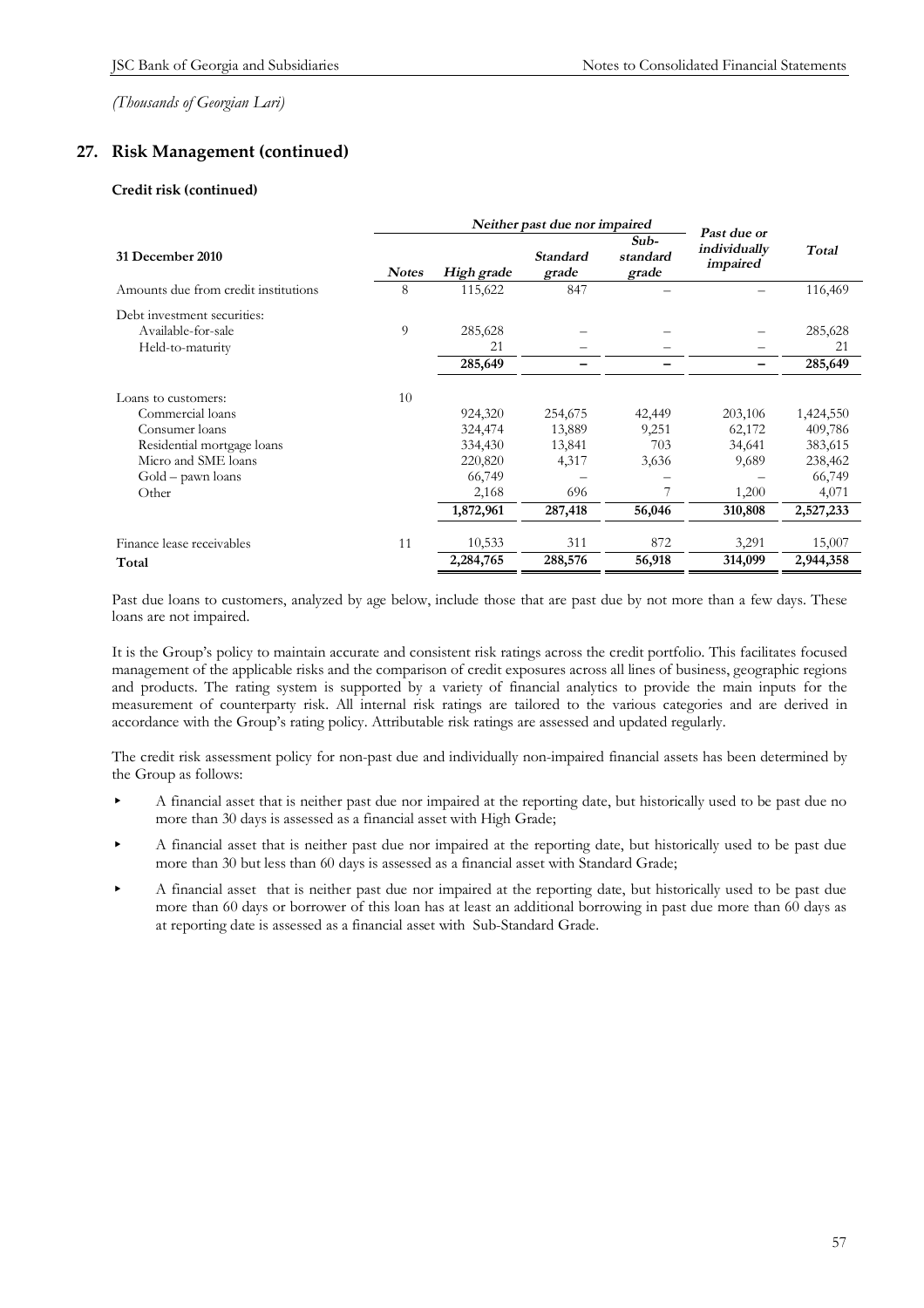*(Thousands of Georgian Lari)*

## 27. Risk Management (continued)

### Credit risk (continued)

| 31 December 2010 | Notes | *Neither past due nor impaired* High grade | Standard grade | Sub-standard grade | Past due or individually impaired | Total |
|---|---|---|---|---|---|---|
| Amounts due from credit institutions | 8 | 115,622 | 847 | – | – | 116,469 |
| Debt investment securities: | | | | | | |
| Available-for-sale | 9 | 285,628 | – | – | – | 285,628 |
| Held-to-maturity | | 21 | – | – | – | 21 |
| | | **285,649** | **–** | **–** | **–** | **285,649** |
| Loans to customers: | 10 | | | | | |
| Commercial loans | | 924,320 | 254,675 | 42,449 | 203,106 | 1,424,550 |
| Consumer loans | | 324,474 | 13,889 | 9,251 | 62,172 | 409,786 |
| Residential mortgage loans | | 334,430 | 13,841 | 703 | 34,641 | 383,615 |
| Micro and SME loans | | 220,820 | 4,317 | 3,636 | 9,689 | 238,462 |
| Gold – pawn loans | | 66,749 | – | – | – | 66,749 |
| Other | | 2,168 | 696 | 7 | 1,200 | 4,071 |
| | | **1,872,961** | **287,418** | **56,046** | **310,808** | **2,527,233** |
| Finance lease receivables | 11 | 10,533 | 311 | 872 | 3,291 | 15,007 |
| **Total** | | **2,284,765** | **288,576** | **56,918** | **314,099** | **2,944,358** |

Past due loans to customers, analyzed by age below, include those that are past due by not more than a few days. These loans are not impaired.

It is the Group's policy to maintain accurate and consistent risk ratings across the credit portfolio. This facilitates focused management of the applicable risks and the comparison of credit exposures across all lines of business, geographic regions and products. The rating system is supported by a variety of financial analytics to provide the main inputs for the measurement of counterparty risk. All internal risk ratings are tailored to the various categories and are derived in accordance with the Group's rating policy. Attributable risk ratings are assessed and updated regularly.

The credit risk assessment policy for non-past due and individually non-impaired financial assets has been determined by the Group as follows:

- A financial asset that is neither past due nor impaired at the reporting date, but historically used to be past due no more than 30 days is assessed as a financial asset with High Grade;
- A financial asset that is neither past due nor impaired at the reporting date, but historically used to be past due more than 30 but less than 60 days is assessed as a financial asset with Standard Grade;
- A financial asset that is neither past due nor impaired at the reporting date, but historically used to be past due more than 60 days or borrower of this loan has at least an additional borrowing in past due more than 60 days as at reporting date is assessed as a financial asset with Sub-Standard Grade.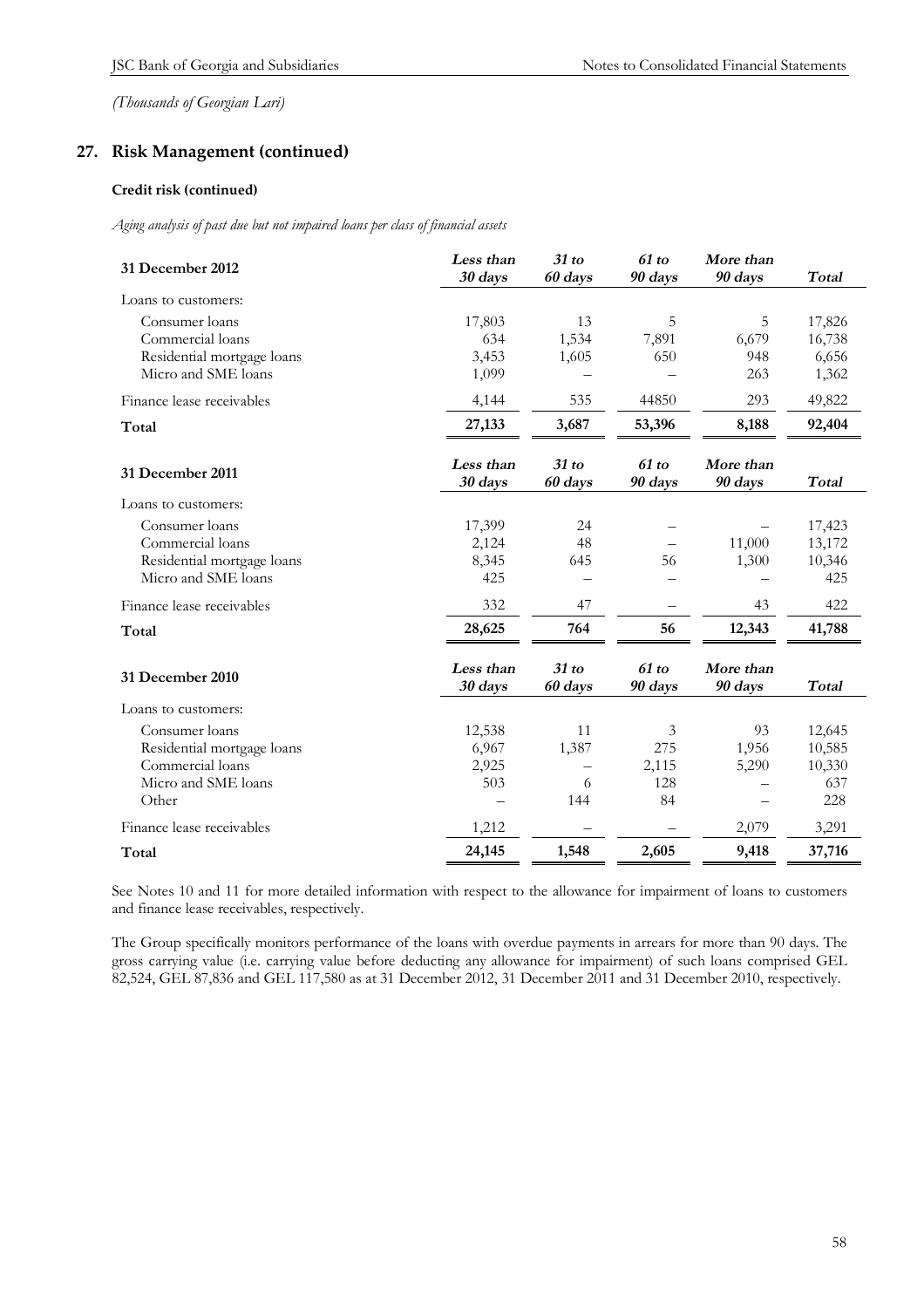*(Thousands of Georgian Lari)*

## 27. Risk Management (continued)

### Credit risk (continued)

*Aging analysis of past due but not impaired loans per class of financial assets*

| 31 December 2012 | *Less than 30 days* | *31 to 60 days* | *61 to 90 days* | *More than 90 days* | *Total* |
|---|---|---|---|---|---|
| Loans to customers: | | | | | |
| Consumer loans | 17,803 | 13 | 5 | 5 | 17,826 |
| Commercial loans | 634 | 1,534 | 7,891 | 6,679 | 16,738 |
| Residential mortgage loans | 3,453 | 1,605 | 650 | 948 | 6,656 |
| Micro and SME loans | 1,099 | – | – | 263 | 1,362 |
| Finance lease receivables | 4,144 | 535 | 44850 | 293 | 49,822 |
| **Total** | **27,133** | **3,687** | **53,396** | **8,188** | **92,404** |

| 31 December 2011 | *Less than 30 days* | *31 to 60 days* | *61 to 90 days* | *More than 90 days* | *Total* |
|---|---|---|---|---|---|
| Loans to customers: | | | | | |
| Consumer loans | 17,399 | 24 | – | – | 17,423 |
| Commercial loans | 2,124 | 48 | – | 11,000 | 13,172 |
| Residential mortgage loans | 8,345 | 645 | 56 | 1,300 | 10,346 |
| Micro and SME loans | 425 | – | – | – | 425 |
| Finance lease receivables | 332 | 47 | – | 43 | 422 |
| **Total** | **28,625** | **764** | **56** | **12,343** | **41,788** |

| 31 December 2010 | *Less than 30 days* | *31 to 60 days* | *61 to 90 days* | *More than 90 days* | *Total* |
|---|---|---|---|---|---|
| Loans to customers: | | | | | |
| Consumer loans | 12,538 | 11 | 3 | 93 | 12,645 |
| Residential mortgage loans | 6,967 | 1,387 | 275 | 1,956 | 10,585 |
| Commercial loans | 2,925 | – | 2,115 | 5,290 | 10,330 |
| Micro and SME loans | 503 | 6 | 128 | – | 637 |
| Other | – | 144 | 84 | – | 228 |
| Finance lease receivables | 1,212 | – | – | 2,079 | 3,291 |
| **Total** | **24,145** | **1,548** | **2,605** | **9,418** | **37,716** |

See Notes 10 and 11 for more detailed information with respect to the allowance for impairment of loans to customers and finance lease receivables, respectively.

The Group specifically monitors performance of the loans with overdue payments in arrears for more than 90 days. The gross carrying value (i.e. carrying value before deducting any allowance for impairment) of such loans comprised GEL 82,524, GEL 87,836 and GEL 117,580 as at 31 December 2012, 31 December 2011 and 31 December 2010, respectively.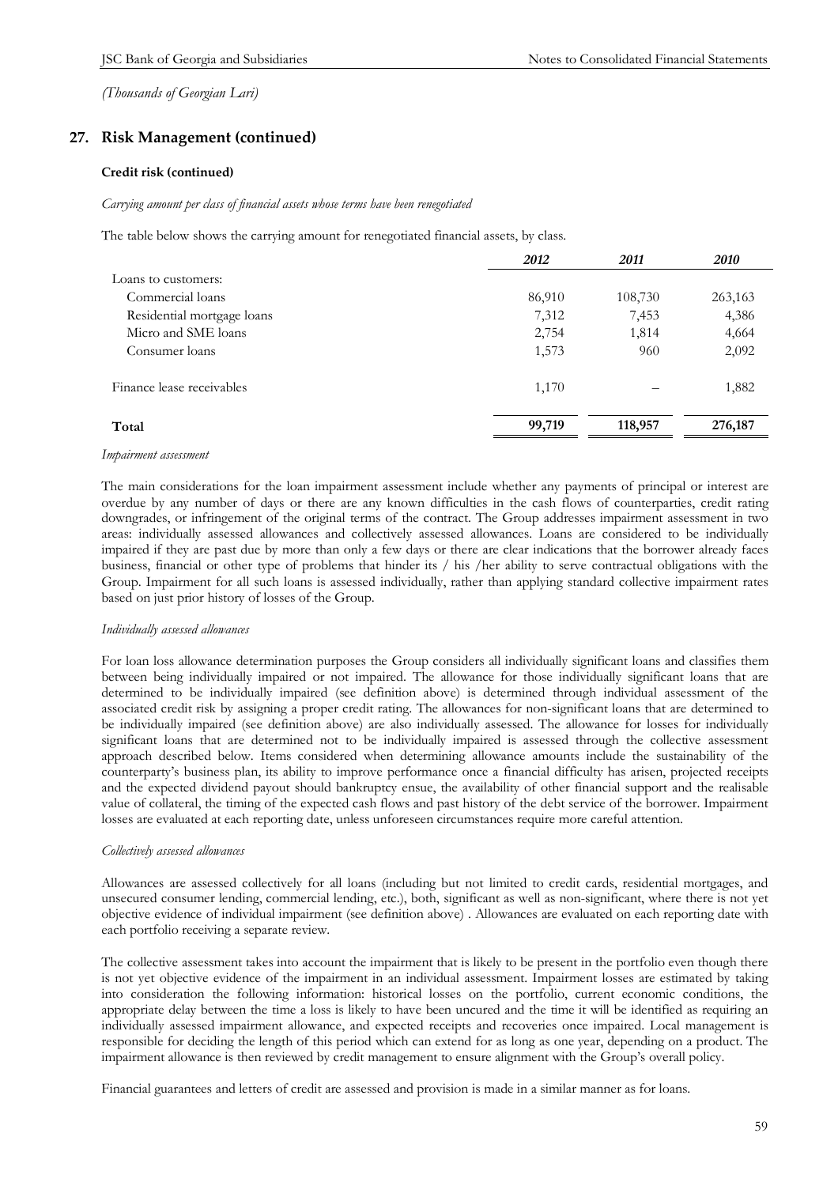*(Thousands of Georgian Lari)*

## 27. Risk Management (continued)

### Credit risk (continued)

*Carrying amount per class of financial assets whose terms have been renegotiated*

The table below shows the carrying amount for renegotiated financial assets, by class.

| | *2012* | *2011* | *2010* |
|---|---|---|---|
| Loans to customers: | | | |
| Commercial loans | 86,910 | 108,730 | 263,163 |
| Residential mortgage loans | 7,312 | 7,453 | 4,386 |
| Micro and SME loans | 2,754 | 1,814 | 4,664 |
| Consumer loans | 1,573 | 960 | 2,092 |
| Finance lease receivables | 1,170 | – | 1,882 |
| **Total** | **99,719** | **118,957** | **276,187** |

*Impairment assessment*

The main considerations for the loan impairment assessment include whether any payments of principal or interest are overdue by any number of days or there are any known difficulties in the cash flows of counterparties, credit rating downgrades, or infringement of the original terms of the contract. The Group addresses impairment assessment in two areas: individually assessed allowances and collectively assessed allowances. Loans are considered to be individually impaired if they are past due by more than only a few days or there are clear indications that the borrower already faces business, financial or other type of problems that hinder its / his /her ability to serve contractual obligations with the Group. Impairment for all such loans is assessed individually, rather than applying standard collective impairment rates based on just prior history of losses of the Group.

*Individually assessed allowances*

For loan loss allowance determination purposes the Group considers all individually significant loans and classifies them between being individually impaired or not impaired. The allowance for those individually significant loans that are determined to be individually impaired (see definition above) is determined through individual assessment of the associated credit risk by assigning a proper credit rating. The allowances for non-significant loans that are determined to be individually impaired (see definition above) are also individually assessed. The allowance for losses for individually significant loans that are determined not to be individually impaired is assessed through the collective assessment approach described below. Items considered when determining allowance amounts include the sustainability of the counterparty's business plan, its ability to improve performance once a financial difficulty has arisen, projected receipts and the expected dividend payout should bankruptcy ensue, the availability of other financial support and the realisable value of collateral, the timing of the expected cash flows and past history of the debt service of the borrower. Impairment losses are evaluated at each reporting date, unless unforeseen circumstances require more careful attention.

*Collectively assessed allowances*

Allowances are assessed collectively for all loans (including but not limited to credit cards, residential mortgages, and unsecured consumer lending, commercial lending, etc.), both, significant as well as non-significant, where there is not yet objective evidence of individual impairment (see definition above) . Allowances are evaluated on each reporting date with each portfolio receiving a separate review.

The collective assessment takes into account the impairment that is likely to be present in the portfolio even though there is not yet objective evidence of the impairment in an individual assessment. Impairment losses are estimated by taking into consideration the following information: historical losses on the portfolio, current economic conditions, the appropriate delay between the time a loss is likely to have been uncured and the time it will be identified as requiring an individually assessed impairment allowance, and expected receipts and recoveries once impaired. Local management is responsible for deciding the length of this period which can extend for as long as one year, depending on a product. The impairment allowance is then reviewed by credit management to ensure alignment with the Group's overall policy.

Financial guarantees and letters of credit are assessed and provision is made in a similar manner as for loans.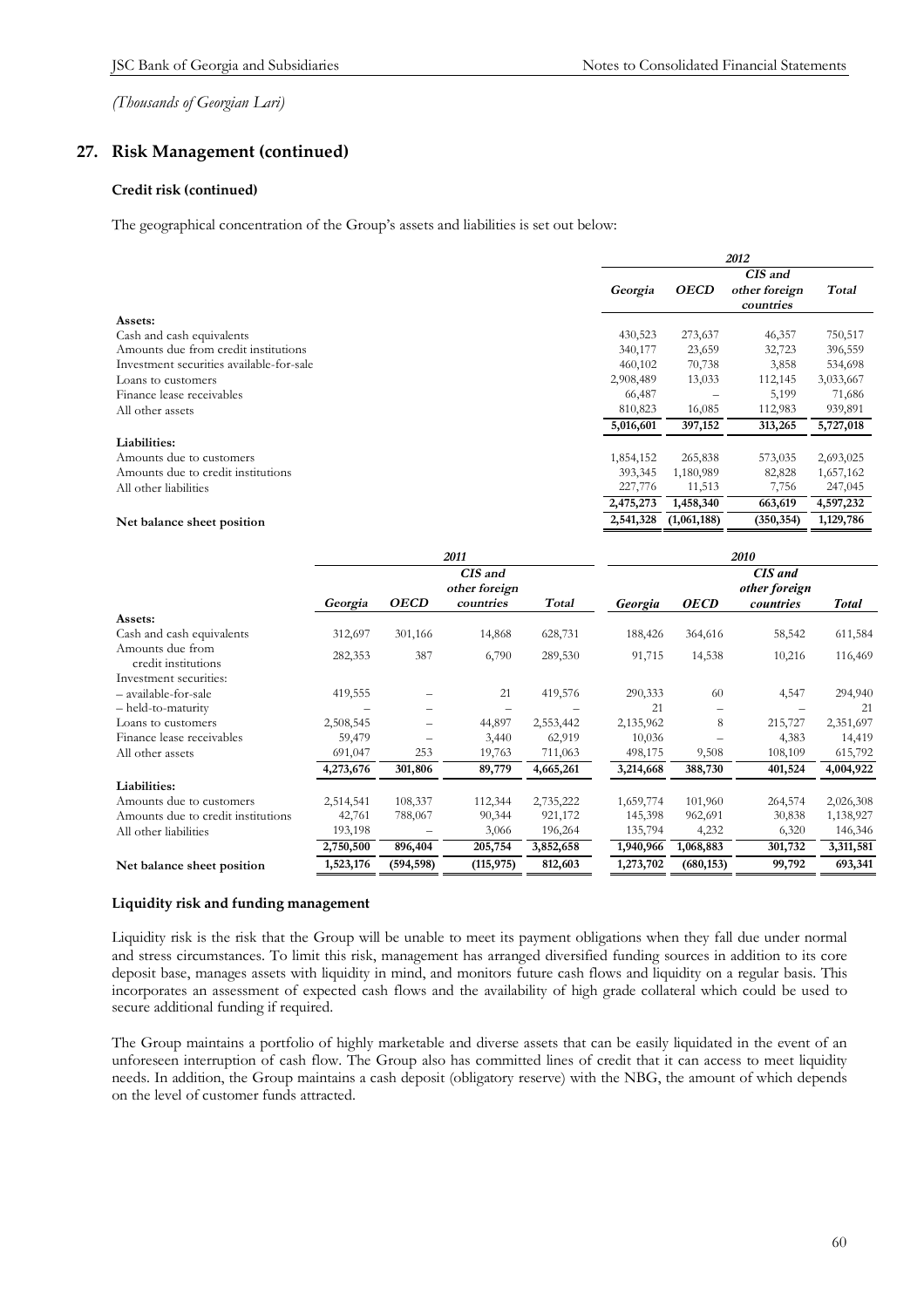*(Thousands of Georgian Lari)*

## 27. Risk Management (continued)

### Credit risk (continued)

The geographical concentration of the Group's assets and liabilities is set out below:

| | 2012 | | | |
|---|---|---|---|---|
| | *Georgia* | *OECD* | *CIS and other foreign countries* | *Total* |
| **Assets:** | | | | |
| Cash and cash equivalents | 430,523 | 273,637 | 46,357 | 750,517 |
| Amounts due from credit institutions | 340,177 | 23,659 | 32,723 | 396,559 |
| Investment securities available-for-sale | 460,102 | 70,738 | 3,858 | 534,698 |
| Loans to customers | 2,908,489 | 13,033 | 112,145 | 3,033,667 |
| Finance lease receivables | 66,487 | – | 5,199 | 71,686 |
| All other assets | 810,823 | 16,085 | 112,983 | 939,891 |
| | **5,016,601** | **397,152** | **313,265** | **5,727,018** |
| **Liabilities:** | | | | |
| Amounts due to customers | 1,854,152 | 265,838 | 573,035 | 2,693,025 |
| Amounts due to credit institutions | 393,345 | 1,180,989 | 82,828 | 1,657,162 |
| All other liabilities | 227,776 | 11,513 | 7,756 | 247,045 |
| | **2,475,273** | **1,458,340** | **663,619** | **4,597,232** |
| **Net balance sheet position** | **2,541,328** | **(1,061,188)** | **(350,354)** | **1,129,786** |

| | 2011 | | | | 2010 | | | |
|---|---|---|---|---|---|---|---|---|
| | *Georgia* | *OECD* | *CIS and other foreign countries* | *Total* | *Georgia* | *OECD* | *CIS and other foreign countries* | *Total* |
| **Assets:** | | | | | | | | |
| Cash and cash equivalents | 312,697 | 301,166 | 14,868 | 628,731 | 188,426 | 364,616 | 58,542 | 611,584 |
| Amounts due from credit institutions | 282,353 | 387 | 6,790 | 289,530 | 91,715 | 14,538 | 10,216 | 116,469 |
| Investment securities: | | | | | | | | |
| – available-for-sale | 419,555 | – | 21 | 419,576 | 290,333 | 60 | 4,547 | 294,940 |
| – held-to-maturity | – | – | – | – | 21 | – | – | 21 |
| Loans to customers | 2,508,545 | – | 44,897 | 2,553,442 | 2,135,962 | 8 | 215,727 | 2,351,697 |
| Finance lease receivables | 59,479 | – | 3,440 | 62,919 | 10,036 | – | 4,383 | 14,419 |
| All other assets | 691,047 | 253 | 19,763 | 711,063 | 498,175 | 9,508 | 108,109 | 615,792 |
| | **4,273,676** | **301,806** | **89,779** | **4,665,261** | **3,214,668** | **388,730** | **401,524** | **4,004,922** |
| **Liabilities:** | | | | | | | | |
| Amounts due to customers | 2,514,541 | 108,337 | 112,344 | 2,735,222 | 1,659,774 | 101,960 | 264,574 | 2,026,308 |
| Amounts due to credit institutions | 42,761 | 788,067 | 90,344 | 921,172 | 145,398 | 962,691 | 30,838 | 1,138,927 |
| All other liabilities | 193,198 | – | 3,066 | 196,264 | 135,794 | 4,232 | 6,320 | 146,346 |
| | **2,750,500** | **896,404** | **205,754** | **3,852,658** | **1,940,966** | **1,068,883** | **301,732** | **3,311,581** |
| **Net balance sheet position** | **1,523,176** | **(594,598)** | **(115,975)** | **812,603** | **1,273,702** | **(680,153)** | **99,792** | **693,341** |

### Liquidity risk and funding management

Liquidity risk is the risk that the Group will be unable to meet its payment obligations when they fall due under normal and stress circumstances. To limit this risk, management has arranged diversified funding sources in addition to its core deposit base, manages assets with liquidity in mind, and monitors future cash flows and liquidity on a regular basis. This incorporates an assessment of expected cash flows and the availability of high grade collateral which could be used to secure additional funding if required.

The Group maintains a portfolio of highly marketable and diverse assets that can be easily liquidated in the event of an unforeseen interruption of cash flow. The Group also has committed lines of credit that it can access to meet liquidity needs. In addition, the Group maintains a cash deposit (obligatory reserve) with the NBG, the amount of which depends on the level of customer funds attracted.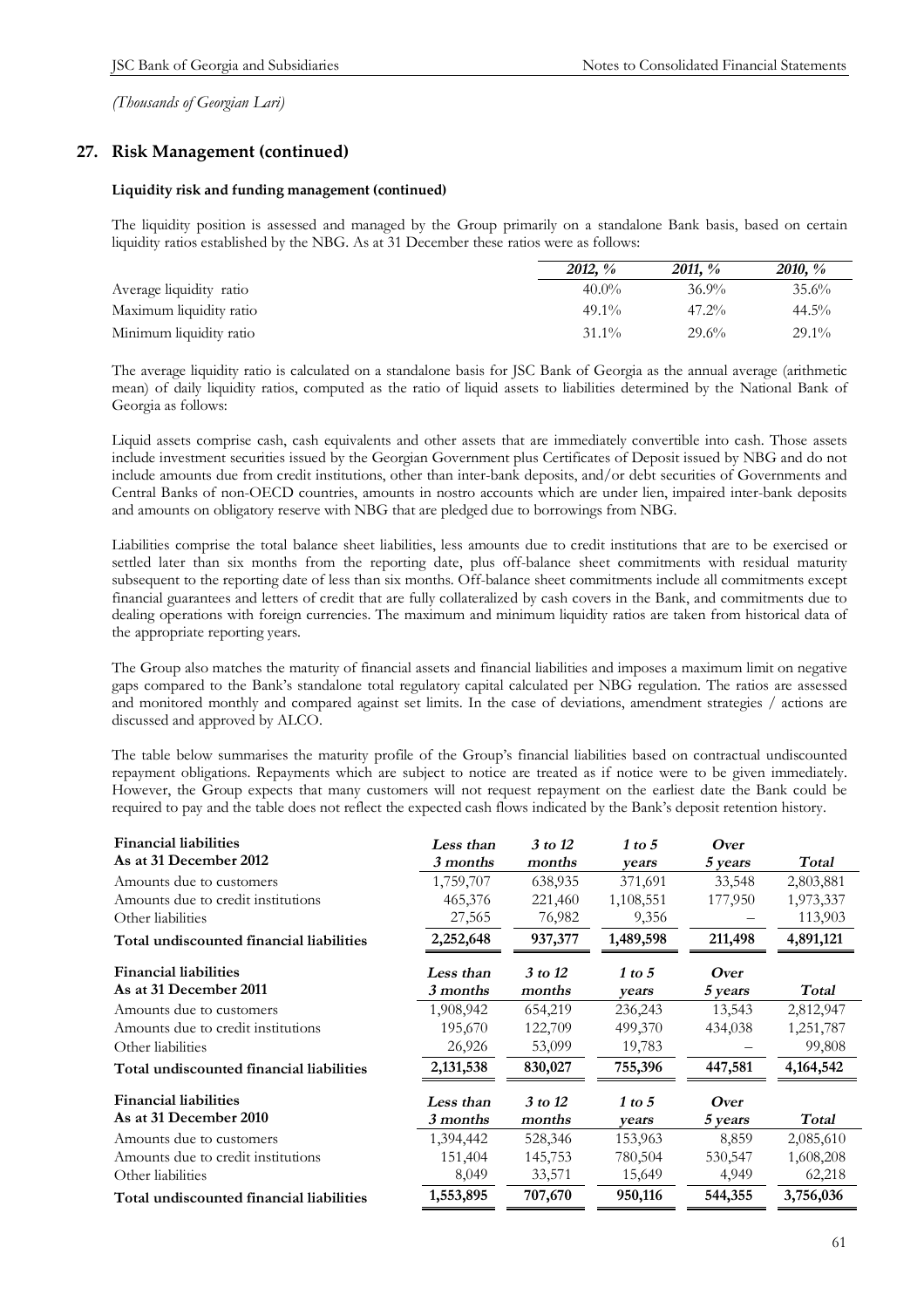*(Thousands of Georgian Lari)*

## 27. Risk Management (continued)

### Liquidity risk and funding management (continued)

The liquidity position is assessed and managed by the Group primarily on a standalone Bank basis, based on certain liquidity ratios established by the NBG. As at 31 December these ratios were as follows:

| | *2012, %* | *2011, %* | *2010, %* |
|---|---|---|---|
| Average liquidity ratio | 40.0% | 36.9% | 35.6% |
| Maximum liquidity ratio | 49.1% | 47.2% | 44.5% |
| Minimum liquidity ratio | 31.1% | 29.6% | 29.1% |

The average liquidity ratio is calculated on a standalone basis for JSC Bank of Georgia as the annual average (arithmetic mean) of daily liquidity ratios, computed as the ratio of liquid assets to liabilities determined by the National Bank of Georgia as follows:

Liquid assets comprise cash, cash equivalents and other assets that are immediately convertible into cash. Those assets include investment securities issued by the Georgian Government plus Certificates of Deposit issued by NBG and do not include amounts due from credit institutions, other than inter-bank deposits, and/or debt securities of Governments and Central Banks of non-OECD countries, amounts in nostro accounts which are under lien, impaired inter-bank deposits and amounts on obligatory reserve with NBG that are pledged due to borrowings from NBG.

Liabilities comprise the total balance sheet liabilities, less amounts due to credit institutions that are to be exercised or settled later than six months from the reporting date, plus off-balance sheet commitments with residual maturity subsequent to the reporting date of less than six months. Off-balance sheet commitments include all commitments except financial guarantees and letters of credit that are fully collateralized by cash covers in the Bank, and commitments due to dealing operations with foreign currencies. The maximum and minimum liquidity ratios are taken from historical data of the appropriate reporting years.

The Group also matches the maturity of financial assets and financial liabilities and imposes a maximum limit on negative gaps compared to the Bank's standalone total regulatory capital calculated per NBG regulation. The ratios are assessed and monitored monthly and compared against set limits. In the case of deviations, amendment strategies / actions are discussed and approved by ALCO.

The table below summarises the maturity profile of the Group's financial liabilities based on contractual undiscounted repayment obligations. Repayments which are subject to notice are treated as if notice were to be given immediately. However, the Group expects that many customers will not request repayment on the earliest date the Bank could be required to pay and the table does not reflect the expected cash flows indicated by the Bank's deposit retention history.

| **Financial liabilities As at 31 December 2012** | *Less than 3 months* | *3 to 12 months* | *1 to 5 years* | *Over 5 years* | *Total* |
|---|---|---|---|---|---|
| Amounts due to customers | 1,759,707 | 638,935 | 371,691 | 33,548 | 2,803,881 |
| Amounts due to credit institutions | 465,376 | 221,460 | 1,108,551 | 177,950 | 1,973,337 |
| Other liabilities | 27,565 | 76,982 | 9,356 | – | 113,903 |
| **Total undiscounted financial liabilities** | **2,252,648** | **937,377** | **1,489,598** | **211,498** | **4,891,121** |

| **Financial liabilities As at 31 December 2011** | *Less than 3 months* | *3 to 12 months* | *1 to 5 years* | *Over 5 years* | *Total* |
|---|---|---|---|---|---|
| Amounts due to customers | 1,908,942 | 654,219 | 236,243 | 13,543 | 2,812,947 |
| Amounts due to credit institutions | 195,670 | 122,709 | 499,370 | 434,038 | 1,251,787 |
| Other liabilities | 26,926 | 53,099 | 19,783 | – | 99,808 |
| **Total undiscounted financial liabilities** | **2,131,538** | **830,027** | **755,396** | **447,581** | **4,164,542** |

| **Financial liabilities As at 31 December 2010** | *Less than 3 months* | *3 to 12 months* | *1 to 5 years* | *Over 5 years* | *Total* |
|---|---|---|---|---|---|
| Amounts due to customers | 1,394,442 | 528,346 | 153,963 | 8,859 | 2,085,610 |
| Amounts due to credit institutions | 151,404 | 145,753 | 780,504 | 530,547 | 1,608,208 |
| Other liabilities | 8,049 | 33,571 | 15,649 | 4,949 | 62,218 |
| **Total undiscounted financial liabilities** | **1,553,895** | **707,670** | **950,116** | **544,355** | **3,756,036** |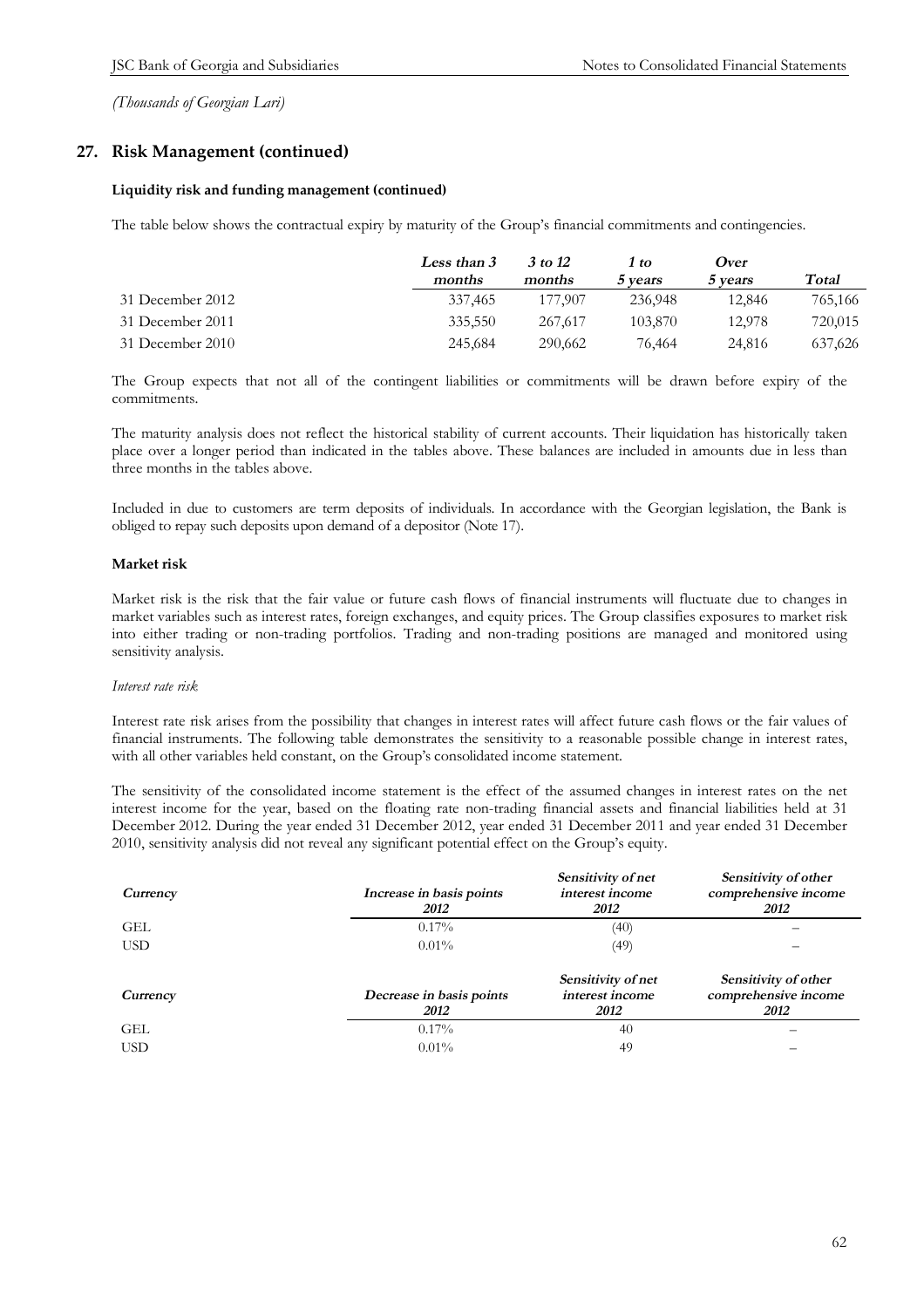*(Thousands of Georgian Lari)*

## 27. Risk Management (continued)

### Liquidity risk and funding management (continued)

The table below shows the contractual expiry by maturity of the Group's financial commitments and contingencies.

| | *Less than 3 months* | *3 to 12 months* | *1 to 5 years* | *Over 5 years* | *Total* |
|---|---|---|---|---|---|
| 31 December 2012 | 337,465 | 177,907 | 236,948 | 12,846 | 765,166 |
| 31 December 2011 | 335,550 | 267,617 | 103,870 | 12,978 | 720,015 |
| 31 December 2010 | 245,684 | 290,662 | 76,464 | 24,816 | 637,626 |

The Group expects that not all of the contingent liabilities or commitments will be drawn before expiry of the commitments.

The maturity analysis does not reflect the historical stability of current accounts. Their liquidation has historically taken place over a longer period than indicated in the tables above. These balances are included in amounts due in less than three months in the tables above.

Included in due to customers are term deposits of individuals. In accordance with the Georgian legislation, the Bank is obliged to repay such deposits upon demand of a depositor (Note 17).

### Market risk

Market risk is the risk that the fair value or future cash flows of financial instruments will fluctuate due to changes in market variables such as interest rates, foreign exchanges, and equity prices. The Group classifies exposures to market risk into either trading or non-trading portfolios. Trading and non-trading positions are managed and monitored using sensitivity analysis.

*Interest rate risk*

Interest rate risk arises from the possibility that changes in interest rates will affect future cash flows or the fair values of financial instruments. The following table demonstrates the sensitivity to a reasonable possible change in interest rates, with all other variables held constant, on the Group's consolidated income statement.

The sensitivity of the consolidated income statement is the effect of the assumed changes in interest rates on the net interest income for the year, based on the floating rate non-trading financial assets and financial liabilities held at 31 December 2012. During the year ended 31 December 2012, year ended 31 December 2011 and year ended 31 December 2010, sensitivity analysis did not reveal any significant potential effect on the Group's equity.

| *Currency* | *Increase in basis points 2012* | *Sensitivity of net interest income 2012* | *Sensitivity of other comprehensive income 2012* |
|---|---|---|---|
| GEL | 0.17% | (40) | – |
| USD | 0.01% | (49) | – |

| *Currency* | *Decrease in basis points 2012* | *Sensitivity of net interest income 2012* | *Sensitivity of other comprehensive income 2012* |
|---|---|---|---|
| GEL | 0.17% | 40 | – |
| USD | 0.01% | 49 | – |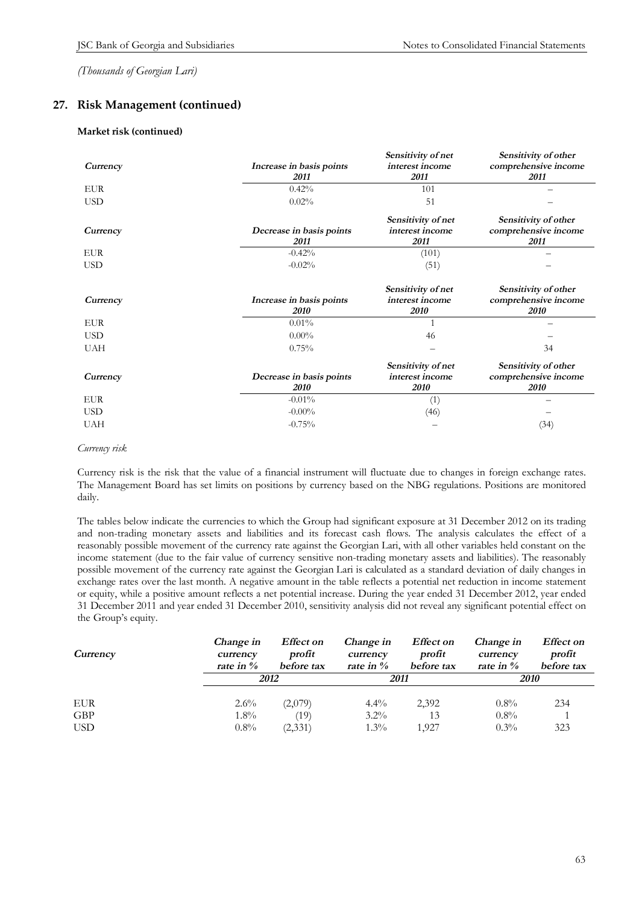*(Thousands of Georgian Lari)*

## 27. Risk Management (continued)

**Market risk (continued)**

| *Currency* | *Increase in basis points 2011* | *Sensitivity of net interest income 2011* | *Sensitivity of other comprehensive income 2011* |
|---|---|---|---|
| EUR | 0.42% | 101 | – |
| USD | 0.02% | 51 | – |

| *Currency* | *Decrease in basis points 2011* | *Sensitivity of net interest income 2011* | *Sensitivity of other comprehensive income 2011* |
|---|---|---|---|
| EUR | -0.42% | (101) | – |
| USD | -0.02% | (51) | – |

| *Currency* | *Increase in basis points 2010* | *Sensitivity of net interest income 2010* | *Sensitivity of other comprehensive income 2010* |
|---|---|---|---|
| EUR | 0.01% | 1 | – |
| USD | 0.00% | 46 | – |
| UAH | 0.75% | – | 34 |

| *Currency* | *Decrease in basis points 2010* | *Sensitivity of net interest income 2010* | *Sensitivity of other comprehensive income 2010* |
|---|---|---|---|
| EUR | -0.01% | (1) | – |
| USD | -0.00% | (46) | – |
| UAH | -0.75% | – | (34) |

*Currency risk*

Currency risk is the risk that the value of a financial instrument will fluctuate due to changes in foreign exchange rates. The Management Board has set limits on positions by currency based on the NBG regulations. Positions are monitored daily.

The tables below indicate the currencies to which the Group had significant exposure at 31 December 2012 on its trading and non-trading monetary assets and liabilities and its forecast cash flows. The analysis calculates the effect of a reasonably possible movement of the currency rate against the Georgian Lari, with all other variables held constant on the income statement (due to the fair value of currency sensitive non-trading monetary assets and liabilities). The reasonably possible movement of the currency rate against the Georgian Lari is calculated as a standard deviation of daily changes in exchange rates over the last month. A negative amount in the table reflects a potential net reduction in income statement or equity, while a positive amount reflects a net potential increase. During the year ended 31 December 2012, year ended 31 December 2011 and year ended 31 December 2010, sensitivity analysis did not reveal any significant potential effect on the Group's equity.

| *Currency* | *Change in currency rate in %* | *Effect on profit before tax* | *Change in currency rate in %* | *Effect on profit before tax* | *Change in currency rate in %* | *Effect on profit before tax* |
|---|---|---|---|---|---|---|
| | *2012* | | *2011* | | *2010* | |
| EUR | 2.6% | (2,079) | 4.4% | 2,392 | 0.8% | 234 |
| GBP | 1.8% | (19) | 3.2% | 13 | 0.8% | 1 |
| USD | 0.8% | (2,331) | 1.3% | 1,927 | 0.3% | 323 |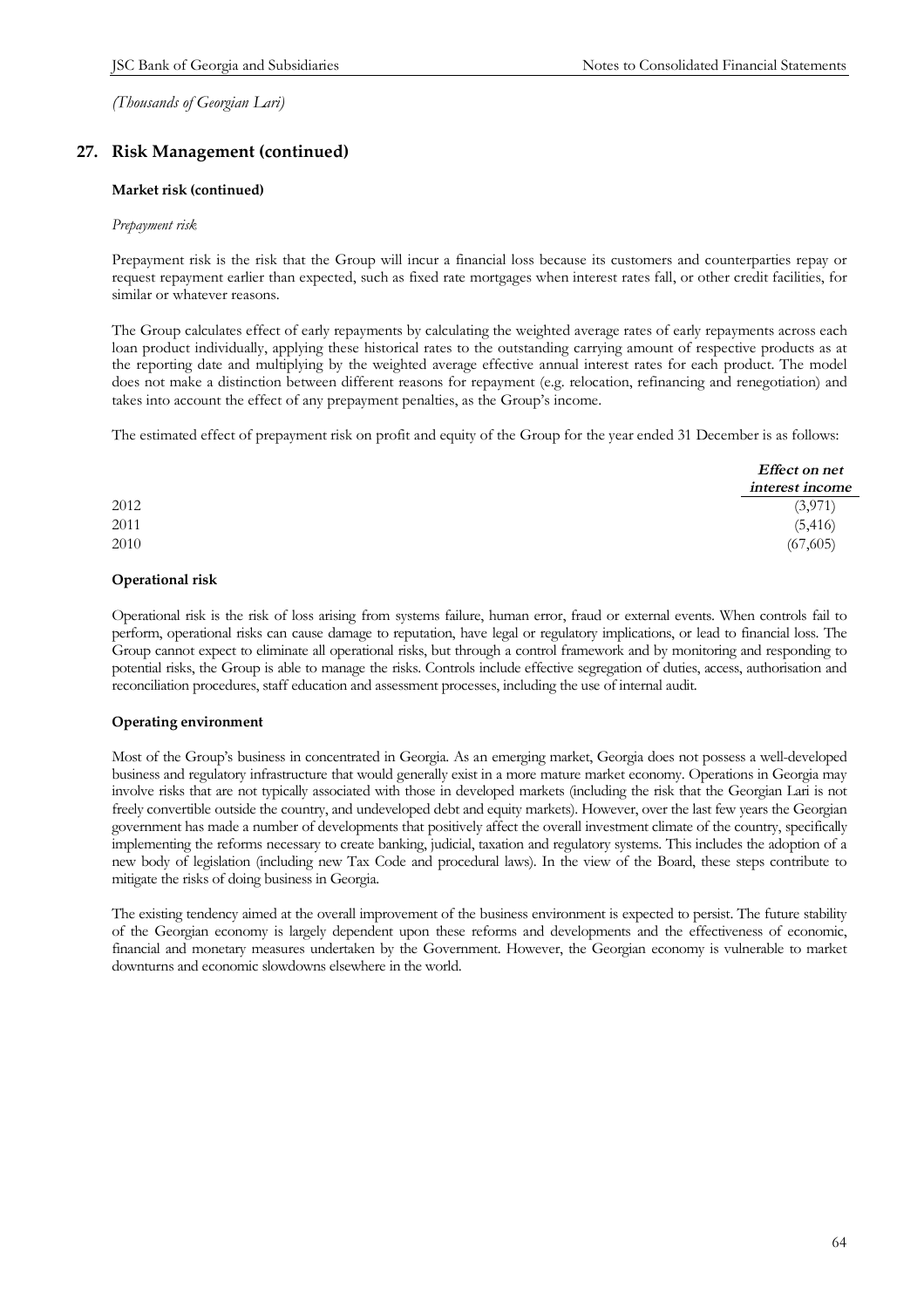*(Thousands of Georgian Lari)*

## 27. Risk Management (continued)

### Market risk (continued)

*Prepayment risk*

Prepayment risk is the risk that the Group will incur a financial loss because its customers and counterparties repay or request repayment earlier than expected, such as fixed rate mortgages when interest rates fall, or other credit facilities, for similar or whatever reasons.

The Group calculates effect of early repayments by calculating the weighted average rates of early repayments across each loan product individually, applying these historical rates to the outstanding carrying amount of respective products as at the reporting date and multiplying by the weighted average effective annual interest rates for each product. The model does not make a distinction between different reasons for repayment (e.g. relocation, refinancing and renegotiation) and takes into account the effect of any prepayment penalties, as the Group's income.

The estimated effect of prepayment risk on profit and equity of the Group for the year ended 31 December is as follows:

| | *Effect on net interest income* |
|---|---|
| 2012 | (3,971) |
| 2011 | (5,416) |
| 2010 | (67,605) |

### Operational risk

Operational risk is the risk of loss arising from systems failure, human error, fraud or external events. When controls fail to perform, operational risks can cause damage to reputation, have legal or regulatory implications, or lead to financial loss. The Group cannot expect to eliminate all operational risks, but through a control framework and by monitoring and responding to potential risks, the Group is able to manage the risks. Controls include effective segregation of duties, access, authorisation and reconciliation procedures, staff education and assessment processes, including the use of internal audit.

### Operating environment

Most of the Group's business in concentrated in Georgia. As an emerging market, Georgia does not possess a well-developed business and regulatory infrastructure that would generally exist in a more mature market economy. Operations in Georgia may involve risks that are not typically associated with those in developed markets (including the risk that the Georgian Lari is not freely convertible outside the country, and undeveloped debt and equity markets). However, over the last few years the Georgian government has made a number of developments that positively affect the overall investment climate of the country, specifically implementing the reforms necessary to create banking, judicial, taxation and regulatory systems. This includes the adoption of a new body of legislation (including new Tax Code and procedural laws). In the view of the Board, these steps contribute to mitigate the risks of doing business in Georgia.

The existing tendency aimed at the overall improvement of the business environment is expected to persist. The future stability of the Georgian economy is largely dependent upon these reforms and developments and the effectiveness of economic, financial and monetary measures undertaken by the Government. However, the Georgian economy is vulnerable to market downturns and economic slowdowns elsewhere in the world.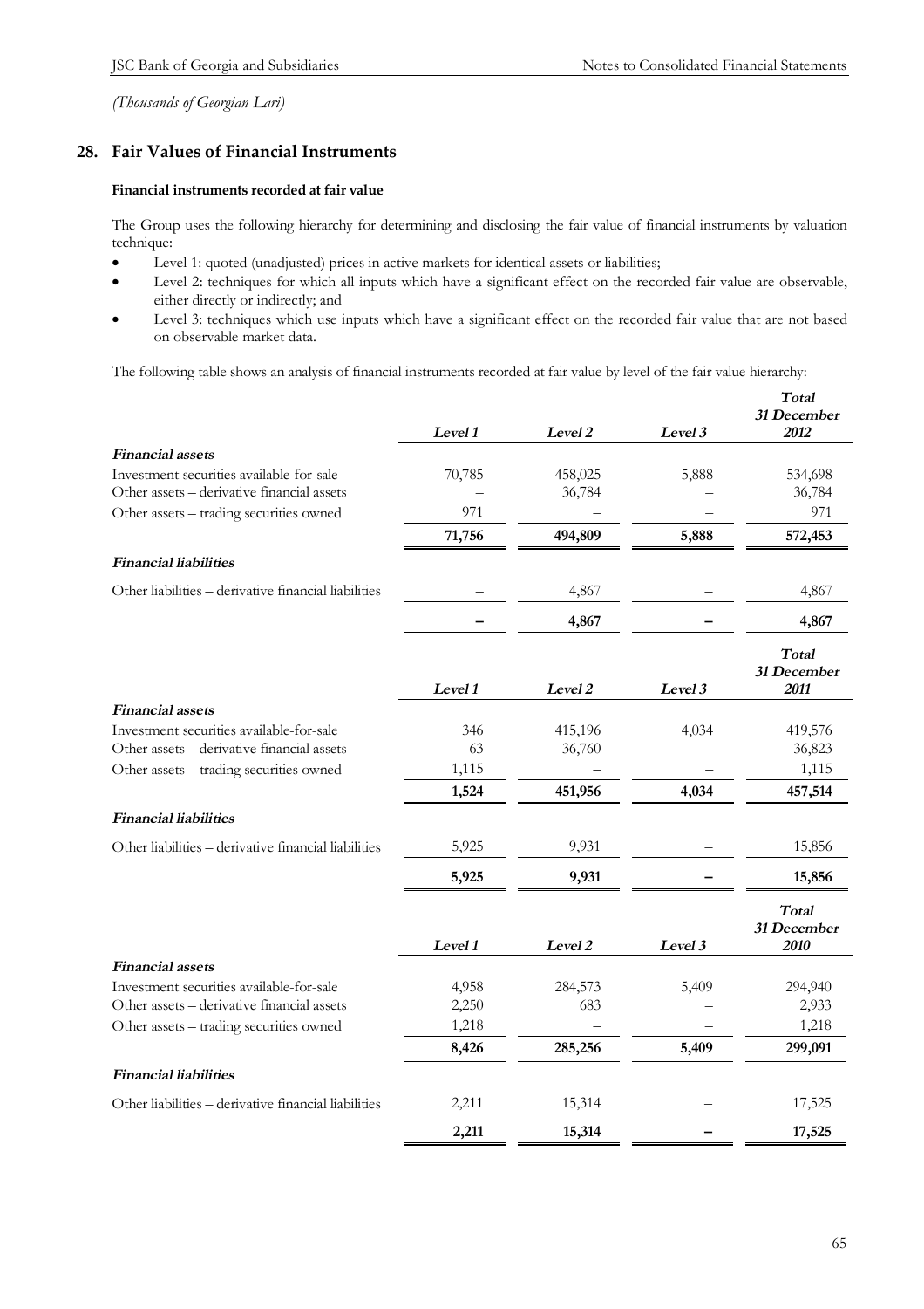*(Thousands of Georgian Lari)*

## 28. Fair Values of Financial Instruments

**Financial instruments recorded at fair value**

The Group uses the following hierarchy for determining and disclosing the fair value of financial instruments by valuation technique:

- Level 1: quoted (unadjusted) prices in active markets for identical assets or liabilities;
- Level 2: techniques for which all inputs which have a significant effect on the recorded fair value are observable, either directly or indirectly; and
- Level 3: techniques which use inputs which have a significant effect on the recorded fair value that are not based on observable market data.

The following table shows an analysis of financial instruments recorded at fair value by level of the fair value hierarchy:

| | *Level 1* | *Level 2* | *Level 3* | *Total 31 December 2012* |
|---|---|---|---|---|
| ***Financial assets*** | | | | |
| Investment securities available-for-sale | 70,785 | 458,025 | 5,888 | 534,698 |
| Other assets – derivative financial assets | – | 36,784 | – | 36,784 |
| Other assets – trading securities owned | 971 | – | – | 971 |
| | **71,756** | **494,809** | **5,888** | **572,453** |
| ***Financial liabilities*** | | | | |
| Other liabilities – derivative financial liabilities | – | 4,867 | – | 4,867 |
| | **–** | **4,867** | **–** | **4,867** |

| | *Level 1* | *Level 2* | *Level 3* | *Total 31 December 2011* |
|---|---|---|---|---|
| ***Financial assets*** | | | | |
| Investment securities available-for-sale | 346 | 415,196 | 4,034 | 419,576 |
| Other assets – derivative financial assets | 63 | 36,760 | – | 36,823 |
| Other assets – trading securities owned | 1,115 | – | – | 1,115 |
| | **1,524** | **451,956** | **4,034** | **457,514** |
| ***Financial liabilities*** | | | | |
| Other liabilities – derivative financial liabilities | 5,925 | 9,931 | – | 15,856 |
| | **5,925** | **9,931** | **–** | **15,856** |

| | *Level 1* | *Level 2* | *Level 3* | *Total 31 December 2010* |
|---|---|---|---|---|
| ***Financial assets*** | | | | |
| Investment securities available-for-sale | 4,958 | 284,573 | 5,409 | 294,940 |
| Other assets – derivative financial assets | 2,250 | 683 | – | 2,933 |
| Other assets – trading securities owned | 1,218 | – | – | 1,218 |
| | **8,426** | **285,256** | **5,409** | **299,091** |
| ***Financial liabilities*** | | | | |
| Other liabilities – derivative financial liabilities | 2,211 | 15,314 | – | 17,525 |
| | **2,211** | **15,314** | **–** | **17,525** |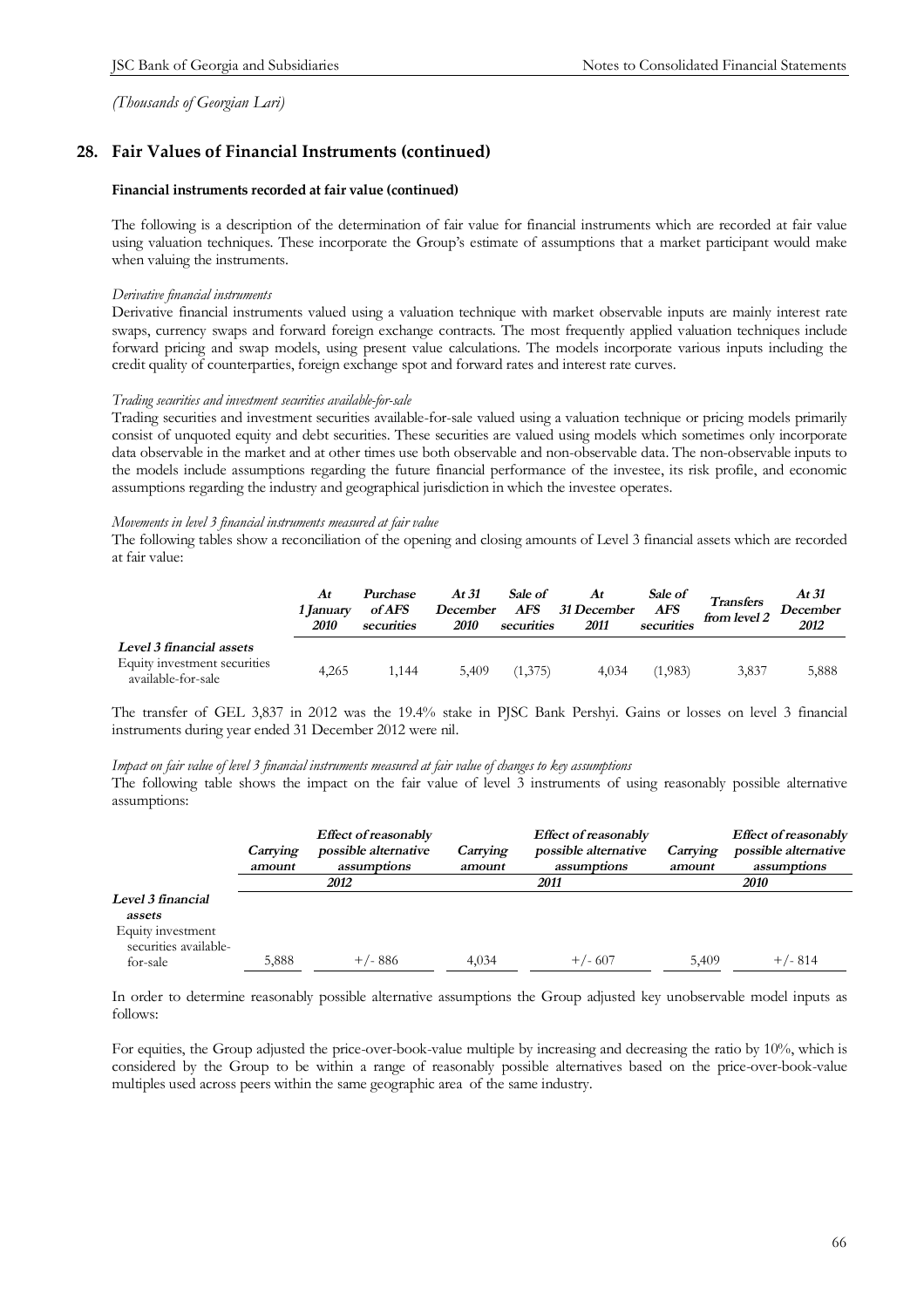*(Thousands of Georgian Lari)*

## 28. Fair Values of Financial Instruments (continued)

**Financial instruments recorded at fair value (continued)**

The following is a description of the determination of fair value for financial instruments which are recorded at fair value using valuation techniques. These incorporate the Group's estimate of assumptions that a market participant would make when valuing the instruments.

*Derivative financial instruments*

Derivative financial instruments valued using a valuation technique with market observable inputs are mainly interest rate swaps, currency swaps and forward foreign exchange contracts. The most frequently applied valuation techniques include forward pricing and swap models, using present value calculations. The models incorporate various inputs including the credit quality of counterparties, foreign exchange spot and forward rates and interest rate curves.

*Trading securities and investment securities available-for-sale*

Trading securities and investment securities available-for-sale valued using a valuation technique or pricing models primarily consist of unquoted equity and debt securities. These securities are valued using models which sometimes only incorporate data observable in the market and at other times use both observable and non-observable data. The non-observable inputs to the models include assumptions regarding the future financial performance of the investee, its risk profile, and economic assumptions regarding the industry and geographical jurisdiction in which the investee operates.

*Movements in level 3 financial instruments measured at fair value*

The following tables show a reconciliation of the opening and closing amounts of Level 3 financial assets which are recorded at fair value:

| | *At 1 January 2010* | *Purchase of AFS securities* | *At 31 December 2010* | *Sale of AFS securities* | *At 31 December 2011* | *Sale of AFS securities* | *Transfers from level 2* | *At 31 December 2012* |
|---|---|---|---|---|---|---|---|---|
| ***Level 3 financial assets*** | | | | | | | | |
| Equity investment securities available-for-sale | 4,265 | 1,144 | 5,409 | (1,375) | 4,034 | (1,983) | 3,837 | 5,888 |

The transfer of GEL 3,837 in 2012 was the 19.4% stake in PJSC Bank Pershyi. Gains or losses on level 3 financial instruments during year ended 31 December 2012 were nil.

*Impact on fair value of level 3 financial instruments measured at fair value of changes to key assumptions*

The following table shows the impact on the fair value of level 3 instruments of using reasonably possible alternative assumptions:

| | *Carrying amount* | *Effect of reasonably possible alternative assumptions* | *Carrying amount* | *Effect of reasonably possible alternative assumptions* | *Carrying amount* | *Effect of reasonably possible alternative assumptions* |
|---|---|---|---|---|---|---|
| | ***2012*** | | ***2011*** | | ***2010*** | |
| ***Level 3 financial assets*** | | | | | | |
| Equity investment securities available-for-sale | 5,888 | +/- 886 | 4,034 | +/- 607 | 5,409 | +/- 814 |

In order to determine reasonably possible alternative assumptions the Group adjusted key unobservable model inputs as follows:

For equities, the Group adjusted the price-over-book-value multiple by increasing and decreasing the ratio by 10%, which is considered by the Group to be within a range of reasonably possible alternatives based on the price-over-book-value multiples used across peers within the same geographic area of the same industry.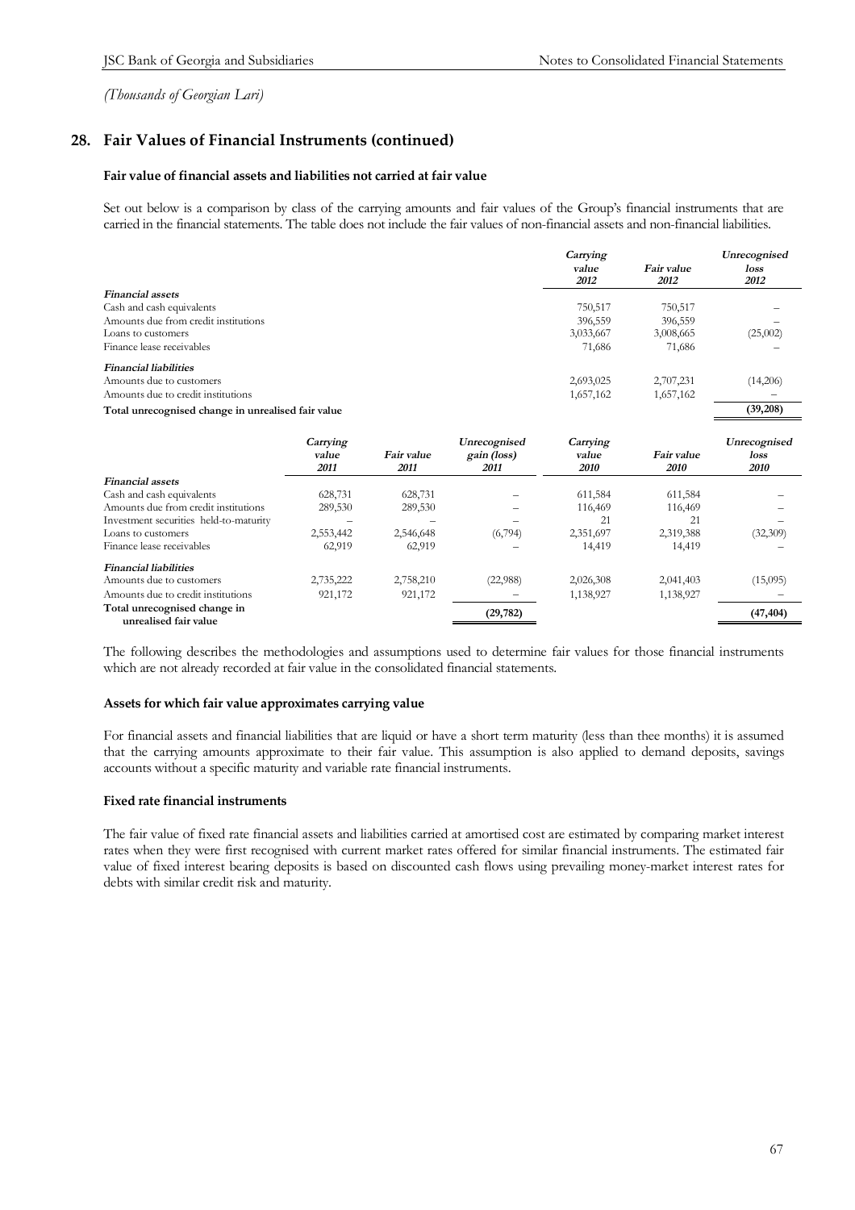*(Thousands of Georgian Lari)*

## 28. Fair Values of Financial Instruments (continued)

### Fair value of financial assets and liabilities not carried at fair value

Set out below is a comparison by class of the carrying amounts and fair values of the Group's financial instruments that are carried in the financial statements. The table does not include the fair values of non-financial assets and non-financial liabilities.

| | *Carrying value 2012* | *Fair value 2012* | *Unrecognised loss 2012* |
|---|---|---|---|
| ***Financial assets*** | | | |
| Cash and cash equivalents | 750,517 | 750,517 | – |
| Amounts due from credit institutions | 396,559 | 396,559 | – |
| Loans to customers | 3,033,667 | 3,008,665 | (25,002) |
| Finance lease receivables | 71,686 | 71,686 | – |
| ***Financial liabilities*** | | | |
| Amounts due to customers | 2,693,025 | 2,707,231 | (14,206) |
| Amounts due to credit institutions | 1,657,162 | 1,657,162 | – |
| **Total unrecognised change in unrealised fair value** | | | **(39,208)** |

| | *Carrying value 2011* | *Fair value 2011* | *Unrecognised gain (loss) 2011* | *Carrying value 2010* | *Fair value 2010* | *Unrecognised loss 2010* |
|---|---|---|---|---|---|---|
| ***Financial assets*** | | | | | | |
| Cash and cash equivalents | 628,731 | 628,731 | – | 611,584 | 611,584 | – |
| Amounts due from credit institutions | 289,530 | 289,530 | – | 116,469 | 116,469 | – |
| Investment securities held-to-maturity | – | – | – | 21 | 21 | – |
| Loans to customers | 2,553,442 | 2,546,648 | (6,794) | 2,351,697 | 2,319,388 | (32,309) |
| Finance lease receivables | 62,919 | 62,919 | – | 14,419 | 14,419 | – |
| ***Financial liabilities*** | | | | | | |
| Amounts due to customers | 2,735,222 | 2,758,210 | (22,988) | 2,026,308 | 2,041,403 | (15,095) |
| Amounts due to credit institutions | 921,172 | 921,172 | – | 1,138,927 | 1,138,927 | – |
| **Total unrecognised change in unrealised fair value** | | | **(29,782)** | | | **(47,404)** |

The following describes the methodologies and assumptions used to determine fair values for those financial instruments which are not already recorded at fair value in the consolidated financial statements.

### Assets for which fair value approximates carrying value

For financial assets and financial liabilities that are liquid or have a short term maturity (less than thee months) it is assumed that the carrying amounts approximate to their fair value. This assumption is also applied to demand deposits, savings accounts without a specific maturity and variable rate financial instruments.

### Fixed rate financial instruments

The fair value of fixed rate financial assets and liabilities carried at amortised cost are estimated by comparing market interest rates when they were first recognised with current market rates offered for similar financial instruments. The estimated fair value of fixed interest bearing deposits is based on discounted cash flows using prevailing money-market interest rates for debts with similar credit risk and maturity.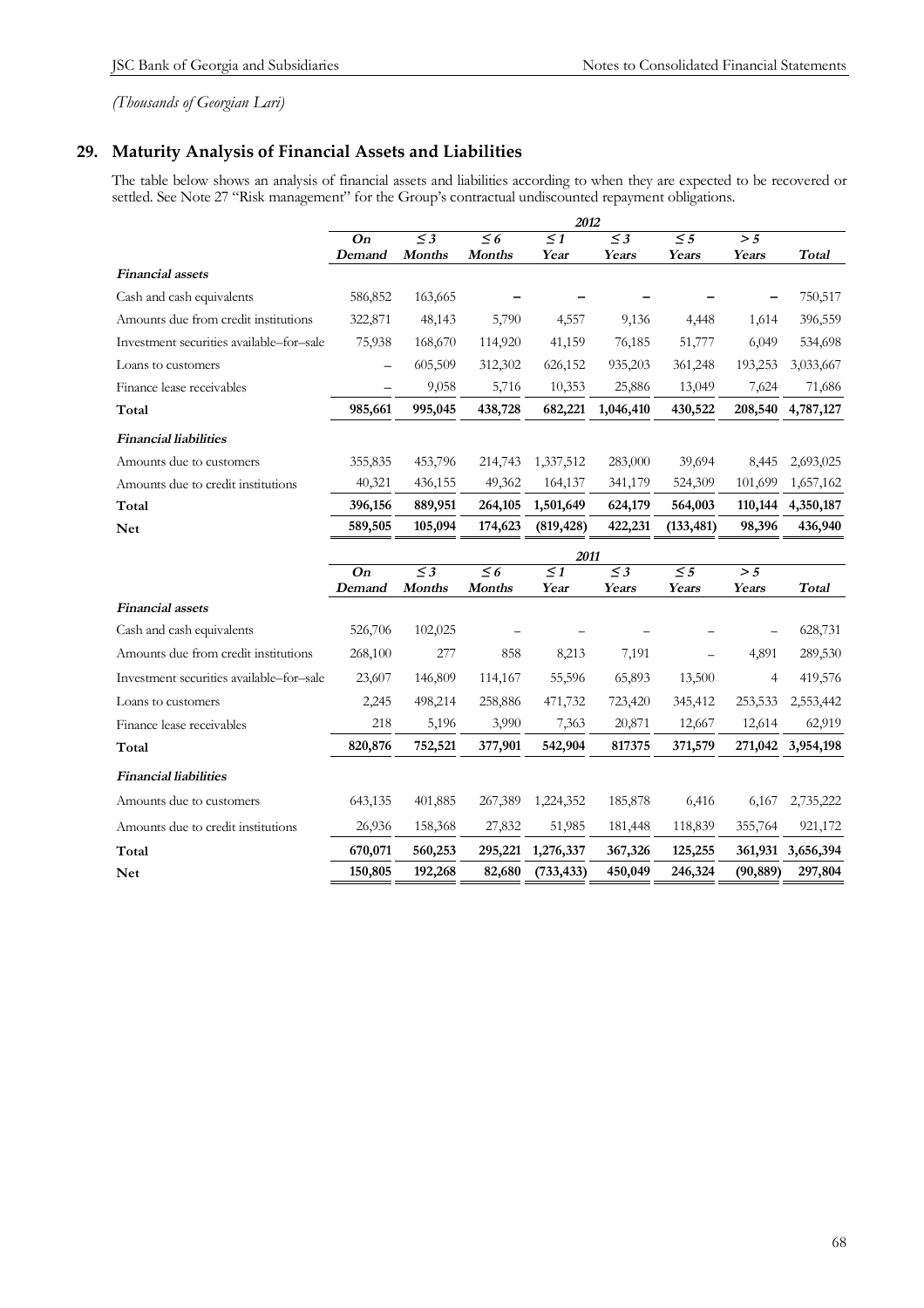*(Thousands of Georgian Lari)*

## 29. Maturity Analysis of Financial Assets and Liabilities

The table below shows an analysis of financial assets and liabilities according to when they are expected to be recovered or settled. See Note 27 "Risk management" for the Group's contractual undiscounted repayment obligations.

| | 2012 | | | | | | | |
|---|---|---|---|---|---|---|---|---|
| | *On Demand* | *≤ 3 Months* | *≤ 6 Months* | *≤ 1 Year* | *≤ 3 Years* | *≤ 5 Years* | *> 5 Years* | *Total* |
| ***Financial assets*** | | | | | | | | |
| Cash and cash equivalents | 586,852 | 163,665 | – | – | – | – | – | 750,517 |
| Amounts due from credit institutions | 322,871 | 48,143 | 5,790 | 4,557 | 9,136 | 4,448 | 1,614 | 396,559 |
| Investment securities available–for–sale | 75,938 | 168,670 | 114,920 | 41,159 | 76,185 | 51,777 | 6,049 | 534,698 |
| Loans to customers | – | 605,509 | 312,302 | 626,152 | 935,203 | 361,248 | 193,253 | 3,033,667 |
| Finance lease receivables | – | 9,058 | 5,716 | 10,353 | 25,886 | 13,049 | 7,624 | 71,686 |
| **Total** | **985,661** | **995,045** | **438,728** | **682,221** | **1,046,410** | **430,522** | **208,540** | **4,787,127** |
| ***Financial liabilities*** | | | | | | | | |
| Amounts due to customers | 355,835 | 453,796 | 214,743 | 1,337,512 | 283,000 | 39,694 | 8,445 | 2,693,025 |
| Amounts due to credit institutions | 40,321 | 436,155 | 49,362 | 164,137 | 341,179 | 524,309 | 101,699 | 1,657,162 |
| **Total** | **396,156** | **889,951** | **264,105** | **1,501,649** | **624,179** | **564,003** | **110,144** | **4,350,187** |
| **Net** | **589,505** | **105,094** | **174,623** | **(819,428)** | **422,231** | **(133,481)** | **98,396** | **436,940** |

| | 2011 | | | | | | | |
|---|---|---|---|---|---|---|---|---|
| | *On Demand* | *≤ 3 Months* | *≤ 6 Months* | *≤ 1 Year* | *≤ 3 Years* | *≤ 5 Years* | *> 5 Years* | *Total* |
| ***Financial assets*** | | | | | | | | |
| Cash and cash equivalents | 526,706 | 102,025 | – | – | – | – | – | 628,731 |
| Amounts due from credit institutions | 268,100 | 277 | 858 | 8,213 | 7,191 | – | 4,891 | 289,530 |
| Investment securities available–for–sale | 23,607 | 146,809 | 114,167 | 55,596 | 65,893 | 13,500 | 4 | 419,576 |
| Loans to customers | 2,245 | 498,214 | 258,886 | 471,732 | 723,420 | 345,412 | 253,533 | 2,553,442 |
| Finance lease receivables | 218 | 5,196 | 3,990 | 7,363 | 20,871 | 12,667 | 12,614 | 62,919 |
| **Total** | **820,876** | **752,521** | **377,901** | **542,904** | **817375** | **371,579** | **271,042** | **3,954,198** |
| ***Financial liabilities*** | | | | | | | | |
| Amounts due to customers | 643,135 | 401,885 | 267,389 | 1,224,352 | 185,878 | 6,416 | 6,167 | 2,735,222 |
| Amounts due to credit institutions | 26,936 | 158,368 | 27,832 | 51,985 | 181,448 | 118,839 | 355,764 | 921,172 |
| **Total** | **670,071** | **560,253** | **295,221** | **1,276,337** | **367,326** | **125,255** | **361,931** | **3,656,394** |
| **Net** | **150,805** | **192,268** | **82,680** | **(733,433)** | **450,049** | **246,324** | **(90,889)** | **297,804** |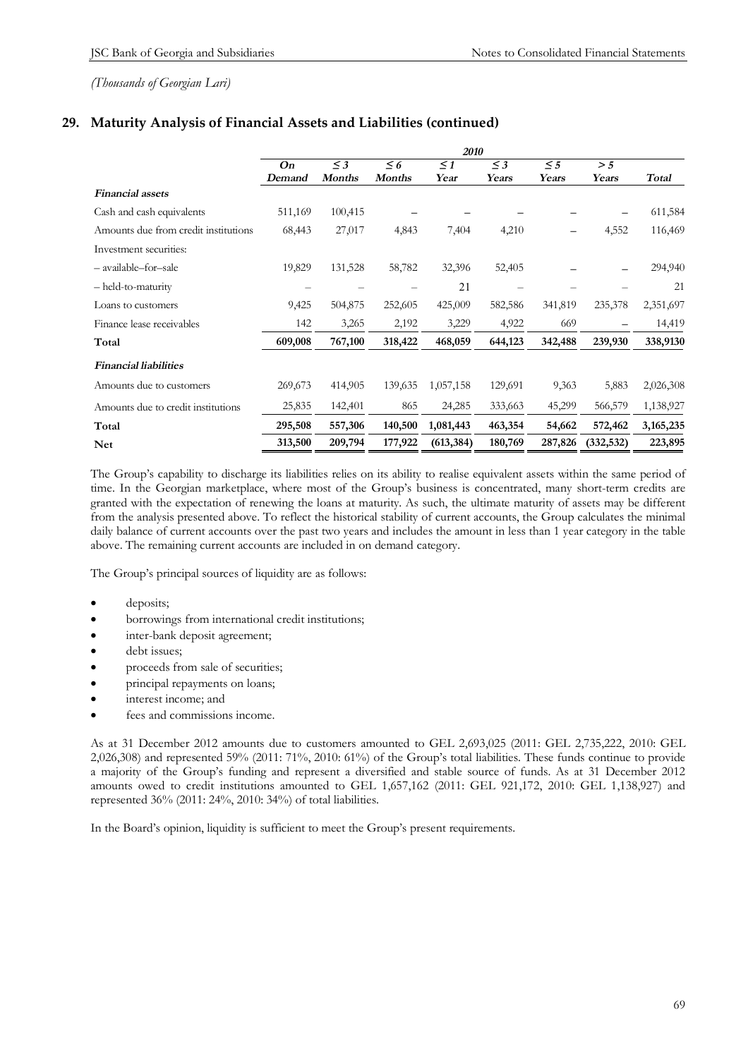*(Thousands of Georgian Lari)*

## 29. Maturity Analysis of Financial Assets and Liabilities (continued)

| | *2010* | | | | | | | |
|---|---|---|---|---|---|---|---|---|
| | ***On Demand*** | ***≤ 3 Months*** | ***≤ 6 Months*** | ***≤ 1 Year*** | ***≤ 3 Years*** | ***≤ 5 Years*** | ***> 5 Years*** | ***Total*** |
| ***Financial assets*** | | | | | | | | |
| Cash and cash equivalents | 511,169 | 100,415 | – | – | – | – | – | 611,584 |
| Amounts due from credit institutions | 68,443 | 27,017 | 4,843 | 7,404 | 4,210 | – | 4,552 | 116,469 |
| Investment securities: | | | | | | | | |
| – available–for–sale | 19,829 | 131,528 | 58,782 | 32,396 | 52,405 | – | – | 294,940 |
| – held-to-maturity | – | – | – | 21 | – | – | – | 21 |
| Loans to customers | 9,425 | 504,875 | 252,605 | 425,009 | 582,586 | 341,819 | 235,378 | 2,351,697 |
| Finance lease receivables | 142 | 3,265 | 2,192 | 3,229 | 4,922 | 669 | – | 14,419 |
| **Total** | **609,008** | **767,100** | **318,422** | **468,059** | **644,123** | **342,488** | **239,930** | **338,9130** |
| ***Financial liabilities*** | | | | | | | | |
| Amounts due to customers | 269,673 | 414,905 | 139,635 | 1,057,158 | 129,691 | 9,363 | 5,883 | 2,026,308 |
| Amounts due to credit institutions | 25,835 | 142,401 | 865 | 24,285 | 333,663 | 45,299 | 566,579 | 1,138,927 |
| **Total** | **295,508** | **557,306** | **140,500** | **1,081,443** | **463,354** | **54,662** | **572,462** | **3,165,235** |
| **Net** | **313,500** | **209,794** | **177,922** | **(613,384)** | **180,769** | **287,826** | **(332,532)** | **223,895** |

The Group's capability to discharge its liabilities relies on its ability to realise equivalent assets within the same period of time. In the Georgian marketplace, where most of the Group's business is concentrated, many short-term credits are granted with the expectation of renewing the loans at maturity. As such, the ultimate maturity of assets may be different from the analysis presented above. To reflect the historical stability of current accounts, the Group calculates the minimal daily balance of current accounts over the past two years and includes the amount in less than 1 year category in the table above. The remaining current accounts are included in on demand category.

The Group's principal sources of liquidity are as follows:

- deposits;
- borrowings from international credit institutions;
- inter-bank deposit agreement;
- debt issues;
- proceeds from sale of securities;
- principal repayments on loans;
- interest income; and
- fees and commissions income.

As at 31 December 2012 amounts due to customers amounted to GEL 2,693,025 (2011: GEL 2,735,222, 2010: GEL 2,026,308) and represented 59% (2011: 71%, 2010: 61%) of the Group's total liabilities. These funds continue to provide a majority of the Group's funding and represent a diversified and stable source of funds. As at 31 December 2012 amounts owed to credit institutions amounted to GEL 1,657,162 (2011: GEL 921,172, 2010: GEL 1,138,927) and represented 36% (2011: 24%, 2010: 34%) of total liabilities.

In the Board's opinion, liquidity is sufficient to meet the Group's present requirements.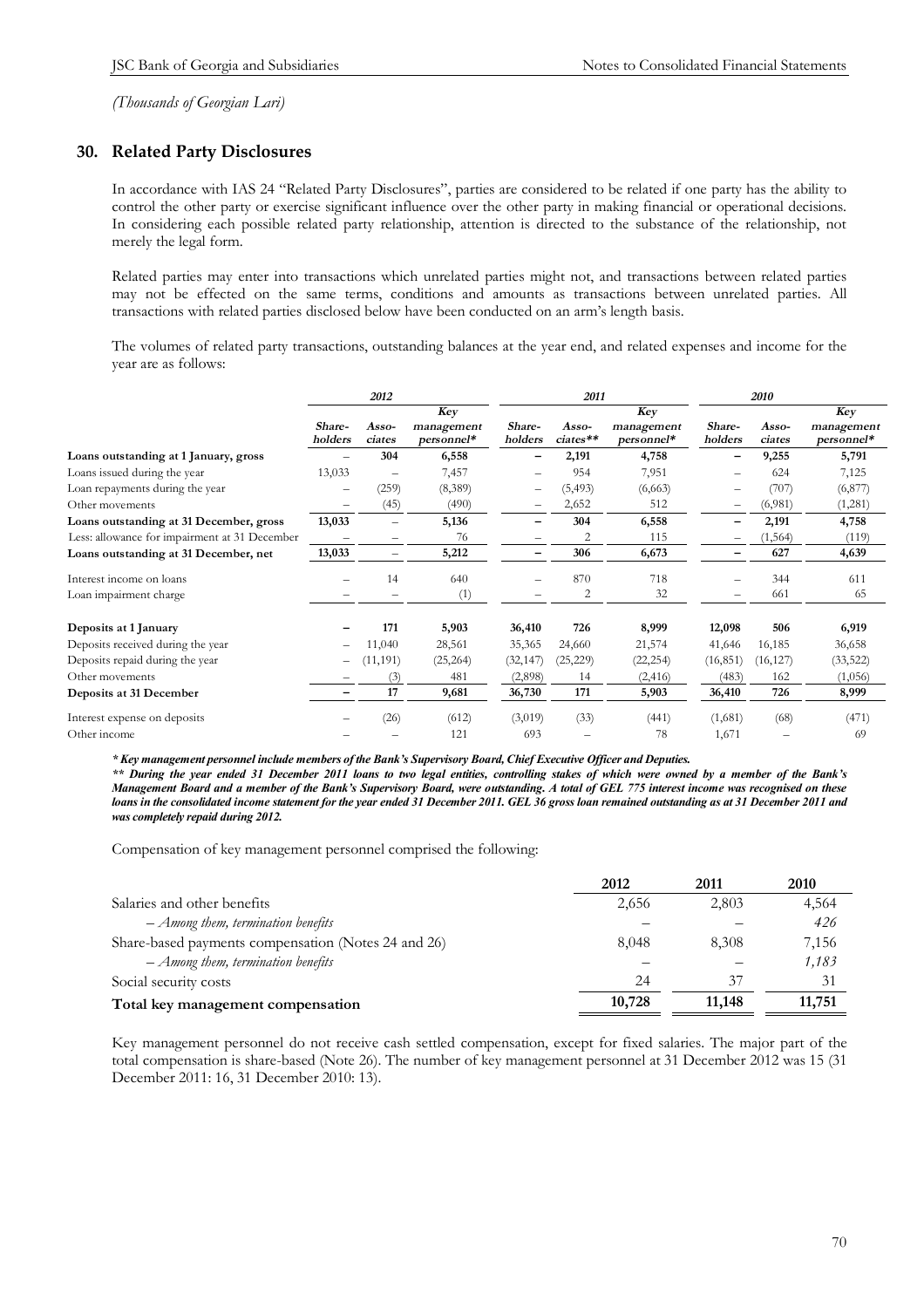*(Thousands of Georgian Lari)*

## 30. Related Party Disclosures

In accordance with IAS 24 "Related Party Disclosures", parties are considered to be related if one party has the ability to control the other party or exercise significant influence over the other party in making financial or operational decisions. In considering each possible related party relationship, attention is directed to the substance of the relationship, not merely the legal form.

Related parties may enter into transactions which unrelated parties might not, and transactions between related parties may not be effected on the same terms, conditions and amounts as transactions between unrelated parties. All transactions with related parties disclosed below have been conducted on an arm's length basis.

The volumes of related party transactions, outstanding balances at the year end, and related expenses and income for the year are as follows:

| | *2012* | | | *2011* | | | *2010* | | |
|---|---|---|---|---|---|---|---|---|---|
| | *Share-holders* | *Asso-ciates* | *Key management personnel\** | *Share-holders* | *Asso-ciates\*\** | *Key management personnel\** | *Share-holders* | *Asso-ciates* | *Key management personnel\** |
| **Loans outstanding at 1 January, gross** | – | **304** | **6,558** | – | **2,191** | **4,758** | – | **9,255** | **5,791** |
| Loans issued during the year | 13,033 | – | 7,457 | – | 954 | 7,951 | – | 624 | 7,125 |
| Loan repayments during the year | – | (259) | (8,389) | – | (5,493) | (6,663) | – | (707) | (6,877) |
| Other movements | – | (45) | (490) | – | 2,652 | 512 | – | (6,981) | (1,281) |
| **Loans outstanding at 31 December, gross** | **13,033** | – | **5,136** | – | **304** | **6,558** | – | **2,191** | **4,758** |
| Less: allowance for impairment at 31 December | – | – | 76 | – | 2 | 115 | – | (1,564) | (119) |
| **Loans outstanding at 31 December, net** | **13,033** | – | **5,212** | – | **306** | **6,673** | – | **627** | **4,639** |
| Interest income on loans | – | 14 | 640 | – | 870 | 718 | – | 344 | 611 |
| Loan impairment charge | – | – | (1) | – | 2 | 32 | – | 661 | 65 |
| **Deposits at 1 January** | – | **171** | **5,903** | **36,410** | **726** | **8,999** | **12,098** | **506** | **6,919** |
| Deposits received during the year | – | 11,040 | 28,561 | 35,365 | 24,660 | 21,574 | 41,646 | 16,185 | 36,658 |
| Deposits repaid during the year | – | (11,191) | (25,264) | (32,147) | (25,229) | (22,254) | (16,851) | (16,127) | (33,522) |
| Other movements | – | (3) | 481 | (2,898) | 14 | (2,416) | (483) | 162 | (1,056) |
| **Deposits at 31 December** | – | **17** | **9,681** | **36,730** | **171** | **5,903** | **36,410** | **726** | **8,999** |
| Interest expense on deposits | – | (26) | (612) | (3,019) | (33) | (441) | (1,681) | (68) | (471) |
| Other income | – | – | 121 | 693 | – | 78 | 1,671 | – | 69 |

***\* Key management personnel include members of the Bank's Supervisory Board, Chief Executive Officer and Deputies.***

***\*\* During the year ended 31 December 2011 loans to two legal entities, controlling stakes of which were owned by a member of the Bank's Management Board and a member of the Bank's Supervisory Board, were outstanding. A total of GEL 775 interest income was recognised on these loans in the consolidated income statement for the year ended 31 December 2011. GEL 36 gross loan remained outstanding as at 31 December 2011 and was completely repaid during 2012.***

Compensation of key management personnel comprised the following:

| | 2012 | 2011 | 2010 |
|---|---|---|---|
| Salaries and other benefits | 2,656 | 2,803 | 4,564 |
| *– Among them, termination benefits* | – | – | *426* |
| Share-based payments compensation (Notes 24 and 26) | 8,048 | 8,308 | 7,156 |
| *– Among them, termination benefits* | – | – | *1,183* |
| Social security costs | 24 | 37 | 31 |
| **Total key management compensation** | **10,728** | **11,148** | **11,751** |

Key management personnel do not receive cash settled compensation, except for fixed salaries. The major part of the total compensation is share-based (Note 26). The number of key management personnel at 31 December 2012 was 15 (31 December 2011: 16, 31 December 2010: 13).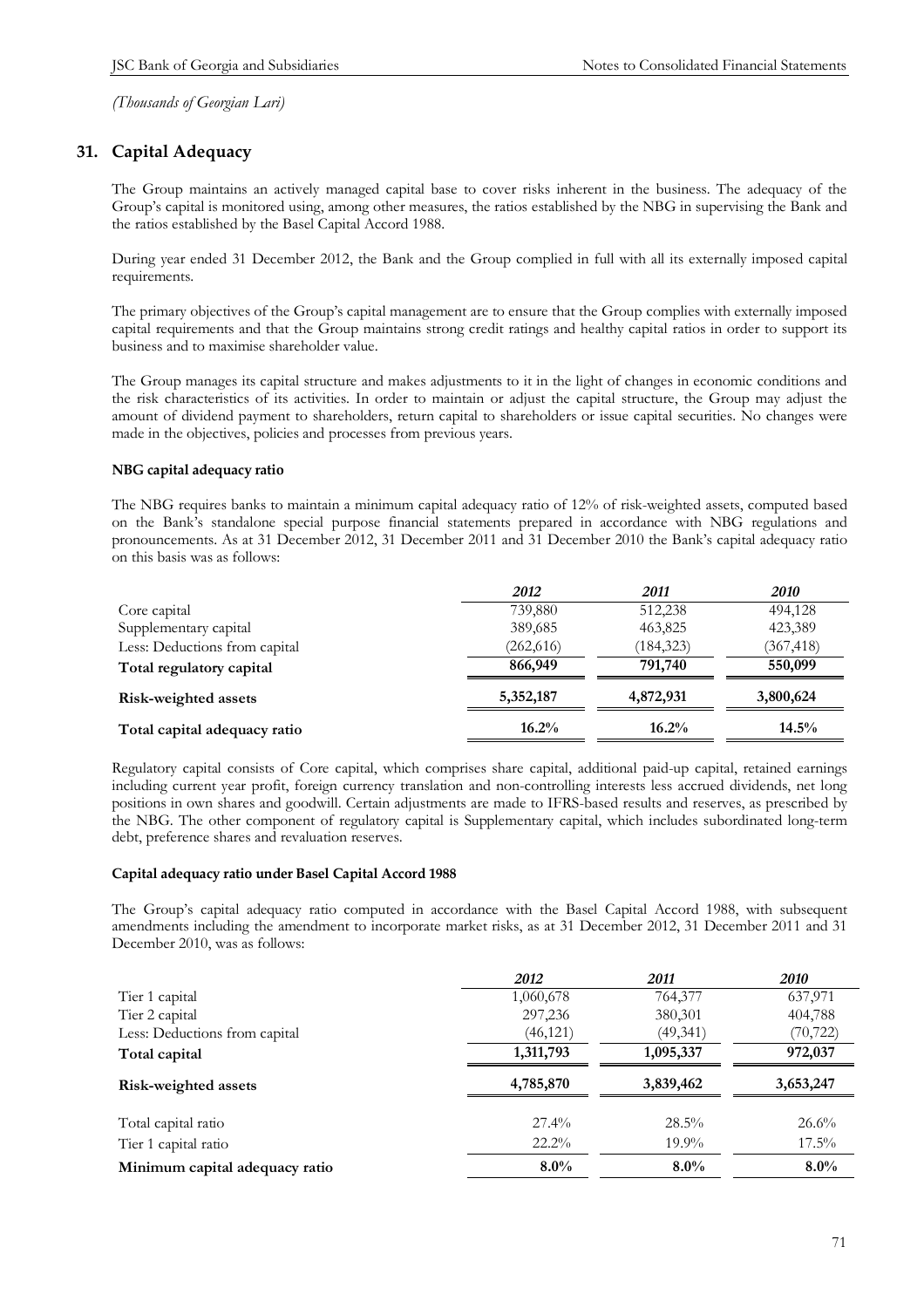*(Thousands of Georgian Lari)*

## 31. Capital Adequacy

The Group maintains an actively managed capital base to cover risks inherent in the business. The adequacy of the Group's capital is monitored using, among other measures, the ratios established by the NBG in supervising the Bank and the ratios established by the Basel Capital Accord 1988.

During year ended 31 December 2012, the Bank and the Group complied in full with all its externally imposed capital requirements.

The primary objectives of the Group's capital management are to ensure that the Group complies with externally imposed capital requirements and that the Group maintains strong credit ratings and healthy capital ratios in order to support its business and to maximise shareholder value.

The Group manages its capital structure and makes adjustments to it in the light of changes in economic conditions and the risk characteristics of its activities. In order to maintain or adjust the capital structure, the Group may adjust the amount of dividend payment to shareholders, return capital to shareholders or issue capital securities. No changes were made in the objectives, policies and processes from previous years.

### NBG capital adequacy ratio

The NBG requires banks to maintain a minimum capital adequacy ratio of 12% of risk-weighted assets, computed based on the Bank's standalone special purpose financial statements prepared in accordance with NBG regulations and pronouncements. As at 31 December 2012, 31 December 2011 and 31 December 2010 the Bank's capital adequacy ratio on this basis was as follows:

| | *2012* | *2011* | *2010* |
|---|---|---|---|
| Core capital | 739,880 | 512,238 | 494,128 |
| Supplementary capital | 389,685 | 463,825 | 423,389 |
| Less: Deductions from capital | (262,616) | (184,323) | (367,418) |
| **Total regulatory capital** | **866,949** | **791,740** | **550,099** |
| **Risk-weighted assets** | **5,352,187** | **4,872,931** | **3,800,624** |
| **Total capital adequacy ratio** | **16.2%** | **16.2%** | **14.5%** |

Regulatory capital consists of Core capital, which comprises share capital, additional paid-up capital, retained earnings including current year profit, foreign currency translation and non-controlling interests less accrued dividends, net long positions in own shares and goodwill. Certain adjustments are made to IFRS-based results and reserves, as prescribed by the NBG. The other component of regulatory capital is Supplementary capital, which includes subordinated long-term debt, preference shares and revaluation reserves.

### Capital adequacy ratio under Basel Capital Accord 1988

The Group's capital adequacy ratio computed in accordance with the Basel Capital Accord 1988, with subsequent amendments including the amendment to incorporate market risks, as at 31 December 2012, 31 December 2011 and 31 December 2010, was as follows:

| | *2012* | *2011* | *2010* |
|---|---|---|---|
| Tier 1 capital | 1,060,678 | 764,377 | 637,971 |
| Tier 2 capital | 297,236 | 380,301 | 404,788 |
| Less: Deductions from capital | (46,121) | (49,341) | (70,722) |
| **Total capital** | **1,311,793** | **1,095,337** | **972,037** |
| **Risk-weighted assets** | **4,785,870** | **3,839,462** | **3,653,247** |
| Total capital ratio | 27.4% | 28.5% | 26.6% |
| Tier 1 capital ratio | 22.2% | 19.9% | 17.5% |
| **Minimum capital adequacy ratio** | **8.0%** | **8.0%** | **8.0%** |